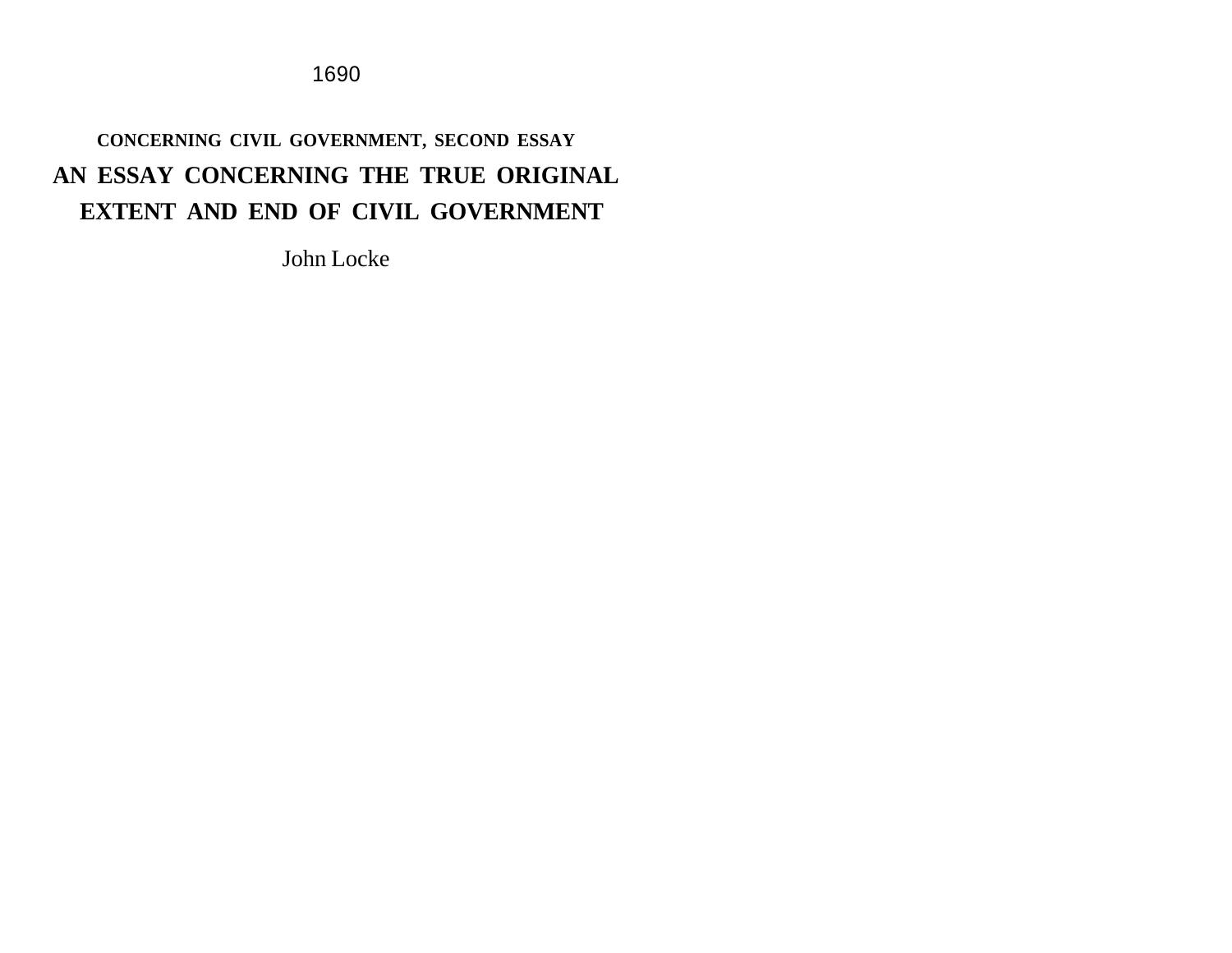1690

### CONCERNING CIVIL GOVERNMENT, SECOND ESSAY

# AN ESSAY CONCERNING THE TRUE ORIGINAL EXTENT AND END OF CIVIL GOVERNMENT

John Locke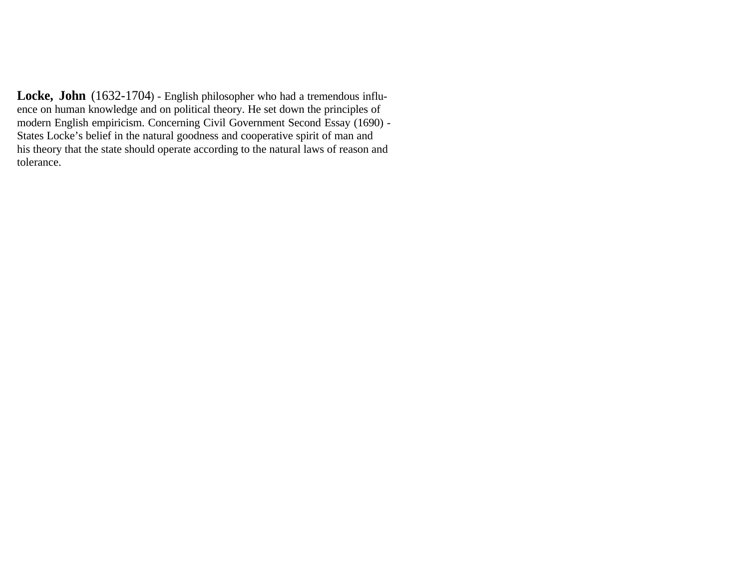**Locke, John** (1632-1704) - English philosopher who had a tremendous influence on human knowledge and on political theory. He set down the principles of modern English empiricism. Concerning Civil Government Second Essay (1690) - States Locke's belief in the natural goodness and cooperative spirit of man and his theory that the state should operate according to the natural laws of reason and tolerance.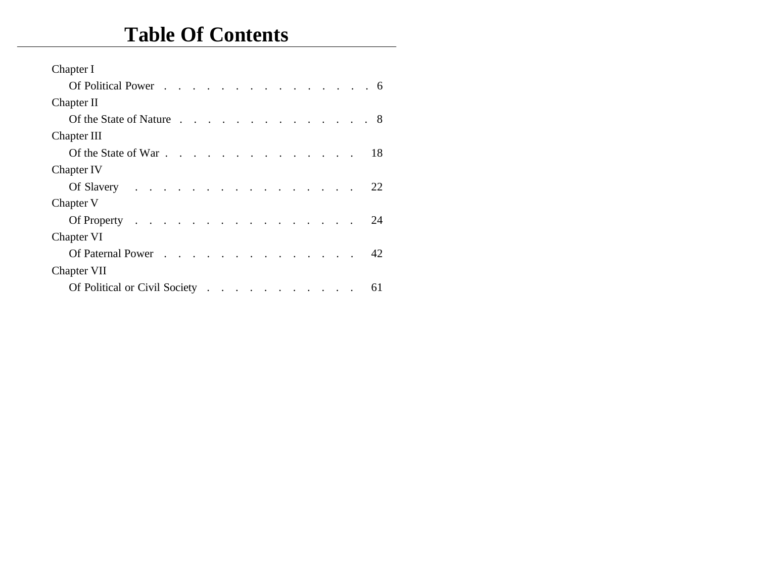# Table Of Contents

Chapter I

Of Political Power . . . . . . . . . . . . . . . . 6

Chapter II

Of the State of Nature . . . . . . . . . . . . . . 8

Chapter III

Of the State of War . . . . . . . . . . . . . . 18

Chapter IV

Of Slavery . . . . . . . . . . . . . . . . 22

Chapter V

Of Property . . . . . . . . . . . . . . . . 24

Chapter VI

Of Paternal Power . . . . . . . . . . . . . . 42

Chapter VII

Of Political or Civil Society . . . . . . . . . . . 61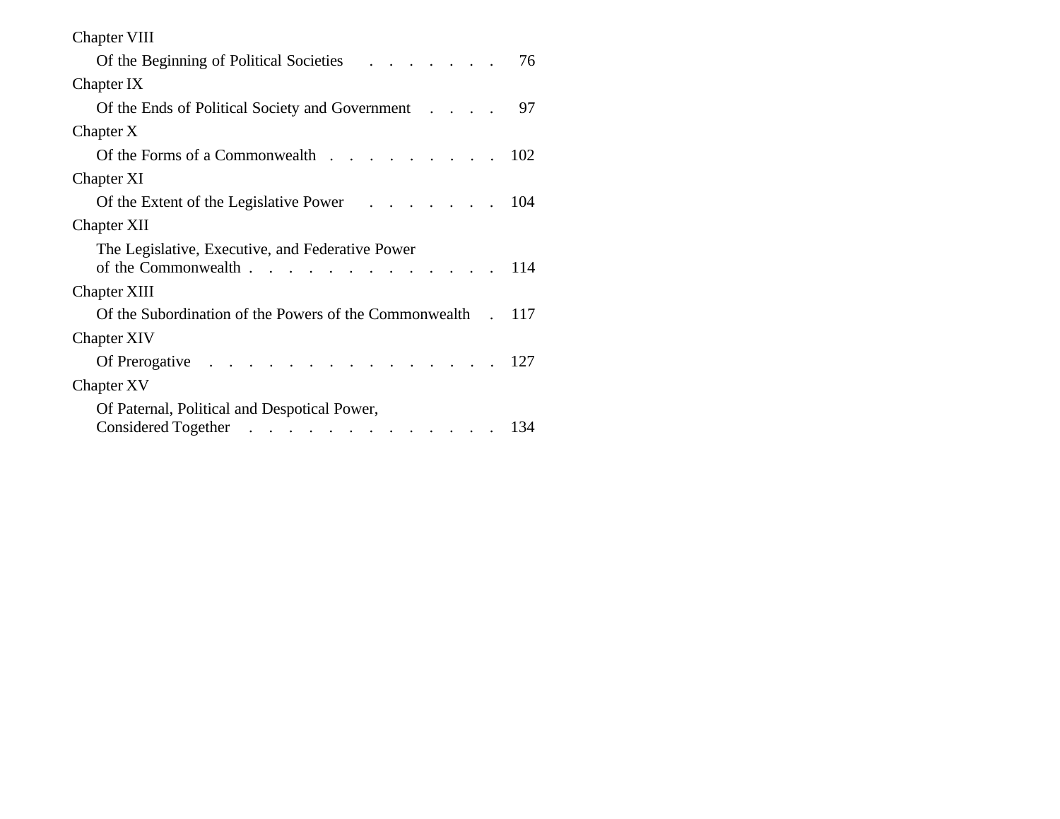Chapter VIII

Of the Beginning of Political Societies . . . . . . . 76

Chapter IX

Of the Ends of Political Society and Government . . . . 97

Chapter X

Of the Forms of a Commonwealth . . . . . . . . . 102

Chapter XI

Of the Extent of the Legislative Power . . . . . . . 104

Chapter XII

The Legislative, Executive, and Federative Power of the Commonwealth . . . . . . . . . . . . . 114

Chapter XIII

Of the Subordination of the Powers of the Commonwealth . 117

Chapter XIV

Of Prerogative . . . . . . . . . . . . . . . 127

Chapter XV

Of Paternal, Political and Despotical Power, Considered Together . . . . . . . . . . . . . 134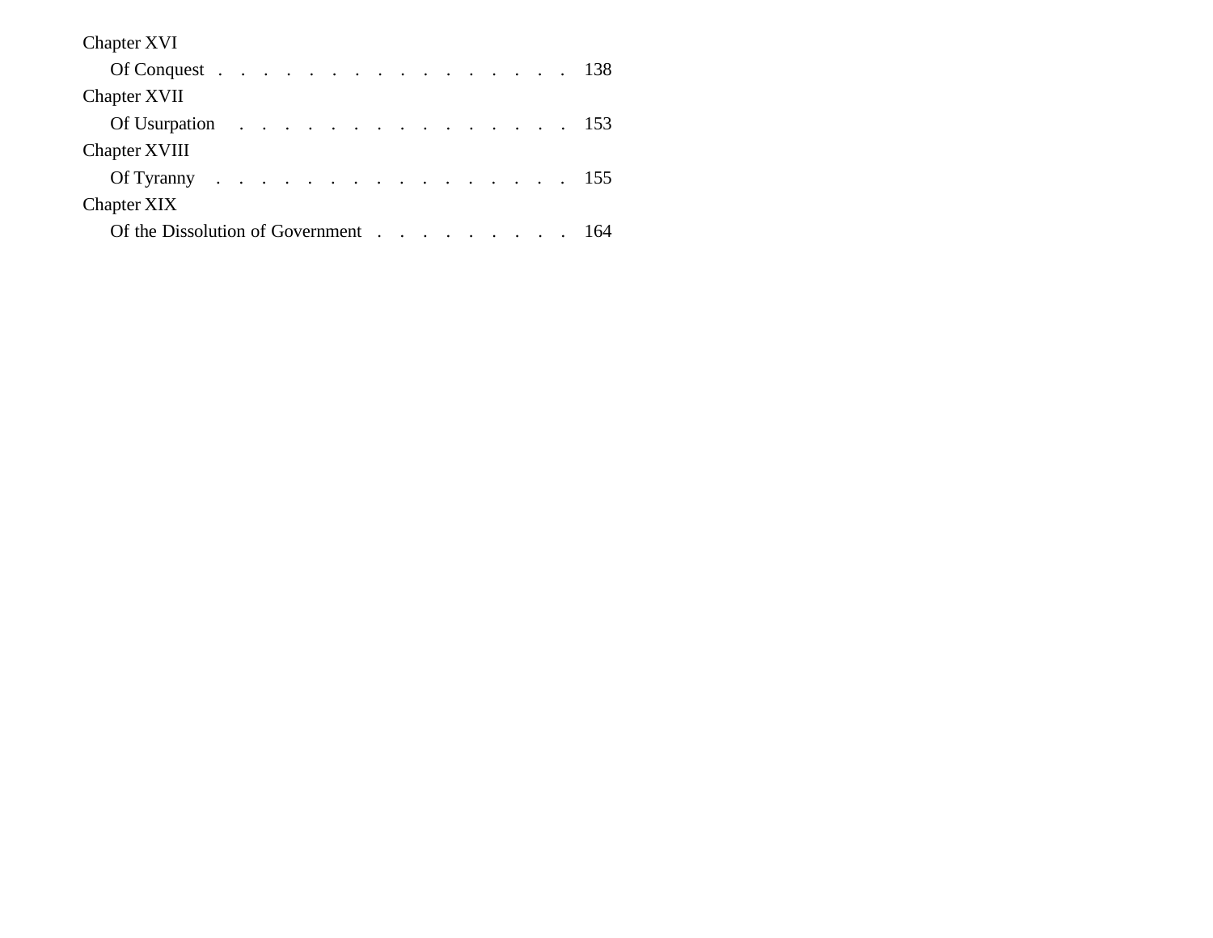Chapter XVI

Of Conquest . . . . . . . . . . . . . . . . . 138

Chapter XVII

Of Usurpation . . . . . . . . . . . . . . . . 153

Chapter XVIII

Of Tyranny . . . . . . . . . . . . . . . . 155

Chapter XIX

Of the Dissolution of Government . . . . . . . . . 164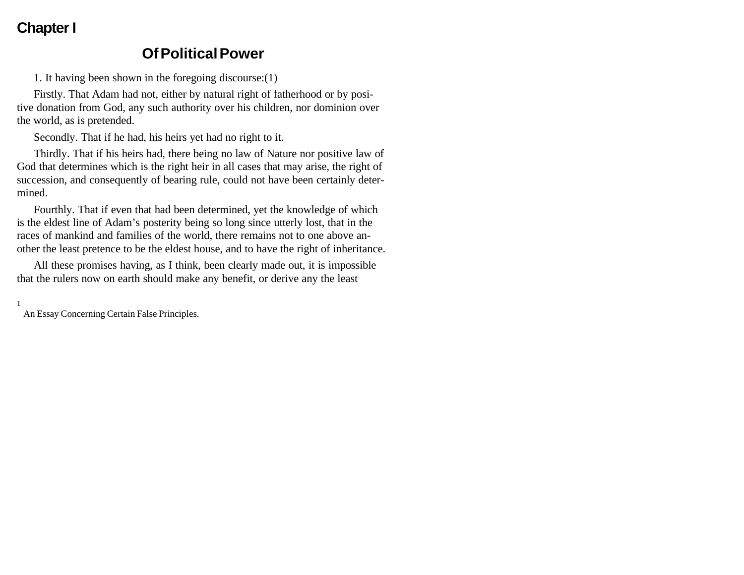# Chapter I

## Of Political Power

1. It having been shown in the foregoing discourse:(1)

Firstly. That Adam had not, either by natural right of fatherhood or by positive donation from God, any such authority over his children, nor dominion over the world, as is pretended.

Secondly. That if he had, his heirs yet had no right to it.

Thirdly. That if his heirs had, there being no law of Nature nor positive law of God that determines which is the right heir in all cases that may arise, the right of succession, and consequently of bearing rule, could not have been certainly determined.

Fourthly. That if even that had been determined, yet the knowledge of which is the eldest line of Adam's posterity being so long since utterly lost, that in the races of mankind and families of the world, there remains not to one above another the least pretence to be the eldest house, and to have the right of inheritance.

All these promises having, as I think, been clearly made out, it is impossible that the rulers now on earth should make any benefit, or derive any the least

[1] An Essay Concerning Certain False Principles.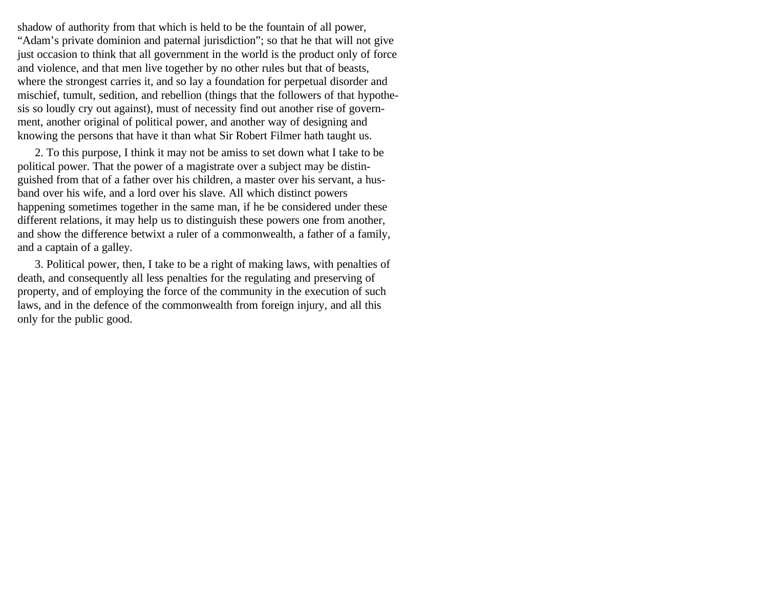shadow of authority from that which is held to be the fountain of all power, “Adam’s private dominion and paternal jurisdiction”; so that he that will not give just occasion to think that all government in the world is the product only of force and violence, and that men live together by no other rules but that of beasts, where the strongest carries it, and so lay a foundation for perpetual disorder and mischief, tumult, sedition, and rebellion (things that the followers of that hypothesis so loudly cry out against), must of necessity find out another rise of government, another original of political power, and another way of designing and knowing the persons that have it than what Sir Robert Filmer hath taught us.

2. To this purpose, I think it may not be amiss to set down what I take to be political power. That the power of a magistrate over a subject may be distinguished from that of a father over his children, a master over his servant, a husband over his wife, and a lord over his slave. All which distinct powers happening sometimes together in the same man, if he be considered under these different relations, it may help us to distinguish these powers one from another, and show the difference betwixt a ruler of a commonwealth, a father of a family, and a captain of a galley.

3. Political power, then, I take to be a right of making laws, with penalties of death, and consequently all less penalties for the regulating and preserving of property, and of employing the force of the community in the execution of such laws, and in the defence of the commonwealth from foreign injury, and all this only for the public good.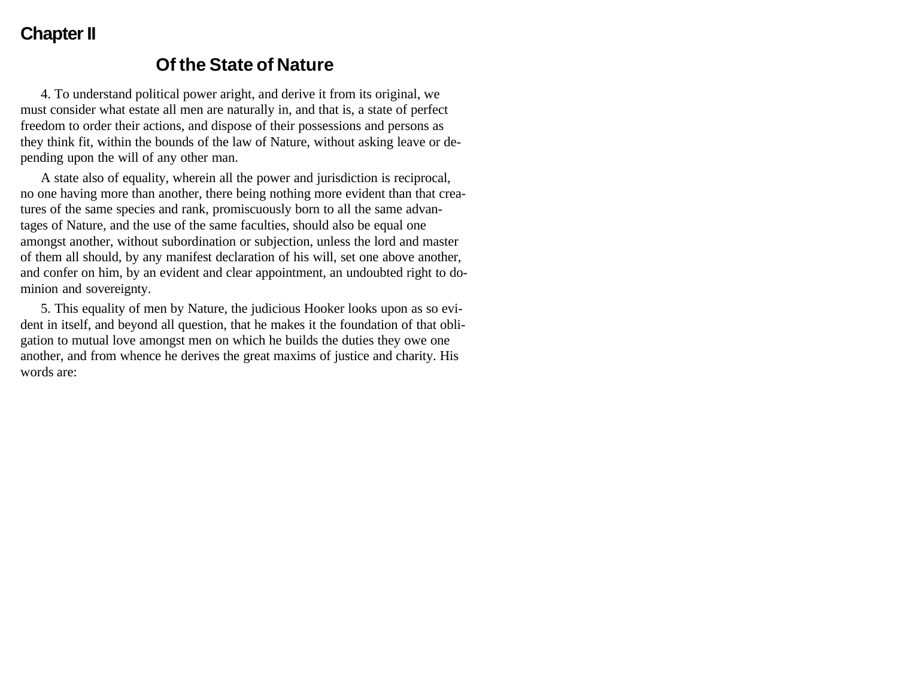## Chapter II

### Of the State of Nature

4. To understand political power aright, and derive it from its original, we must consider what estate all men are naturally in, and that is, a state of perfect freedom to order their actions, and dispose of their possessions and persons as they think fit, within the bounds of the law of Nature, without asking leave or depending upon the will of any other man.

A state also of equality, wherein all the power and jurisdiction is reciprocal, no one having more than another, there being nothing more evident than that creatures of the same species and rank, promiscuously born to all the same advantages of Nature, and the use of the same faculties, should also be equal one amongst another, without subordination or subjection, unless the lord and master of them all should, by any manifest declaration of his will, set one above another, and confer on him, by an evident and clear appointment, an undoubted right to dominion and sovereignty.

5. This equality of men by Nature, the judicious Hooker looks upon as so evident in itself, and beyond all question, that he makes it the foundation of that obligation to mutual love amongst men on which he builds the duties they owe one another, and from whence he derives the great maxims of justice and charity. His words are: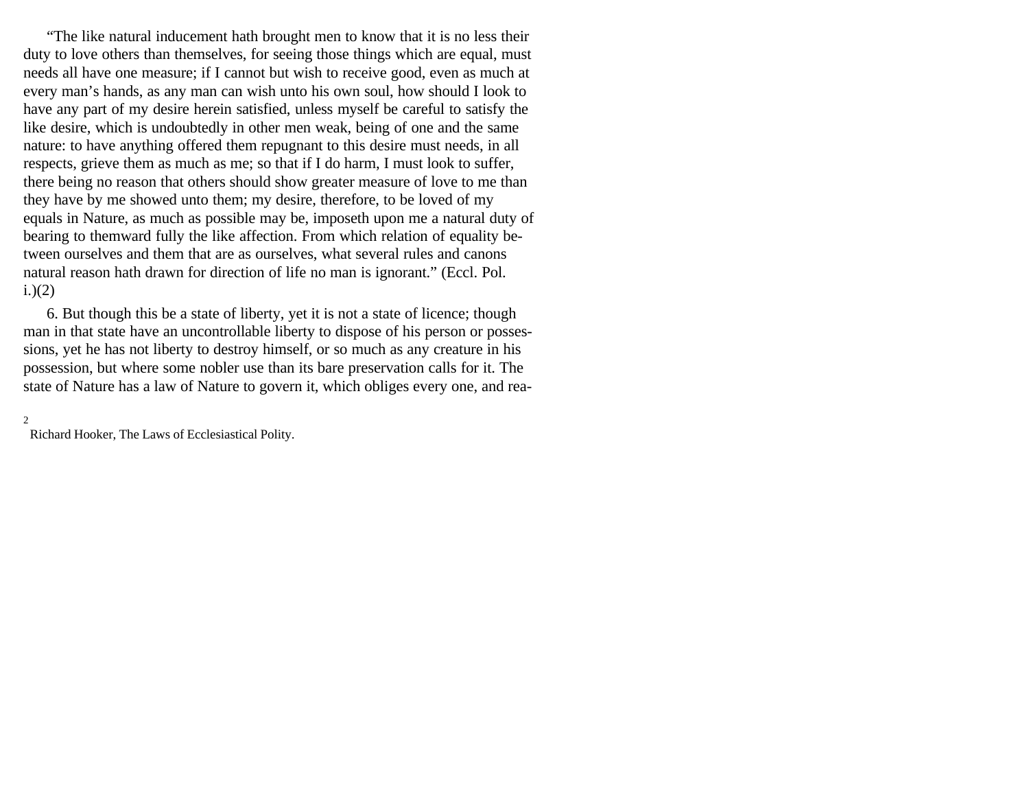"The like natural inducement hath brought men to know that it is no less their duty to love others than themselves, for seeing those things which are equal, must needs all have one measure; if I cannot but wish to receive good, even as much at every man's hands, as any man can wish unto his own soul, how should I look to have any part of my desire herein satisfied, unless myself be careful to satisfy the like desire, which is undoubtedly in other men weak, being of one and the same nature: to have anything offered them repugnant to this desire must needs, in all respects, grieve them as much as me; so that if I do harm, I must look to suffer, there being no reason that others should show greater measure of love to me than they have by me showed unto them; my desire, therefore, to be loved of my equals in Nature, as much as possible may be, imposeth upon me a natural duty of bearing to themward fully the like affection. From which relation of equality between ourselves and them that are as ourselves, what several rules and canons natural reason hath drawn for direction of life no man is ignorant." (Eccl. Pol. i.)(2)

6. But though this be a state of liberty, yet it is not a state of licence; though man in that state have an uncontrollable liberty to dispose of his person or possessions, yet he has not liberty to destroy himself, or so much as any creature in his possession, but where some nobler use than its bare preservation calls for it. The state of Nature has a law of Nature to govern it, which obliges every one, and rea-

[2] Richard Hooker, The Laws of Ecclesiastical Polity.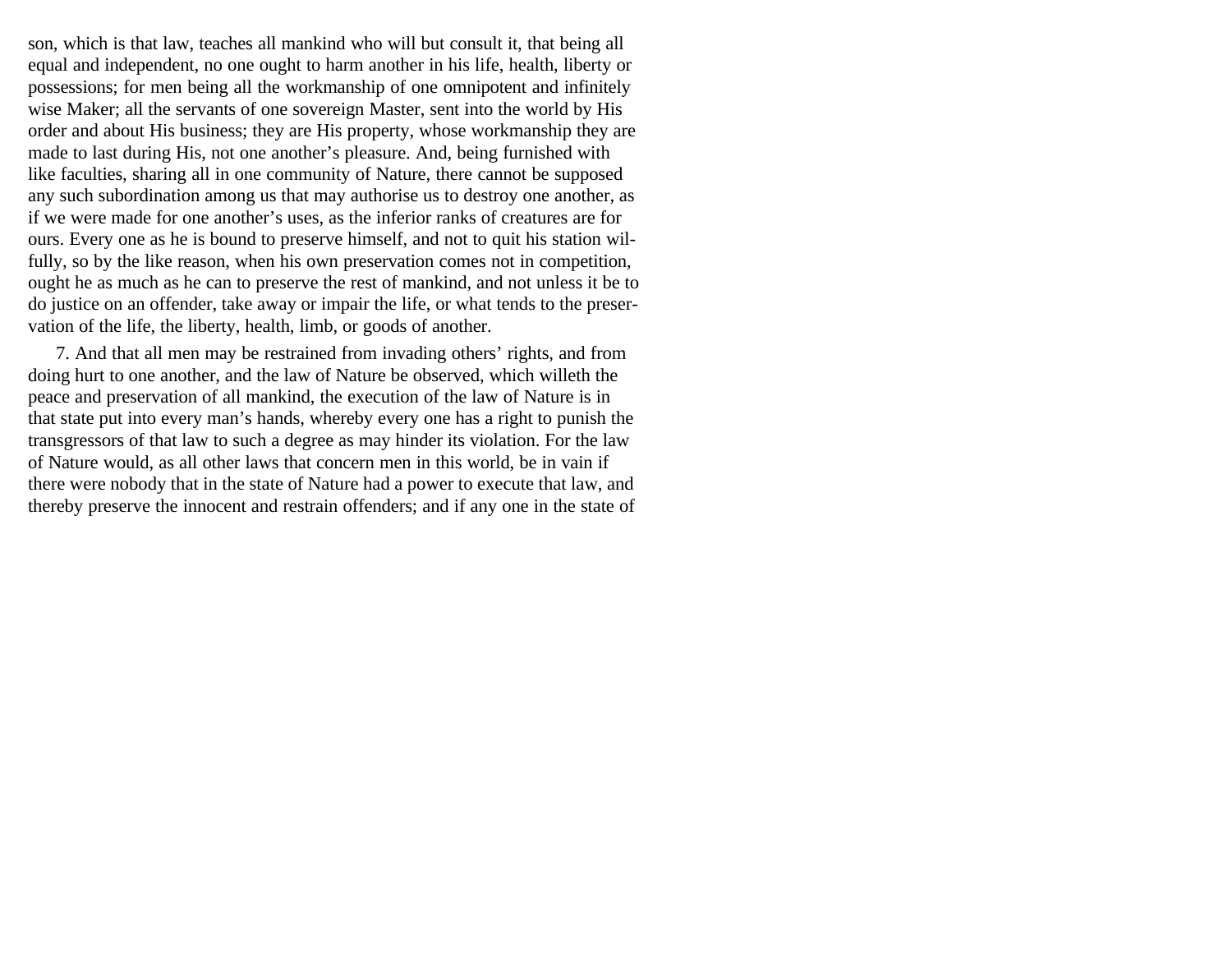son, which is that law, teaches all mankind who will but consult it, that being all equal and independent, no one ought to harm another in his life, health, liberty or possessions; for men being all the workmanship of one omnipotent and infinitely wise Maker; all the servants of one sovereign Master, sent into the world by His order and about His business; they are His property, whose workmanship they are made to last during His, not one another's pleasure. And, being furnished with like faculties, sharing all in one community of Nature, there cannot be supposed any such subordination among us that may authorise us to destroy one another, as if we were made for one another's uses, as the inferior ranks of creatures are for ours. Every one as he is bound to preserve himself, and not to quit his station wilfully, so by the like reason, when his own preservation comes not in competition, ought he as much as he can to preserve the rest of mankind, and not unless it be to do justice on an offender, take away or impair the life, or what tends to the preservation of the life, the liberty, health, limb, or goods of another.

7. And that all men may be restrained from invading others' rights, and from doing hurt to one another, and the law of Nature be observed, which willeth the peace and preservation of all mankind, the execution of the law of Nature is in that state put into every man's hands, whereby every one has a right to punish the transgressors of that law to such a degree as may hinder its violation. For the law of Nature would, as all other laws that concern men in this world, be in vain if there were nobody that in the state of Nature had a power to execute that law, and thereby preserve the innocent and restrain offenders; and if any one in the state of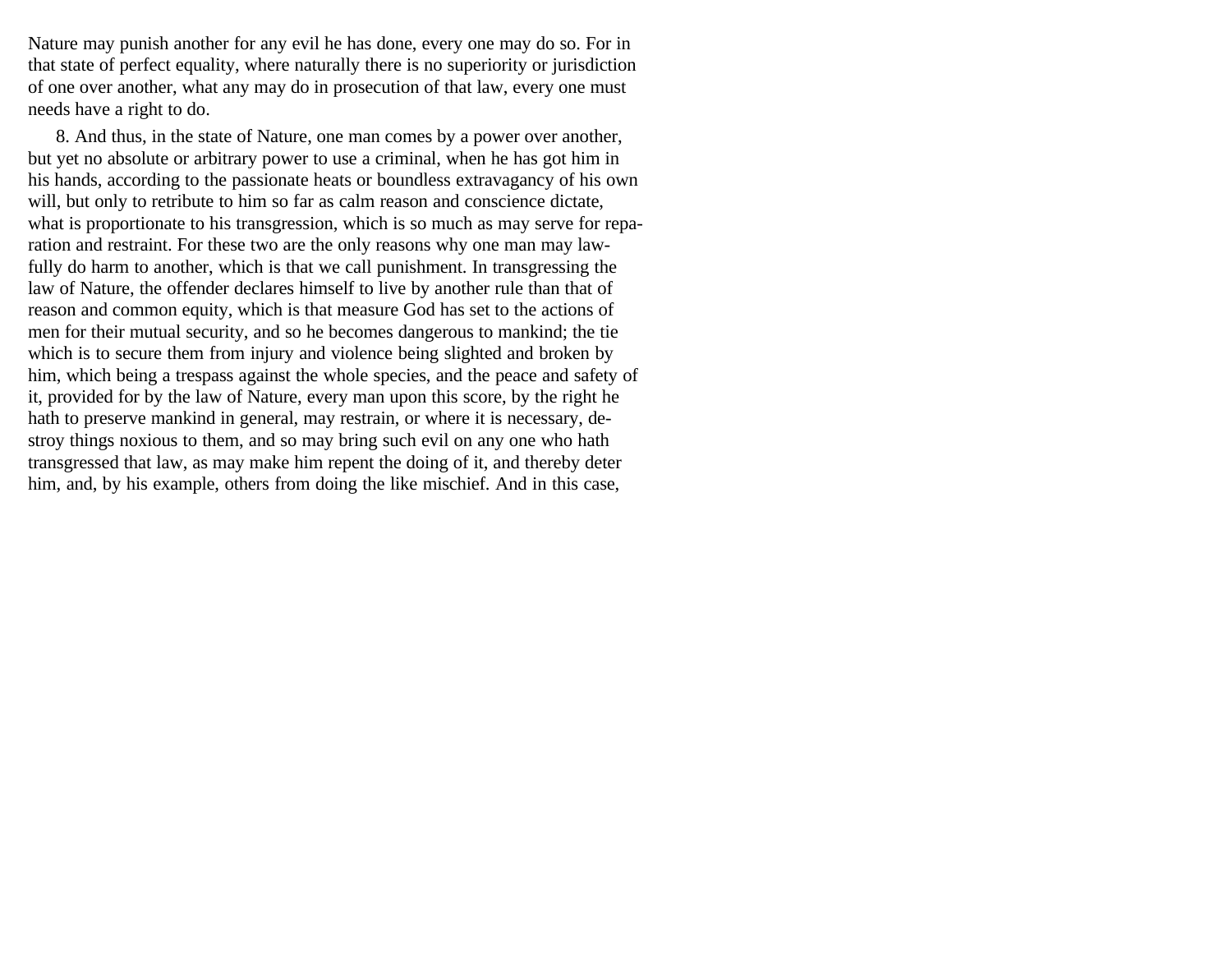Nature may punish another for any evil he has done, every one may do so. For in that state of perfect equality, where naturally there is no superiority or jurisdiction of one over another, what any may do in prosecution of that law, every one must needs have a right to do.

8. And thus, in the state of Nature, one man comes by a power over another, but yet no absolute or arbitrary power to use a criminal, when he has got him in his hands, according to the passionate heats or boundless extravagancy of his own will, but only to retribute to him so far as calm reason and conscience dictate, what is proportionate to his transgression, which is so much as may serve for reparation and restraint. For these two are the only reasons why one man may lawfully do harm to another, which is that we call punishment. In transgressing the law of Nature, the offender declares himself to live by another rule than that of reason and common equity, which is that measure God has set to the actions of men for their mutual security, and so he becomes dangerous to mankind; the tie which is to secure them from injury and violence being slighted and broken by him, which being a trespass against the whole species, and the peace and safety of it, provided for by the law of Nature, every man upon this score, by the right he hath to preserve mankind in general, may restrain, or where it is necessary, destroy things noxious to them, and so may bring such evil on any one who hath transgressed that law, as may make him repent the doing of it, and thereby deter him, and, by his example, others from doing the like mischief. And in this case,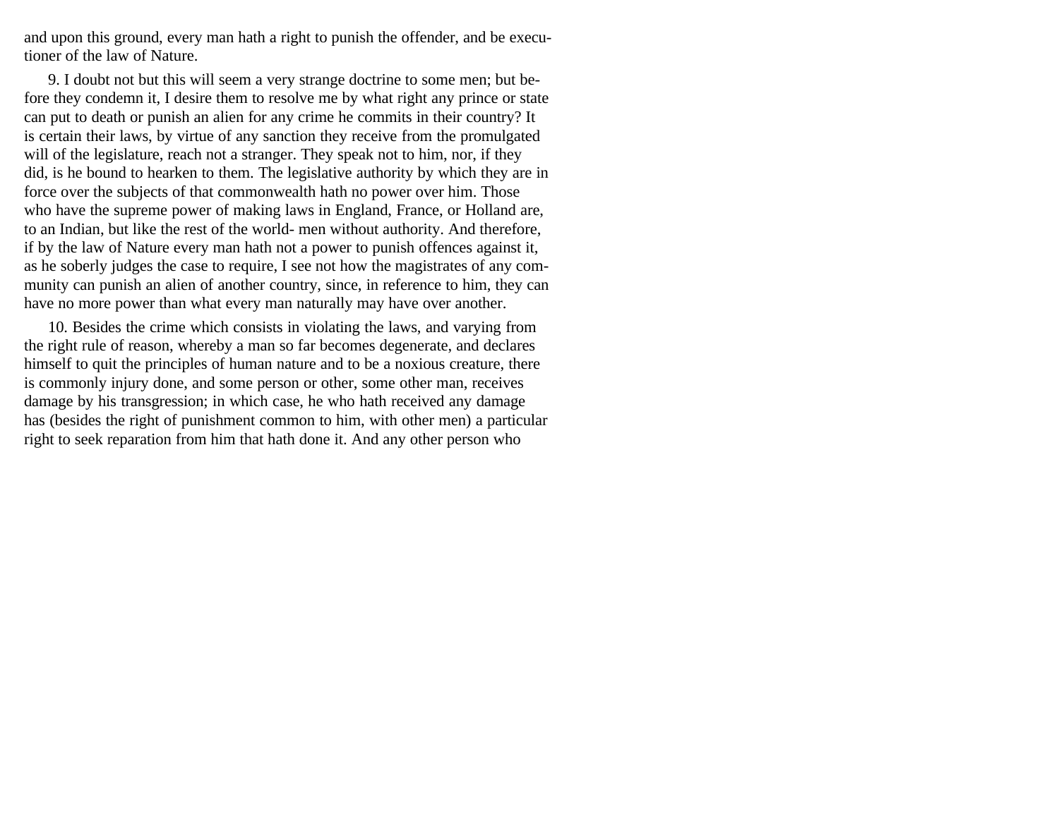and upon this ground, every man hath a right to punish the offender, and be executioner of the law of Nature.

9. I doubt not but this will seem a very strange doctrine to some men; but before they condemn it, I desire them to resolve me by what right any prince or state can put to death or punish an alien for any crime he commits in their country? It is certain their laws, by virtue of any sanction they receive from the promulgated will of the legislature, reach not a stranger. They speak not to him, nor, if they did, is he bound to hearken to them. The legislative authority by which they are in force over the subjects of that commonwealth hath no power over him. Those who have the supreme power of making laws in England, France, or Holland are, to an Indian, but like the rest of the world- men without authority. And therefore, if by the law of Nature every man hath not a power to punish offences against it, as he soberly judges the case to require, I see not how the magistrates of any community can punish an alien of another country, since, in reference to him, they can have no more power than what every man naturally may have over another.

10. Besides the crime which consists in violating the laws, and varying from the right rule of reason, whereby a man so far becomes degenerate, and declares himself to quit the principles of human nature and to be a noxious creature, there is commonly injury done, and some person or other, some other man, receives damage by his transgression; in which case, he who hath received any damage has (besides the right of punishment common to him, with other men) a particular right to seek reparation from him that hath done it. And any other person who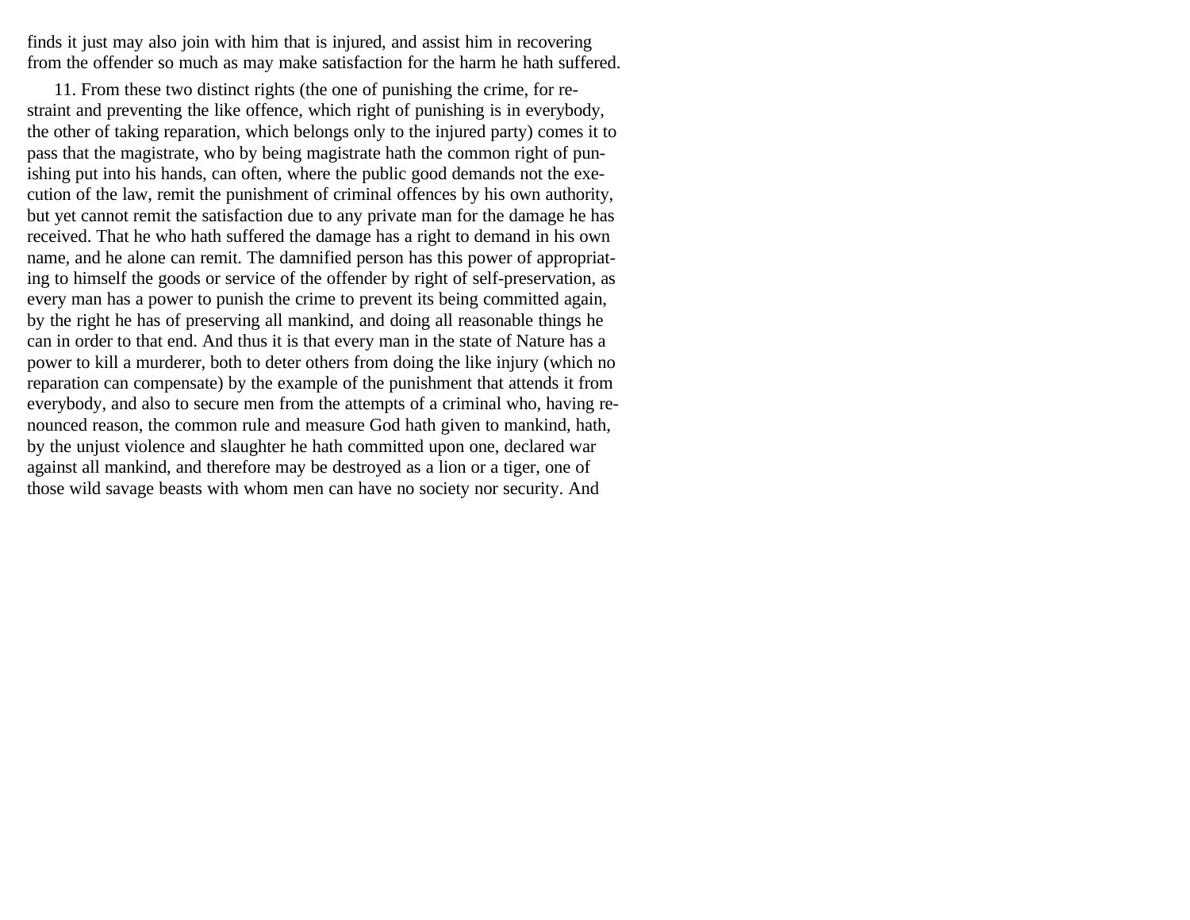finds it just may also join with him that is injured, and assist him in recovering from the offender so much as may make satisfaction for the harm he hath suffered.

11. From these two distinct rights (the one of punishing the crime, for restraint and preventing the like offence, which right of punishing is in everybody, the other of taking reparation, which belongs only to the injured party) comes it to pass that the magistrate, who by being magistrate hath the common right of punishing put into his hands, can often, where the public good demands not the execution of the law, remit the punishment of criminal offences by his own authority, but yet cannot remit the satisfaction due to any private man for the damage he has received. That he who hath suffered the damage has a right to demand in his own name, and he alone can remit. The damnified person has this power of appropriating to himself the goods or service of the offender by right of self-preservation, as every man has a power to punish the crime to prevent its being committed again, by the right he has of preserving all mankind, and doing all reasonable things he can in order to that end. And thus it is that every man in the state of Nature has a power to kill a murderer, both to deter others from doing the like injury (which no reparation can compensate) by the example of the punishment that attends it from everybody, and also to secure men from the attempts of a criminal who, having renounced reason, the common rule and measure God hath given to mankind, hath, by the unjust violence and slaughter he hath committed upon one, declared war against all mankind, and therefore may be destroyed as a lion or a tiger, one of those wild savage beasts with whom men can have no society nor security. And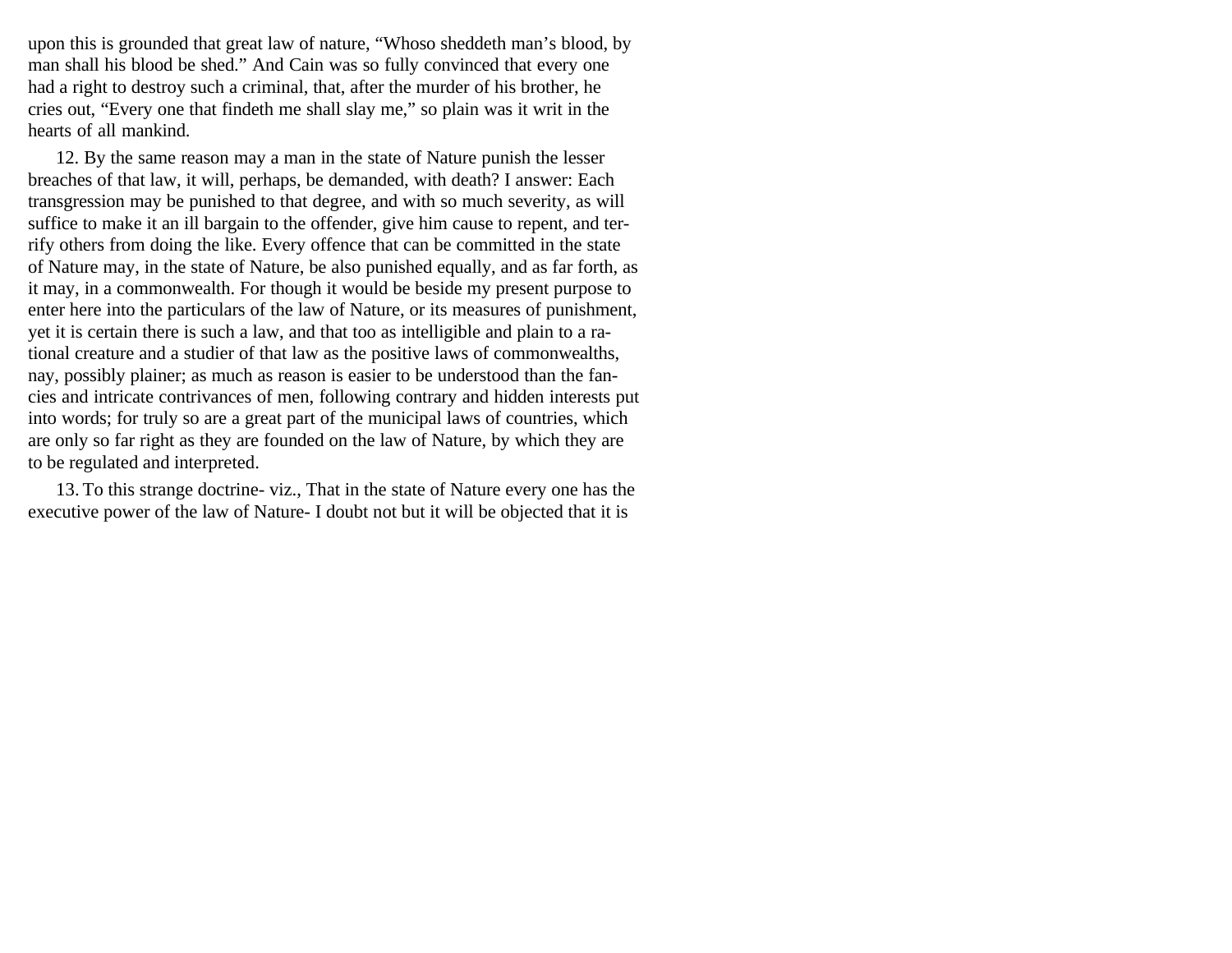upon this is grounded that great law of nature, "Whoso sheddeth man's blood, by man shall his blood be shed." And Cain was so fully convinced that every one had a right to destroy such a criminal, that, after the murder of his brother, he cries out, "Every one that findeth me shall slay me," so plain was it writ in the hearts of all mankind.

12. By the same reason may a man in the state of Nature punish the lesser breaches of that law, it will, perhaps, be demanded, with death? I answer: Each transgression may be punished to that degree, and with so much severity, as will suffice to make it an ill bargain to the offender, give him cause to repent, and terrify others from doing the like. Every offence that can be committed in the state of Nature may, in the state of Nature, be also punished equally, and as far forth, as it may, in a commonwealth. For though it would be beside my present purpose to enter here into the particulars of the law of Nature, or its measures of punishment, yet it is certain there is such a law, and that too as intelligible and plain to a rational creature and a studier of that law as the positive laws of commonwealths, nay, possibly plainer; as much as reason is easier to be understood than the fancies and intricate contrivances of men, following contrary and hidden interests put into words; for truly so are a great part of the municipal laws of countries, which are only so far right as they are founded on the law of Nature, by which they are to be regulated and interpreted.

13. To this strange doctrine- viz., That in the state of Nature every one has the executive power of the law of Nature- I doubt not but it will be objected that it is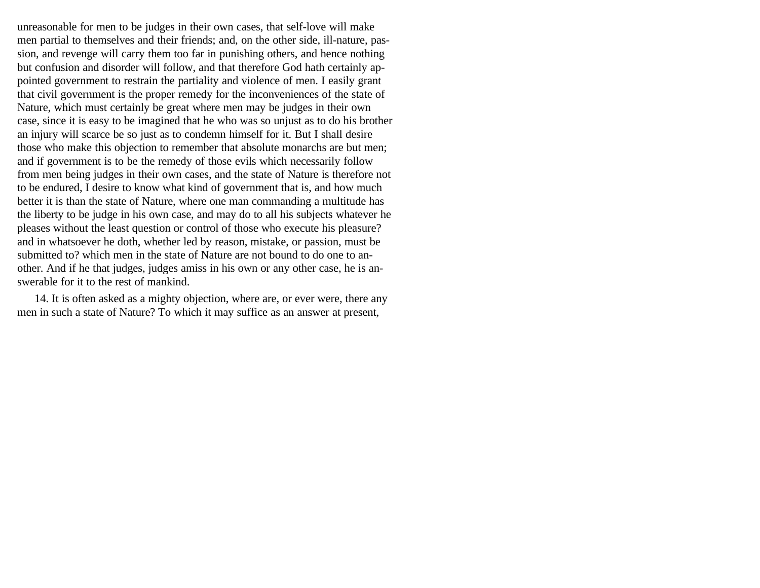unreasonable for men to be judges in their own cases, that self-love will make men partial to themselves and their friends; and, on the other side, ill-nature, passion, and revenge will carry them too far in punishing others, and hence nothing but confusion and disorder will follow, and that therefore God hath certainly appointed government to restrain the partiality and violence of men. I easily grant that civil government is the proper remedy for the inconveniences of the state of Nature, which must certainly be great where men may be judges in their own case, since it is easy to be imagined that he who was so unjust as to do his brother an injury will scarce be so just as to condemn himself for it. But I shall desire those who make this objection to remember that absolute monarchs are but men; and if government is to be the remedy of those evils which necessarily follow from men being judges in their own cases, and the state of Nature is therefore not to be endured, I desire to know what kind of government that is, and how much better it is than the state of Nature, where one man commanding a multitude has the liberty to be judge in his own case, and may do to all his subjects whatever he pleases without the least question or control of those who execute his pleasure? and in whatsoever he doth, whether led by reason, mistake, or passion, must be submitted to? which men in the state of Nature are not bound to do one to another. And if he that judges, judges amiss in his own or any other case, he is answerable for it to the rest of mankind.

14. It is often asked as a mighty objection, where are, or ever were, there any men in such a state of Nature? To which it may suffice as an answer at present,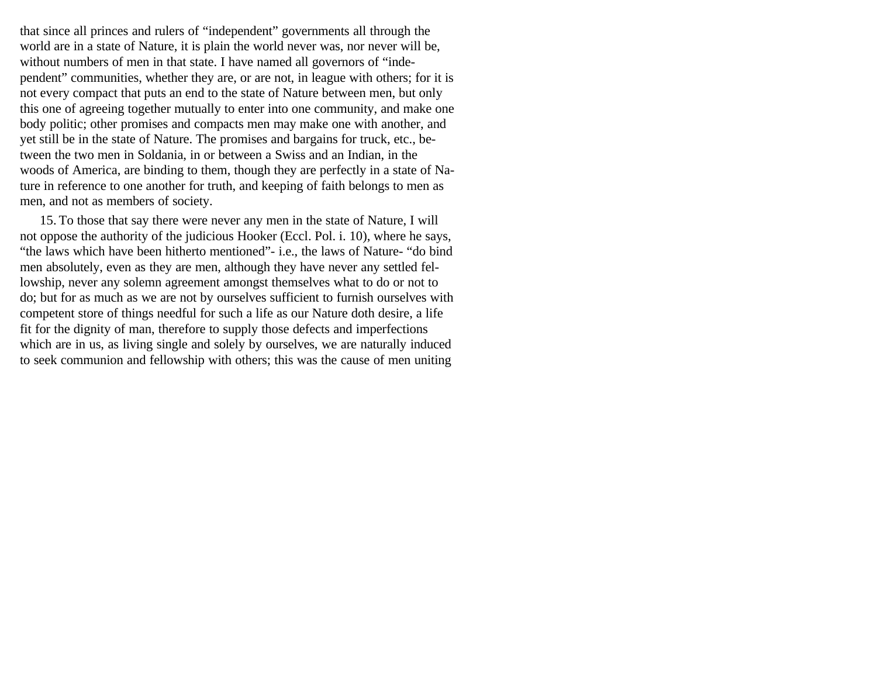that since all princes and rulers of “independent” governments all through the world are in a state of Nature, it is plain the world never was, nor never will be, without numbers of men in that state. I have named all governors of “independent” communities, whether they are, or are not, in league with others; for it is not every compact that puts an end to the state of Nature between men, but only this one of agreeing together mutually to enter into one community, and make one body politic; other promises and compacts men may make one with another, and yet still be in the state of Nature. The promises and bargains for truck, etc., between the two men in Soldania, in or between a Swiss and an Indian, in the woods of America, are binding to them, though they are perfectly in a state of Nature in reference to one another for truth, and keeping of faith belongs to men as men, and not as members of society.

15. To those that say there were never any men in the state of Nature, I will not oppose the authority of the judicious Hooker (Eccl. Pol. i. 10), where he says, “the laws which have been hitherto mentioned”- i.e., the laws of Nature- “do bind men absolutely, even as they are men, although they have never any settled fellowship, never any solemn agreement amongst themselves what to do or not to do; but for as much as we are not by ourselves sufficient to furnish ourselves with competent store of things needful for such a life as our Nature doth desire, a life fit for the dignity of man, therefore to supply those defects and imperfections which are in us, as living single and solely by ourselves, we are naturally induced to seek communion and fellowship with others; this was the cause of men uniting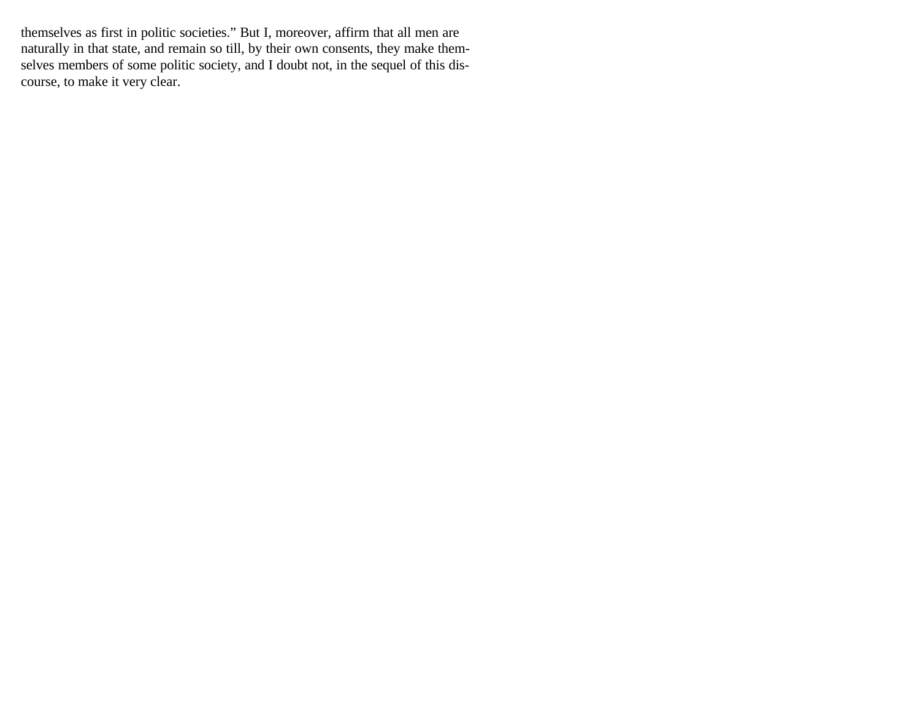themselves as first in politic societies.” But I, moreover, affirm that all men are naturally in that state, and remain so till, by their own consents, they make themselves members of some politic society, and I doubt not, in the sequel of this discourse, to make it very clear.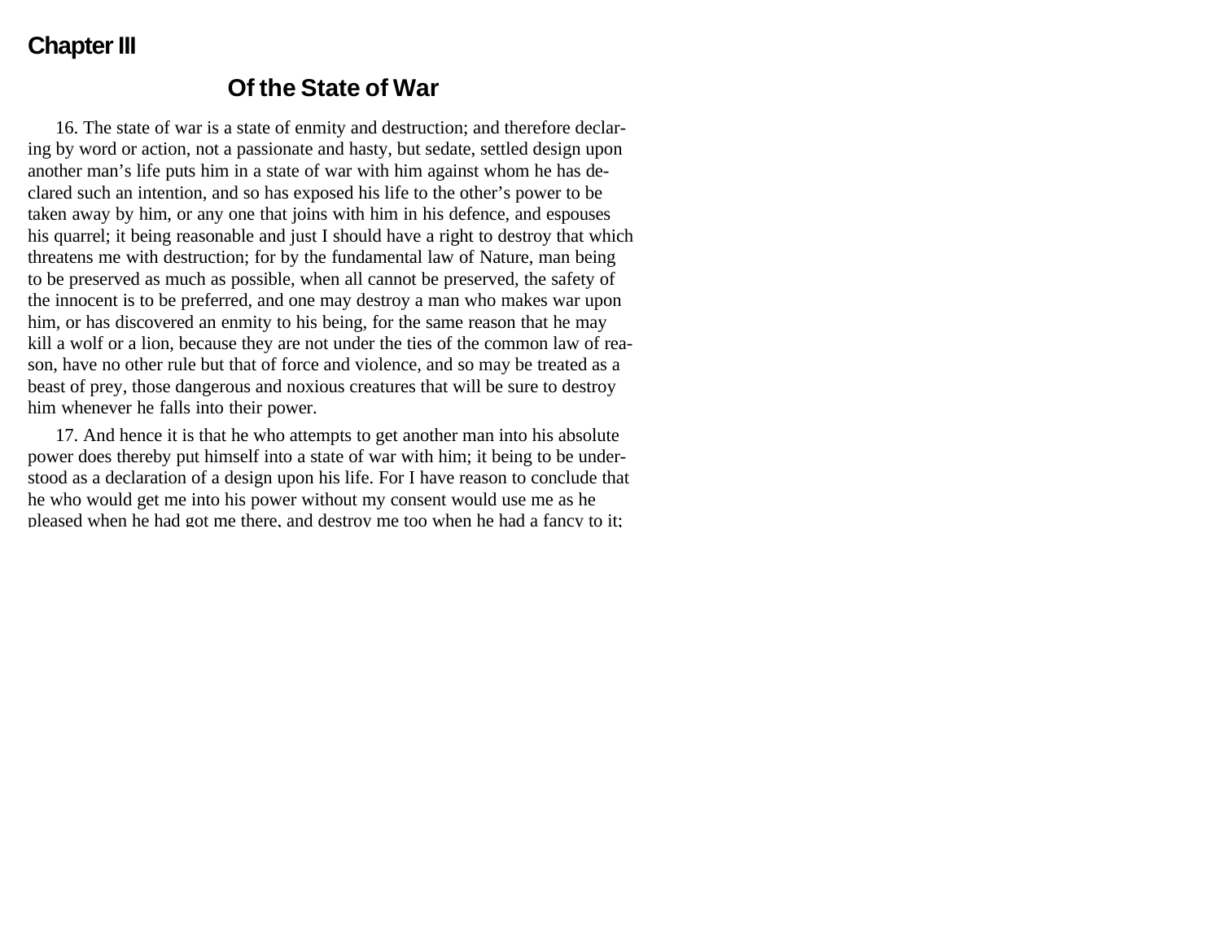# Chapter III

## Of the State of War

16. The state of war is a state of enmity and destruction; and therefore declaring by word or action, not a passionate and hasty, but sedate, settled design upon another man's life puts him in a state of war with him against whom he has declared such an intention, and so has exposed his life to the other's power to be taken away by him, or any one that joins with him in his defence, and espouses his quarrel; it being reasonable and just I should have a right to destroy that which threatens me with destruction; for by the fundamental law of Nature, man being to be preserved as much as possible, when all cannot be preserved, the safety of the innocent is to be preferred, and one may destroy a man who makes war upon him, or has discovered an enmity to his being, for the same reason that he may kill a wolf or a lion, because they are not under the ties of the common law of reason, have no other rule but that of force and violence, and so may be treated as a beast of prey, those dangerous and noxious creatures that will be sure to destroy him whenever he falls into their power.

17. And hence it is that he who attempts to get another man into his absolute power does thereby put himself into a state of war with him; it being to be understood as a declaration of a design upon his life. For I have reason to conclude that he who would get me into his power without my consent would use me as he pleased when he had got me there, and destroy me too when he had a fancy to it;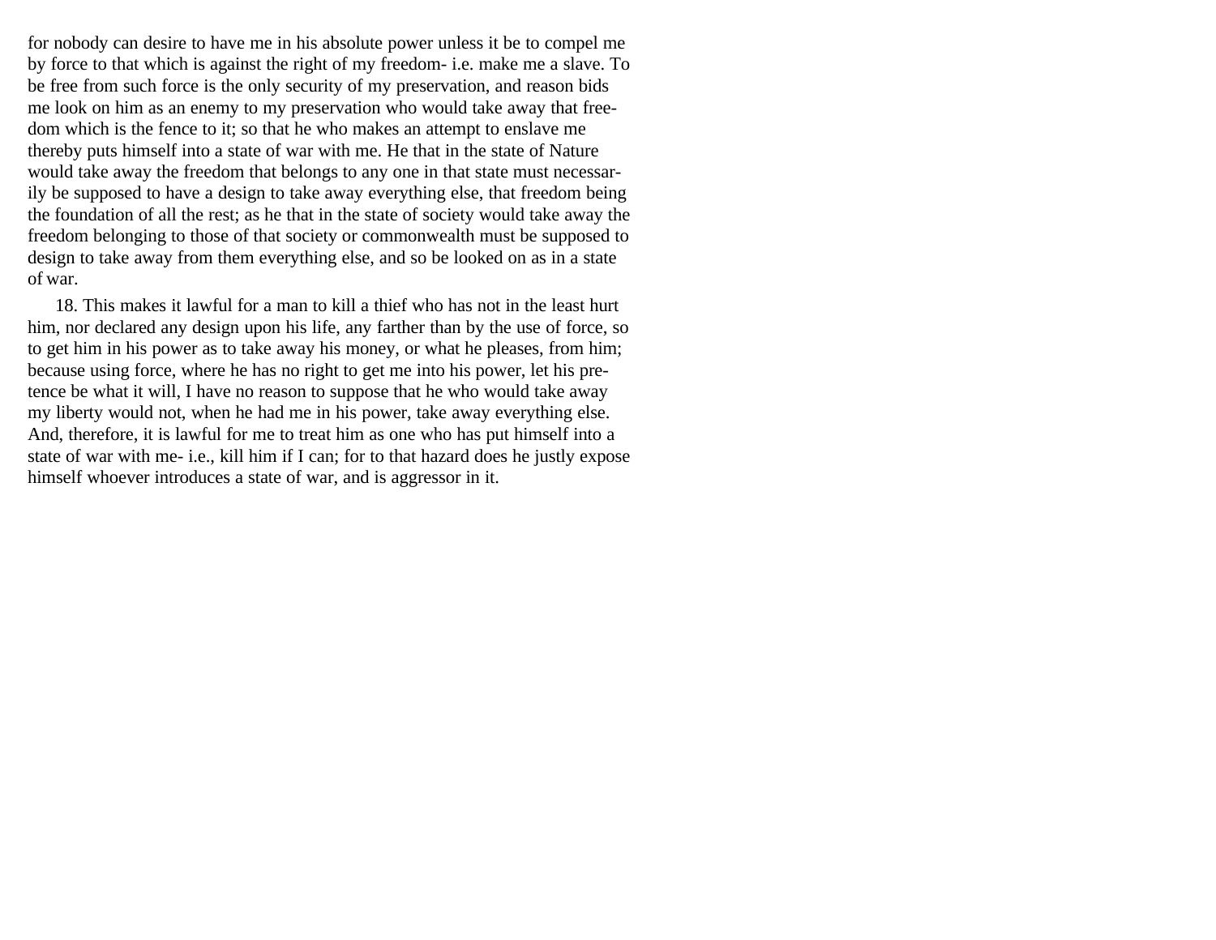for nobody can desire to have me in his absolute power unless it be to compel me by force to that which is against the right of my freedom- i.e. make me a slave. To be free from such force is the only security of my preservation, and reason bids me look on him as an enemy to my preservation who would take away that freedom which is the fence to it; so that he who makes an attempt to enslave me thereby puts himself into a state of war with me. He that in the state of Nature would take away the freedom that belongs to any one in that state must necessarily be supposed to have a design to take away everything else, that freedom being the foundation of all the rest; as he that in the state of society would take away the freedom belonging to those of that society or commonwealth must be supposed to design to take away from them everything else, and so be looked on as in a state of war.

18. This makes it lawful for a man to kill a thief who has not in the least hurt him, nor declared any design upon his life, any farther than by the use of force, so to get him in his power as to take away his money, or what he pleases, from him; because using force, where he has no right to get me into his power, let his pretence be what it will, I have no reason to suppose that he who would take away my liberty would not, when he had me in his power, take away everything else. And, therefore, it is lawful for me to treat him as one who has put himself into a state of war with me- i.e., kill him if I can; for to that hazard does he justly expose himself whoever introduces a state of war, and is aggressor in it.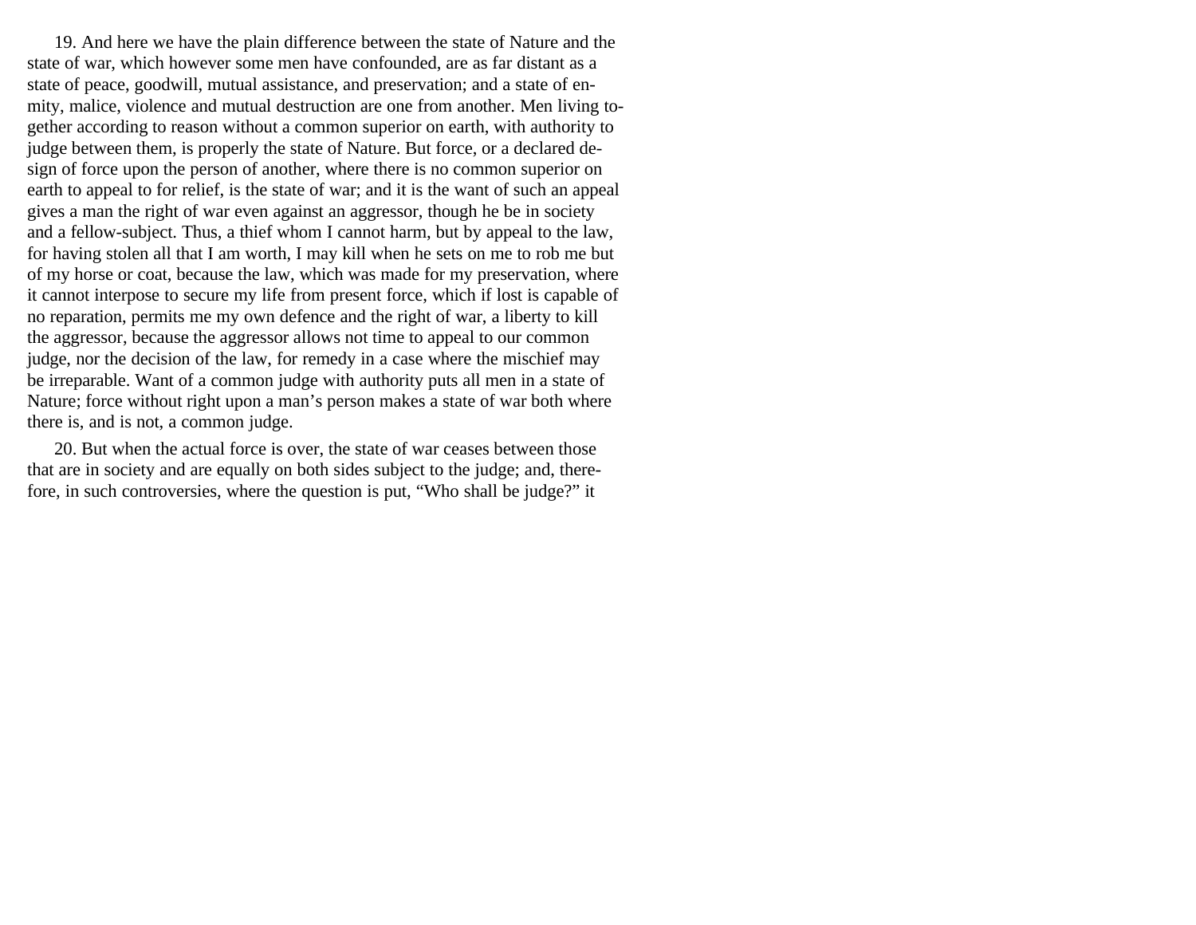19. And here we have the plain difference between the state of Nature and the state of war, which however some men have confounded, are as far distant as a state of peace, goodwill, mutual assistance, and preservation; and a state of enmity, malice, violence and mutual destruction are one from another. Men living together according to reason without a common superior on earth, with authority to judge between them, is properly the state of Nature. But force, or a declared design of force upon the person of another, where there is no common superior on earth to appeal to for relief, is the state of war; and it is the want of such an appeal gives a man the right of war even against an aggressor, though he be in society and a fellow-subject. Thus, a thief whom I cannot harm, but by appeal to the law, for having stolen all that I am worth, I may kill when he sets on me to rob me but of my horse or coat, because the law, which was made for my preservation, where it cannot interpose to secure my life from present force, which if lost is capable of no reparation, permits me my own defence and the right of war, a liberty to kill the aggressor, because the aggressor allows not time to appeal to our common judge, nor the decision of the law, for remedy in a case where the mischief may be irreparable. Want of a common judge with authority puts all men in a state of Nature; force without right upon a man's person makes a state of war both where there is, and is not, a common judge.

20. But when the actual force is over, the state of war ceases between those that are in society and are equally on both sides subject to the judge; and, therefore, in such controversies, where the question is put, "Who shall be judge?" it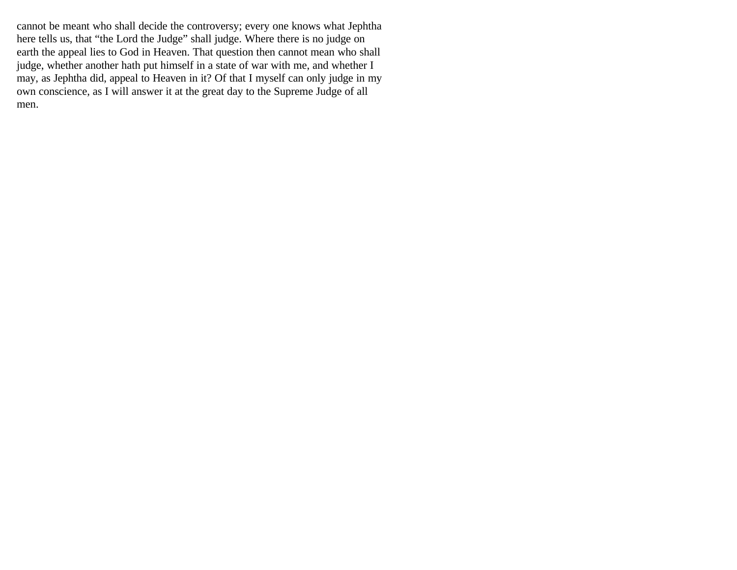cannot be meant who shall decide the controversy; every one knows what Jephtha here tells us, that “the Lord the Judge” shall judge. Where there is no judge on earth the appeal lies to God in Heaven. That question then cannot mean who shall judge, whether another hath put himself in a state of war with me, and whether I may, as Jephtha did, appeal to Heaven in it? Of that I myself can only judge in my own conscience, as I will answer it at the great day to the Supreme Judge of all men.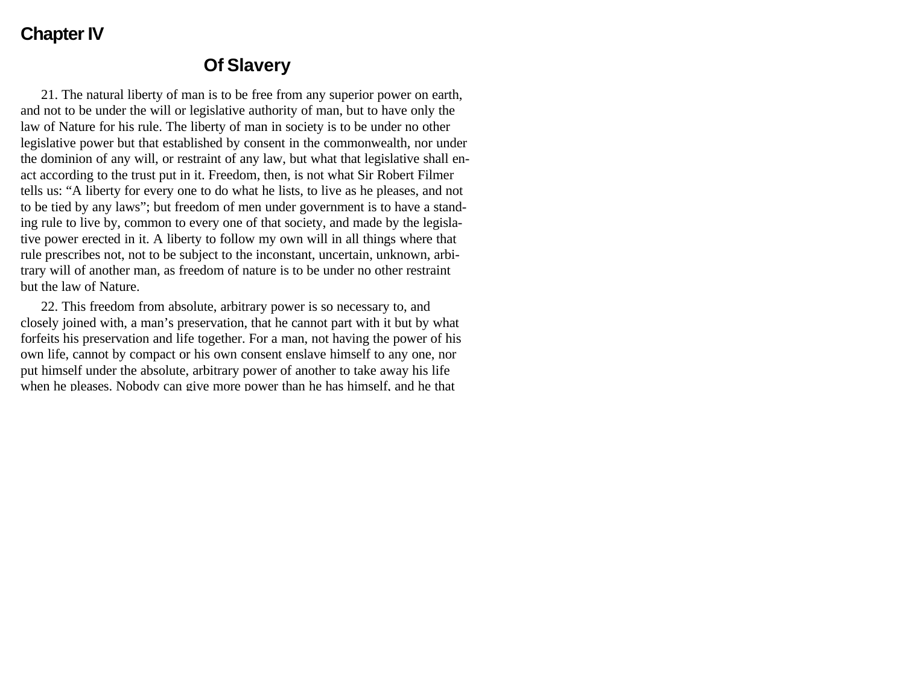## Chapter IV

### Of Slavery

21. The natural liberty of man is to be free from any superior power on earth, and not to be under the will or legislative authority of man, but to have only the law of Nature for his rule. The liberty of man in society is to be under no other legislative power but that established by consent in the commonwealth, nor under the dominion of any will, or restraint of any law, but what that legislative shall enact according to the trust put in it. Freedom, then, is not what Sir Robert Filmer tells us: “A liberty for every one to do what he lists, to live as he pleases, and not to be tied by any laws”; but freedom of men under government is to have a standing rule to live by, common to every one of that society, and made by the legislative power erected in it. A liberty to follow my own will in all things where that rule prescribes not, not to be subject to the inconstant, uncertain, unknown, arbitrary will of another man, as freedom of nature is to be under no other restraint but the law of Nature.

22. This freedom from absolute, arbitrary power is so necessary to, and closely joined with, a man’s preservation, that he cannot part with it but by what forfeits his preservation and life together. For a man, not having the power of his own life, cannot by compact or his own consent enslave himself to any one, nor put himself under the absolute, arbitrary power of another to take away his life when he pleases. Nobody can give more power than he has himself, and he that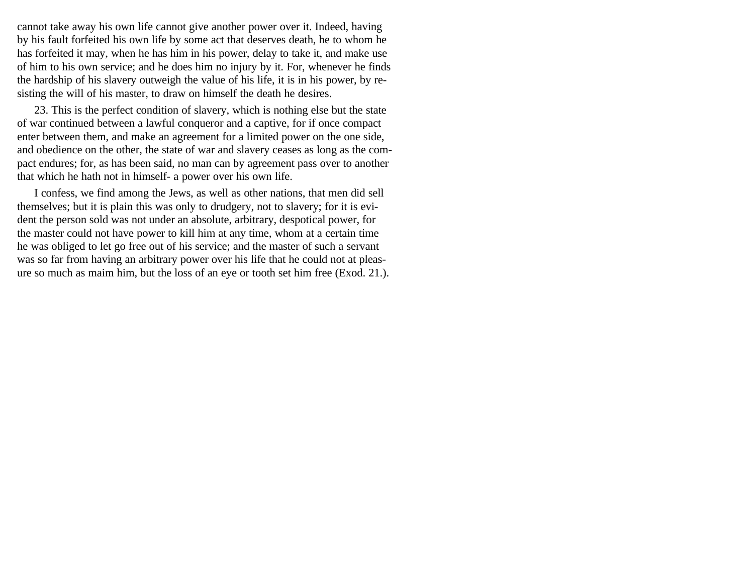cannot take away his own life cannot give another power over it. Indeed, having by his fault forfeited his own life by some act that deserves death, he to whom he has forfeited it may, when he has him in his power, delay to take it, and make use of him to his own service; and he does him no injury by it. For, whenever he finds the hardship of his slavery outweigh the value of his life, it is in his power, by resisting the will of his master, to draw on himself the death he desires.

23. This is the perfect condition of slavery, which is nothing else but the state of war continued between a lawful conqueror and a captive, for if once compact enter between them, and make an agreement for a limited power on the one side, and obedience on the other, the state of war and slavery ceases as long as the compact endures; for, as has been said, no man can by agreement pass over to another that which he hath not in himself- a power over his own life.

I confess, we find among the Jews, as well as other nations, that men did sell themselves; but it is plain this was only to drudgery, not to slavery; for it is evident the person sold was not under an absolute, arbitrary, despotical power, for the master could not have power to kill him at any time, whom at a certain time he was obliged to let go free out of his service; and the master of such a servant was so far from having an arbitrary power over his life that he could not at pleasure so much as maim him, but the loss of an eye or tooth set him free (Exod. 21.).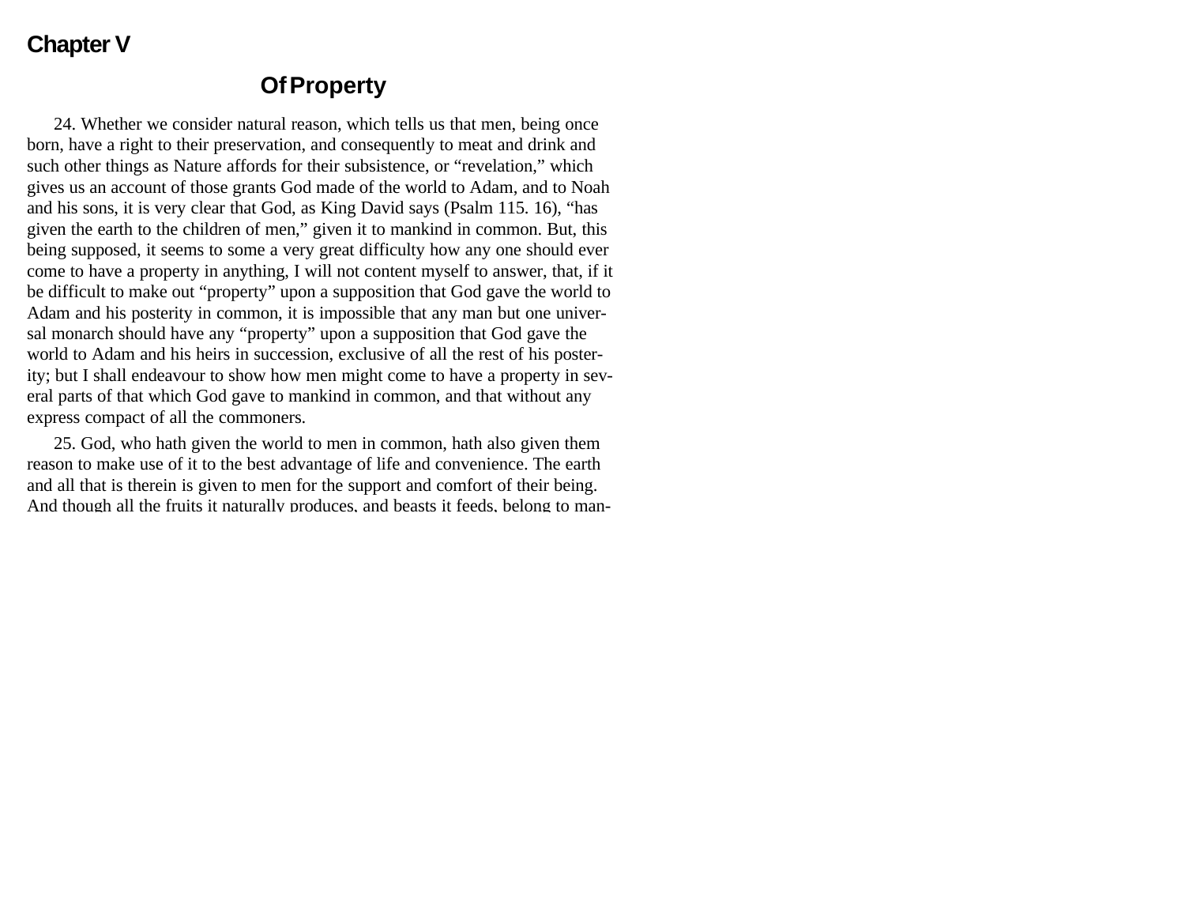## Chapter V

### Of Property

24. Whether we consider natural reason, which tells us that men, being once born, have a right to their preservation, and consequently to meat and drink and such other things as Nature affords for their subsistence, or "revelation," which gives us an account of those grants God made of the world to Adam, and to Noah and his sons, it is very clear that God, as King David says (Psalm 115. 16), "has given the earth to the children of men," given it to mankind in common. But, this being supposed, it seems to some a very great difficulty how any one should ever come to have a property in anything, I will not content myself to answer, that, if it be difficult to make out "property" upon a supposition that God gave the world to Adam and his posterity in common, it is impossible that any man but one universal monarch should have any "property" upon a supposition that God gave the world to Adam and his heirs in succession, exclusive of all the rest of his posterity; but I shall endeavour to show how men might come to have a property in several parts of that which God gave to mankind in common, and that without any express compact of all the commoners.

25. God, who hath given the world to men in common, hath also given them reason to make use of it to the best advantage of life and convenience. The earth and all that is therein is given to men for the support and comfort of their being. And though all the fruits it naturally produces, and beasts it feeds, belong to man-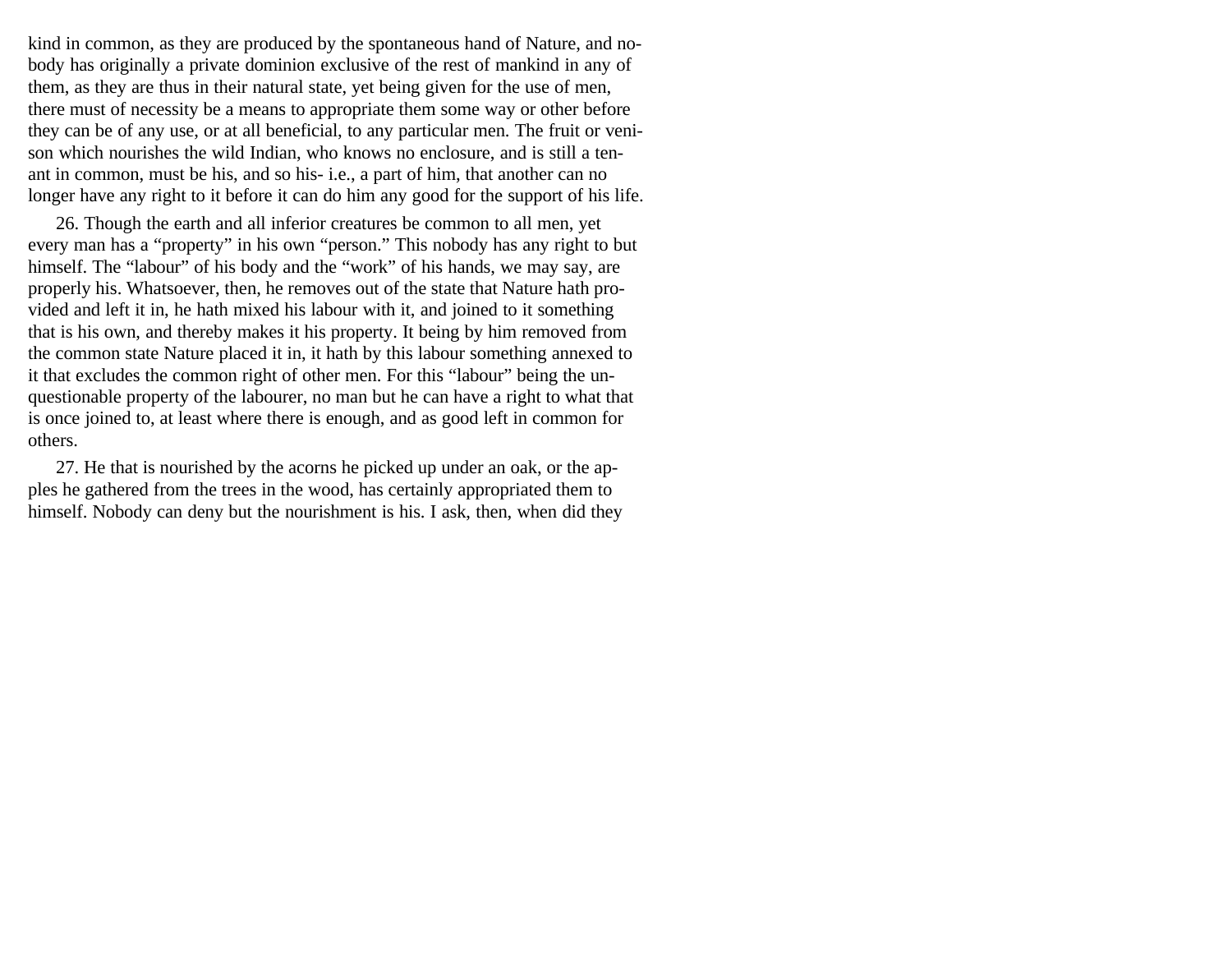kind in common, as they are produced by the spontaneous hand of Nature, and nobody has originally a private dominion exclusive of the rest of mankind in any of them, as they are thus in their natural state, yet being given for the use of men, there must of necessity be a means to appropriate them some way or other before they can be of any use, or at all beneficial, to any particular men. The fruit or venison which nourishes the wild Indian, who knows no enclosure, and is still a tenant in common, must be his, and so his- i.e., a part of him, that another can no longer have any right to it before it can do him any good for the support of his life.

26. Though the earth and all inferior creatures be common to all men, yet every man has a "property" in his own "person." This nobody has any right to but himself. The "labour" of his body and the "work" of his hands, we may say, are properly his. Whatsoever, then, he removes out of the state that Nature hath provided and left it in, he hath mixed his labour with it, and joined to it something that is his own, and thereby makes it his property. It being by him removed from the common state Nature placed it in, it hath by this labour something annexed to it that excludes the common right of other men. For this "labour" being the unquestionable property of the labourer, no man but he can have a right to what that is once joined to, at least where there is enough, and as good left in common for others.

27. He that is nourished by the acorns he picked up under an oak, or the apples he gathered from the trees in the wood, has certainly appropriated them to himself. Nobody can deny but the nourishment is his. I ask, then, when did they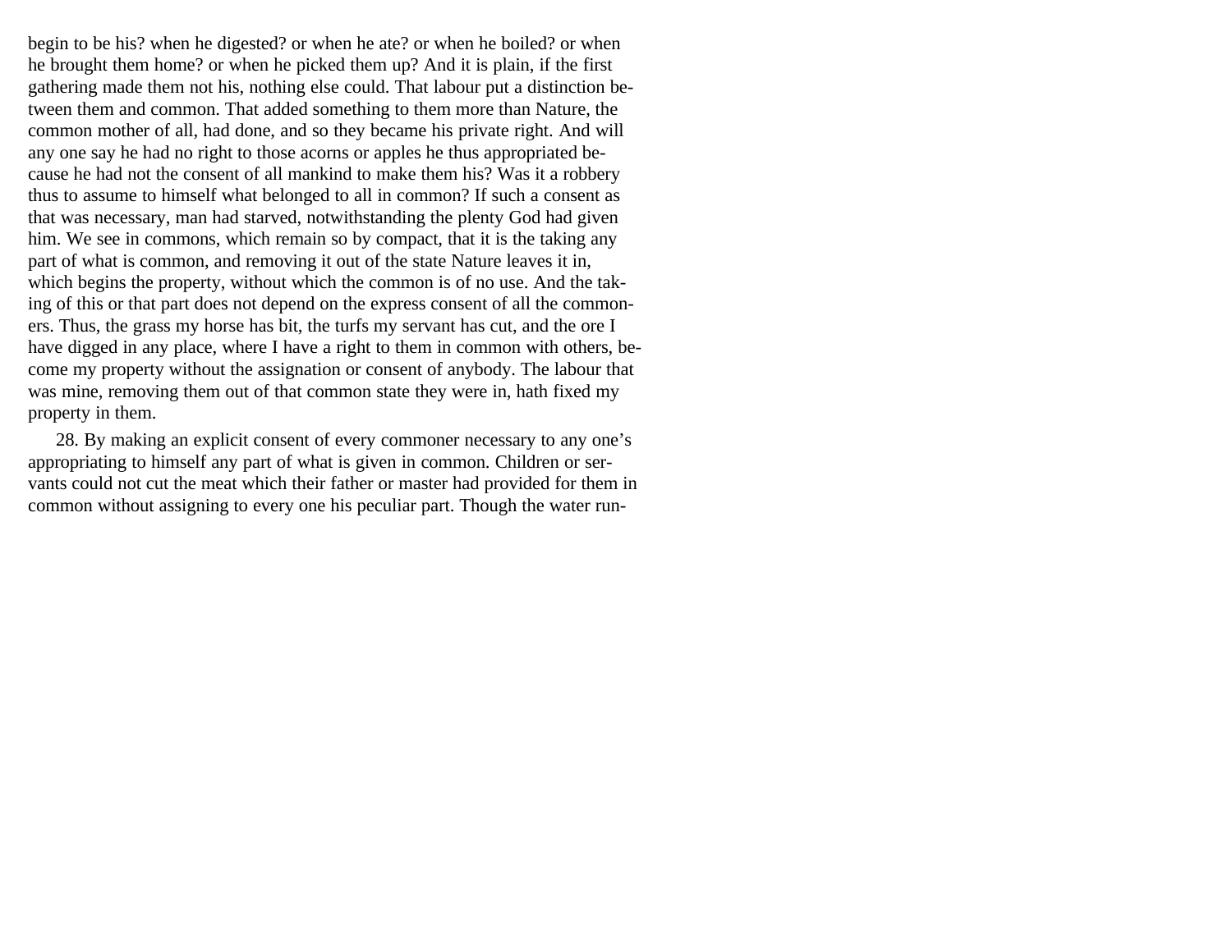begin to be his? when he digested? or when he ate? or when he boiled? or when he brought them home? or when he picked them up? And it is plain, if the first gathering made them not his, nothing else could. That labour put a distinction between them and common. That added something to them more than Nature, the common mother of all, had done, and so they became his private right. And will any one say he had no right to those acorns or apples he thus appropriated because he had not the consent of all mankind to make them his? Was it a robbery thus to assume to himself what belonged to all in common? If such a consent as that was necessary, man had starved, notwithstanding the plenty God had given him. We see in commons, which remain so by compact, that it is the taking any part of what is common, and removing it out of the state Nature leaves it in, which begins the property, without which the common is of no use. And the taking of this or that part does not depend on the express consent of all the commoners. Thus, the grass my horse has bit, the turfs my servant has cut, and the ore I have digged in any place, where I have a right to them in common with others, become my property without the assignation or consent of anybody. The labour that was mine, removing them out of that common state they were in, hath fixed my property in them.

28. By making an explicit consent of every commoner necessary to any one's appropriating to himself any part of what is given in common. Children or servants could not cut the meat which their father or master had provided for them in common without assigning to every one his peculiar part. Though the water run-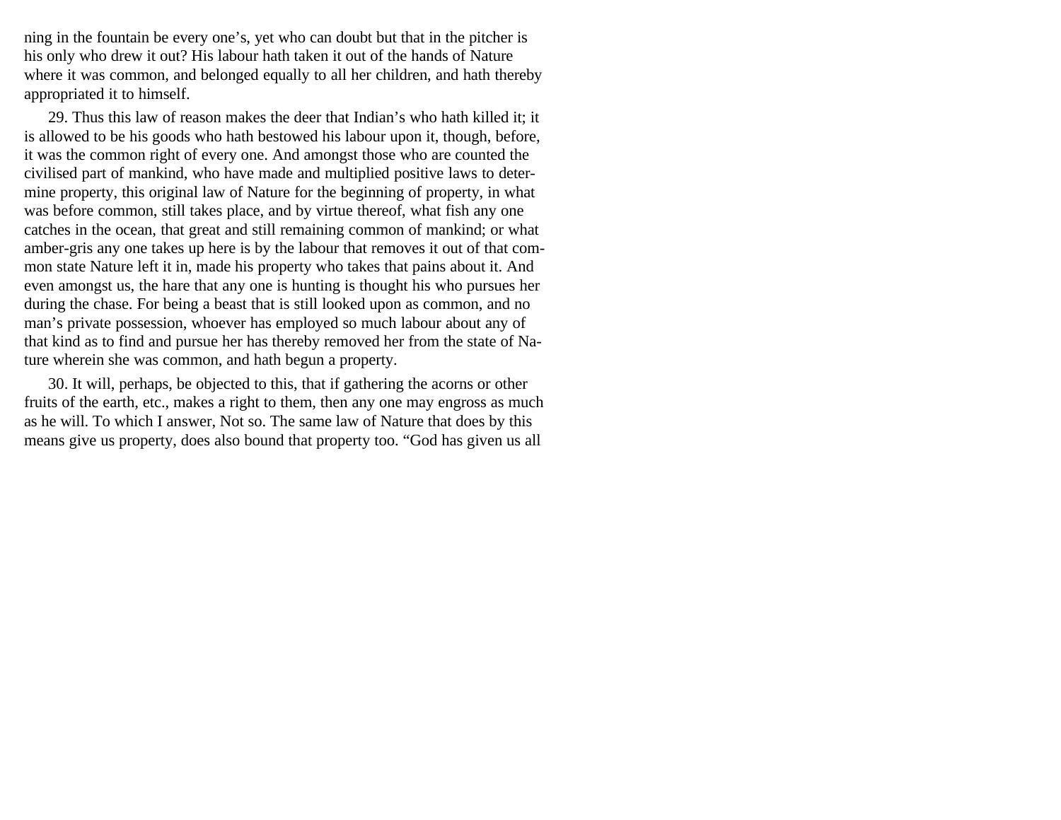ning in the fountain be every one's, yet who can doubt but that in the pitcher is his only who drew it out? His labour hath taken it out of the hands of Nature where it was common, and belonged equally to all her children, and hath thereby appropriated it to himself.

29. Thus this law of reason makes the deer that Indian's who hath killed it; it is allowed to be his goods who hath bestowed his labour upon it, though, before, it was the common right of every one. And amongst those who are counted the civilised part of mankind, who have made and multiplied positive laws to determine property, this original law of Nature for the beginning of property, in what was before common, still takes place, and by virtue thereof, what fish any one catches in the ocean, that great and still remaining common of mankind; or what amber-gris any one takes up here is by the labour that removes it out of that common state Nature left it in, made his property who takes that pains about it. And even amongst us, the hare that any one is hunting is thought his who pursues her during the chase. For being a beast that is still looked upon as common, and no man's private possession, whoever has employed so much labour about any of that kind as to find and pursue her has thereby removed her from the state of Nature wherein she was common, and hath begun a property.

30. It will, perhaps, be objected to this, that if gathering the acorns or other fruits of the earth, etc., makes a right to them, then any one may engross as much as he will. To which I answer, Not so. The same law of Nature that does by this means give us property, does also bound that property too. "God has given us all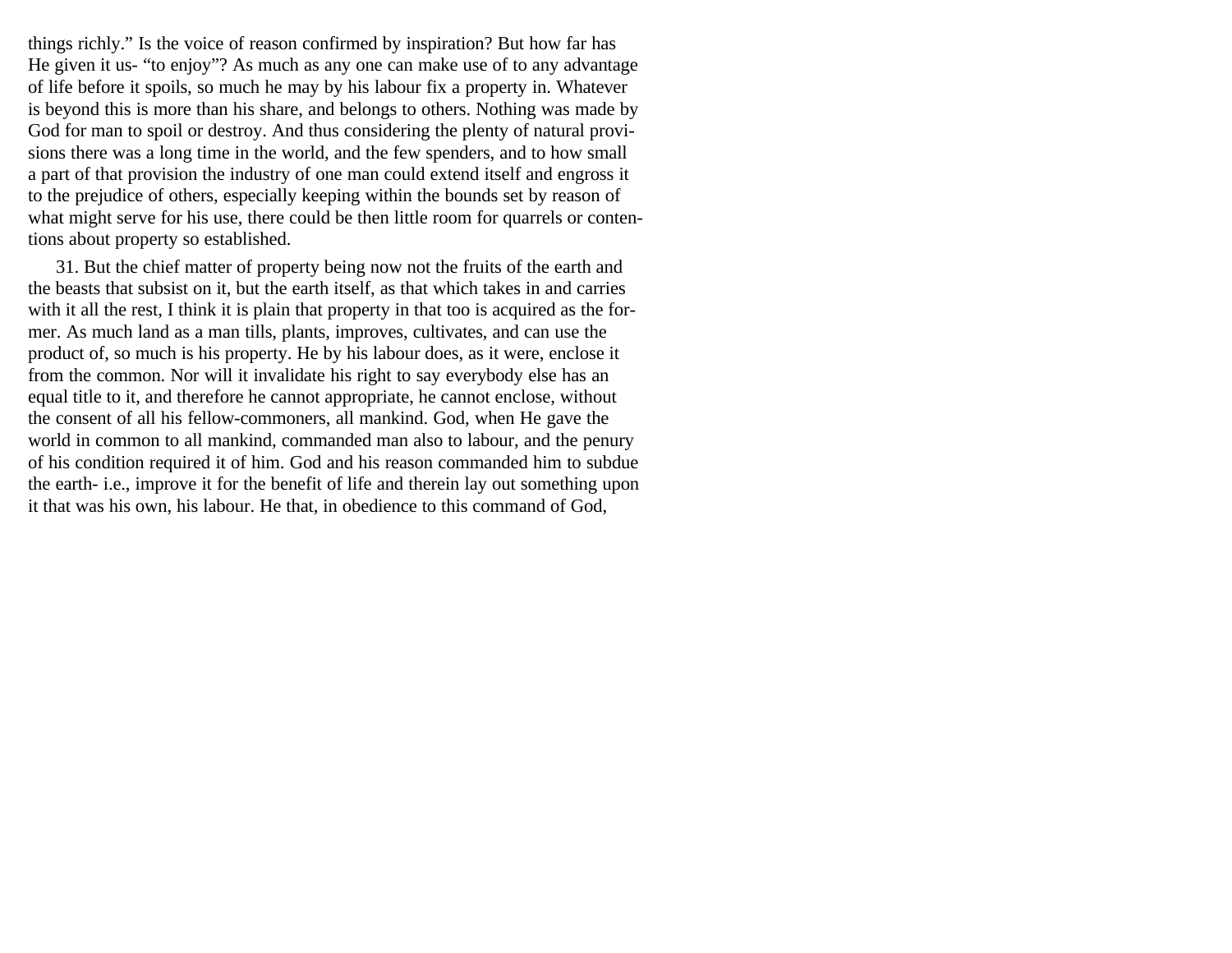things richly." Is the voice of reason confirmed by inspiration? But how far has He given it us- "to enjoy"? As much as any one can make use of to any advantage of life before it spoils, so much he may by his labour fix a property in. Whatever is beyond this is more than his share, and belongs to others. Nothing was made by God for man to spoil or destroy. And thus considering the plenty of natural provisions there was a long time in the world, and the few spenders, and to how small a part of that provision the industry of one man could extend itself and engross it to the prejudice of others, especially keeping within the bounds set by reason of what might serve for his use, there could be then little room for quarrels or contentions about property so established.

31. But the chief matter of property being now not the fruits of the earth and the beasts that subsist on it, but the earth itself, as that which takes in and carries with it all the rest, I think it is plain that property in that too is acquired as the former. As much land as a man tills, plants, improves, cultivates, and can use the product of, so much is his property. He by his labour does, as it were, enclose it from the common. Nor will it invalidate his right to say everybody else has an equal title to it, and therefore he cannot appropriate, he cannot enclose, without the consent of all his fellow-commoners, all mankind. God, when He gave the world in common to all mankind, commanded man also to labour, and the penury of his condition required it of him. God and his reason commanded him to subdue the earth- i.e., improve it for the benefit of life and therein lay out something upon it that was his own, his labour. He that, in obedience to this command of God,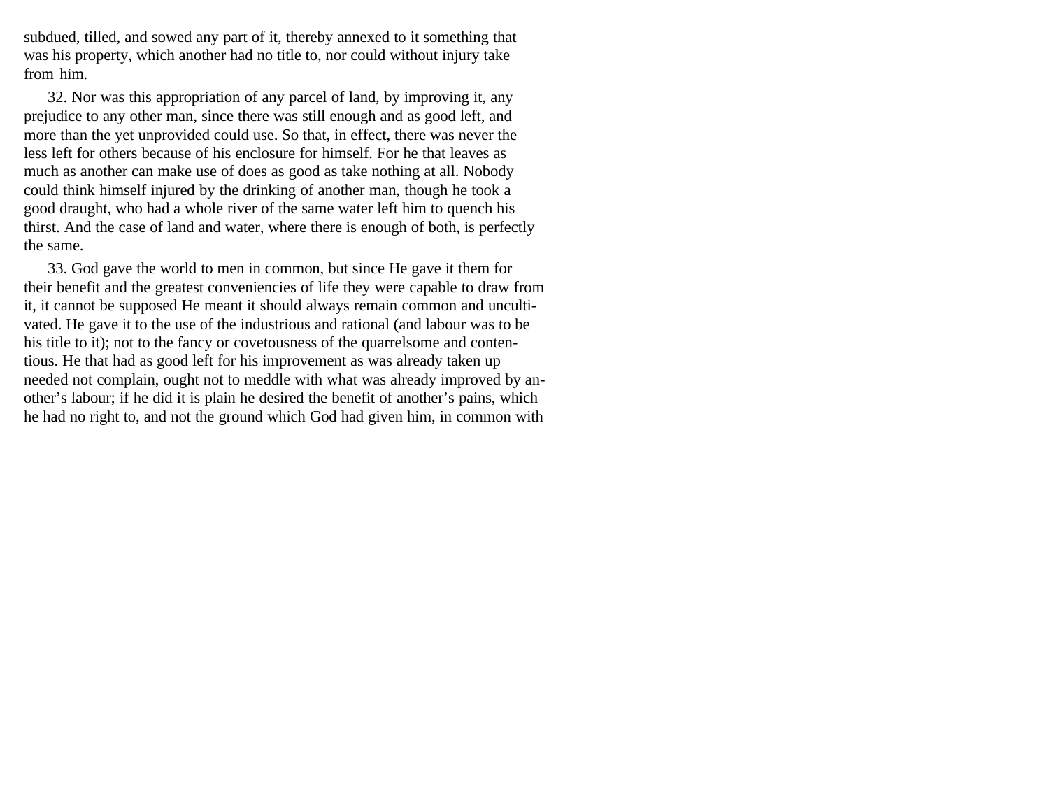subdued, tilled, and sowed any part of it, thereby annexed to it something that was his property, which another had no title to, nor could without injury take from him.

32. Nor was this appropriation of any parcel of land, by improving it, any prejudice to any other man, since there was still enough and as good left, and more than the yet unprovided could use. So that, in effect, there was never the less left for others because of his enclosure for himself. For he that leaves as much as another can make use of does as good as take nothing at all. Nobody could think himself injured by the drinking of another man, though he took a good draught, who had a whole river of the same water left him to quench his thirst. And the case of land and water, where there is enough of both, is perfectly the same.

33. God gave the world to men in common, but since He gave it them for their benefit and the greatest conveniencies of life they were capable to draw from it, it cannot be supposed He meant it should always remain common and uncultivated. He gave it to the use of the industrious and rational (and labour was to be his title to it); not to the fancy or covetousness of the quarrelsome and contentious. He that had as good left for his improvement as was already taken up needed not complain, ought not to meddle with what was already improved by another's labour; if he did it is plain he desired the benefit of another's pains, which he had no right to, and not the ground which God had given him, in common with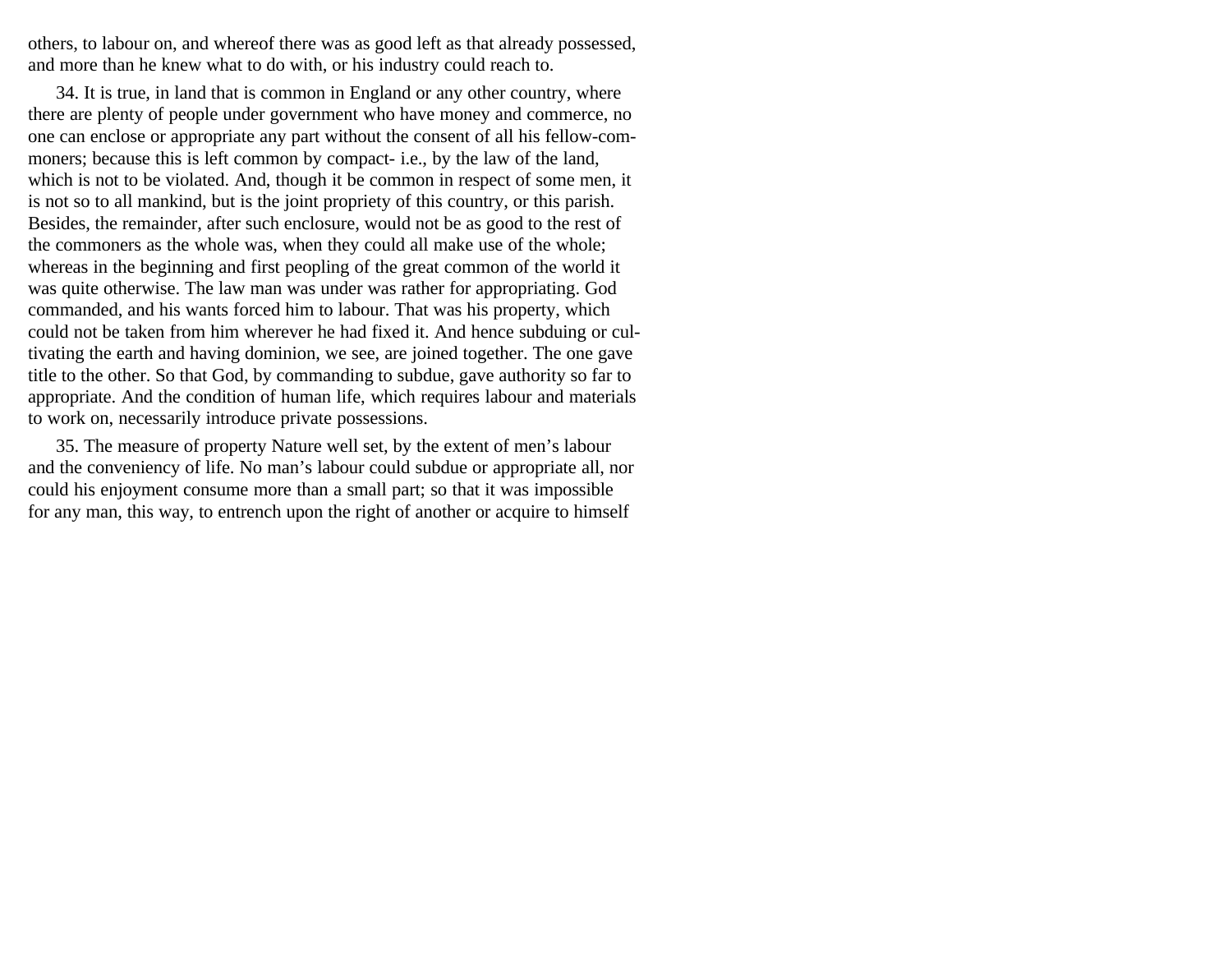others, to labour on, and whereof there was as good left as that already possessed, and more than he knew what to do with, or his industry could reach to.

34. It is true, in land that is common in England or any other country, where there are plenty of people under government who have money and commerce, no one can enclose or appropriate any part without the consent of all his fellow-commoners; because this is left common by compact- i.e., by the law of the land, which is not to be violated. And, though it be common in respect of some men, it is not so to all mankind, but is the joint propriety of this country, or this parish. Besides, the remainder, after such enclosure, would not be as good to the rest of the commoners as the whole was, when they could all make use of the whole; whereas in the beginning and first peopling of the great common of the world it was quite otherwise. The law man was under was rather for appropriating. God commanded, and his wants forced him to labour. That was his property, which could not be taken from him wherever he had fixed it. And hence subduing or cultivating the earth and having dominion, we see, are joined together. The one gave title to the other. So that God, by commanding to subdue, gave authority so far to appropriate. And the condition of human life, which requires labour and materials to work on, necessarily introduce private possessions.

35. The measure of property Nature well set, by the extent of men's labour and the conveniency of life. No man's labour could subdue or appropriate all, nor could his enjoyment consume more than a small part; so that it was impossible for any man, this way, to entrench upon the right of another or acquire to himself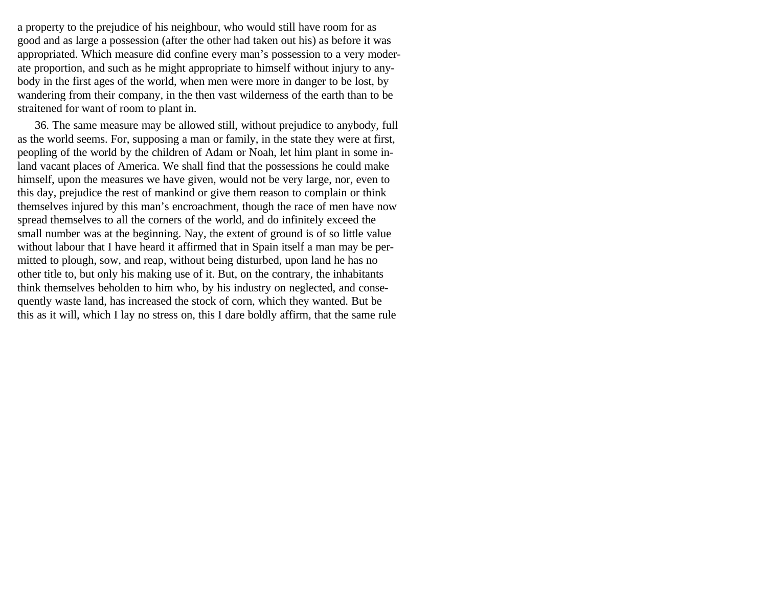a property to the prejudice of his neighbour, who would still have room for as good and as large a possession (after the other had taken out his) as before it was appropriated. Which measure did confine every man's possession to a very moderate proportion, and such as he might appropriate to himself without injury to anybody in the first ages of the world, when men were more in danger to be lost, by wandering from their company, in the then vast wilderness of the earth than to be straitened for want of room to plant in.

36. The same measure may be allowed still, without prejudice to anybody, full as the world seems. For, supposing a man or family, in the state they were at first, peopling of the world by the children of Adam or Noah, let him plant in some inland vacant places of America. We shall find that the possessions he could make himself, upon the measures we have given, would not be very large, nor, even to this day, prejudice the rest of mankind or give them reason to complain or think themselves injured by this man's encroachment, though the race of men have now spread themselves to all the corners of the world, and do infinitely exceed the small number was at the beginning. Nay, the extent of ground is of so little value without labour that I have heard it affirmed that in Spain itself a man may be permitted to plough, sow, and reap, without being disturbed, upon land he has no other title to, but only his making use of it. But, on the contrary, the inhabitants think themselves beholden to him who, by his industry on neglected, and consequently waste land, has increased the stock of corn, which they wanted. But be this as it will, which I lay no stress on, this I dare boldly affirm, that the same rule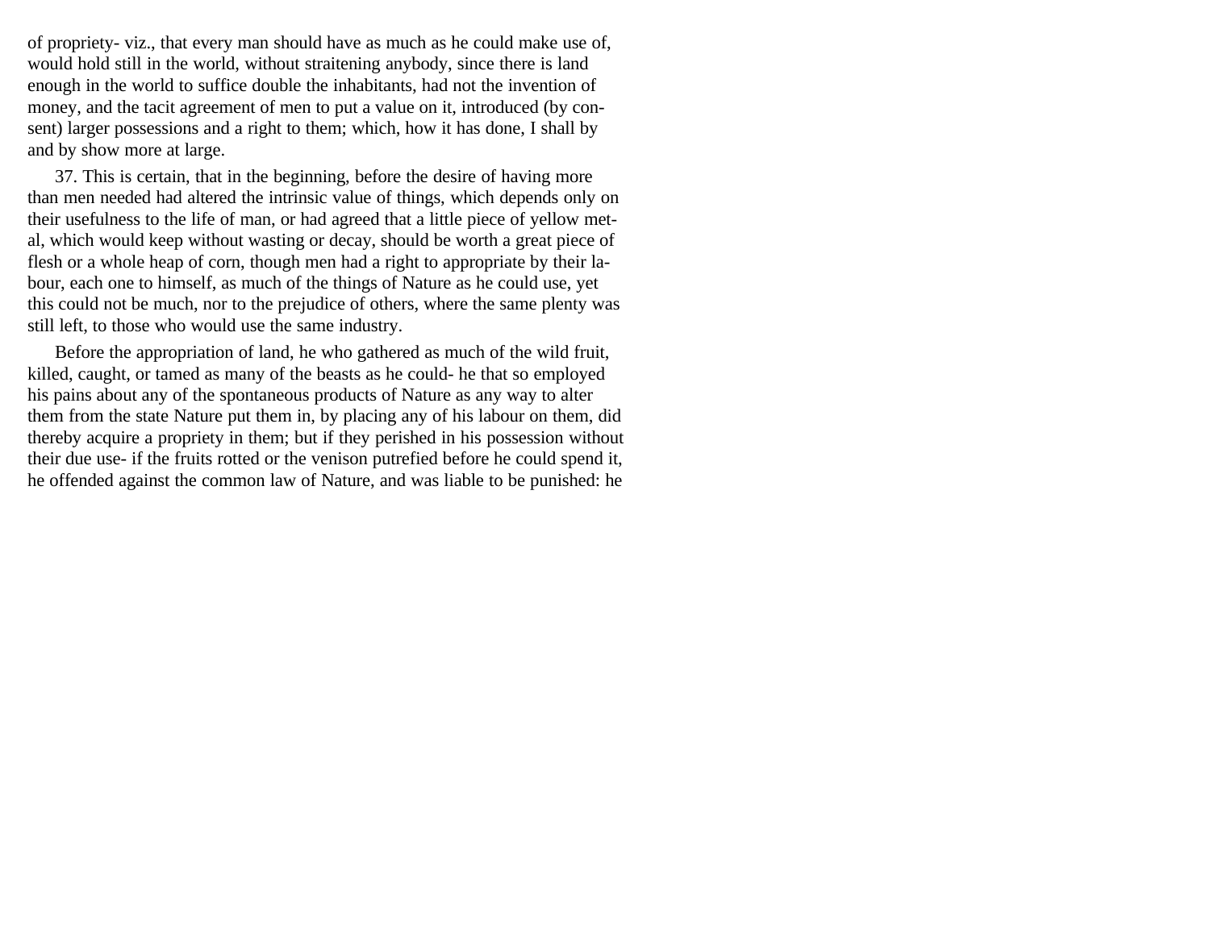of propriety- viz., that every man should have as much as he could make use of, would hold still in the world, without straitening anybody, since there is land enough in the world to suffice double the inhabitants, had not the invention of money, and the tacit agreement of men to put a value on it, introduced (by consent) larger possessions and a right to them; which, how it has done, I shall by and by show more at large.

37. This is certain, that in the beginning, before the desire of having more than men needed had altered the intrinsic value of things, which depends only on their usefulness to the life of man, or had agreed that a little piece of yellow metal, which would keep without wasting or decay, should be worth a great piece of flesh or a whole heap of corn, though men had a right to appropriate by their labour, each one to himself, as much of the things of Nature as he could use, yet this could not be much, nor to the prejudice of others, where the same plenty was still left, to those who would use the same industry.

Before the appropriation of land, he who gathered as much of the wild fruit, killed, caught, or tamed as many of the beasts as he could- he that so employed his pains about any of the spontaneous products of Nature as any way to alter them from the state Nature put them in, by placing any of his labour on them, did thereby acquire a propriety in them; but if they perished in his possession without their due use- if the fruits rotted or the venison putrefied before he could spend it, he offended against the common law of Nature, and was liable to be punished: he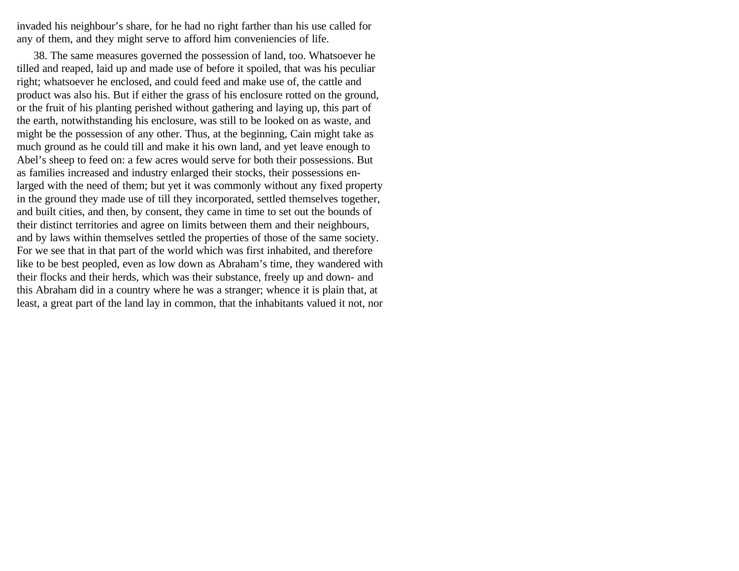invaded his neighbour's share, for he had no right farther than his use called for any of them, and they might serve to afford him conveniencies of life.

38. The same measures governed the possession of land, too. Whatsoever he tilled and reaped, laid up and made use of before it spoiled, that was his peculiar right; whatsoever he enclosed, and could feed and make use of, the cattle and product was also his. But if either the grass of his enclosure rotted on the ground, or the fruit of his planting perished without gathering and laying up, this part of the earth, notwithstanding his enclosure, was still to be looked on as waste, and might be the possession of any other. Thus, at the beginning, Cain might take as much ground as he could till and make it his own land, and yet leave enough to Abel's sheep to feed on: a few acres would serve for both their possessions. But as families increased and industry enlarged their stocks, their possessions enlarged with the need of them; but yet it was commonly without any fixed property in the ground they made use of till they incorporated, settled themselves together, and built cities, and then, by consent, they came in time to set out the bounds of their distinct territories and agree on limits between them and their neighbours, and by laws within themselves settled the properties of those of the same society. For we see that in that part of the world which was first inhabited, and therefore like to be best peopled, even as low down as Abraham's time, they wandered with their flocks and their herds, which was their substance, freely up and down- and this Abraham did in a country where he was a stranger; whence it is plain that, at least, a great part of the land lay in common, that the inhabitants valued it not, nor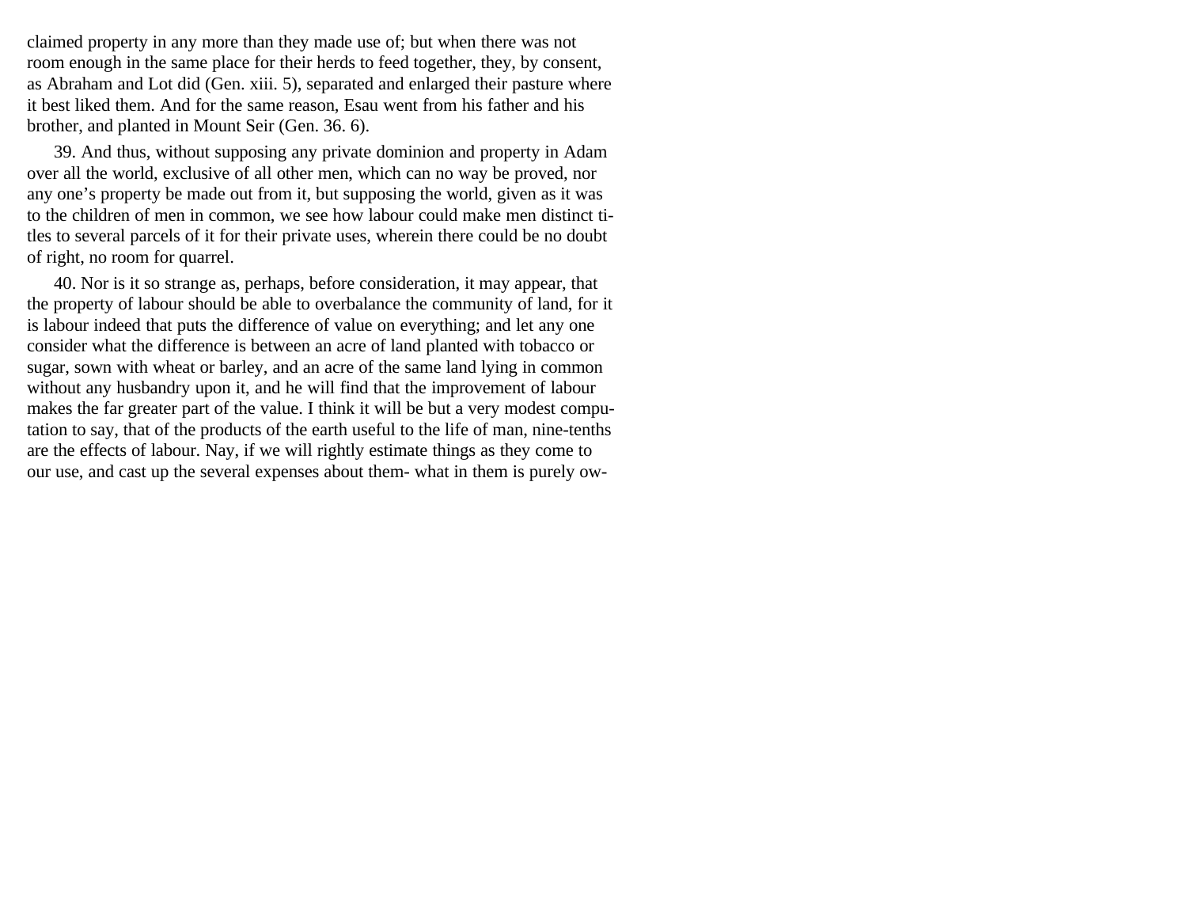claimed property in any more than they made use of; but when there was not room enough in the same place for their herds to feed together, they, by consent, as Abraham and Lot did (Gen. xiii. 5), separated and enlarged their pasture where it best liked them. And for the same reason, Esau went from his father and his brother, and planted in Mount Seir (Gen. 36. 6).

39. And thus, without supposing any private dominion and property in Adam over all the world, exclusive of all other men, which can no way be proved, nor any one's property be made out from it, but supposing the world, given as it was to the children of men in common, we see how labour could make men distinct titles to several parcels of it for their private uses, wherein there could be no doubt of right, no room for quarrel.

40. Nor is it so strange as, perhaps, before consideration, it may appear, that the property of labour should be able to overbalance the community of land, for it is labour indeed that puts the difference of value on everything; and let any one consider what the difference is between an acre of land planted with tobacco or sugar, sown with wheat or barley, and an acre of the same land lying in common without any husbandry upon it, and he will find that the improvement of labour makes the far greater part of the value. I think it will be but a very modest computation to say, that of the products of the earth useful to the life of man, nine-tenths are the effects of labour. Nay, if we will rightly estimate things as they come to our use, and cast up the several expenses about them- what in them is purely ow-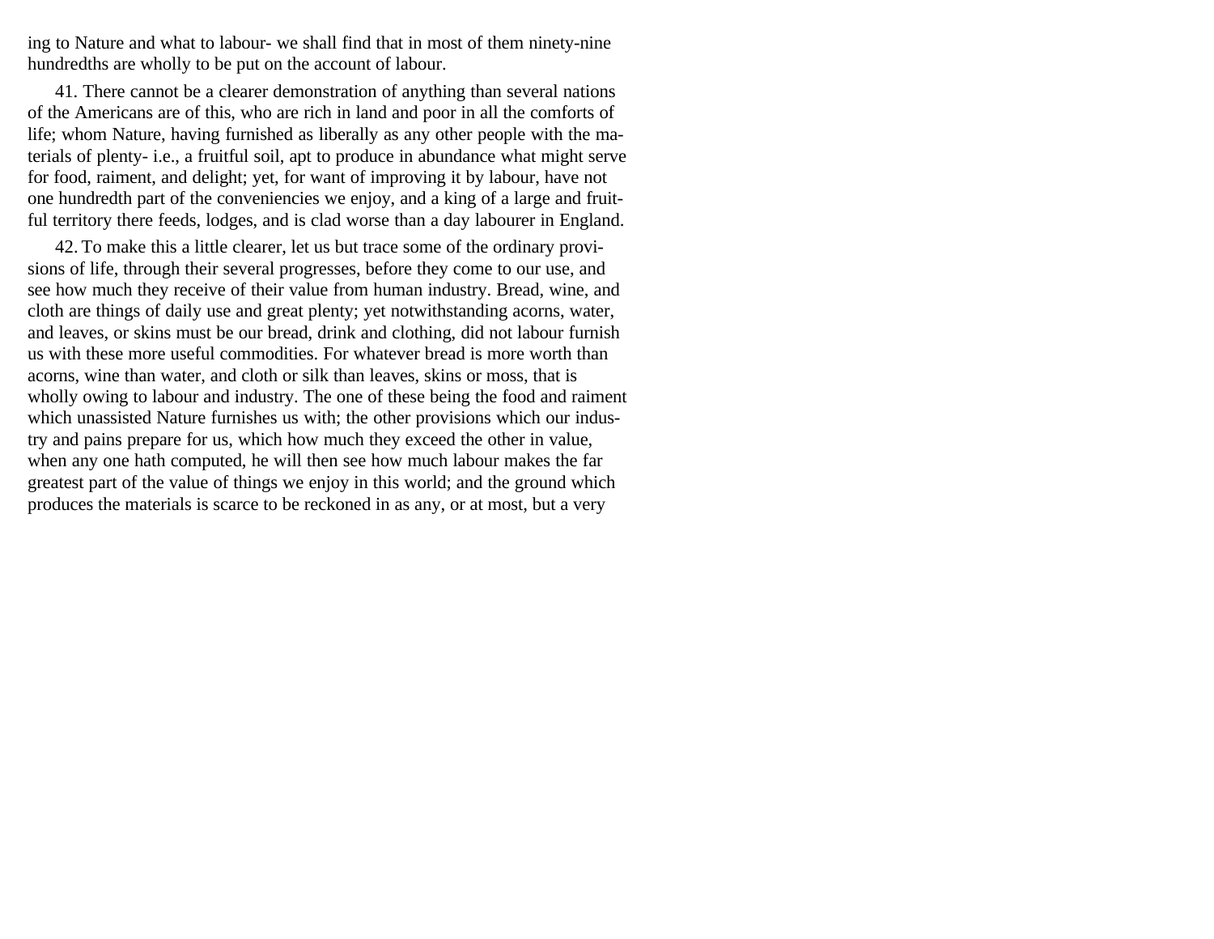ing to Nature and what to labour- we shall find that in most of them ninety-nine hundredths are wholly to be put on the account of labour.

41. There cannot be a clearer demonstration of anything than several nations of the Americans are of this, who are rich in land and poor in all the comforts of life; whom Nature, having furnished as liberally as any other people with the materials of plenty- i.e., a fruitful soil, apt to produce in abundance what might serve for food, raiment, and delight; yet, for want of improving it by labour, have not one hundredth part of the conveniencies we enjoy, and a king of a large and fruitful territory there feeds, lodges, and is clad worse than a day labourer in England.

42. To make this a little clearer, let us but trace some of the ordinary provisions of life, through their several progresses, before they come to our use, and see how much they receive of their value from human industry. Bread, wine, and cloth are things of daily use and great plenty; yet notwithstanding acorns, water, and leaves, or skins must be our bread, drink and clothing, did not labour furnish us with these more useful commodities. For whatever bread is more worth than acorns, wine than water, and cloth or silk than leaves, skins or moss, that is wholly owing to labour and industry. The one of these being the food and raiment which unassisted Nature furnishes us with; the other provisions which our industry and pains prepare for us, which how much they exceed the other in value, when any one hath computed, he will then see how much labour makes the far greatest part of the value of things we enjoy in this world; and the ground which produces the materials is scarce to be reckoned in as any, or at most, but a very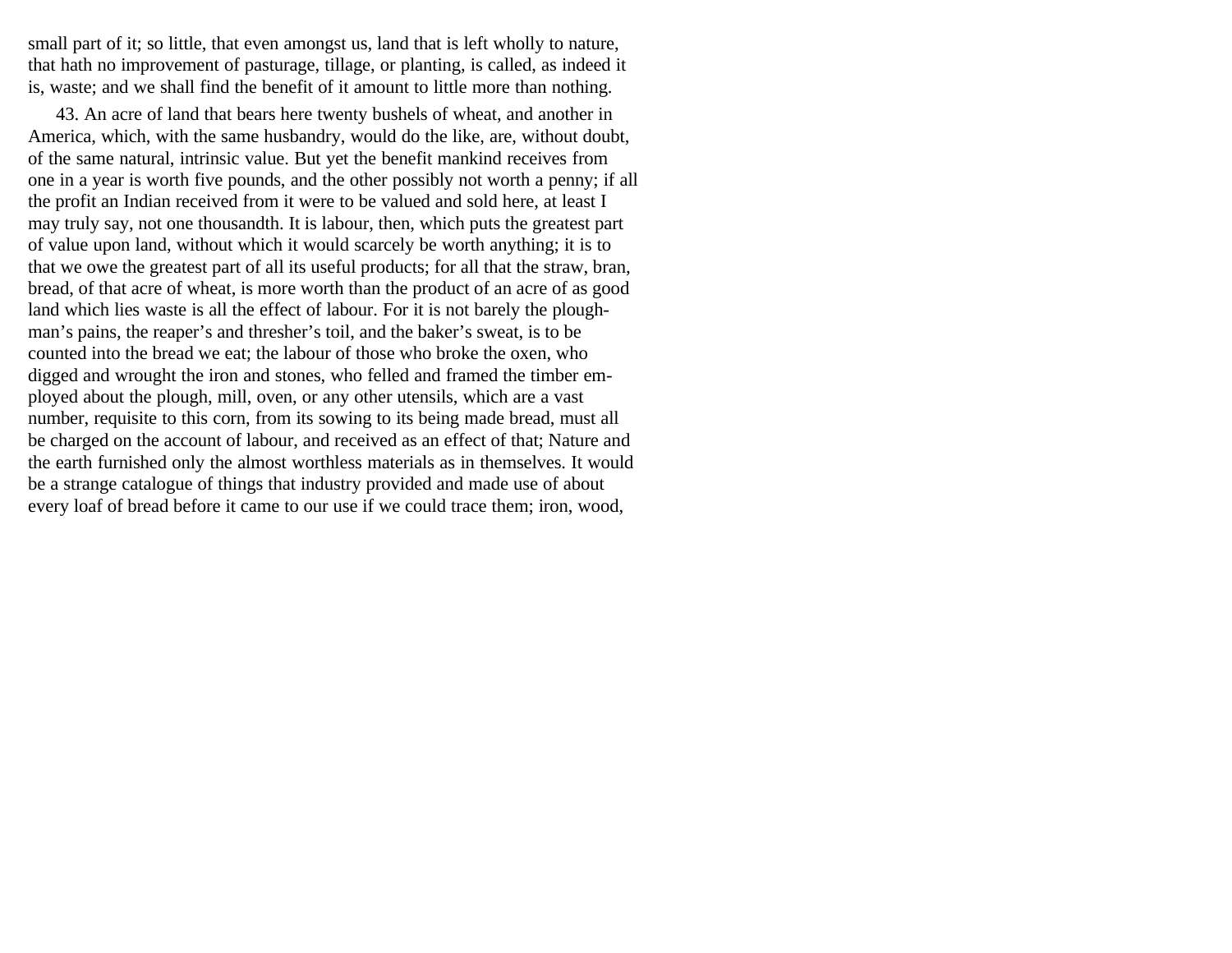small part of it; so little, that even amongst us, land that is left wholly to nature, that hath no improvement of pasturage, tillage, or planting, is called, as indeed it is, waste; and we shall find the benefit of it amount to little more than nothing.

43. An acre of land that bears here twenty bushels of wheat, and another in America, which, with the same husbandry, would do the like, are, without doubt, of the same natural, intrinsic value. But yet the benefit mankind receives from one in a year is worth five pounds, and the other possibly not worth a penny; if all the profit an Indian received from it were to be valued and sold here, at least I may truly say, not one thousandth. It is labour, then, which puts the greatest part of value upon land, without which it would scarcely be worth anything; it is to that we owe the greatest part of all its useful products; for all that the straw, bran, bread, of that acre of wheat, is more worth than the product of an acre of as good land which lies waste is all the effect of labour. For it is not barely the ploughman's pains, the reaper's and thresher's toil, and the baker's sweat, is to be counted into the bread we eat; the labour of those who broke the oxen, who digged and wrought the iron and stones, who felled and framed the timber employed about the plough, mill, oven, or any other utensils, which are a vast number, requisite to this corn, from its sowing to its being made bread, must all be charged on the account of labour, and received as an effect of that; Nature and the earth furnished only the almost worthless materials as in themselves. It would be a strange catalogue of things that industry provided and made use of about every loaf of bread before it came to our use if we could trace them; iron, wood,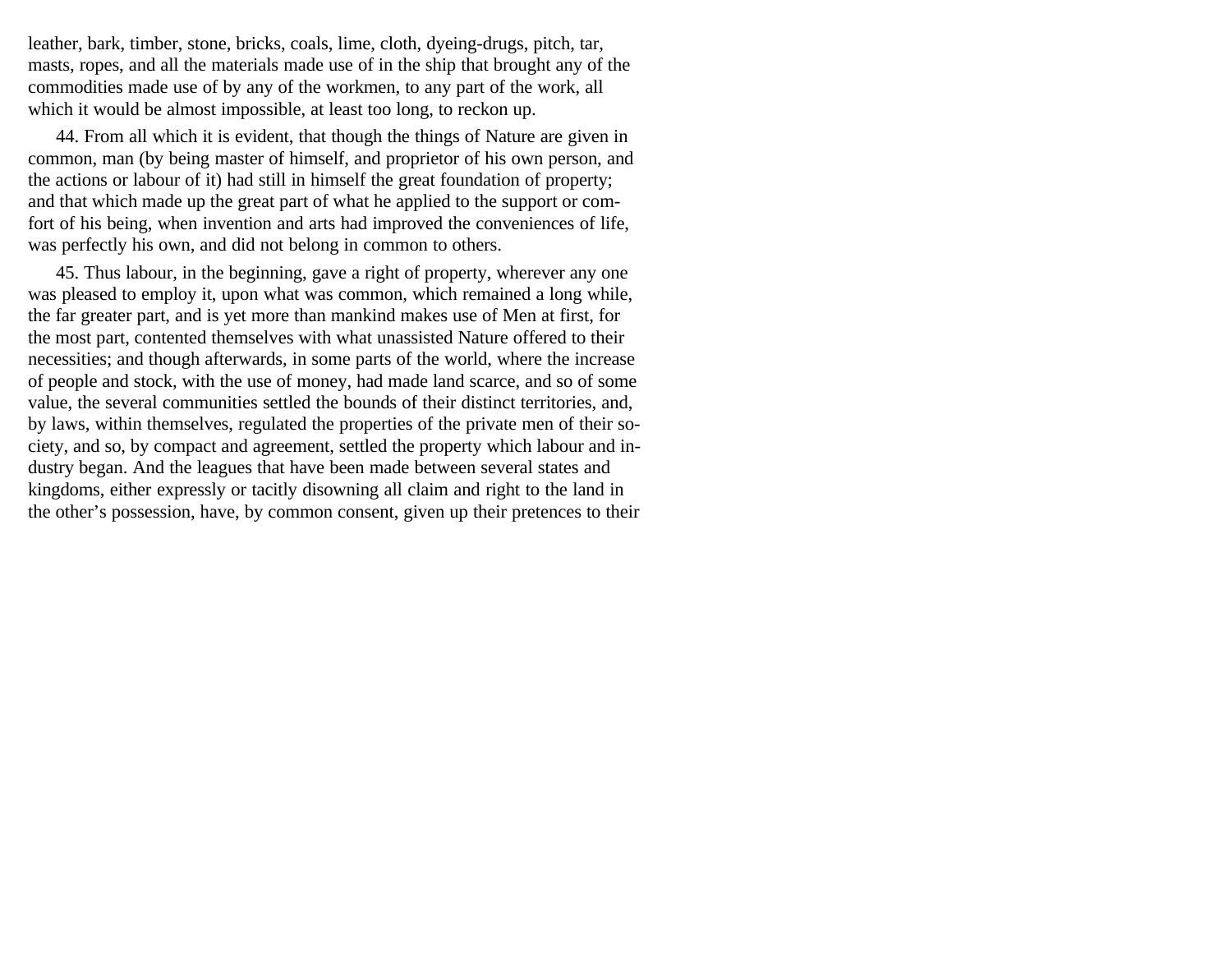leather, bark, timber, stone, bricks, coals, lime, cloth, dyeing-drugs, pitch, tar, masts, ropes, and all the materials made use of in the ship that brought any of the commodities made use of by any of the workmen, to any part of the work, all which it would be almost impossible, at least too long, to reckon up.

44. From all which it is evident, that though the things of Nature are given in common, man (by being master of himself, and proprietor of his own person, and the actions or labour of it) had still in himself the great foundation of property; and that which made up the great part of what he applied to the support or comfort of his being, when invention and arts had improved the conveniences of life, was perfectly his own, and did not belong in common to others.

45. Thus labour, in the beginning, gave a right of property, wherever any one was pleased to employ it, upon what was common, which remained a long while, the far greater part, and is yet more than mankind makes use of Men at first, for the most part, contented themselves with what unassisted Nature offered to their necessities; and though afterwards, in some parts of the world, where the increase of people and stock, with the use of money, had made land scarce, and so of some value, the several communities settled the bounds of their distinct territories, and, by laws, within themselves, regulated the properties of the private men of their society, and so, by compact and agreement, settled the property which labour and industry began. And the leagues that have been made between several states and kingdoms, either expressly or tacitly disowning all claim and right to the land in the other's possession, have, by common consent, given up their pretences to their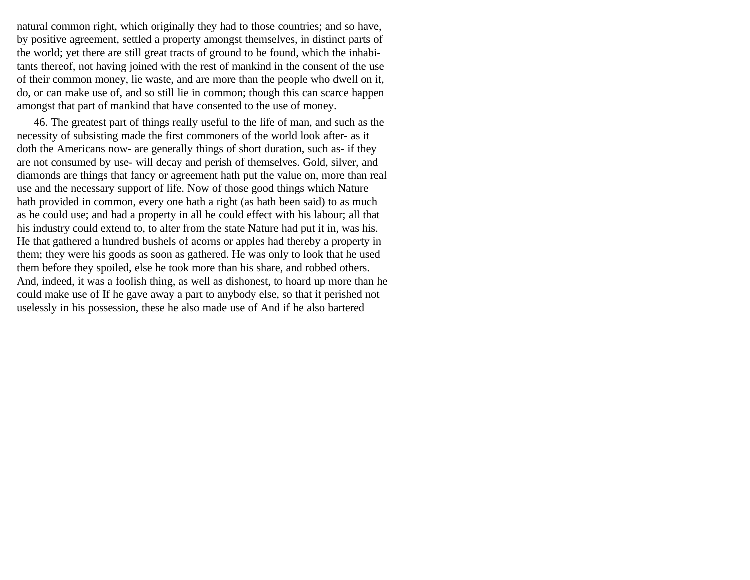natural common right, which originally they had to those countries; and so have, by positive agreement, settled a property amongst themselves, in distinct parts of the world; yet there are still great tracts of ground to be found, which the inhabitants thereof, not having joined with the rest of mankind in the consent of the use of their common money, lie waste, and are more than the people who dwell on it, do, or can make use of, and so still lie in common; though this can scarce happen amongst that part of mankind that have consented to the use of money.

46. The greatest part of things really useful to the life of man, and such as the necessity of subsisting made the first commoners of the world look after- as it doth the Americans now- are generally things of short duration, such as- if they are not consumed by use- will decay and perish of themselves. Gold, silver, and diamonds are things that fancy or agreement hath put the value on, more than real use and the necessary support of life. Now of those good things which Nature hath provided in common, every one hath a right (as hath been said) to as much as he could use; and had a property in all he could effect with his labour; all that his industry could extend to, to alter from the state Nature had put it in, was his. He that gathered a hundred bushels of acorns or apples had thereby a property in them; they were his goods as soon as gathered. He was only to look that he used them before they spoiled, else he took more than his share, and robbed others. And, indeed, it was a foolish thing, as well as dishonest, to hoard up more than he could make use of If he gave away a part to anybody else, so that it perished not uselessly in his possession, these he also made use of And if he also bartered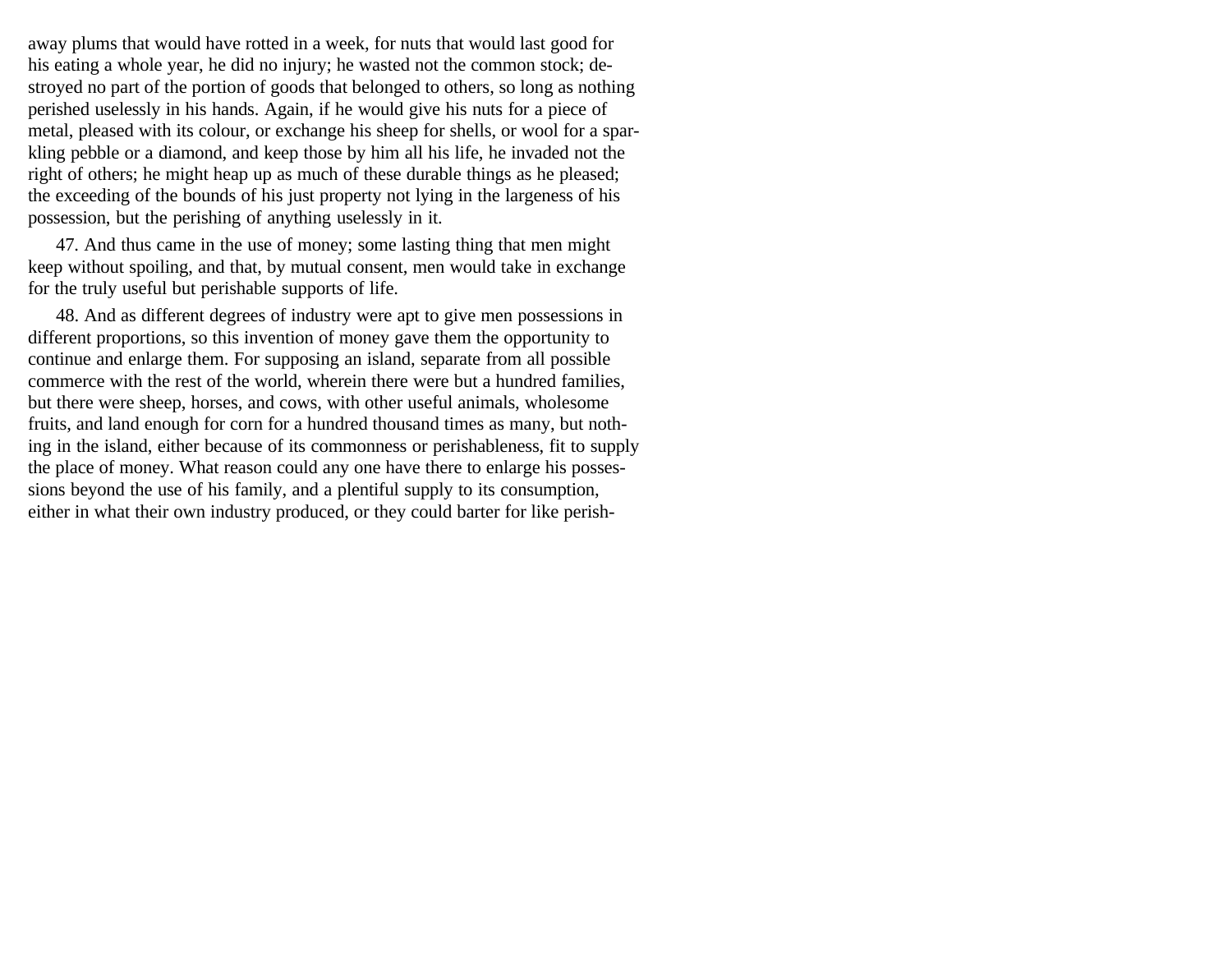away plums that would have rotted in a week, for nuts that would last good for his eating a whole year, he did no injury; he wasted not the common stock; destroyed no part of the portion of goods that belonged to others, so long as nothing perished uselessly in his hands. Again, if he would give his nuts for a piece of metal, pleased with its colour, or exchange his sheep for shells, or wool for a sparkling pebble or a diamond, and keep those by him all his life, he invaded not the right of others; he might heap up as much of these durable things as he pleased; the exceeding of the bounds of his just property not lying in the largeness of his possession, but the perishing of anything uselessly in it.

47. And thus came in the use of money; some lasting thing that men might keep without spoiling, and that, by mutual consent, men would take in exchange for the truly useful but perishable supports of life.

48. And as different degrees of industry were apt to give men possessions in different proportions, so this invention of money gave them the opportunity to continue and enlarge them. For supposing an island, separate from all possible commerce with the rest of the world, wherein there were but a hundred families, but there were sheep, horses, and cows, with other useful animals, wholesome fruits, and land enough for corn for a hundred thousand times as many, but nothing in the island, either because of its commonness or perishableness, fit to supply the place of money. What reason could any one have there to enlarge his possessions beyond the use of his family, and a plentiful supply to its consumption, either in what their own industry produced, or they could barter for like perish-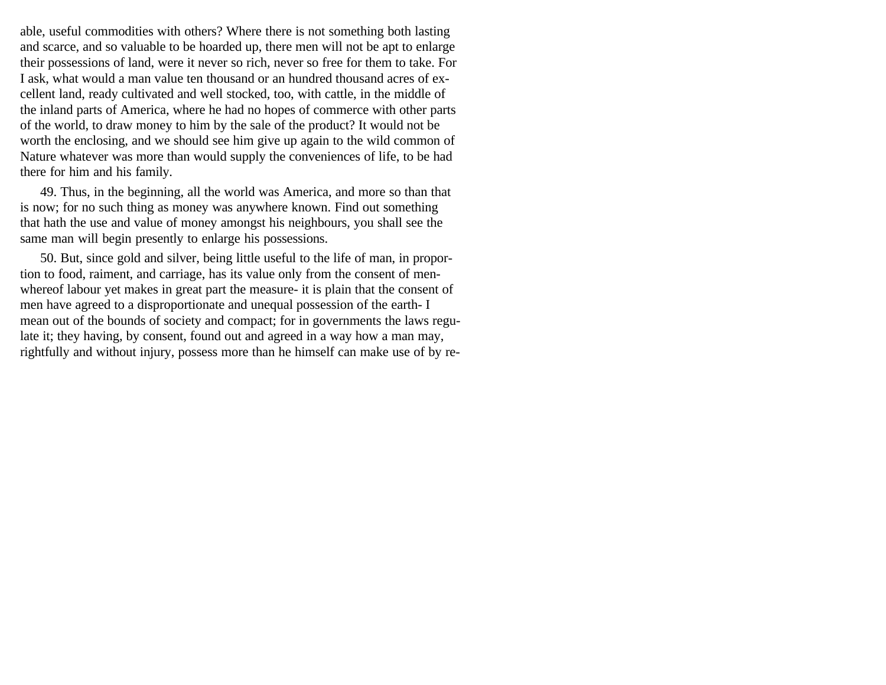able, useful commodities with others? Where there is not something both lasting and scarce, and so valuable to be hoarded up, there men will not be apt to enlarge their possessions of land, were it never so rich, never so free for them to take. For I ask, what would a man value ten thousand or an hundred thousand acres of excellent land, ready cultivated and well stocked, too, with cattle, in the middle of the inland parts of America, where he had no hopes of commerce with other parts of the world, to draw money to him by the sale of the product? It would not be worth the enclosing, and we should see him give up again to the wild common of Nature whatever was more than would supply the conveniences of life, to be had there for him and his family.

49. Thus, in the beginning, all the world was America, and more so than that is now; for no such thing as money was anywhere known. Find out something that hath the use and value of money amongst his neighbours, you shall see the same man will begin presently to enlarge his possessions.

50. But, since gold and silver, being little useful to the life of man, in proportion to food, raiment, and carriage, has its value only from the consent of men- whereof labour yet makes in great part the measure- it is plain that the consent of men have agreed to a disproportionate and unequal possession of the earth- I mean out of the bounds of society and compact; for in governments the laws regulate it; they having, by consent, found out and agreed in a way how a man may, rightfully and without injury, possess more than he himself can make use of by re-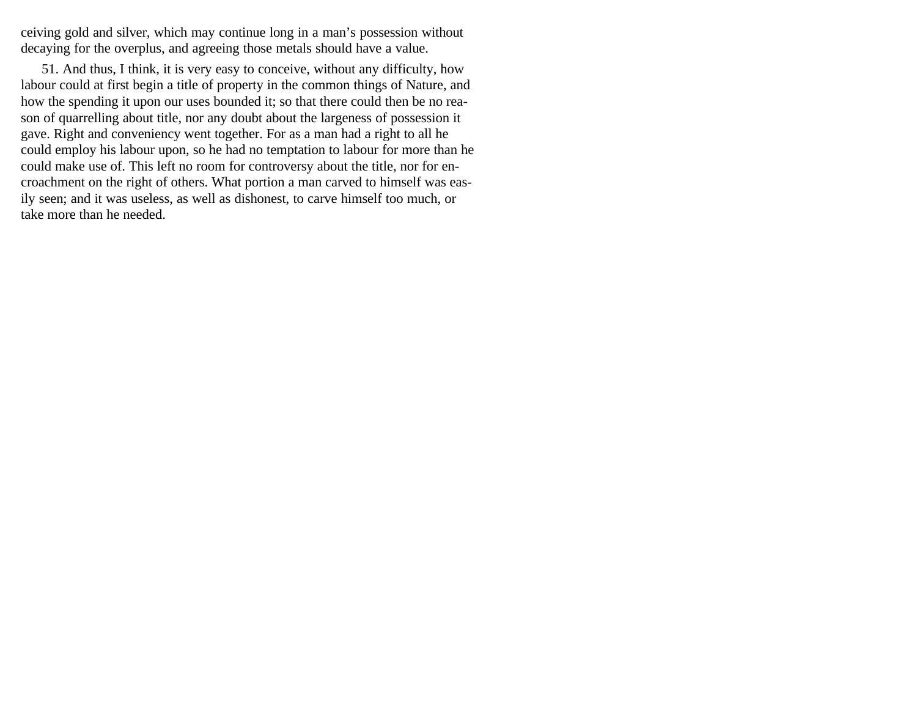ceiving gold and silver, which may continue long in a man's possession without decaying for the overplus, and agreeing those metals should have a value.

51. And thus, I think, it is very easy to conceive, without any difficulty, how labour could at first begin a title of property in the common things of Nature, and how the spending it upon our uses bounded it; so that there could then be no reason of quarrelling about title, nor any doubt about the largeness of possession it gave. Right and conveniency went together. For as a man had a right to all he could employ his labour upon, so he had no temptation to labour for more than he could make use of. This left no room for controversy about the title, nor for encroachment on the right of others. What portion a man carved to himself was easily seen; and it was useless, as well as dishonest, to carve himself too much, or take more than he needed.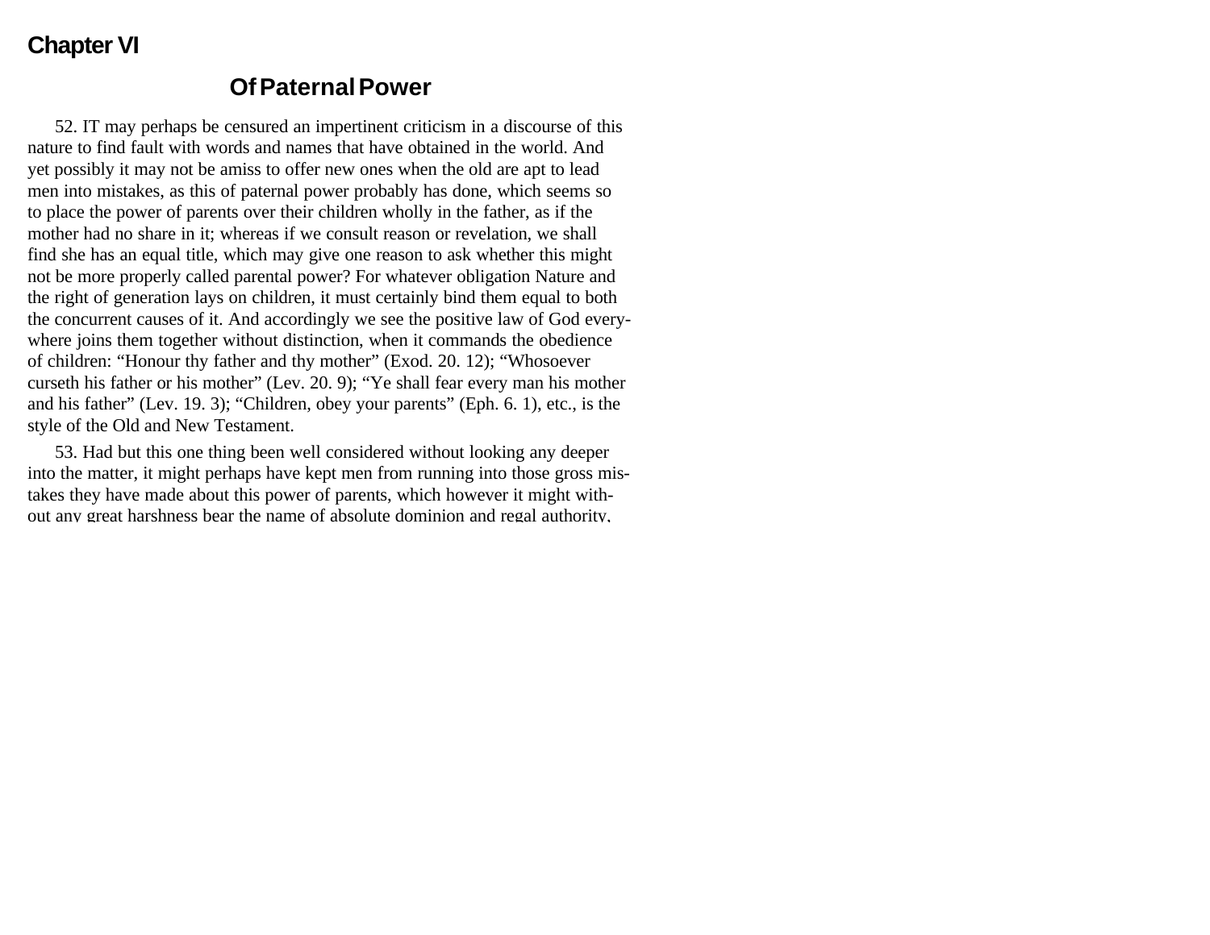# Chapter VI

## Of Paternal Power

52. IT may perhaps be censured an impertinent criticism in a discourse of this nature to find fault with words and names that have obtained in the world. And yet possibly it may not be amiss to offer new ones when the old are apt to lead men into mistakes, as this of paternal power probably has done, which seems so to place the power of parents over their children wholly in the father, as if the mother had no share in it; whereas if we consult reason or revelation, we shall find she has an equal title, which may give one reason to ask whether this might not be more properly called parental power? For whatever obligation Nature and the right of generation lays on children, it must certainly bind them equal to both the concurrent causes of it. And accordingly we see the positive law of God everywhere joins them together without distinction, when it commands the obedience of children: "Honour thy father and thy mother" (Exod. 20. 12); "Whosoever curseth his father or his mother" (Lev. 20. 9); "Ye shall fear every man his mother and his father" (Lev. 19. 3); "Children, obey your parents" (Eph. 6. 1), etc., is the style of the Old and New Testament.

53. Had but this one thing been well considered without looking any deeper into the matter, it might perhaps have kept men from running into those gross mistakes they have made about this power of parents, which however it might without any great harshness bear the name of absolute dominion and regal authority,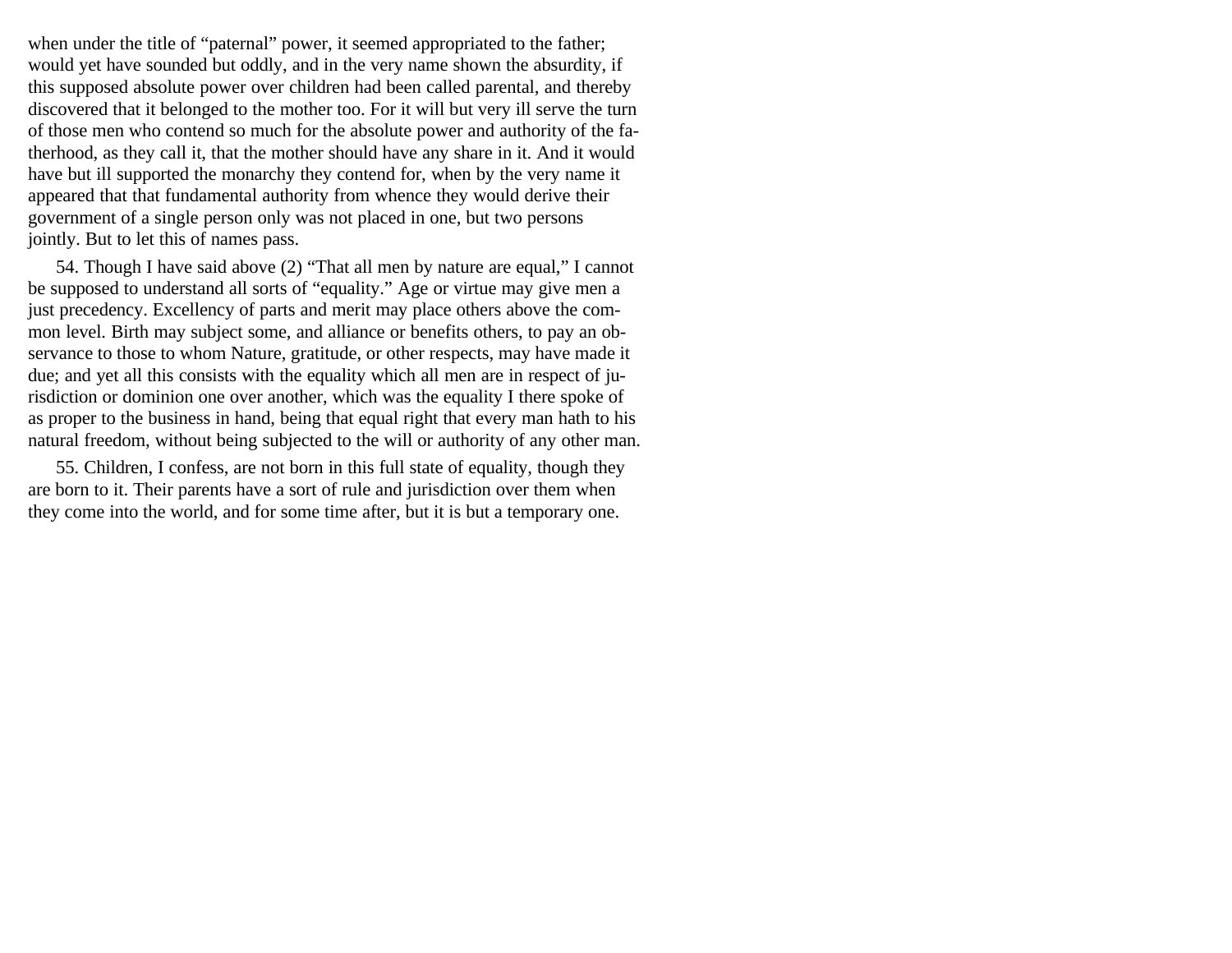when under the title of "paternal" power, it seemed appropriated to the father; would yet have sounded but oddly, and in the very name shown the absurdity, if this supposed absolute power over children had been called parental, and thereby discovered that it belonged to the mother too. For it will but very ill serve the turn of those men who contend so much for the absolute power and authority of the fatherhood, as they call it, that the mother should have any share in it. And it would have but ill supported the monarchy they contend for, when by the very name it appeared that that fundamental authority from whence they would derive their government of a single person only was not placed in one, but two persons jointly. But to let this of names pass.

54. Though I have said above (2) "That all men by nature are equal," I cannot be supposed to understand all sorts of "equality." Age or virtue may give men a just precedency. Excellency of parts and merit may place others above the common level. Birth may subject some, and alliance or benefits others, to pay an observance to those to whom Nature, gratitude, or other respects, may have made it due; and yet all this consists with the equality which all men are in respect of jurisdiction or dominion one over another, which was the equality I there spoke of as proper to the business in hand, being that equal right that every man hath to his natural freedom, without being subjected to the will or authority of any other man.

55. Children, I confess, are not born in this full state of equality, though they are born to it. Their parents have a sort of rule and jurisdiction over them when they come into the world, and for some time after, but it is but a temporary one.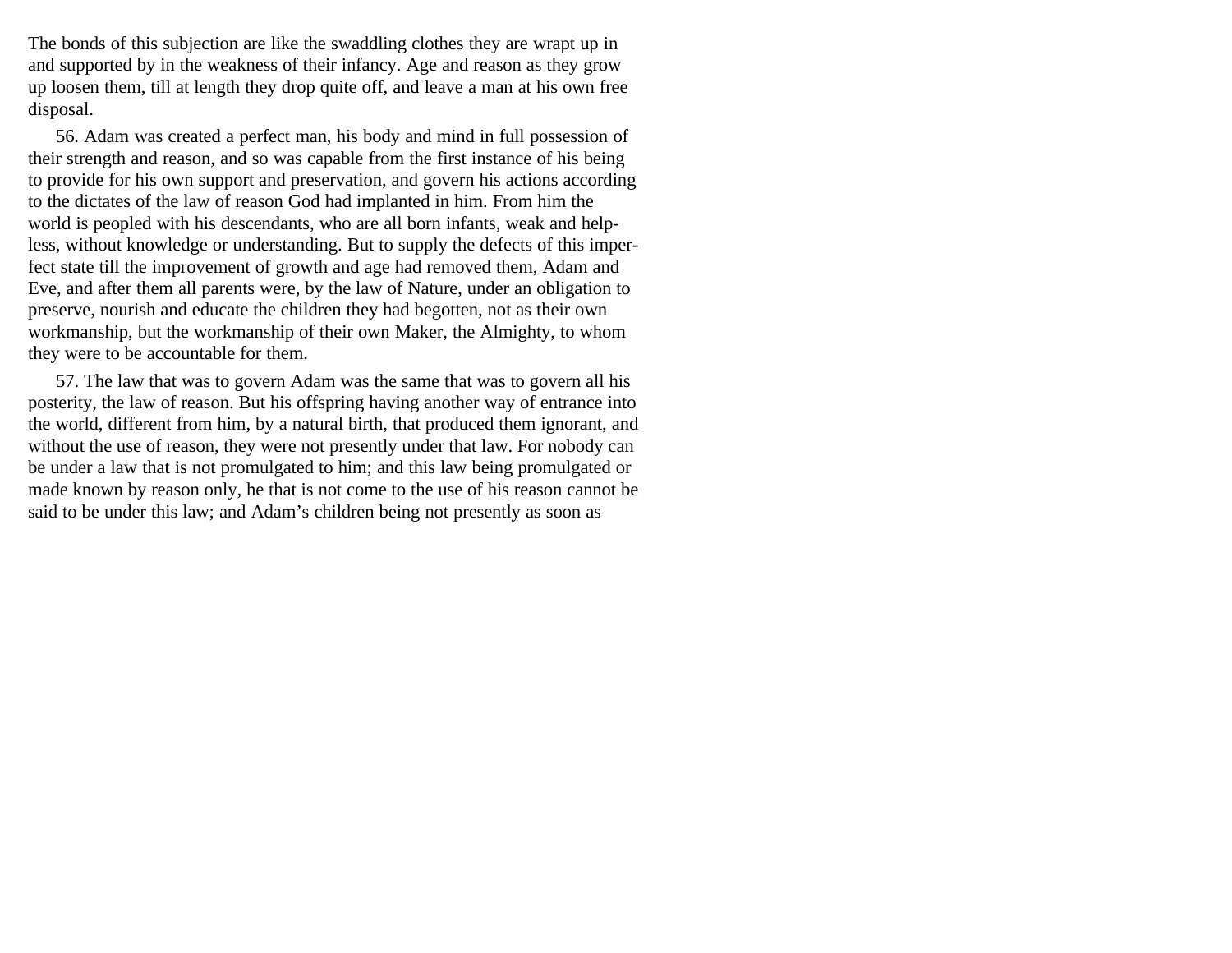The bonds of this subjection are like the swaddling clothes they are wrapt up in and supported by in the weakness of their infancy. Age and reason as they grow up loosen them, till at length they drop quite off, and leave a man at his own free disposal.

56. Adam was created a perfect man, his body and mind in full possession of their strength and reason, and so was capable from the first instance of his being to provide for his own support and preservation, and govern his actions according to the dictates of the law of reason God had implanted in him. From him the world is peopled with his descendants, who are all born infants, weak and helpless, without knowledge or understanding. But to supply the defects of this imperfect state till the improvement of growth and age had removed them, Adam and Eve, and after them all parents were, by the law of Nature, under an obligation to preserve, nourish and educate the children they had begotten, not as their own workmanship, but the workmanship of their own Maker, the Almighty, to whom they were to be accountable for them.

57. The law that was to govern Adam was the same that was to govern all his posterity, the law of reason. But his offspring having another way of entrance into the world, different from him, by a natural birth, that produced them ignorant, and without the use of reason, they were not presently under that law. For nobody can be under a law that is not promulgated to him; and this law being promulgated or made known by reason only, he that is not come to the use of his reason cannot be said to be under this law; and Adam's children being not presently as soon as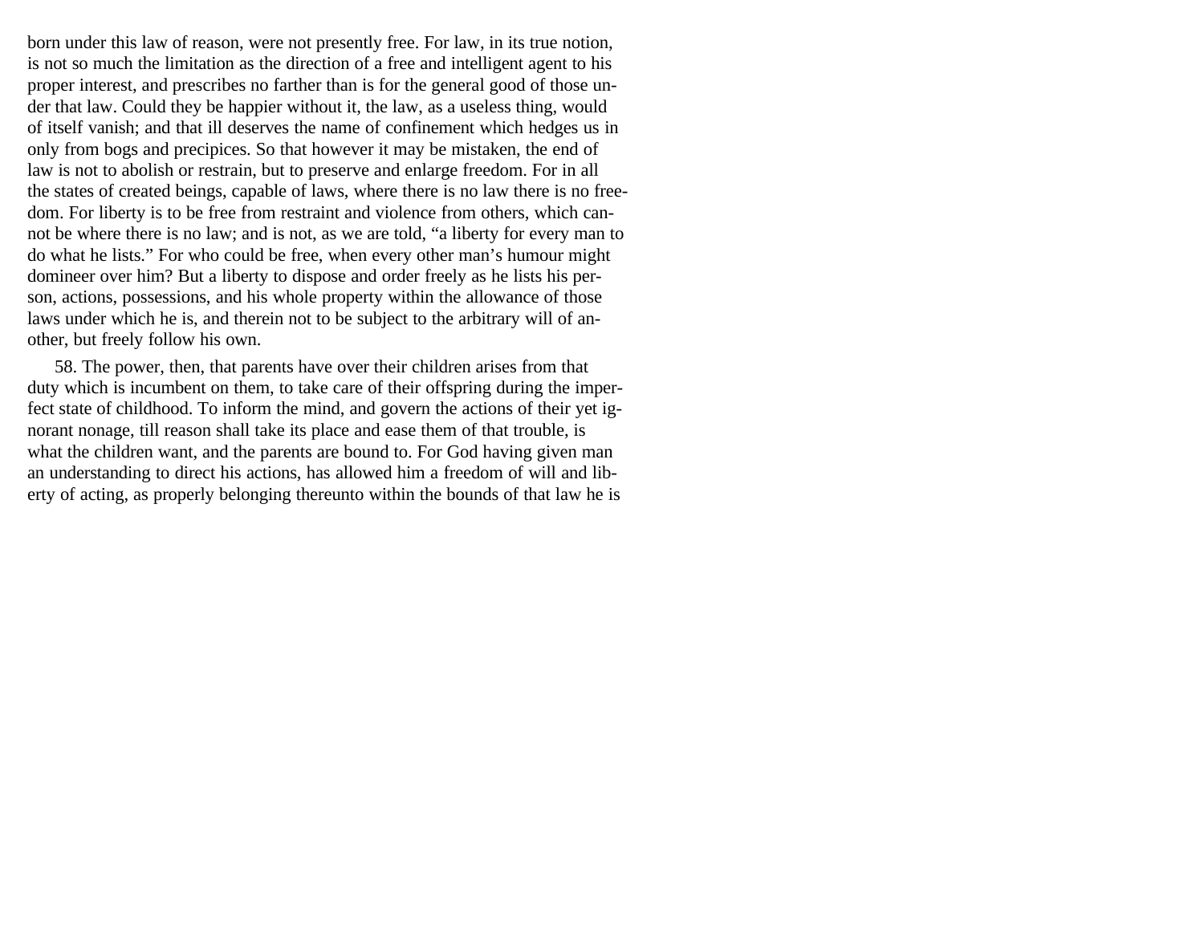born under this law of reason, were not presently free. For law, in its true notion, is not so much the limitation as the direction of a free and intelligent agent to his proper interest, and prescribes no farther than is for the general good of those under that law. Could they be happier without it, the law, as a useless thing, would of itself vanish; and that ill deserves the name of confinement which hedges us in only from bogs and precipices. So that however it may be mistaken, the end of law is not to abolish or restrain, but to preserve and enlarge freedom. For in all the states of created beings, capable of laws, where there is no law there is no freedom. For liberty is to be free from restraint and violence from others, which cannot be where there is no law; and is not, as we are told, “a liberty for every man to do what he lists.” For who could be free, when every other man’s humour might domineer over him? But a liberty to dispose and order freely as he lists his person, actions, possessions, and his whole property within the allowance of those laws under which he is, and therein not to be subject to the arbitrary will of another, but freely follow his own.

58. The power, then, that parents have over their children arises from that duty which is incumbent on them, to take care of their offspring during the imperfect state of childhood. To inform the mind, and govern the actions of their yet ignorant nonage, till reason shall take its place and ease them of that trouble, is what the children want, and the parents are bound to. For God having given man an understanding to direct his actions, has allowed him a freedom of will and liberty of acting, as properly belonging thereunto within the bounds of that law he is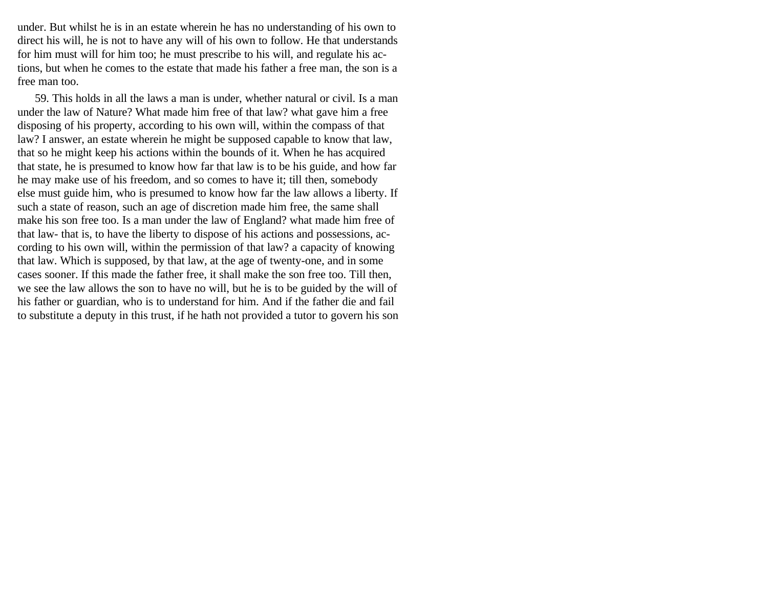under. But whilst he is in an estate wherein he has no understanding of his own to direct his will, he is not to have any will of his own to follow. He that understands for him must will for him too; he must prescribe to his will, and regulate his actions, but when he comes to the estate that made his father a free man, the son is a free man too.

59. This holds in all the laws a man is under, whether natural or civil. Is a man under the law of Nature? What made him free of that law? what gave him a free disposing of his property, according to his own will, within the compass of that law? I answer, an estate wherein he might be supposed capable to know that law, that so he might keep his actions within the bounds of it. When he has acquired that state, he is presumed to know how far that law is to be his guide, and how far he may make use of his freedom, and so comes to have it; till then, somebody else must guide him, who is presumed to know how far the law allows a liberty. If such a state of reason, such an age of discretion made him free, the same shall make his son free too. Is a man under the law of England? what made him free of that law- that is, to have the liberty to dispose of his actions and possessions, according to his own will, within the permission of that law? a capacity of knowing that law. Which is supposed, by that law, at the age of twenty-one, and in some cases sooner. If this made the father free, it shall make the son free too. Till then, we see the law allows the son to have no will, but he is to be guided by the will of his father or guardian, who is to understand for him. And if the father die and fail to substitute a deputy in this trust, if he hath not provided a tutor to govern his son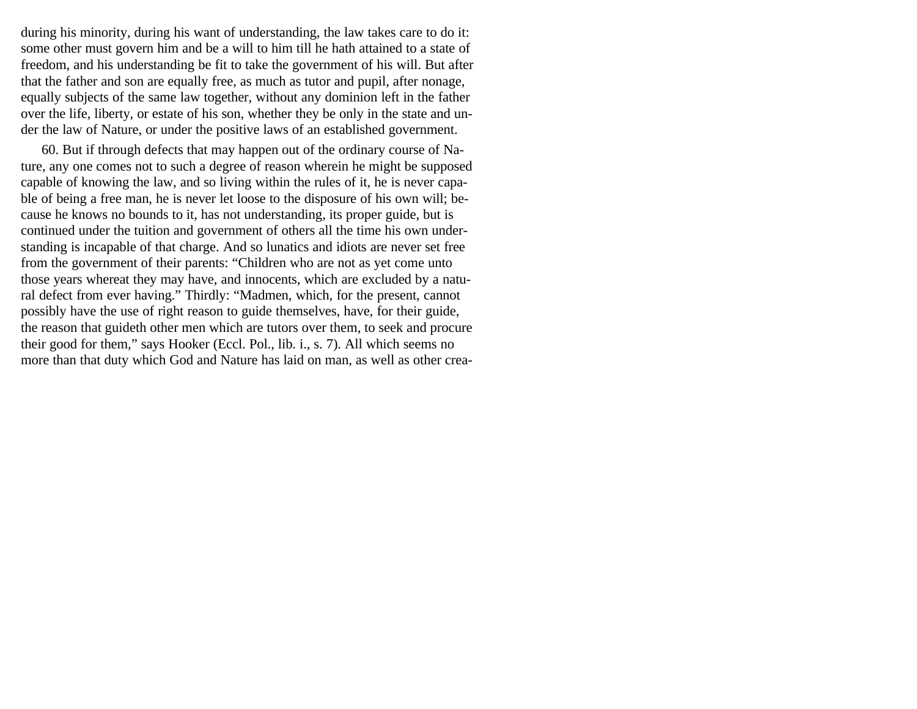during his minority, during his want of understanding, the law takes care to do it: some other must govern him and be a will to him till he hath attained to a state of freedom, and his understanding be fit to take the government of his will. But after that the father and son are equally free, as much as tutor and pupil, after nonage, equally subjects of the same law together, without any dominion left in the father over the life, liberty, or estate of his son, whether they be only in the state and under the law of Nature, or under the positive laws of an established government.

60. But if through defects that may happen out of the ordinary course of Nature, any one comes not to such a degree of reason wherein he might be supposed capable of knowing the law, and so living within the rules of it, he is never capable of being a free man, he is never let loose to the disposure of his own will; because he knows no bounds to it, has not understanding, its proper guide, but is continued under the tuition and government of others all the time his own understanding is incapable of that charge. And so lunatics and idiots are never set free from the government of their parents: "Children who are not as yet come unto those years whereat they may have, and innocents, which are excluded by a natural defect from ever having." Thirdly: "Madmen, which, for the present, cannot possibly have the use of right reason to guide themselves, have, for their guide, the reason that guideth other men which are tutors over them, to seek and procure their good for them," says Hooker (Eccl. Pol., lib. i., s. 7). All which seems no more than that duty which God and Nature has laid on man, as well as other crea-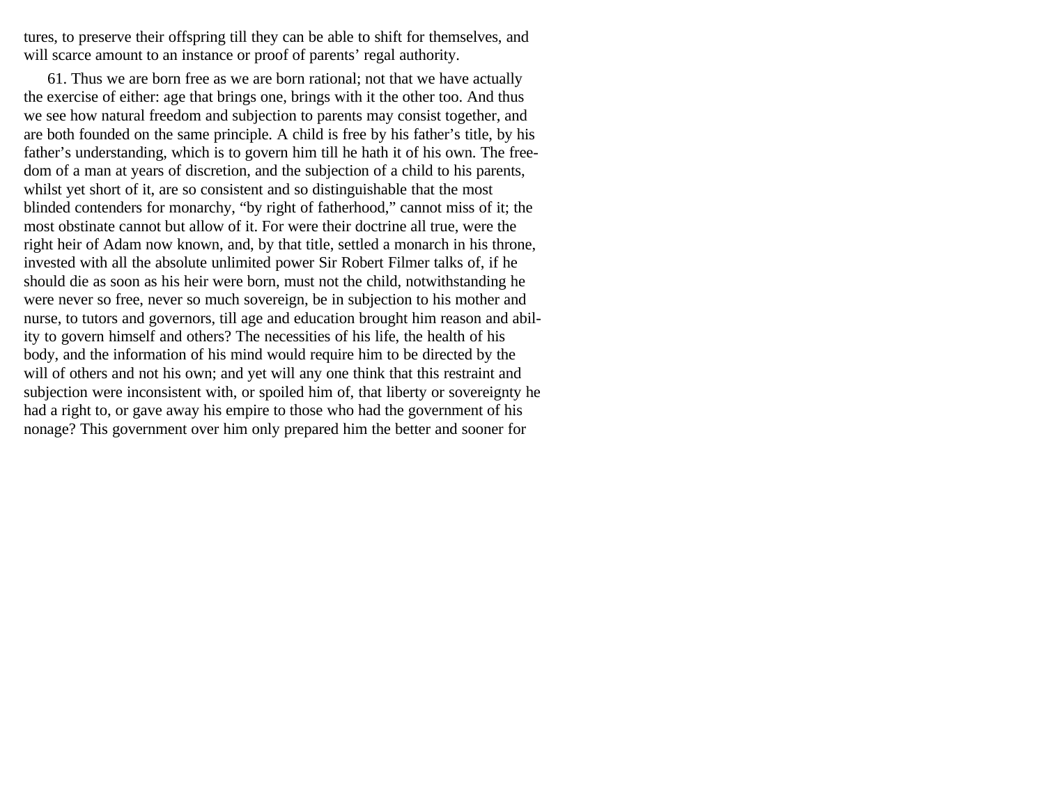tures, to preserve their offspring till they can be able to shift for themselves, and will scarce amount to an instance or proof of parents' regal authority.

61. Thus we are born free as we are born rational; not that we have actually the exercise of either: age that brings one, brings with it the other too. And thus we see how natural freedom and subjection to parents may consist together, and are both founded on the same principle. A child is free by his father's title, by his father's understanding, which is to govern him till he hath it of his own. The freedom of a man at years of discretion, and the subjection of a child to his parents, whilst yet short of it, are so consistent and so distinguishable that the most blinded contenders for monarchy, "by right of fatherhood," cannot miss of it; the most obstinate cannot but allow of it. For were their doctrine all true, were the right heir of Adam now known, and, by that title, settled a monarch in his throne, invested with all the absolute unlimited power Sir Robert Filmer talks of, if he should die as soon as his heir were born, must not the child, notwithstanding he were never so free, never so much sovereign, be in subjection to his mother and nurse, to tutors and governors, till age and education brought him reason and ability to govern himself and others? The necessities of his life, the health of his body, and the information of his mind would require him to be directed by the will of others and not his own; and yet will any one think that this restraint and subjection were inconsistent with, or spoiled him of, that liberty or sovereignty he had a right to, or gave away his empire to those who had the government of his nonage? This government over him only prepared him the better and sooner for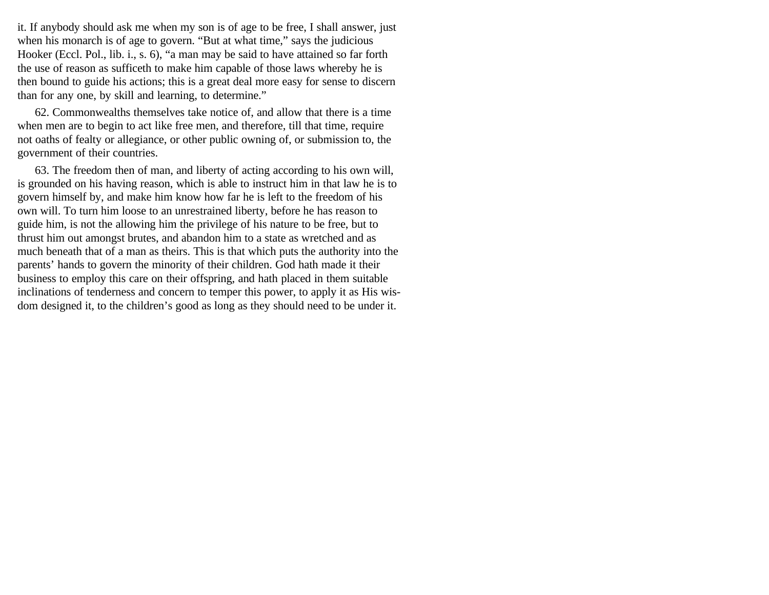it. If anybody should ask me when my son is of age to be free, I shall answer, just when his monarch is of age to govern. “But at what time,” says the judicious Hooker (Eccl. Pol., lib. i., s. 6), “a man may be said to have attained so far forth the use of reason as sufficeth to make him capable of those laws whereby he is then bound to guide his actions; this is a great deal more easy for sense to discern than for any one, by skill and learning, to determine.”

62. Commonwealths themselves take notice of, and allow that there is a time when men are to begin to act like free men, and therefore, till that time, require not oaths of fealty or allegiance, or other public owning of, or submission to, the government of their countries.

63. The freedom then of man, and liberty of acting according to his own will, is grounded on his having reason, which is able to instruct him in that law he is to govern himself by, and make him know how far he is left to the freedom of his own will. To turn him loose to an unrestrained liberty, before he has reason to guide him, is not the allowing him the privilege of his nature to be free, but to thrust him out amongst brutes, and abandon him to a state as wretched and as much beneath that of a man as theirs. This is that which puts the authority into the parents’ hands to govern the minority of their children. God hath made it their business to employ this care on their offspring, and hath placed in them suitable inclinations of tenderness and concern to temper this power, to apply it as His wisdom designed it, to the children’s good as long as they should need to be under it.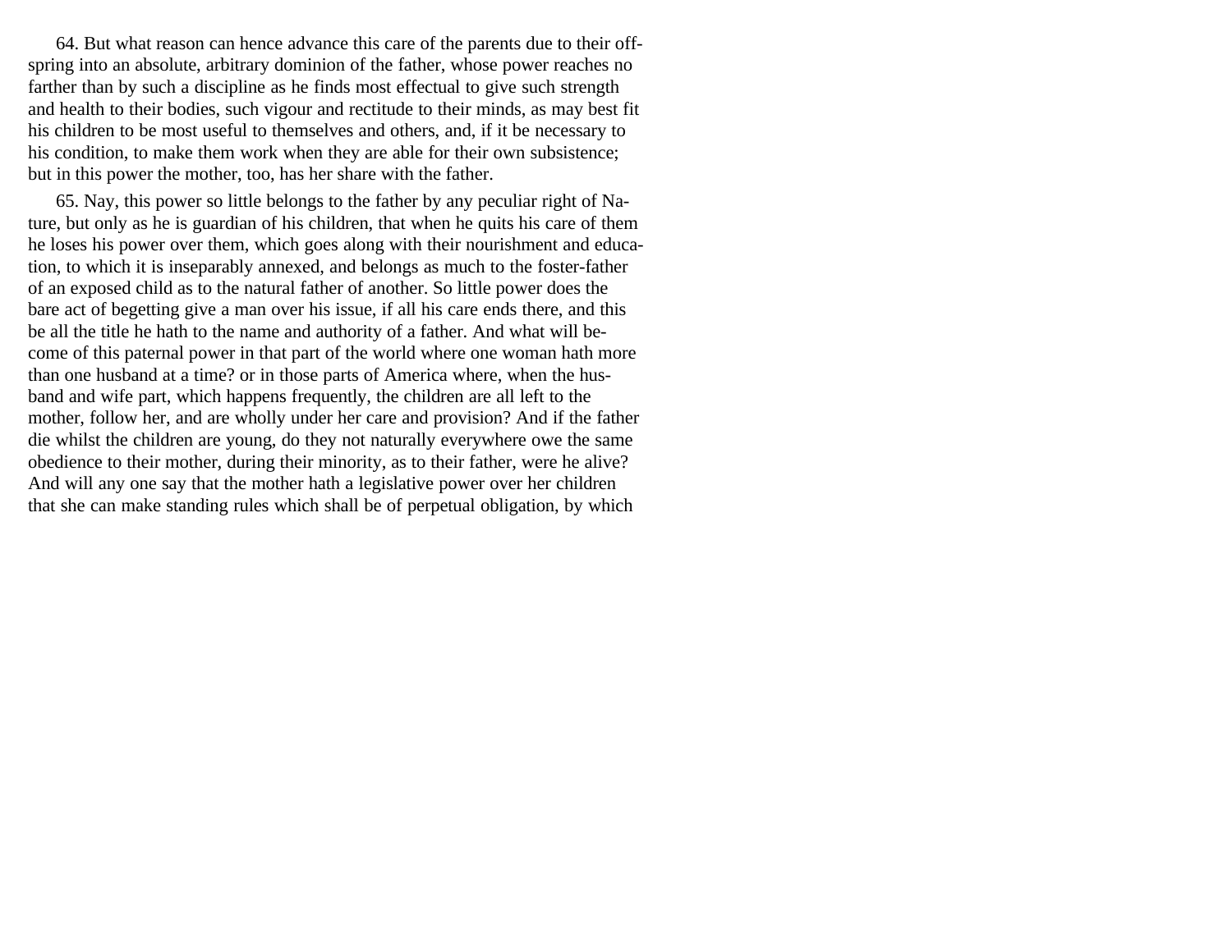64. But what reason can hence advance this care of the parents due to their offspring into an absolute, arbitrary dominion of the father, whose power reaches no farther than by such a discipline as he finds most effectual to give such strength and health to their bodies, such vigour and rectitude to their minds, as may best fit his children to be most useful to themselves and others, and, if it be necessary to his condition, to make them work when they are able for their own subsistence; but in this power the mother, too, has her share with the father.

65. Nay, this power so little belongs to the father by any peculiar right of Nature, but only as he is guardian of his children, that when he quits his care of them he loses his power over them, which goes along with their nourishment and education, to which it is inseparably annexed, and belongs as much to the foster-father of an exposed child as to the natural father of another. So little power does the bare act of begetting give a man over his issue, if all his care ends there, and this be all the title he hath to the name and authority of a father. And what will become of this paternal power in that part of the world where one woman hath more than one husband at a time? or in those parts of America where, when the husband and wife part, which happens frequently, the children are all left to the mother, follow her, and are wholly under her care and provision? And if the father die whilst the children are young, do they not naturally everywhere owe the same obedience to their mother, during their minority, as to their father, were he alive? And will any one say that the mother hath a legislative power over her children that she can make standing rules which shall be of perpetual obligation, by which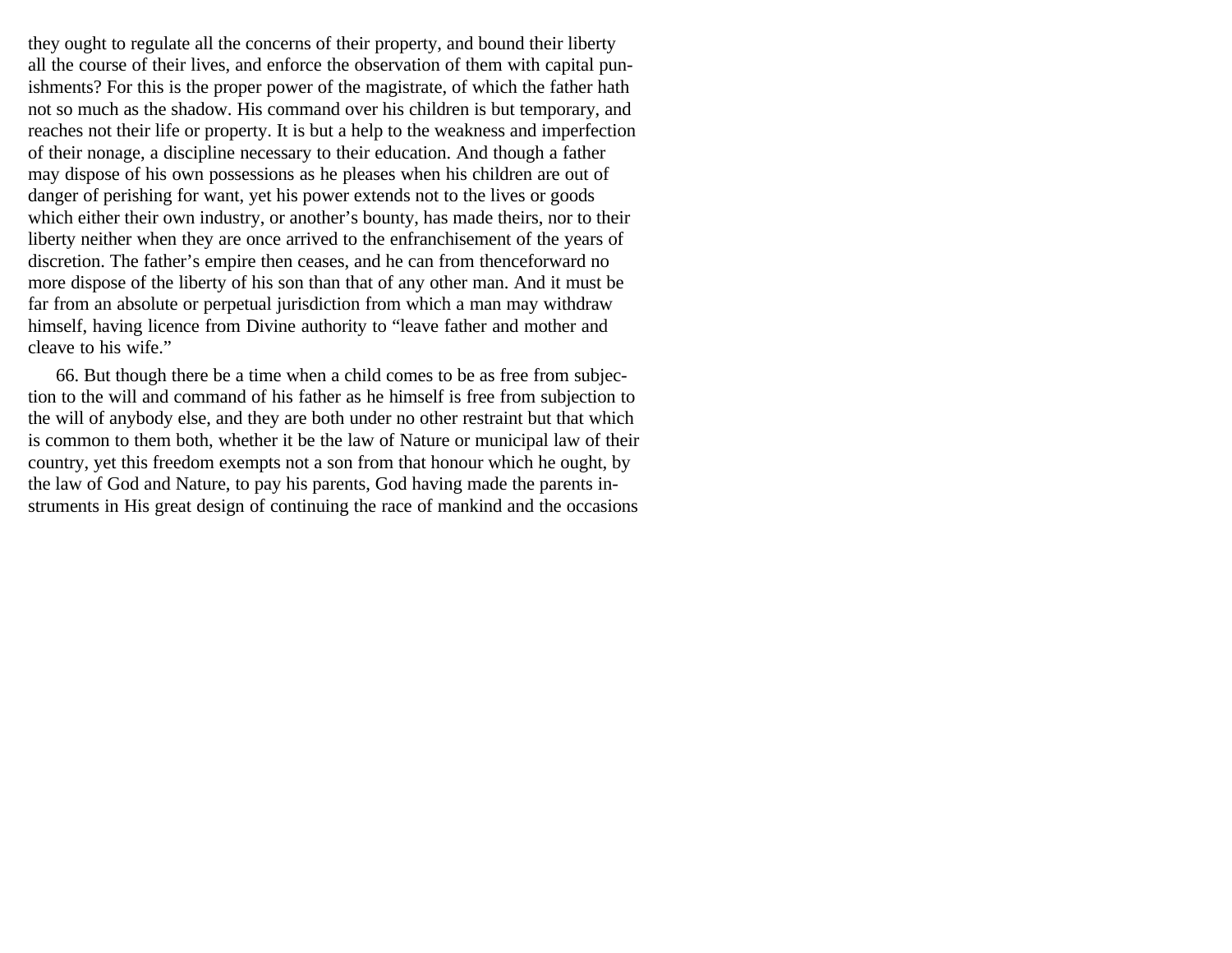they ought to regulate all the concerns of their property, and bound their liberty all the course of their lives, and enforce the observation of them with capital punishments? For this is the proper power of the magistrate, of which the father hath not so much as the shadow. His command over his children is but temporary, and reaches not their life or property. It is but a help to the weakness and imperfection of their nonage, a discipline necessary to their education. And though a father may dispose of his own possessions as he pleases when his children are out of danger of perishing for want, yet his power extends not to the lives or goods which either their own industry, or another's bounty, has made theirs, nor to their liberty neither when they are once arrived to the enfranchisement of the years of discretion. The father's empire then ceases, and he can from thenceforward no more dispose of the liberty of his son than that of any other man. And it must be far from an absolute or perpetual jurisdiction from which a man may withdraw himself, having licence from Divine authority to "leave father and mother and cleave to his wife."

66. But though there be a time when a child comes to be as free from subjection to the will and command of his father as he himself is free from subjection to the will of anybody else, and they are both under no other restraint but that which is common to them both, whether it be the law of Nature or municipal law of their country, yet this freedom exempts not a son from that honour which he ought, by the law of God and Nature, to pay his parents, God having made the parents instruments in His great design of continuing the race of mankind and the occasions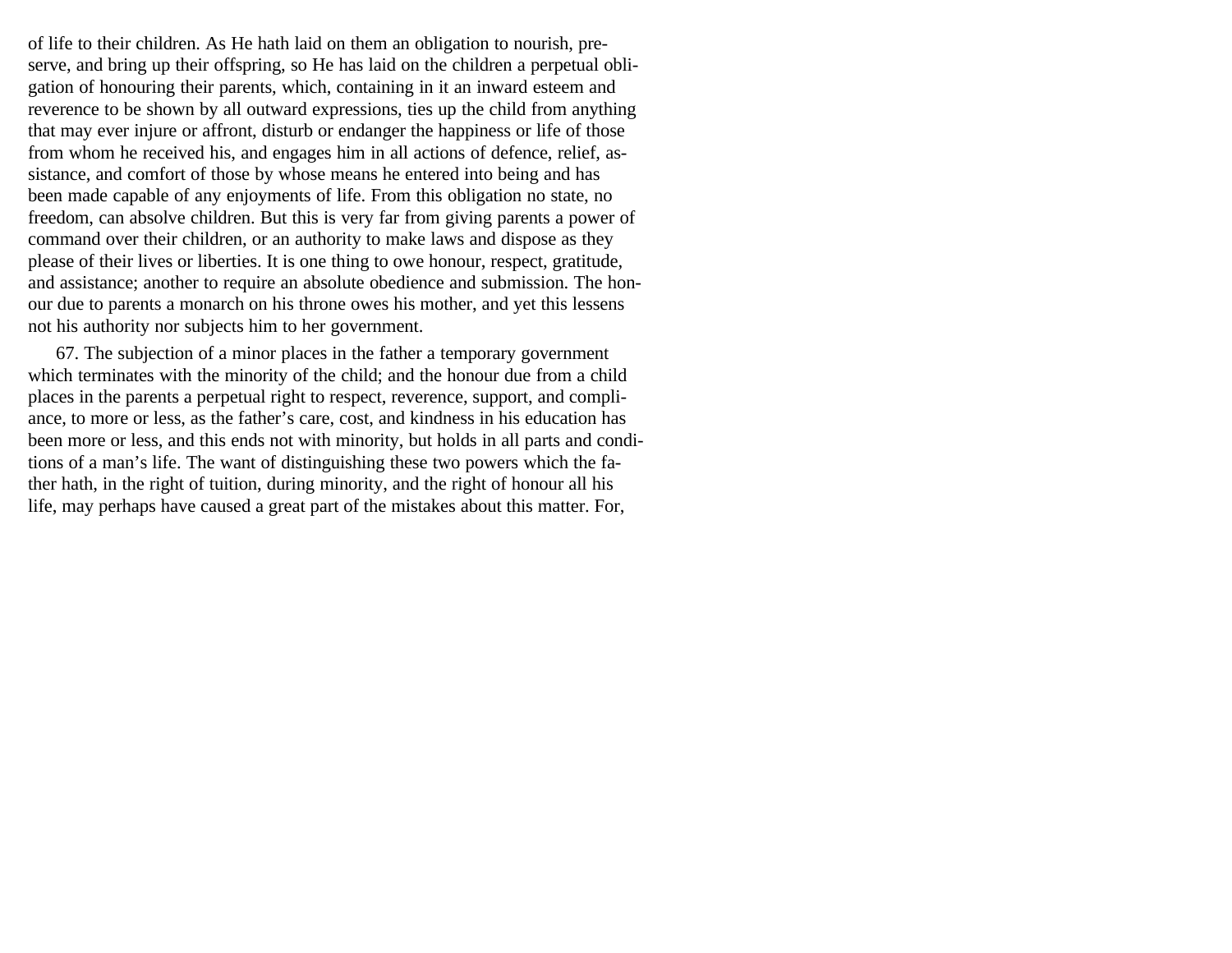of life to their children. As He hath laid on them an obligation to nourish, preserve, and bring up their offspring, so He has laid on the children a perpetual obligation of honouring their parents, which, containing in it an inward esteem and reverence to be shown by all outward expressions, ties up the child from anything that may ever injure or affront, disturb or endanger the happiness or life of those from whom he received his, and engages him in all actions of defence, relief, assistance, and comfort of those by whose means he entered into being and has been made capable of any enjoyments of life. From this obligation no state, no freedom, can absolve children. But this is very far from giving parents a power of command over their children, or an authority to make laws and dispose as they please of their lives or liberties. It is one thing to owe honour, respect, gratitude, and assistance; another to require an absolute obedience and submission. The honour due to parents a monarch on his throne owes his mother, and yet this lessens not his authority nor subjects him to her government.

67. The subjection of a minor places in the father a temporary government which terminates with the minority of the child; and the honour due from a child places in the parents a perpetual right to respect, reverence, support, and compliance, to more or less, as the father's care, cost, and kindness in his education has been more or less, and this ends not with minority, but holds in all parts and conditions of a man's life. The want of distinguishing these two powers which the father hath, in the right of tuition, during minority, and the right of honour all his life, may perhaps have caused a great part of the mistakes about this matter. For,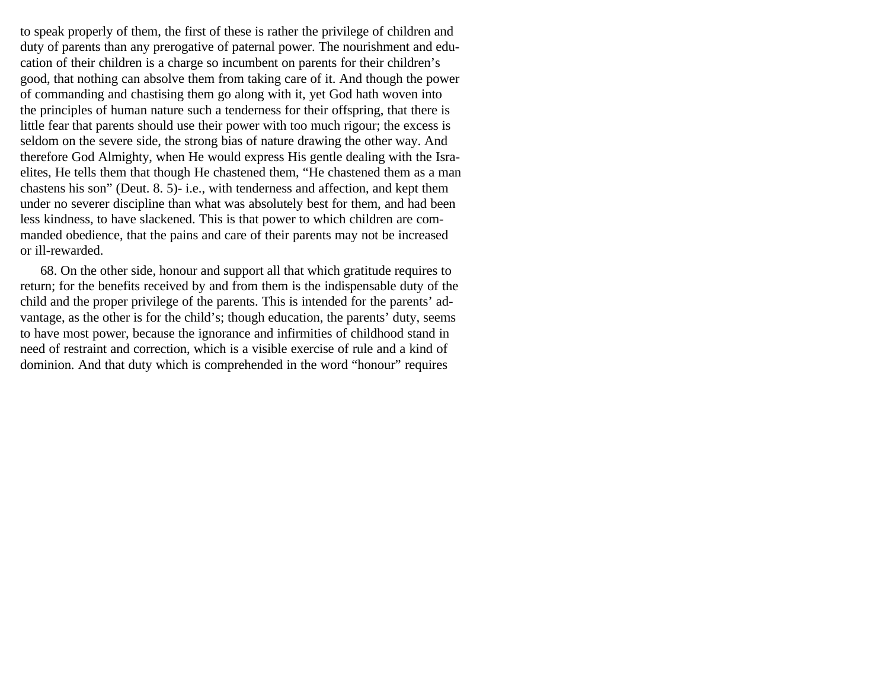to speak properly of them, the first of these is rather the privilege of children and duty of parents than any prerogative of paternal power. The nourishment and education of their children is a charge so incumbent on parents for their children's good, that nothing can absolve them from taking care of it. And though the power of commanding and chastising them go along with it, yet God hath woven into the principles of human nature such a tenderness for their offspring, that there is little fear that parents should use their power with too much rigour; the excess is seldom on the severe side, the strong bias of nature drawing the other way. And therefore God Almighty, when He would express His gentle dealing with the Israelites, He tells them that though He chastened them, "He chastened them as a man chastens his son" (Deut. 8. 5)- i.e., with tenderness and affection, and kept them under no severer discipline than what was absolutely best for them, and had been less kindness, to have slackened. This is that power to which children are commanded obedience, that the pains and care of their parents may not be increased or ill-rewarded.

68. On the other side, honour and support all that which gratitude requires to return; for the benefits received by and from them is the indispensable duty of the child and the proper privilege of the parents. This is intended for the parents' advantage, as the other is for the child's; though education, the parents' duty, seems to have most power, because the ignorance and infirmities of childhood stand in need of restraint and correction, which is a visible exercise of rule and a kind of dominion. And that duty which is comprehended in the word "honour" requires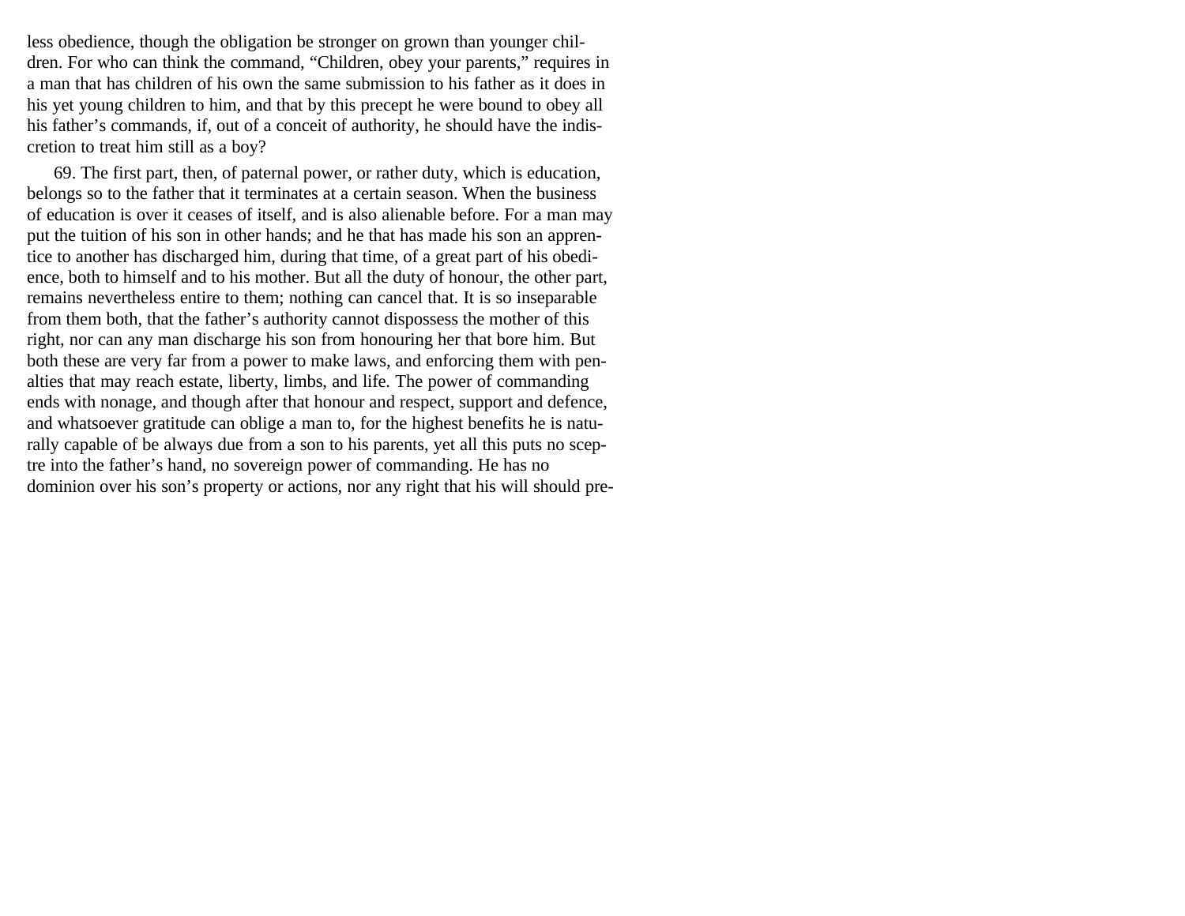less obedience, though the obligation be stronger on grown than younger children. For who can think the command, "Children, obey your parents," requires in a man that has children of his own the same submission to his father as it does in his yet young children to him, and that by this precept he were bound to obey all his father's commands, if, out of a conceit of authority, he should have the indiscretion to treat him still as a boy?

69. The first part, then, of paternal power, or rather duty, which is education, belongs so to the father that it terminates at a certain season. When the business of education is over it ceases of itself, and is also alienable before. For a man may put the tuition of his son in other hands; and he that has made his son an apprentice to another has discharged him, during that time, of a great part of his obedience, both to himself and to his mother. But all the duty of honour, the other part, remains nevertheless entire to them; nothing can cancel that. It is so inseparable from them both, that the father's authority cannot dispossess the mother of this right, nor can any man discharge his son from honouring her that bore him. But both these are very far from a power to make laws, and enforcing them with penalties that may reach estate, liberty, limbs, and life. The power of commanding ends with nonage, and though after that honour and respect, support and defence, and whatsoever gratitude can oblige a man to, for the highest benefits he is naturally capable of be always due from a son to his parents, yet all this puts no sceptre into the father's hand, no sovereign power of commanding. He has no dominion over his son's property or actions, nor any right that his will should pre-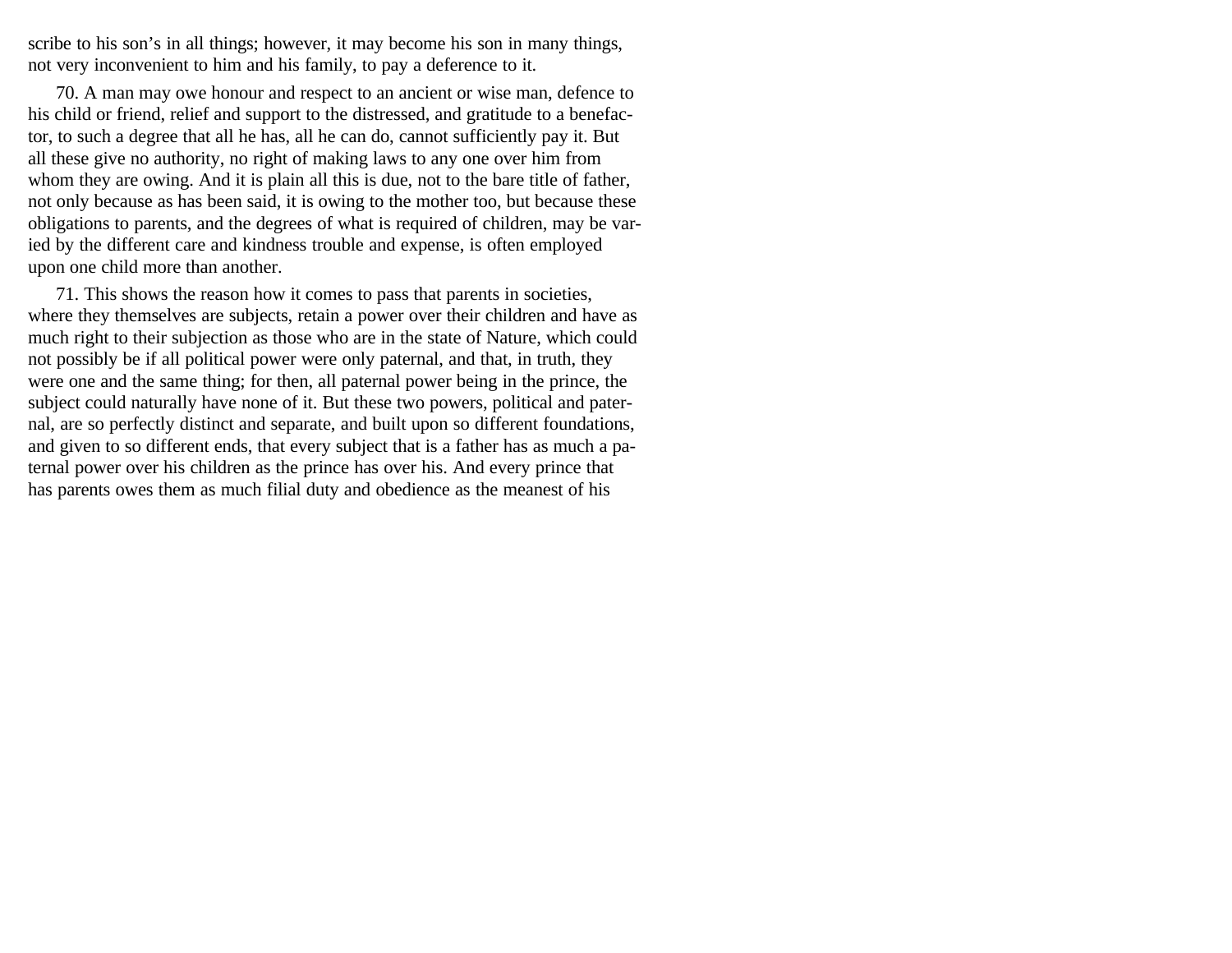scribe to his son's in all things; however, it may become his son in many things, not very inconvenient to him and his family, to pay a deference to it.

70. A man may owe honour and respect to an ancient or wise man, defence to his child or friend, relief and support to the distressed, and gratitude to a benefactor, to such a degree that all he has, all he can do, cannot sufficiently pay it. But all these give no authority, no right of making laws to any one over him from whom they are owing. And it is plain all this is due, not to the bare title of father, not only because as has been said, it is owing to the mother too, but because these obligations to parents, and the degrees of what is required of children, may be varied by the different care and kindness trouble and expense, is often employed upon one child more than another.

71. This shows the reason how it comes to pass that parents in societies, where they themselves are subjects, retain a power over their children and have as much right to their subjection as those who are in the state of Nature, which could not possibly be if all political power were only paternal, and that, in truth, they were one and the same thing; for then, all paternal power being in the prince, the subject could naturally have none of it. But these two powers, political and paternal, are so perfectly distinct and separate, and built upon so different foundations, and given to so different ends, that every subject that is a father has as much a paternal power over his children as the prince has over his. And every prince that has parents owes them as much filial duty and obedience as the meanest of his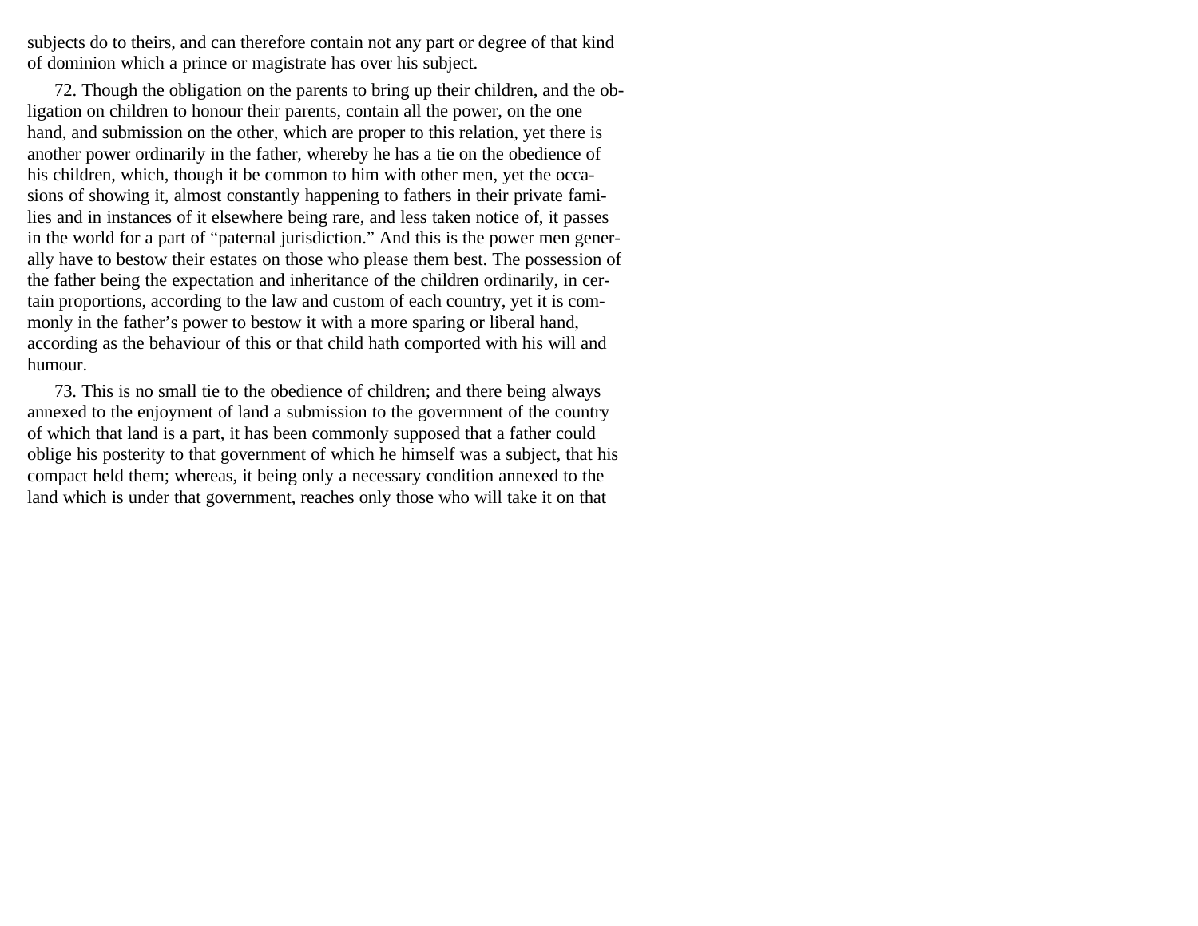subjects do to theirs, and can therefore contain not any part or degree of that kind of dominion which a prince or magistrate has over his subject.

72. Though the obligation on the parents to bring up their children, and the obligation on children to honour their parents, contain all the power, on the one hand, and submission on the other, which are proper to this relation, yet there is another power ordinarily in the father, whereby he has a tie on the obedience of his children, which, though it be common to him with other men, yet the occasions of showing it, almost constantly happening to fathers in their private families and in instances of it elsewhere being rare, and less taken notice of, it passes in the world for a part of "paternal jurisdiction." And this is the power men generally have to bestow their estates on those who please them best. The possession of the father being the expectation and inheritance of the children ordinarily, in certain proportions, according to the law and custom of each country, yet it is commonly in the father's power to bestow it with a more sparing or liberal hand, according as the behaviour of this or that child hath comported with his will and humour.

73. This is no small tie to the obedience of children; and there being always annexed to the enjoyment of land a submission to the government of the country of which that land is a part, it has been commonly supposed that a father could oblige his posterity to that government of which he himself was a subject, that his compact held them; whereas, it being only a necessary condition annexed to the land which is under that government, reaches only those who will take it on that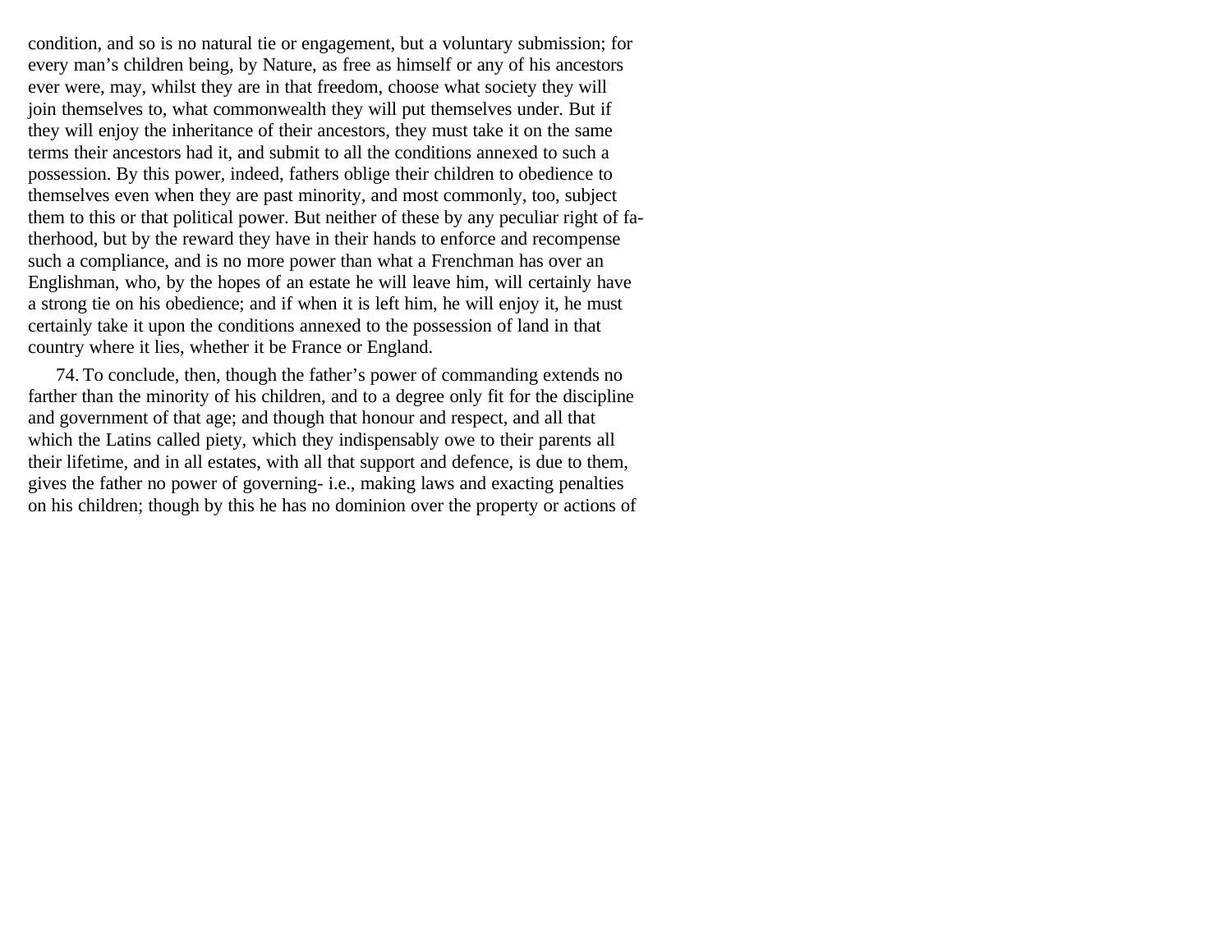condition, and so is no natural tie or engagement, but a voluntary submission; for every man's children being, by Nature, as free as himself or any of his ancestors ever were, may, whilst they are in that freedom, choose what society they will join themselves to, what commonwealth they will put themselves under. But if they will enjoy the inheritance of their ancestors, they must take it on the same terms their ancestors had it, and submit to all the conditions annexed to such a possession. By this power, indeed, fathers oblige their children to obedience to themselves even when they are past minority, and most commonly, too, subject them to this or that political power. But neither of these by any peculiar right of fatherhood, but by the reward they have in their hands to enforce and recompense such a compliance, and is no more power than what a Frenchman has over an Englishman, who, by the hopes of an estate he will leave him, will certainly have a strong tie on his obedience; and if when it is left him, he will enjoy it, he must certainly take it upon the conditions annexed to the possession of land in that country where it lies, whether it be France or England.

74. To conclude, then, though the father's power of commanding extends no farther than the minority of his children, and to a degree only fit for the discipline and government of that age; and though that honour and respect, and all that which the Latins called piety, which they indispensably owe to their parents all their lifetime, and in all estates, with all that support and defence, is due to them, gives the father no power of governing- i.e., making laws and exacting penalties on his children; though by this he has no dominion over the property or actions of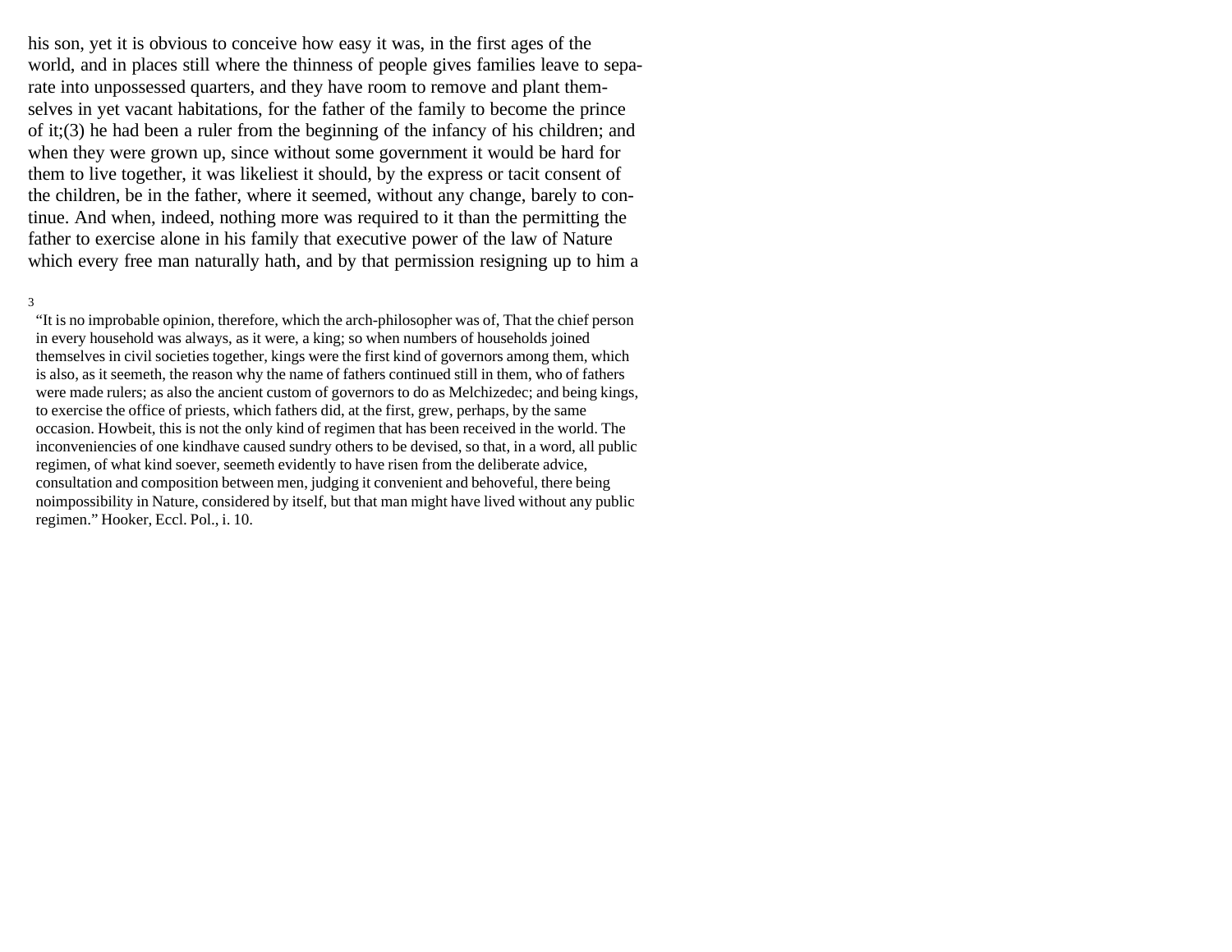his son, yet it is obvious to conceive how easy it was, in the first ages of the world, and in places still where the thinness of people gives families leave to separate into unpossessed quarters, and they have room to remove and plant themselves in yet vacant habitations, for the father of the family to become the prince of it;(3) he had been a ruler from the beginning of the infancy of his children; and when they were grown up, since without some government it would be hard for them to live together, it was likeliest it should, by the express or tacit consent of the children, be in the father, where it seemed, without any change, barely to continue. And when, indeed, nothing more was required to it than the permitting the father to exercise alone in his family that executive power of the law of Nature which every free man naturally hath, and by that permission resigning up to him a

3

"It is no improbable opinion, therefore, which the arch-philosopher was of, That the chief person in every household was always, as it were, a king; so when numbers of households joined themselves in civil societies together, kings were the first kind of governors among them, which is also, as it seemeth, the reason why the name of fathers continued still in them, who of fathers were made rulers; as also the ancient custom of governors to do as Melchizedec; and being kings, to exercise the office of priests, which fathers did, at the first, grew, perhaps, by the same occasion. Howbeit, this is not the only kind of regimen that has been received in the world. The inconveniencies of one kindhave caused sundry others to be devised, so that, in a word, all public regimen, of what kind soever, seemeth evidently to have risen from the deliberate advice, consultation and composition between men, judging it convenient and behoveful, there being noimpossibility in Nature, considered by itself, but that man might have lived without any public regimen." Hooker, Eccl. Pol., i. 10.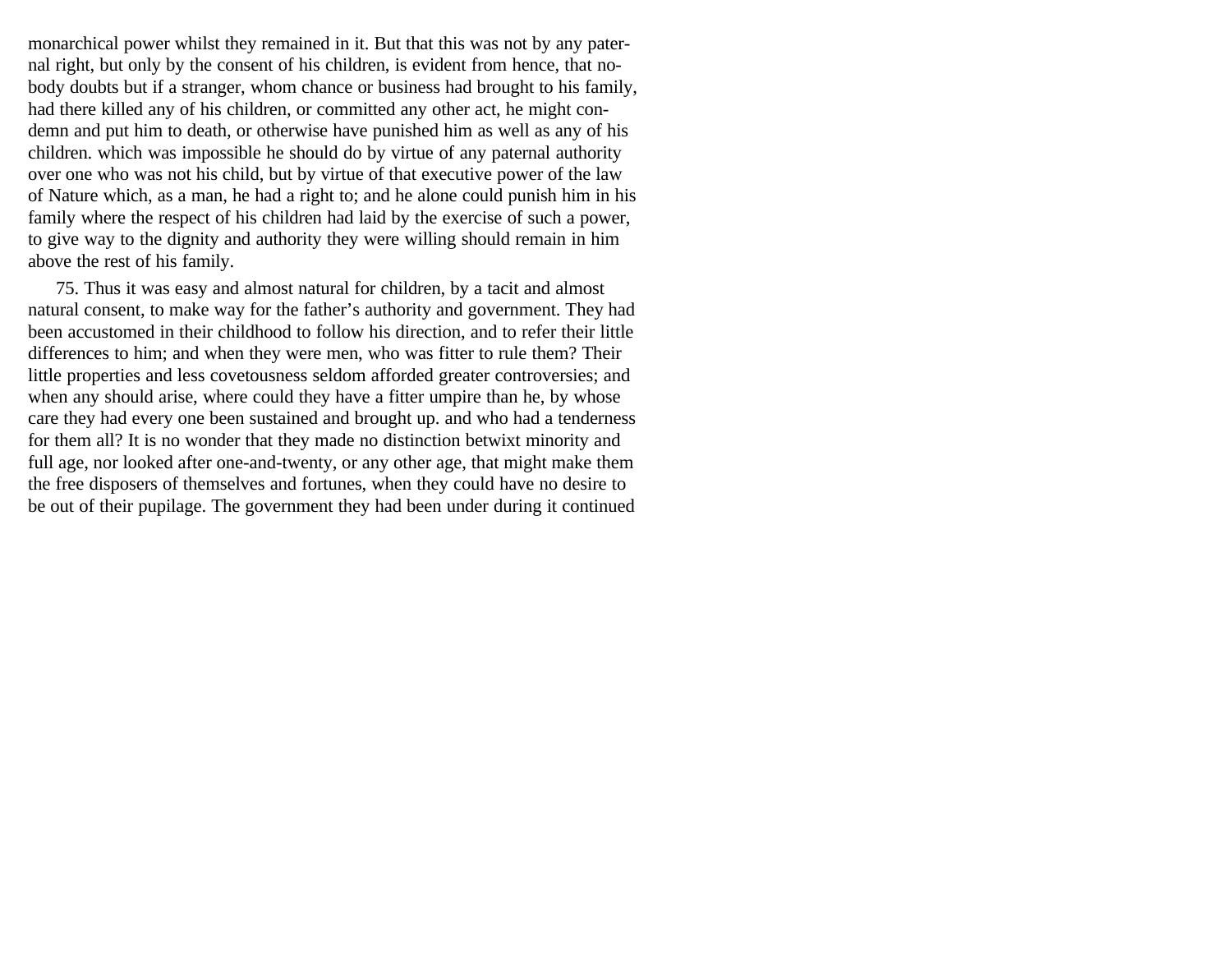monarchical power whilst they remained in it. But that this was not by any paternal right, but only by the consent of his children, is evident from hence, that nobody doubts but if a stranger, whom chance or business had brought to his family, had there killed any of his children, or committed any other act, he might condemn and put him to death, or otherwise have punished him as well as any of his children. which was impossible he should do by virtue of any paternal authority over one who was not his child, but by virtue of that executive power of the law of Nature which, as a man, he had a right to; and he alone could punish him in his family where the respect of his children had laid by the exercise of such a power, to give way to the dignity and authority they were willing should remain in him above the rest of his family.

75. Thus it was easy and almost natural for children, by a tacit and almost natural consent, to make way for the father's authority and government. They had been accustomed in their childhood to follow his direction, and to refer their little differences to him; and when they were men, who was fitter to rule them? Their little properties and less covetousness seldom afforded greater controversies; and when any should arise, where could they have a fitter umpire than he, by whose care they had every one been sustained and brought up. and who had a tenderness for them all? It is no wonder that they made no distinction betwixt minority and full age, nor looked after one-and-twenty, or any other age, that might make them the free disposers of themselves and fortunes, when they could have no desire to be out of their pupilage. The government they had been under during it continued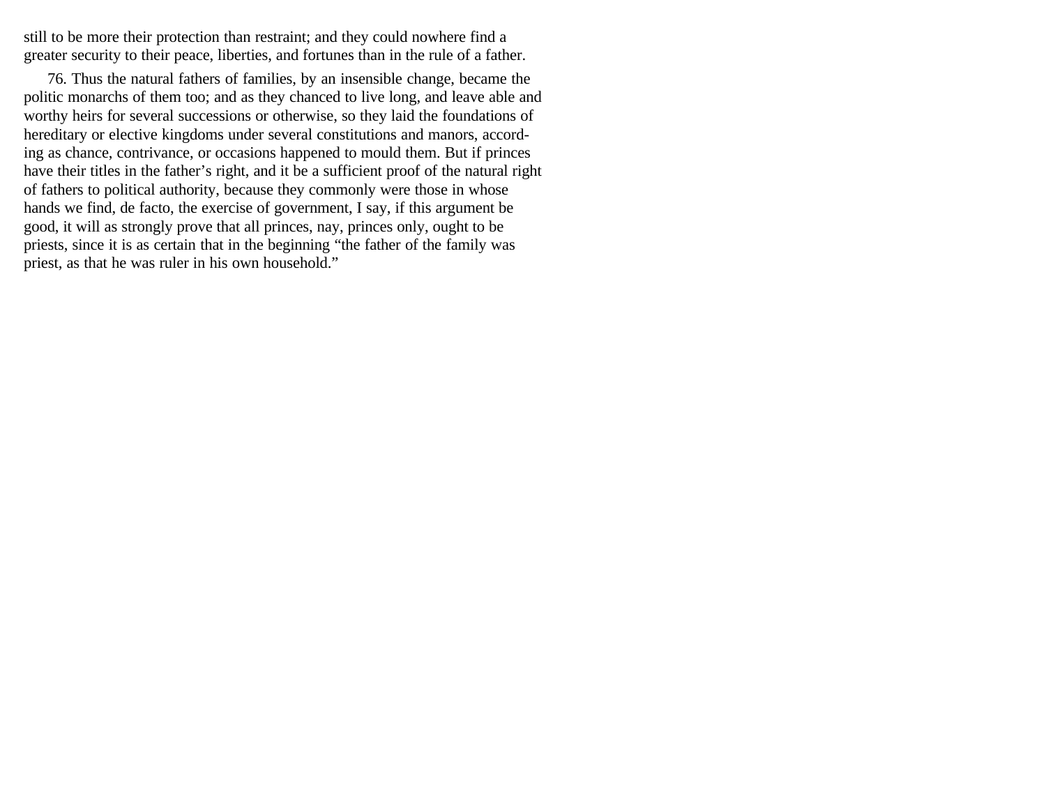still to be more their protection than restraint; and they could nowhere find a greater security to their peace, liberties, and fortunes than in the rule of a father.

76. Thus the natural fathers of families, by an insensible change, became the politic monarchs of them too; and as they chanced to live long, and leave able and worthy heirs for several successions or otherwise, so they laid the foundations of hereditary or elective kingdoms under several constitutions and manors, according as chance, contrivance, or occasions happened to mould them. But if princes have their titles in the father's right, and it be a sufficient proof of the natural right of fathers to political authority, because they commonly were those in whose hands we find, de facto, the exercise of government, I say, if this argument be good, it will as strongly prove that all princes, nay, princes only, ought to be priests, since it is as certain that in the beginning "the father of the family was priest, as that he was ruler in his own household."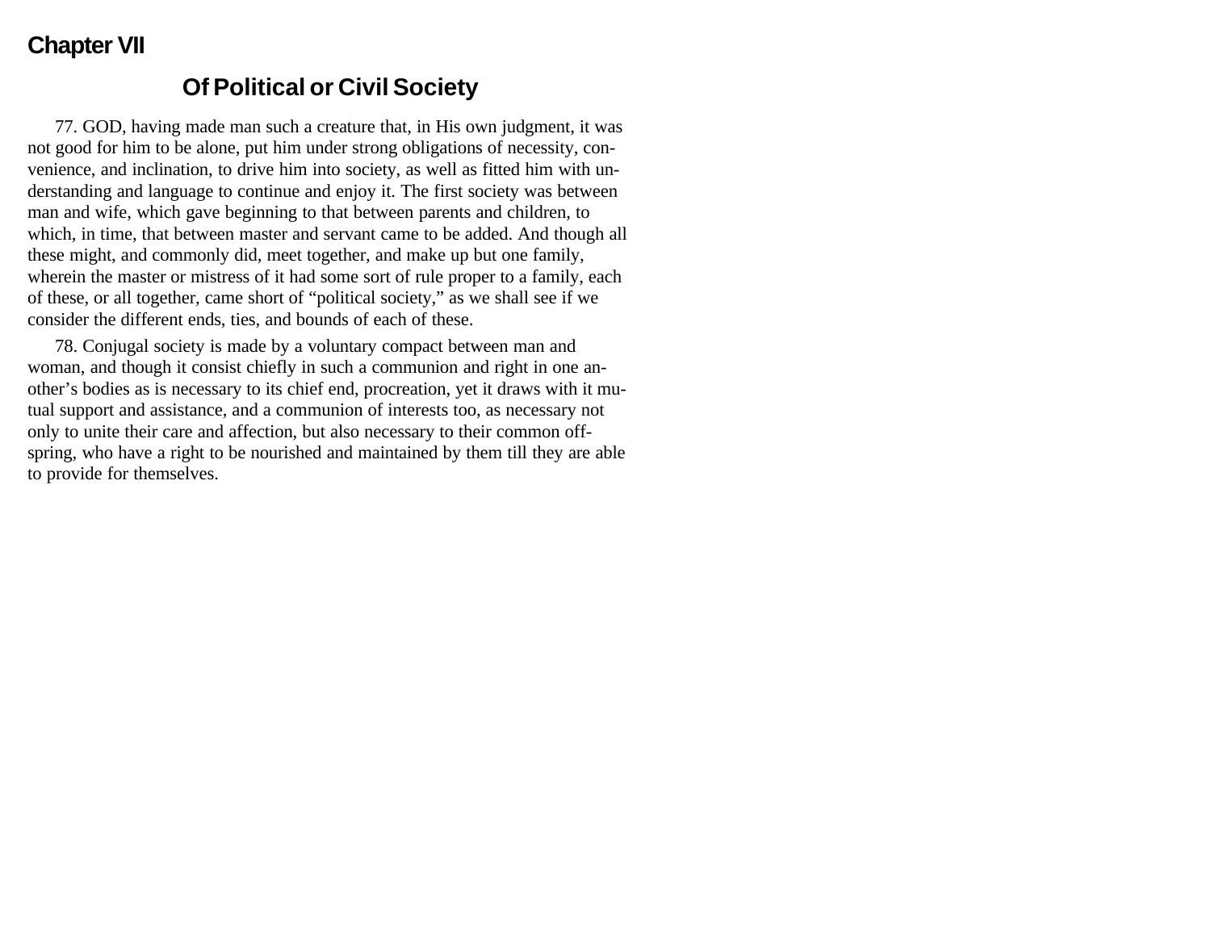## Chapter VII

### Of Political or Civil Society

77. GOD, having made man such a creature that, in His own judgment, it was not good for him to be alone, put him under strong obligations of necessity, convenience, and inclination, to drive him into society, as well as fitted him with understanding and language to continue and enjoy it. The first society was between man and wife, which gave beginning to that between parents and children, to which, in time, that between master and servant came to be added. And though all these might, and commonly did, meet together, and make up but one family, wherein the master or mistress of it had some sort of rule proper to a family, each of these, or all together, came short of "political society," as we shall see if we consider the different ends, ties, and bounds of each of these.

78. Conjugal society is made by a voluntary compact between man and woman, and though it consist chiefly in such a communion and right in one another's bodies as is necessary to its chief end, procreation, yet it draws with it mutual support and assistance, and a communion of interests too, as necessary not only to unite their care and affection, but also necessary to their common offspring, who have a right to be nourished and maintained by them till they are able to provide for themselves.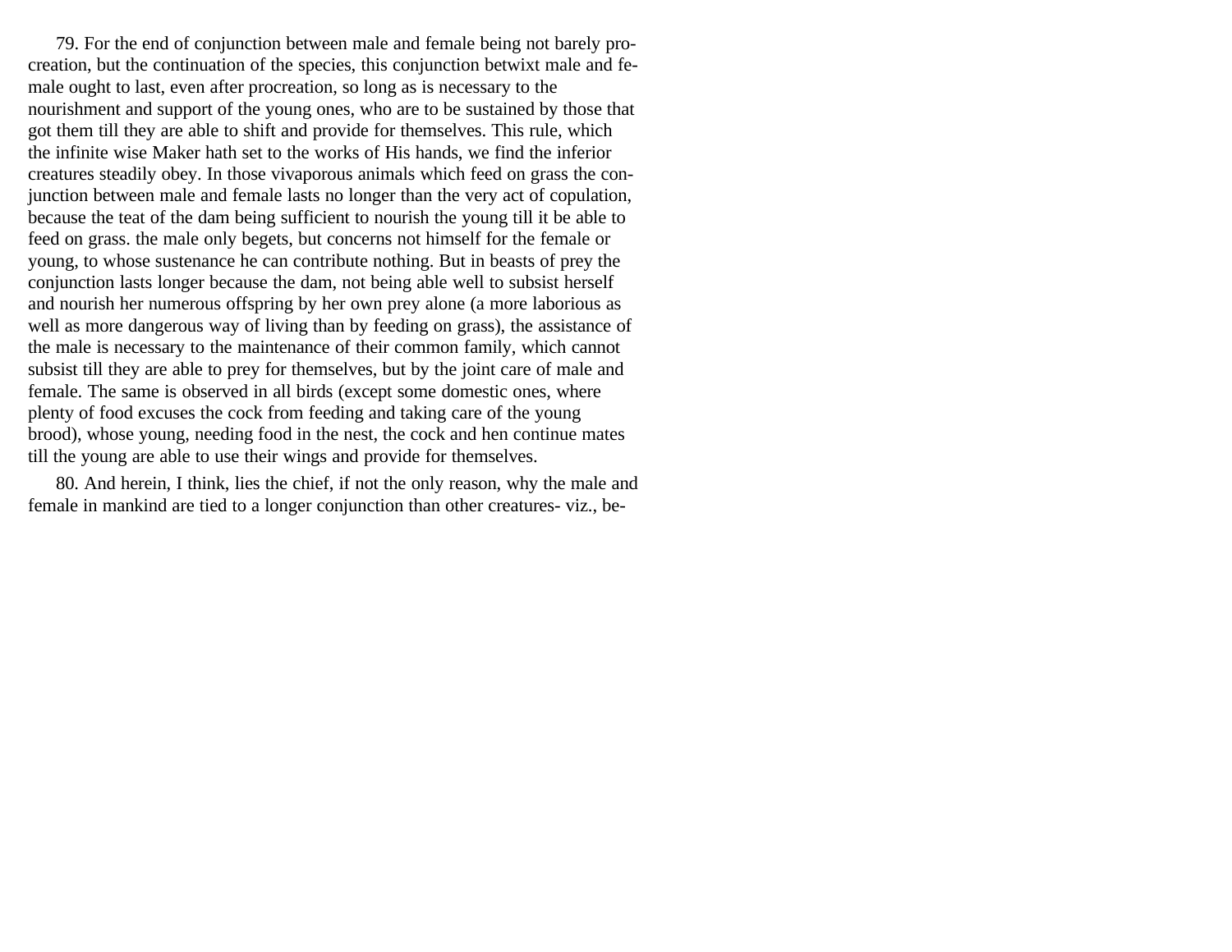79. For the end of conjunction between male and female being not barely procreation, but the continuation of the species, this conjunction betwixt male and female ought to last, even after procreation, so long as is necessary to the nourishment and support of the young ones, who are to be sustained by those that got them till they are able to shift and provide for themselves. This rule, which the infinite wise Maker hath set to the works of His hands, we find the inferior creatures steadily obey. In those vivaporous animals which feed on grass the conjunction between male and female lasts no longer than the very act of copulation, because the teat of the dam being sufficient to nourish the young till it be able to feed on grass. the male only begets, but concerns not himself for the female or young, to whose sustenance he can contribute nothing. But in beasts of prey the conjunction lasts longer because the dam, not being able well to subsist herself and nourish her numerous offspring by her own prey alone (a more laborious as well as more dangerous way of living than by feeding on grass), the assistance of the male is necessary to the maintenance of their common family, which cannot subsist till they are able to prey for themselves, but by the joint care of male and female. The same is observed in all birds (except some domestic ones, where plenty of food excuses the cock from feeding and taking care of the young brood), whose young, needing food in the nest, the cock and hen continue mates till the young are able to use their wings and provide for themselves.

80. And herein, I think, lies the chief, if not the only reason, why the male and female in mankind are tied to a longer conjunction than other creatures- viz., be-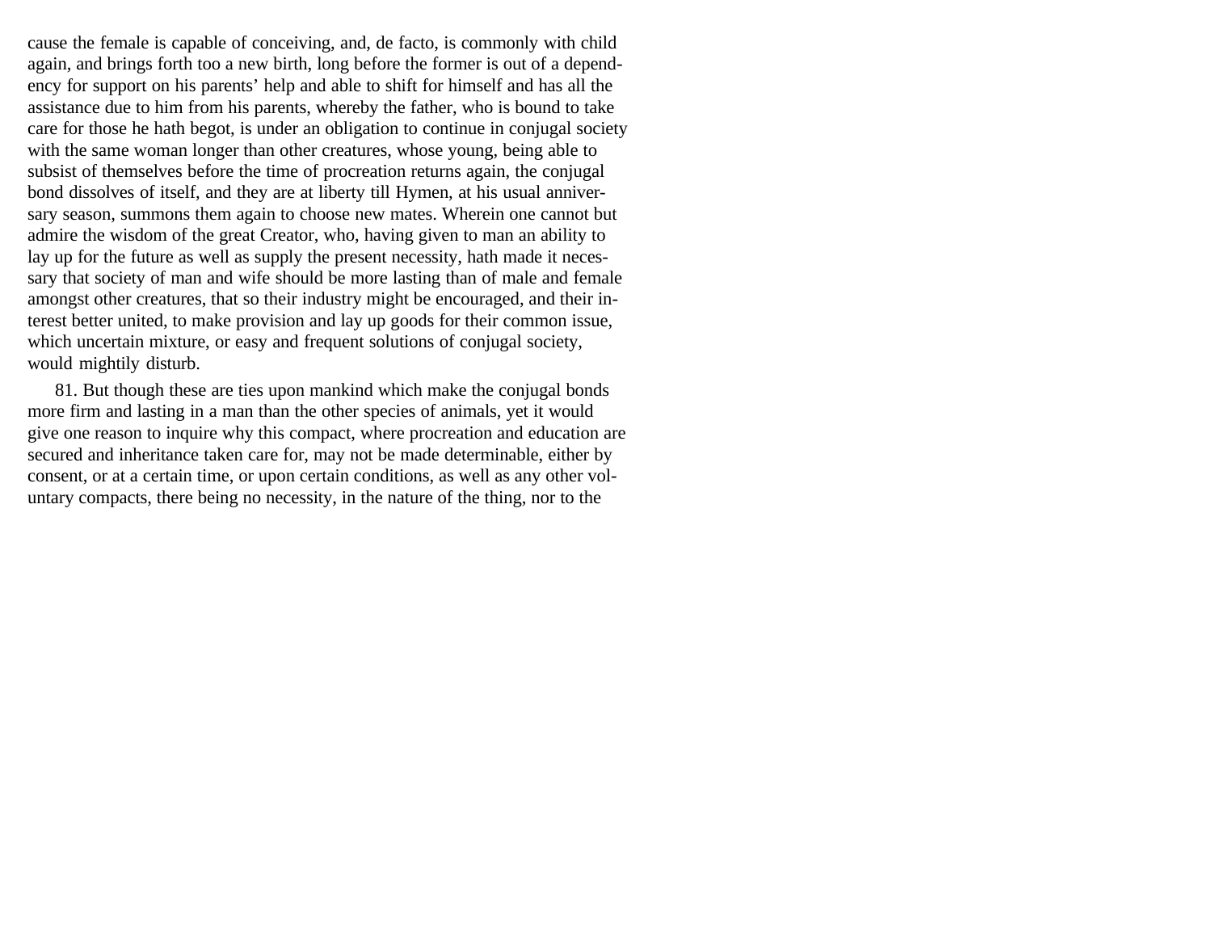cause the female is capable of conceiving, and, de facto, is commonly with child again, and brings forth too a new birth, long before the former is out of a dependency for support on his parents' help and able to shift for himself and has all the assistance due to him from his parents, whereby the father, who is bound to take care for those he hath begot, is under an obligation to continue in conjugal society with the same woman longer than other creatures, whose young, being able to subsist of themselves before the time of procreation returns again, the conjugal bond dissolves of itself, and they are at liberty till Hymen, at his usual anniversary season, summons them again to choose new mates. Wherein one cannot but admire the wisdom of the great Creator, who, having given to man an ability to lay up for the future as well as supply the present necessity, hath made it necessary that society of man and wife should be more lasting than of male and female amongst other creatures, that so their industry might be encouraged, and their interest better united, to make provision and lay up goods for their common issue, which uncertain mixture, or easy and frequent solutions of conjugal society, would mightily disturb.

81. But though these are ties upon mankind which make the conjugal bonds more firm and lasting in a man than the other species of animals, yet it would give one reason to inquire why this compact, where procreation and education are secured and inheritance taken care for, may not be made determinable, either by consent, or at a certain time, or upon certain conditions, as well as any other voluntary compacts, there being no necessity, in the nature of the thing, nor to the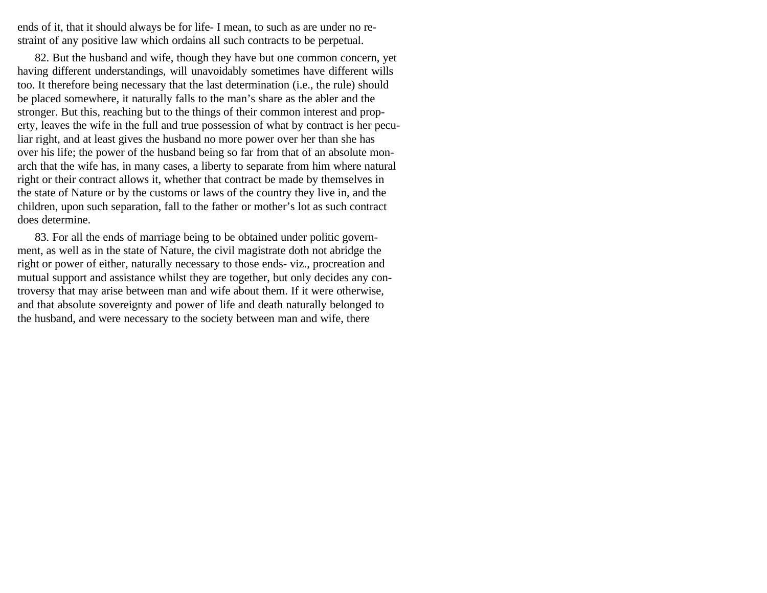ends of it, that it should always be for life- I mean, to such as are under no restraint of any positive law which ordains all such contracts to be perpetual.

82. But the husband and wife, though they have but one common concern, yet having different understandings, will unavoidably sometimes have different wills too. It therefore being necessary that the last determination (i.e., the rule) should be placed somewhere, it naturally falls to the man's share as the abler and the stronger. But this, reaching but to the things of their common interest and property, leaves the wife in the full and true possession of what by contract is her peculiar right, and at least gives the husband no more power over her than she has over his life; the power of the husband being so far from that of an absolute monarch that the wife has, in many cases, a liberty to separate from him where natural right or their contract allows it, whether that contract be made by themselves in the state of Nature or by the customs or laws of the country they live in, and the children, upon such separation, fall to the father or mother's lot as such contract does determine.

83. For all the ends of marriage being to be obtained under politic government, as well as in the state of Nature, the civil magistrate doth not abridge the right or power of either, naturally necessary to those ends- viz., procreation and mutual support and assistance whilst they are together, but only decides any controversy that may arise between man and wife about them. If it were otherwise, and that absolute sovereignty and power of life and death naturally belonged to the husband, and were necessary to the society between man and wife, there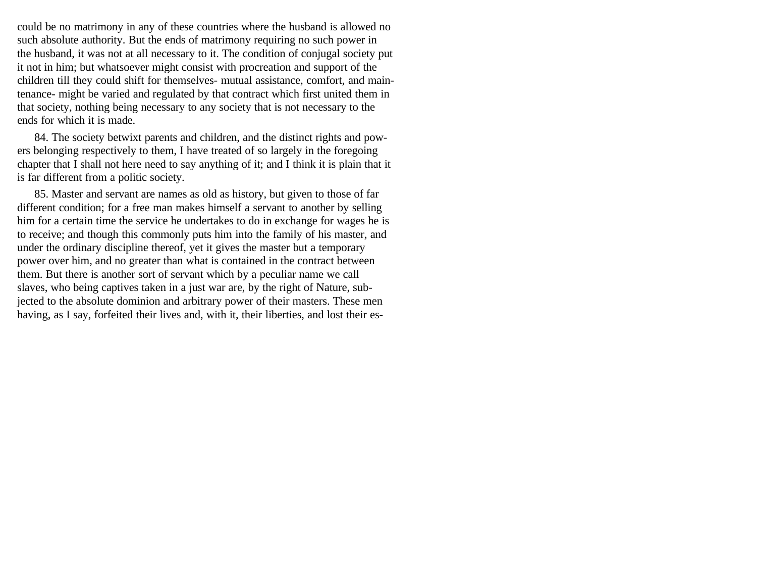could be no matrimony in any of these countries where the husband is allowed no such absolute authority. But the ends of matrimony requiring no such power in the husband, it was not at all necessary to it. The condition of conjugal society put it not in him; but whatsoever might consist with procreation and support of the children till they could shift for themselves- mutual assistance, comfort, and maintenance- might be varied and regulated by that contract which first united them in that society, nothing being necessary to any society that is not necessary to the ends for which it is made.

84. The society betwixt parents and children, and the distinct rights and powers belonging respectively to them, I have treated of so largely in the foregoing chapter that I shall not here need to say anything of it; and I think it is plain that it is far different from a politic society.

85. Master and servant are names as old as history, but given to those of far different condition; for a free man makes himself a servant to another by selling him for a certain time the service he undertakes to do in exchange for wages he is to receive; and though this commonly puts him into the family of his master, and under the ordinary discipline thereof, yet it gives the master but a temporary power over him, and no greater than what is contained in the contract between them. But there is another sort of servant which by a peculiar name we call slaves, who being captives taken in a just war are, by the right of Nature, subjected to the absolute dominion and arbitrary power of their masters. These men having, as I say, forfeited their lives and, with it, their liberties, and lost their es-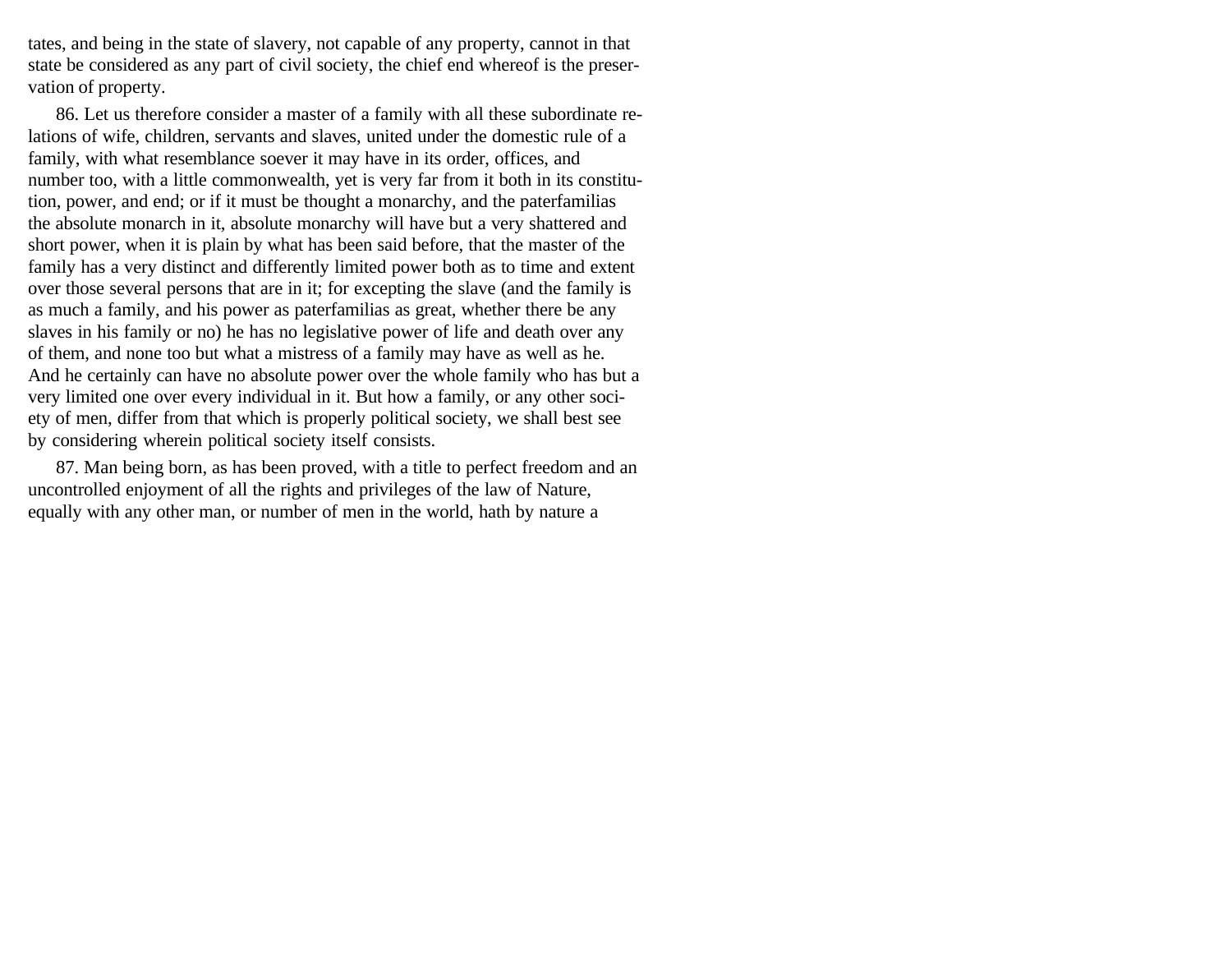tates, and being in the state of slavery, not capable of any property, cannot in that state be considered as any part of civil society, the chief end whereof is the preservation of property.

86. Let us therefore consider a master of a family with all these subordinate relations of wife, children, servants and slaves, united under the domestic rule of a family, with what resemblance soever it may have in its order, offices, and number too, with a little commonwealth, yet is very far from it both in its constitution, power, and end; or if it must be thought a monarchy, and the paterfamilias the absolute monarch in it, absolute monarchy will have but a very shattered and short power, when it is plain by what has been said before, that the master of the family has a very distinct and differently limited power both as to time and extent over those several persons that are in it; for excepting the slave (and the family is as much a family, and his power as paterfamilias as great, whether there be any slaves in his family or no) he has no legislative power of life and death over any of them, and none too but what a mistress of a family may have as well as he. And he certainly can have no absolute power over the whole family who has but a very limited one over every individual in it. But how a family, or any other society of men, differ from that which is properly political society, we shall best see by considering wherein political society itself consists.

87. Man being born, as has been proved, with a title to perfect freedom and an uncontrolled enjoyment of all the rights and privileges of the law of Nature, equally with any other man, or number of men in the world, hath by nature a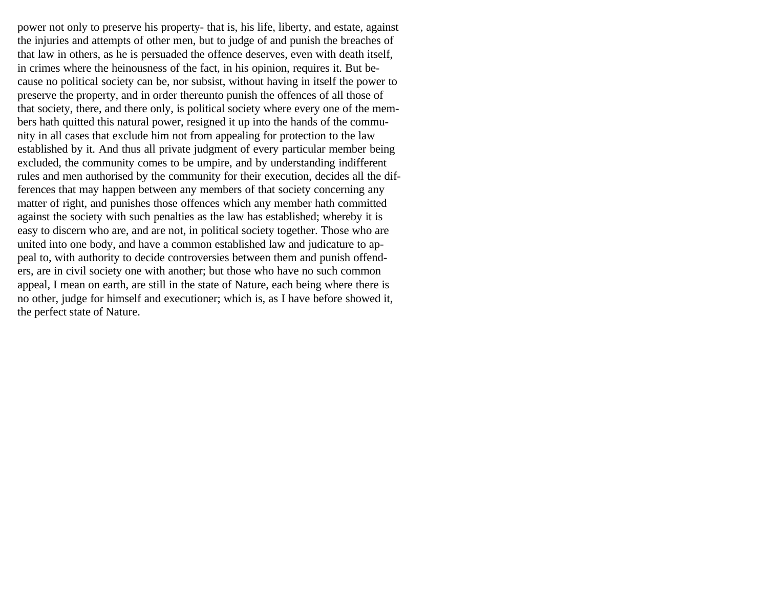power not only to preserve his property- that is, his life, liberty, and estate, against the injuries and attempts of other men, but to judge of and punish the breaches of that law in others, as he is persuaded the offence deserves, even with death itself, in crimes where the heinousness of the fact, in his opinion, requires it. But because no political society can be, nor subsist, without having in itself the power to preserve the property, and in order thereunto punish the offences of all those of that society, there, and there only, is political society where every one of the members hath quitted this natural power, resigned it up into the hands of the community in all cases that exclude him not from appealing for protection to the law established by it. And thus all private judgment of every particular member being excluded, the community comes to be umpire, and by understanding indifferent rules and men authorised by the community for their execution, decides all the differences that may happen between any members of that society concerning any matter of right, and punishes those offences which any member hath committed against the society with such penalties as the law has established; whereby it is easy to discern who are, and are not, in political society together. Those who are united into one body, and have a common established law and judicature to appeal to, with authority to decide controversies between them and punish offenders, are in civil society one with another; but those who have no such common appeal, I mean on earth, are still in the state of Nature, each being where there is no other, judge for himself and executioner; which is, as I have before showed it, the perfect state of Nature.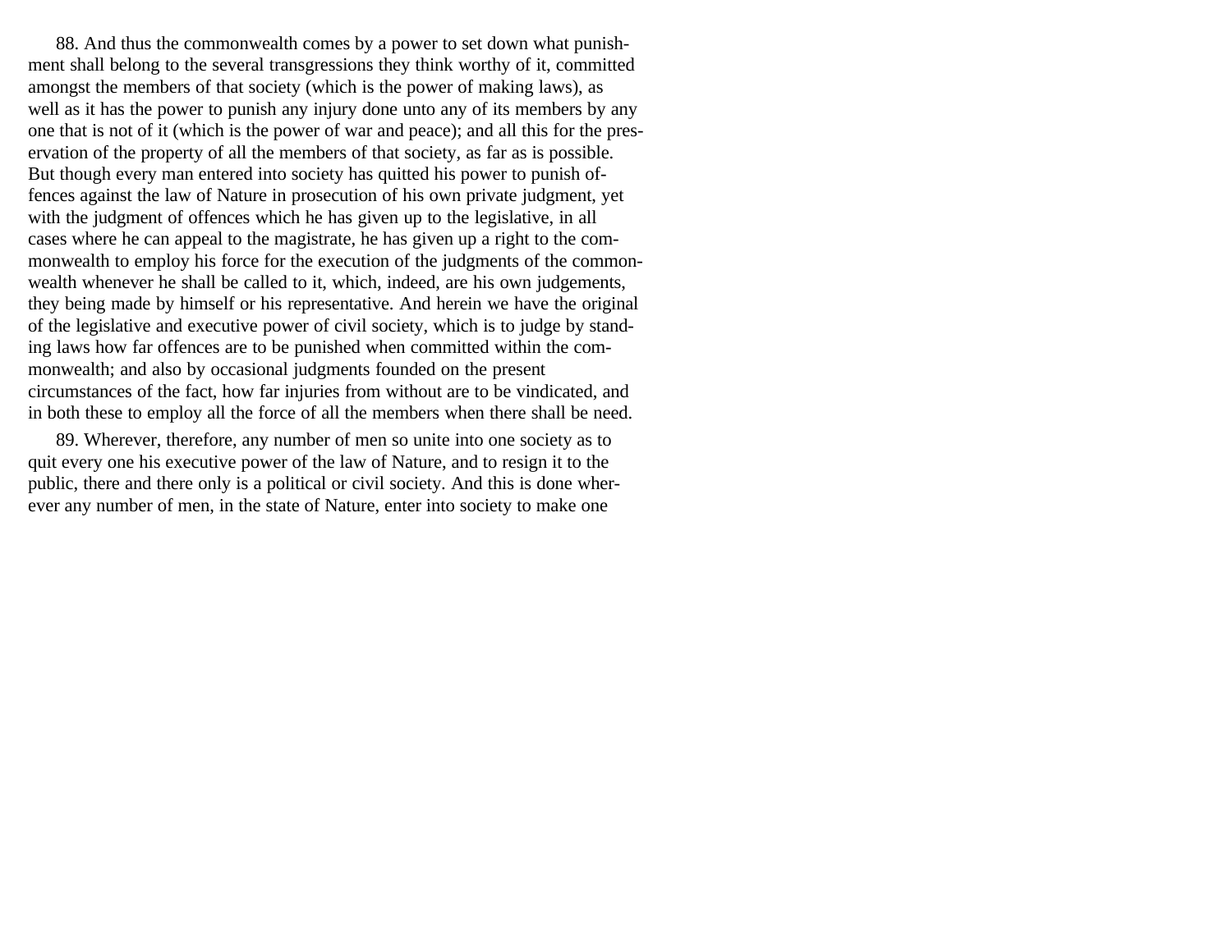88. And thus the commonwealth comes by a power to set down what punishment shall belong to the several transgressions they think worthy of it, committed amongst the members of that society (which is the power of making laws), as well as it has the power to punish any injury done unto any of its members by any one that is not of it (which is the power of war and peace); and all this for the preservation of the property of all the members of that society, as far as is possible. But though every man entered into society has quitted his power to punish offences against the law of Nature in prosecution of his own private judgment, yet with the judgment of offences which he has given up to the legislative, in all cases where he can appeal to the magistrate, he has given up a right to the commonwealth to employ his force for the execution of the judgments of the commonwealth whenever he shall be called to it, which, indeed, are his own judgements, they being made by himself or his representative. And herein we have the original of the legislative and executive power of civil society, which is to judge by standing laws how far offences are to be punished when committed within the commonwealth; and also by occasional judgments founded on the present circumstances of the fact, how far injuries from without are to be vindicated, and in both these to employ all the force of all the members when there shall be need.

89. Wherever, therefore, any number of men so unite into one society as to quit every one his executive power of the law of Nature, and to resign it to the public, there and there only is a political or civil society. And this is done wherever any number of men, in the state of Nature, enter into society to make one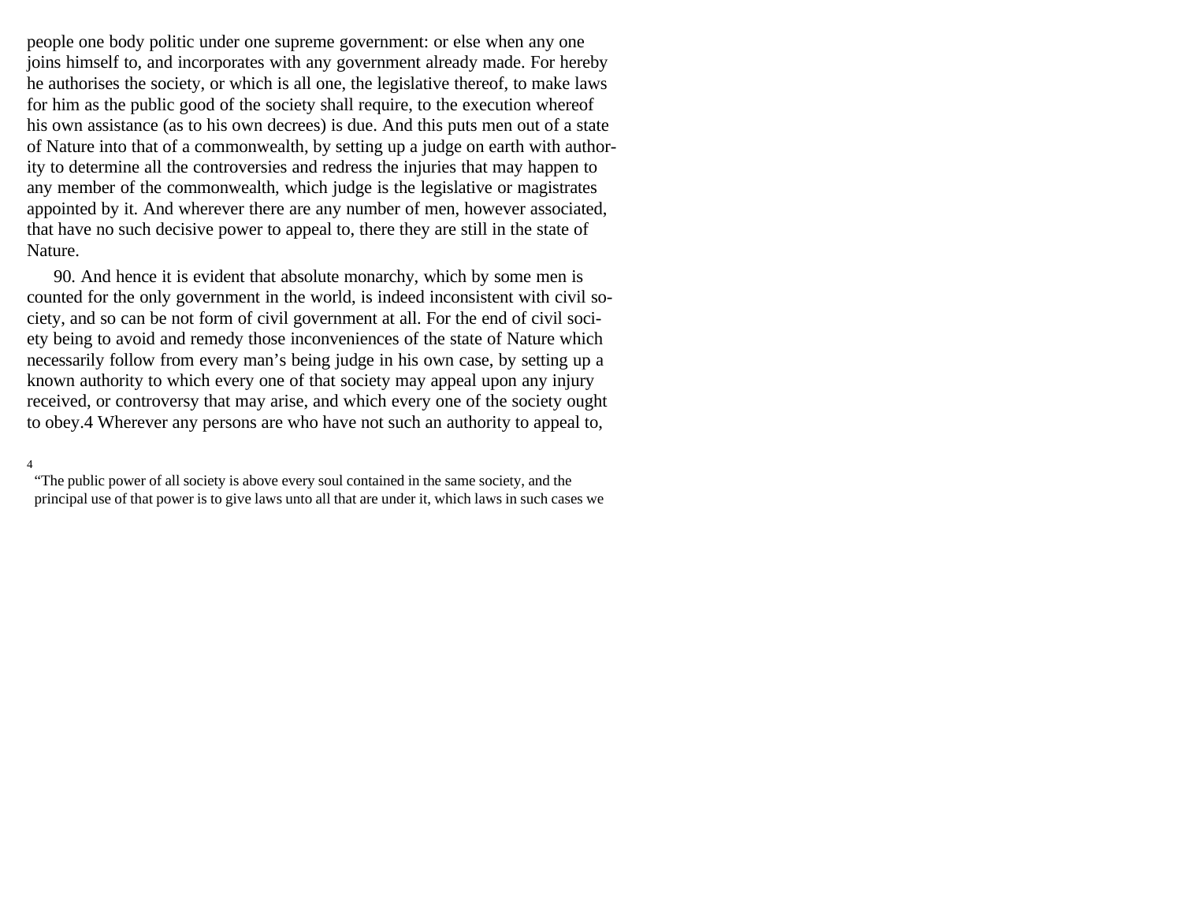people one body politic under one supreme government: or else when any one joins himself to, and incorporates with any government already made. For hereby he authorises the society, or which is all one, the legislative thereof, to make laws for him as the public good of the society shall require, to the execution whereof his own assistance (as to his own decrees) is due. And this puts men out of a state of Nature into that of a commonwealth, by setting up a judge on earth with authority to determine all the controversies and redress the injuries that may happen to any member of the commonwealth, which judge is the legislative or magistrates appointed by it. And wherever there are any number of men, however associated, that have no such decisive power to appeal to, there they are still in the state of Nature.

90. And hence it is evident that absolute monarchy, which by some men is counted for the only government in the world, is indeed inconsistent with civil society, and so can be not form of civil government at all. For the end of civil society being to avoid and remedy those inconveniences of the state of Nature which necessarily follow from every man's being judge in his own case, by setting up a known authority to which every one of that society may appeal upon any injury received, or controversy that may arise, and which every one of the society ought to obey.[4] Wherever any persons are who have not such an authority to appeal to,

[4] "The public power of all society is above every soul contained in the same society, and the principal use of that power is to give laws unto all that are under it, which laws in such cases we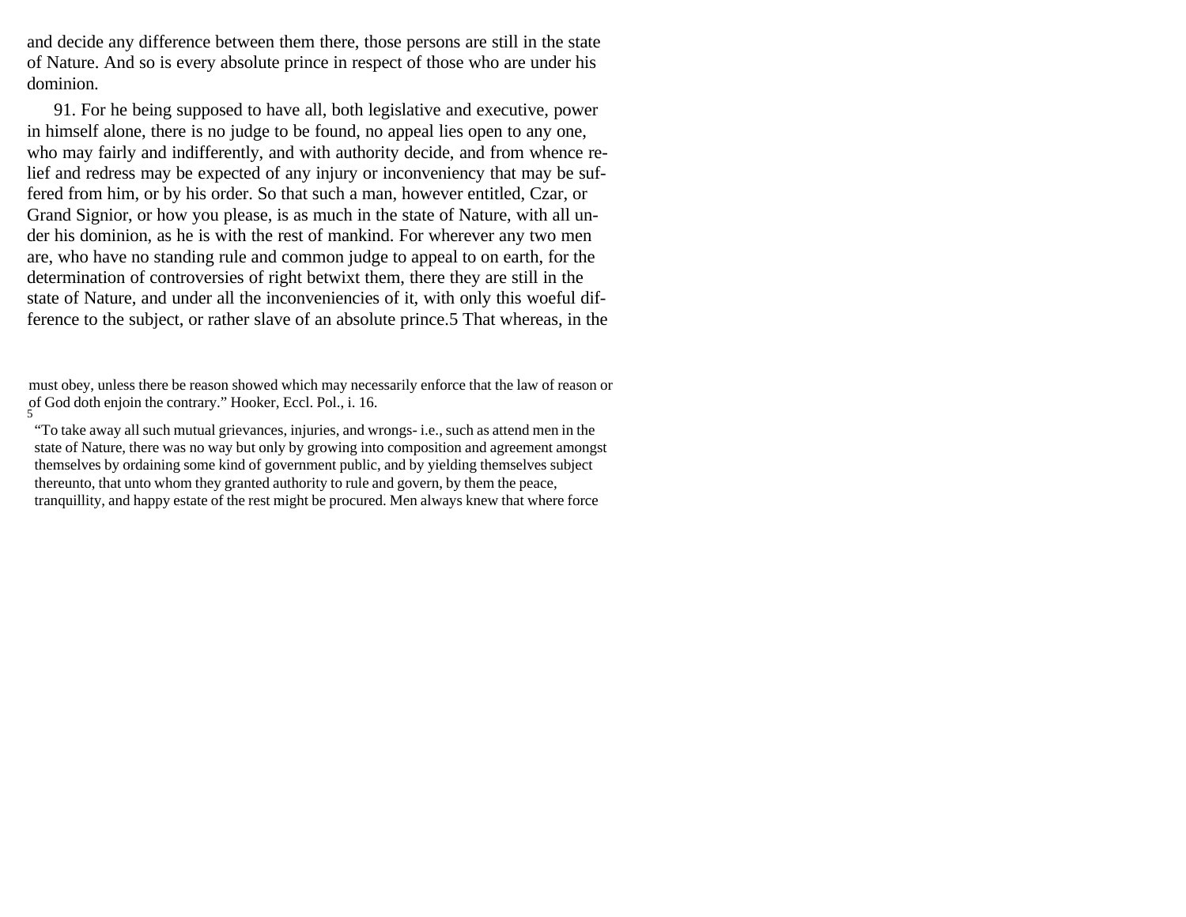and decide any difference between them there, those persons are still in the state of Nature. And so is every absolute prince in respect of those who are under his dominion.

91. For he being supposed to have all, both legislative and executive, power in himself alone, there is no judge to be found, no appeal lies open to any one, who may fairly and indifferently, and with authority decide, and from whence relief and redress may be expected of any injury or inconveniency that may be suffered from him, or by his order. So that such a man, however entitled, Czar, or Grand Signior, or how you please, is as much in the state of Nature, with all under his dominion, as he is with the rest of mankind. For wherever any two men are, who have no standing rule and common judge to appeal to on earth, for the determination of controversies of right betwixt them, there they are still in the state of Nature, and under all the inconveniencies of it, with only this woeful difference to the subject, or rather slave of an absolute prince.[5] That whereas, in the

---

must obey, unless there be reason showed which may necessarily enforce that the law of reason or of God doth enjoin the contrary." Hooker, Eccl. Pol., i. 16.

[5] "To take away all such mutual grievances, injuries, and wrongs- i.e., such as attend men in the state of Nature, there was no way but only by growing into composition and agreement amongst themselves by ordaining some kind of government public, and by yielding themselves subject thereunto, that unto whom they granted authority to rule and govern, by them the peace, tranquillity, and happy estate of the rest might be procured. Men always knew that where force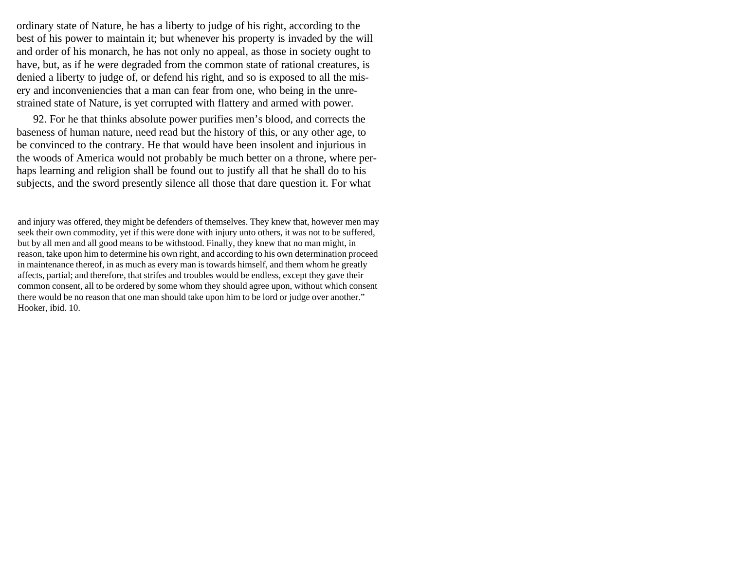ordinary state of Nature, he has a liberty to judge of his right, according to the best of his power to maintain it; but whenever his property is invaded by the will and order of his monarch, he has not only no appeal, as those in society ought to have, but, as if he were degraded from the common state of rational creatures, is denied a liberty to judge of, or defend his right, and so is exposed to all the misery and inconveniencies that a man can fear from one, who being in the unrestrained state of Nature, is yet corrupted with flattery and armed with power.

92. For he that thinks absolute power purifies men's blood, and corrects the baseness of human nature, need read but the history of this, or any other age, to be convinced to the contrary. He that would have been insolent and injurious in the woods of America would not probably be much better on a throne, where perhaps learning and religion shall be found out to justify all that he shall do to his subjects, and the sword presently silence all those that dare question it. For what

and injury was offered, they might be defenders of themselves. They knew that, however men may seek their own commodity, yet if this were done with injury unto others, it was not to be suffered, but by all men and all good means to be withstood. Finally, they knew that no man might, in reason, take upon him to determine his own right, and according to his own determination proceed in maintenance thereof, in as much as every man is towards himself, and them whom he greatly affects, partial; and therefore, that strifes and troubles would be endless, except they gave their common consent, all to be ordered by some whom they should agree upon, without which consent there would be no reason that one man should take upon him to be lord or judge over another." Hooker, ibid. 10.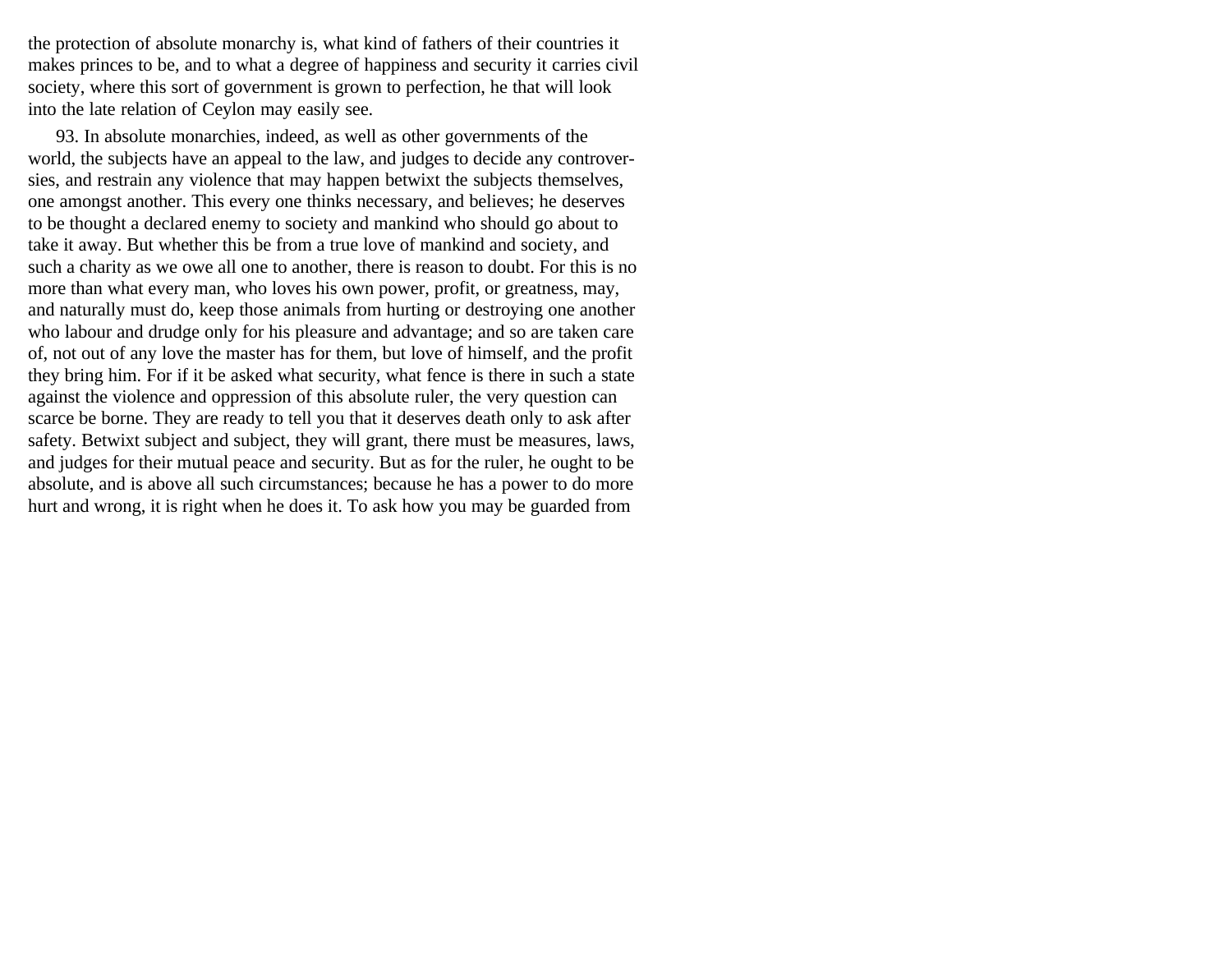the protection of absolute monarchy is, what kind of fathers of their countries it makes princes to be, and to what a degree of happiness and security it carries civil society, where this sort of government is grown to perfection, he that will look into the late relation of Ceylon may easily see.

93. In absolute monarchies, indeed, as well as other governments of the world, the subjects have an appeal to the law, and judges to decide any controversies, and restrain any violence that may happen betwixt the subjects themselves, one amongst another. This every one thinks necessary, and believes; he deserves to be thought a declared enemy to society and mankind who should go about to take it away. But whether this be from a true love of mankind and society, and such a charity as we owe all one to another, there is reason to doubt. For this is no more than what every man, who loves his own power, profit, or greatness, may, and naturally must do, keep those animals from hurting or destroying one another who labour and drudge only for his pleasure and advantage; and so are taken care of, not out of any love the master has for them, but love of himself, and the profit they bring him. For if it be asked what security, what fence is there in such a state against the violence and oppression of this absolute ruler, the very question can scarce be borne. They are ready to tell you that it deserves death only to ask after safety. Betwixt subject and subject, they will grant, there must be measures, laws, and judges for their mutual peace and security. But as for the ruler, he ought to be absolute, and is above all such circumstances; because he has a power to do more hurt and wrong, it is right when he does it. To ask how you may be guarded from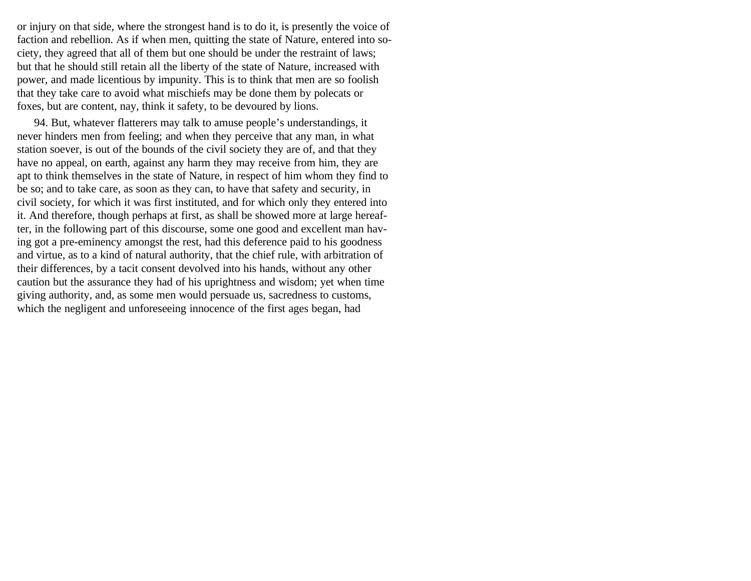or injury on that side, where the strongest hand is to do it, is presently the voice of faction and rebellion. As if when men, quitting the state of Nature, entered into society, they agreed that all of them but one should be under the restraint of laws; but that he should still retain all the liberty of the state of Nature, increased with power, and made licentious by impunity. This is to think that men are so foolish that they take care to avoid what mischiefs may be done them by polecats or foxes, but are content, nay, think it safety, to be devoured by lions.

94. But, whatever flatterers may talk to amuse people's understandings, it never hinders men from feeling; and when they perceive that any man, in what station soever, is out of the bounds of the civil society they are of, and that they have no appeal, on earth, against any harm they may receive from him, they are apt to think themselves in the state of Nature, in respect of him whom they find to be so; and to take care, as soon as they can, to have that safety and security, in civil society, for which it was first instituted, and for which only they entered into it. And therefore, though perhaps at first, as shall be showed more at large hereafter, in the following part of this discourse, some one good and excellent man having got a pre-eminency amongst the rest, had this deference paid to his goodness and virtue, as to a kind of natural authority, that the chief rule, with arbitration of their differences, by a tacit consent devolved into his hands, without any other caution but the assurance they had of his uprightness and wisdom; yet when time giving authority, and, as some men would persuade us, sacredness to customs, which the negligent and unforeseeing innocence of the first ages began, had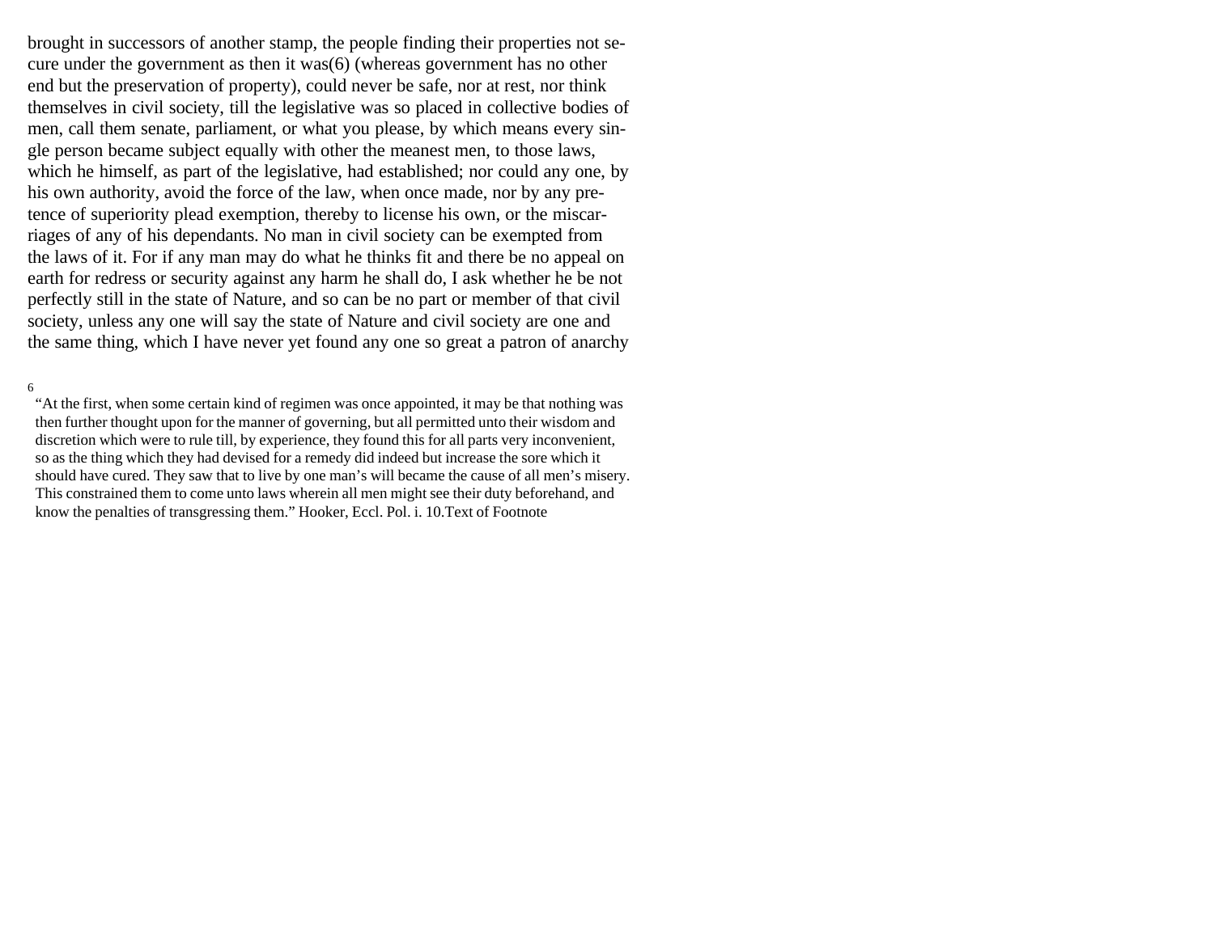brought in successors of another stamp, the people finding their properties not secure under the government as then it was(6) (whereas government has no other end but the preservation of property), could never be safe, nor at rest, nor think themselves in civil society, till the legislative was so placed in collective bodies of men, call them senate, parliament, or what you please, by which means every single person became subject equally with other the meanest men, to those laws, which he himself, as part of the legislative, had established; nor could any one, by his own authority, avoid the force of the law, when once made, nor by any pretence of superiority plead exemption, thereby to license his own, or the miscarriages of any of his dependants. No man in civil society can be exempted from the laws of it. For if any man may do what he thinks fit and there be no appeal on earth for redress or security against any harm he shall do, I ask whether he be not perfectly still in the state of Nature, and so can be no part or member of that civil society, unless any one will say the state of Nature and civil society are one and the same thing, which I have never yet found any one so great a patron of anarchy

6

"At the first, when some certain kind of regimen was once appointed, it may be that nothing was then further thought upon for the manner of governing, but all permitted unto their wisdom and discretion which were to rule till, by experience, they found this for all parts very inconvenient, so as the thing which they had devised for a remedy did indeed but increase the sore which it should have cured. They saw that to live by one man's will became the cause of all men's misery. This constrained them to come unto laws wherein all men might see their duty beforehand, and know the penalties of transgressing them." Hooker, Eccl. Pol. i. 10.Text of Footnote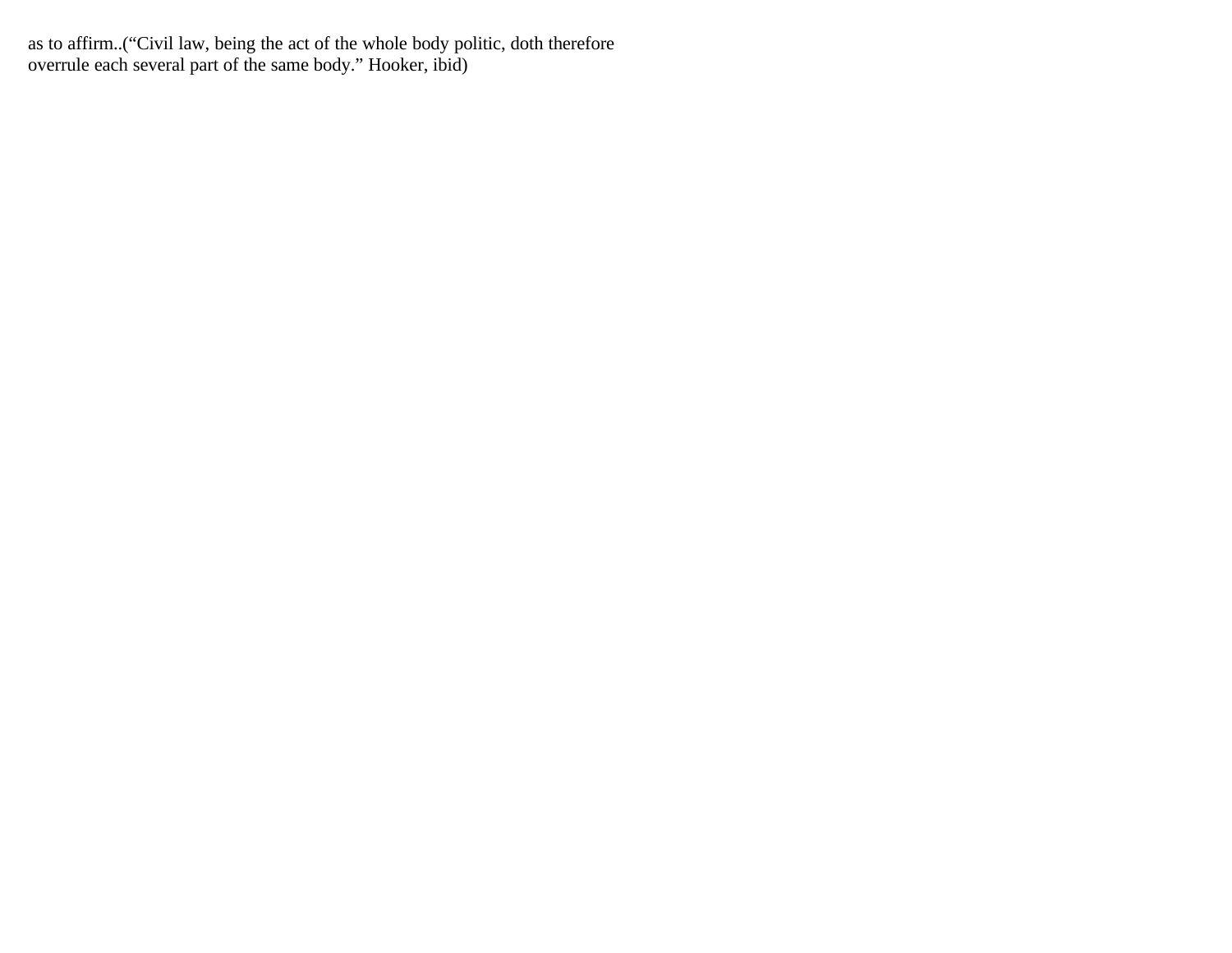as to affirm..("Civil law, being the act of the whole body politic, doth therefore overrule each several part of the same body." Hooker, ibid)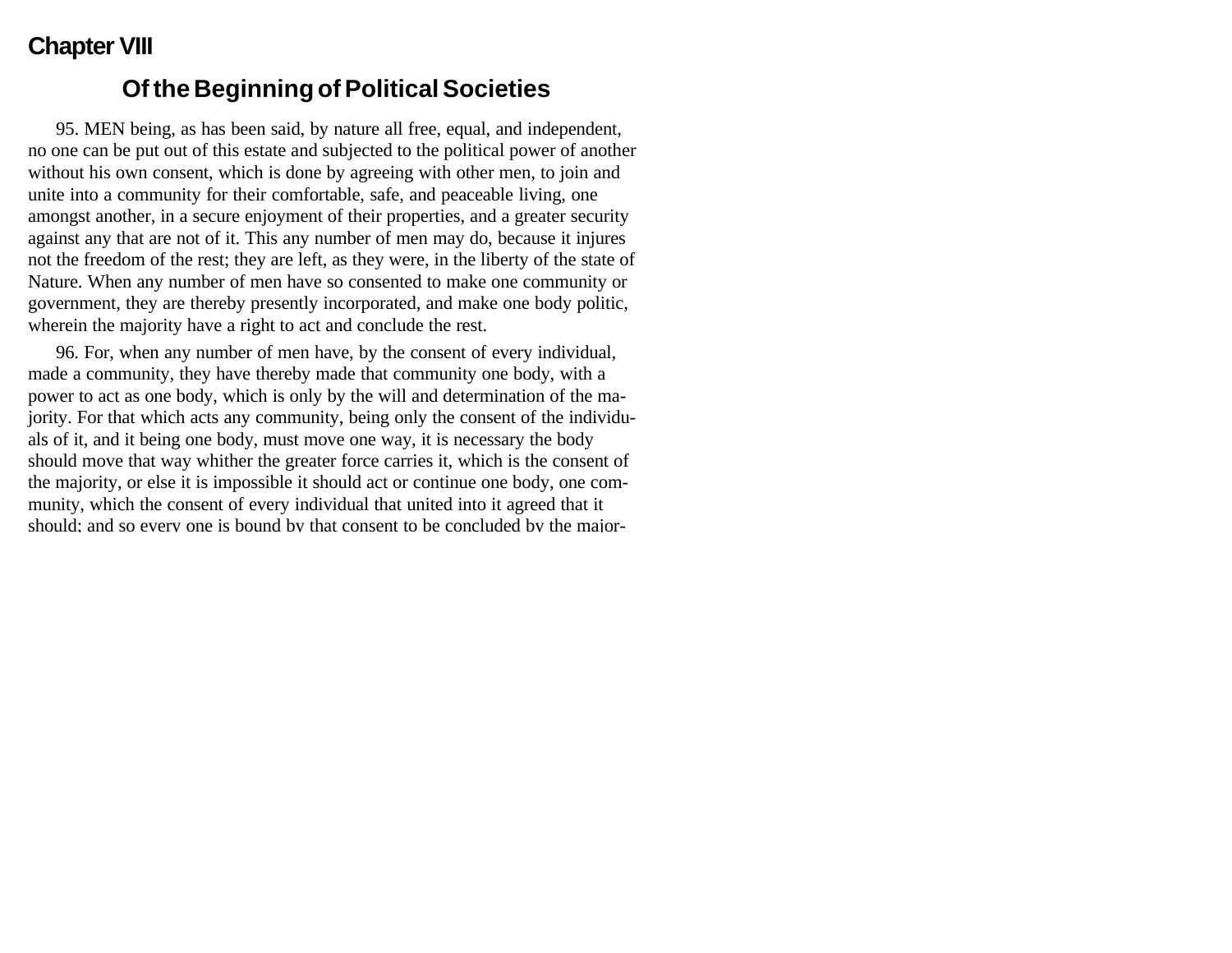## Chapter VIII

### Of the Beginning of Political Societies

95. MEN being, as has been said, by nature all free, equal, and independent, no one can be put out of this estate and subjected to the political power of another without his own consent, which is done by agreeing with other men, to join and unite into a community for their comfortable, safe, and peaceable living, one amongst another, in a secure enjoyment of their properties, and a greater security against any that are not of it. This any number of men may do, because it injures not the freedom of the rest; they are left, as they were, in the liberty of the state of Nature. When any number of men have so consented to make one community or government, they are thereby presently incorporated, and make one body politic, wherein the majority have a right to act and conclude the rest.

96. For, when any number of men have, by the consent of every individual, made a community, they have thereby made that community one body, with a power to act as one body, which is only by the will and determination of the majority. For that which acts any community, being only the consent of the individuals of it, and it being one body, must move one way, it is necessary the body should move that way whither the greater force carries it, which is the consent of the majority, or else it is impossible it should act or continue one body, one community, which the consent of every individual that united into it agreed that it should; and so every one is bound by that consent to be concluded by the major-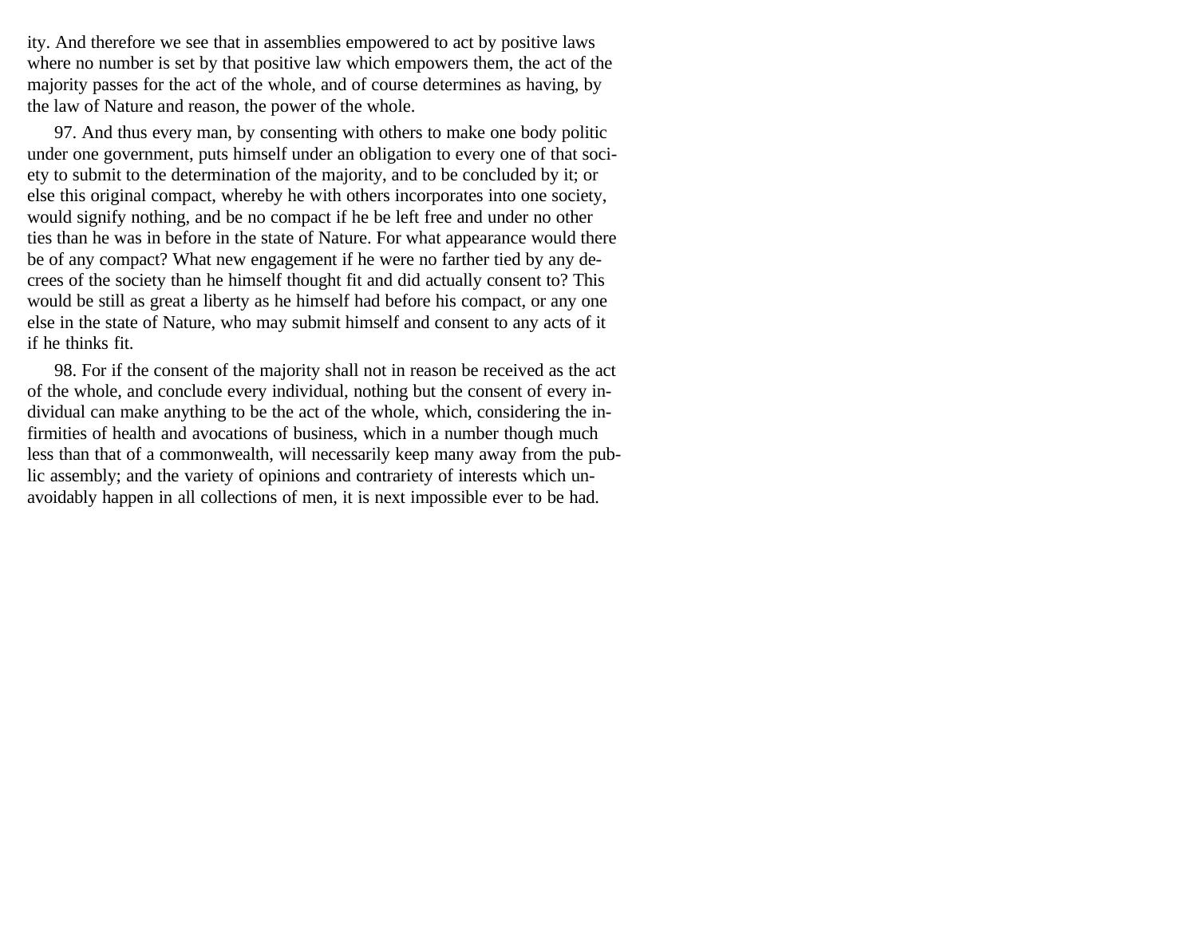ity. And therefore we see that in assemblies empowered to act by positive laws where no number is set by that positive law which empowers them, the act of the majority passes for the act of the whole, and of course determines as having, by the law of Nature and reason, the power of the whole.

97. And thus every man, by consenting with others to make one body politic under one government, puts himself under an obligation to every one of that society to submit to the determination of the majority, and to be concluded by it; or else this original compact, whereby he with others incorporates into one society, would signify nothing, and be no compact if he be left free and under no other ties than he was in before in the state of Nature. For what appearance would there be of any compact? What new engagement if he were no farther tied by any decrees of the society than he himself thought fit and did actually consent to? This would be still as great a liberty as he himself had before his compact, or any one else in the state of Nature, who may submit himself and consent to any acts of it if he thinks fit.

98. For if the consent of the majority shall not in reason be received as the act of the whole, and conclude every individual, nothing but the consent of every individual can make anything to be the act of the whole, which, considering the infirmities of health and avocations of business, which in a number though much less than that of a commonwealth, will necessarily keep many away from the public assembly; and the variety of opinions and contrariety of interests which unavoidably happen in all collections of men, it is next impossible ever to be had.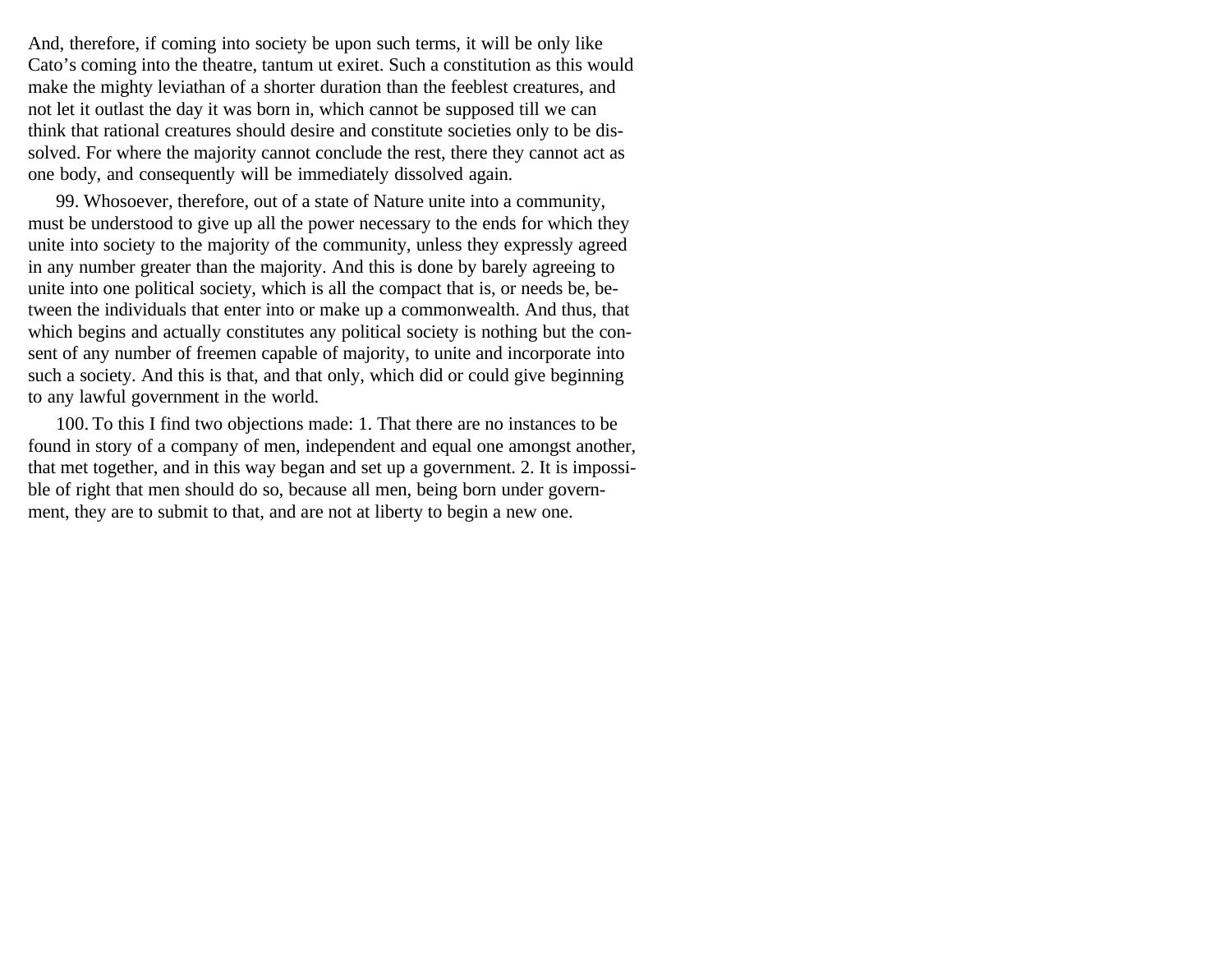And, therefore, if coming into society be upon such terms, it will be only like Cato's coming into the theatre, tantum ut exiret. Such a constitution as this would make the mighty leviathan of a shorter duration than the feeblest creatures, and not let it outlast the day it was born in, which cannot be supposed till we can think that rational creatures should desire and constitute societies only to be dissolved. For where the majority cannot conclude the rest, there they cannot act as one body, and consequently will be immediately dissolved again.

99. Whosoever, therefore, out of a state of Nature unite into a community, must be understood to give up all the power necessary to the ends for which they unite into society to the majority of the community, unless they expressly agreed in any number greater than the majority. And this is done by barely agreeing to unite into one political society, which is all the compact that is, or needs be, between the individuals that enter into or make up a commonwealth. And thus, that which begins and actually constitutes any political society is nothing but the consent of any number of freemen capable of majority, to unite and incorporate into such a society. And this is that, and that only, which did or could give beginning to any lawful government in the world.

100. To this I find two objections made: 1. That there are no instances to be found in story of a company of men, independent and equal one amongst another, that met together, and in this way began and set up a government. 2. It is impossible of right that men should do so, because all men, being born under government, they are to submit to that, and are not at liberty to begin a new one.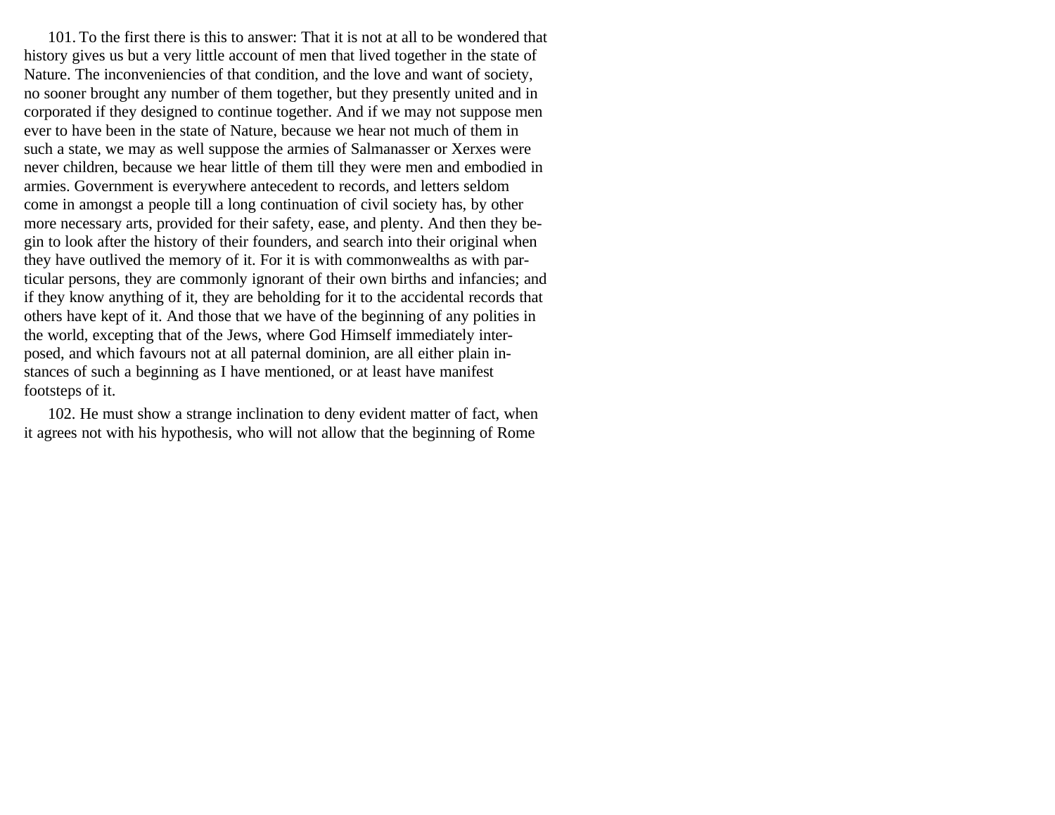101. To the first there is this to answer: That it is not at all to be wondered that history gives us but a very little account of men that lived together in the state of Nature. The inconveniencies of that condition, and the love and want of society, no sooner brought any number of them together, but they presently united and in corporated if they designed to continue together. And if we may not suppose men ever to have been in the state of Nature, because we hear not much of them in such a state, we may as well suppose the armies of Salmanasser or Xerxes were never children, because we hear little of them till they were men and embodied in armies. Government is everywhere antecedent to records, and letters seldom come in amongst a people till a long continuation of civil society has, by other more necessary arts, provided for their safety, ease, and plenty. And then they begin to look after the history of their founders, and search into their original when they have outlived the memory of it. For it is with commonwealths as with particular persons, they are commonly ignorant of their own births and infancies; and if they know anything of it, they are beholding for it to the accidental records that others have kept of it. And those that we have of the beginning of any polities in the world, excepting that of the Jews, where God Himself immediately interposed, and which favours not at all paternal dominion, are all either plain instances of such a beginning as I have mentioned, or at least have manifest footsteps of it.

102. He must show a strange inclination to deny evident matter of fact, when it agrees not with his hypothesis, who will not allow that the beginning of Rome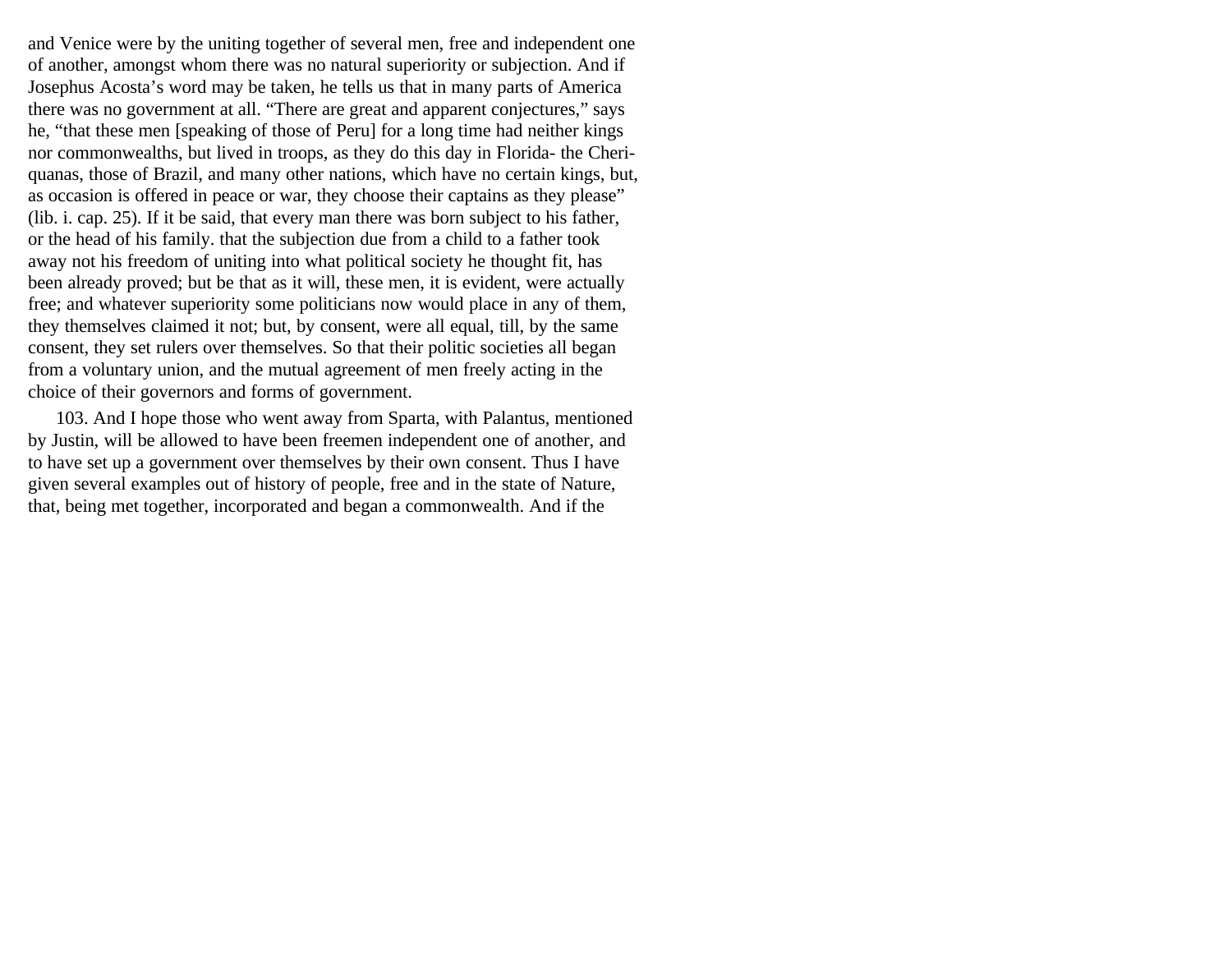and Venice were by the uniting together of several men, free and independent one of another, amongst whom there was no natural superiority or subjection. And if Josephus Acosta's word may be taken, he tells us that in many parts of America there was no government at all. "There are great and apparent conjectures," says he, "that these men [speaking of those of Peru] for a long time had neither kings nor commonwealths, but lived in troops, as they do this day in Florida- the Cheriquanas, those of Brazil, and many other nations, which have no certain kings, but, as occasion is offered in peace or war, they choose their captains as they please" (lib. i. cap. 25). If it be said, that every man there was born subject to his father, or the head of his family. that the subjection due from a child to a father took away not his freedom of uniting into what political society he thought fit, has been already proved; but be that as it will, these men, it is evident, were actually free; and whatever superiority some politicians now would place in any of them, they themselves claimed it not; but, by consent, were all equal, till, by the same consent, they set rulers over themselves. So that their politic societies all began from a voluntary union, and the mutual agreement of men freely acting in the choice of their governors and forms of government.

103. And I hope those who went away from Sparta, with Palantus, mentioned by Justin, will be allowed to have been freemen independent one of another, and to have set up a government over themselves by their own consent. Thus I have given several examples out of history of people, free and in the state of Nature, that, being met together, incorporated and began a commonwealth. And if the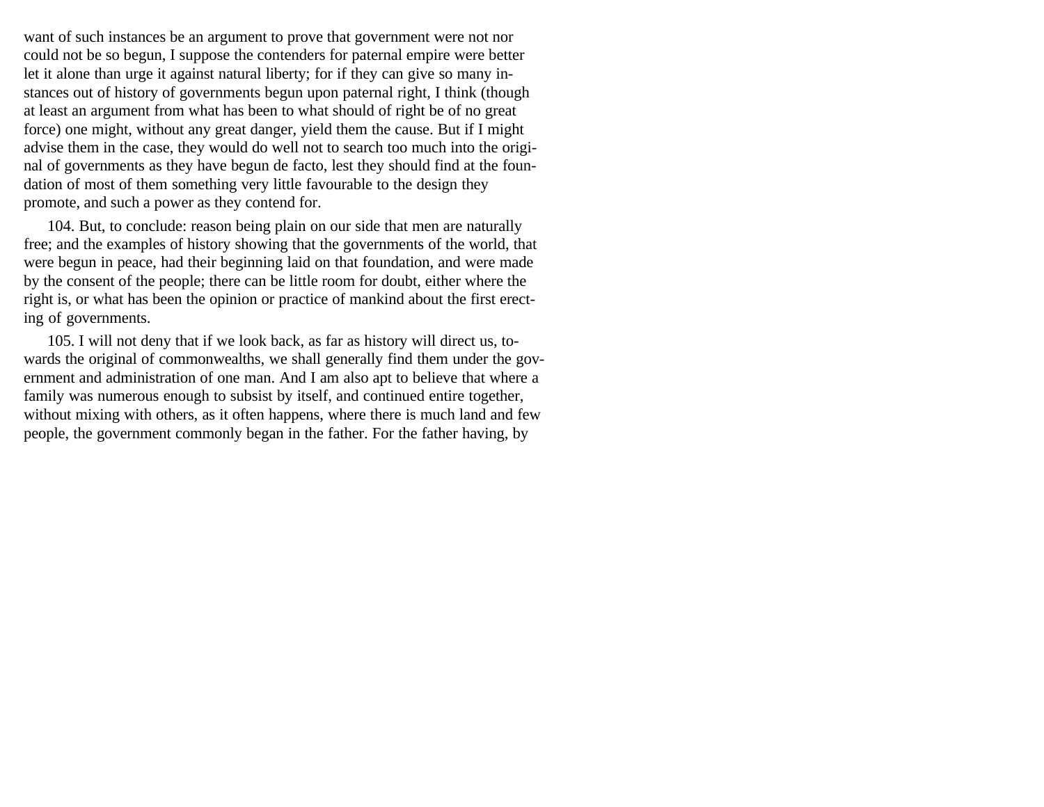want of such instances be an argument to prove that government were not nor could not be so begun, I suppose the contenders for paternal empire were better let it alone than urge it against natural liberty; for if they can give so many instances out of history of governments begun upon paternal right, I think (though at least an argument from what has been to what should of right be of no great force) one might, without any great danger, yield them the cause. But if I might advise them in the case, they would do well not to search too much into the original of governments as they have begun de facto, lest they should find at the foundation of most of them something very little favourable to the design they promote, and such a power as they contend for.

104. But, to conclude: reason being plain on our side that men are naturally free; and the examples of history showing that the governments of the world, that were begun in peace, had their beginning laid on that foundation, and were made by the consent of the people; there can be little room for doubt, either where the right is, or what has been the opinion or practice of mankind about the first erecting of governments.

105. I will not deny that if we look back, as far as history will direct us, towards the original of commonwealths, we shall generally find them under the government and administration of one man. And I am also apt to believe that where a family was numerous enough to subsist by itself, and continued entire together, without mixing with others, as it often happens, where there is much land and few people, the government commonly began in the father. For the father having, by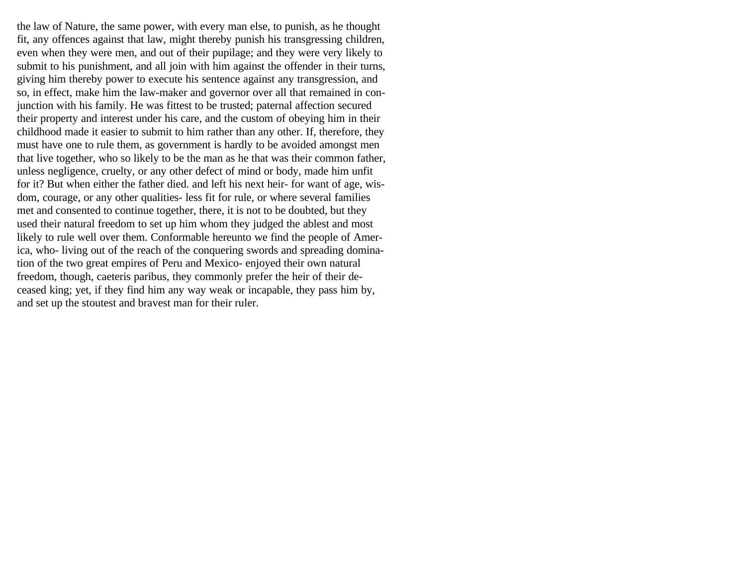the law of Nature, the same power, with every man else, to punish, as he thought fit, any offences against that law, might thereby punish his transgressing children, even when they were men, and out of their pupilage; and they were very likely to submit to his punishment, and all join with him against the offender in their turns, giving him thereby power to execute his sentence against any transgression, and so, in effect, make him the law-maker and governor over all that remained in conjunction with his family. He was fittest to be trusted; paternal affection secured their property and interest under his care, and the custom of obeying him in their childhood made it easier to submit to him rather than any other. If, therefore, they must have one to rule them, as government is hardly to be avoided amongst men that live together, who so likely to be the man as he that was their common father, unless negligence, cruelty, or any other defect of mind or body, made him unfit for it? But when either the father died. and left his next heir- for want of age, wisdom, courage, or any other qualities- less fit for rule, or where several families met and consented to continue together, there, it is not to be doubted, but they used their natural freedom to set up him whom they judged the ablest and most likely to rule well over them. Conformable hereunto we find the people of America, who- living out of the reach of the conquering swords and spreading domination of the two great empires of Peru and Mexico- enjoyed their own natural freedom, though, caeteris paribus, they commonly prefer the heir of their deceased king; yet, if they find him any way weak or incapable, they pass him by, and set up the stoutest and bravest man for their ruler.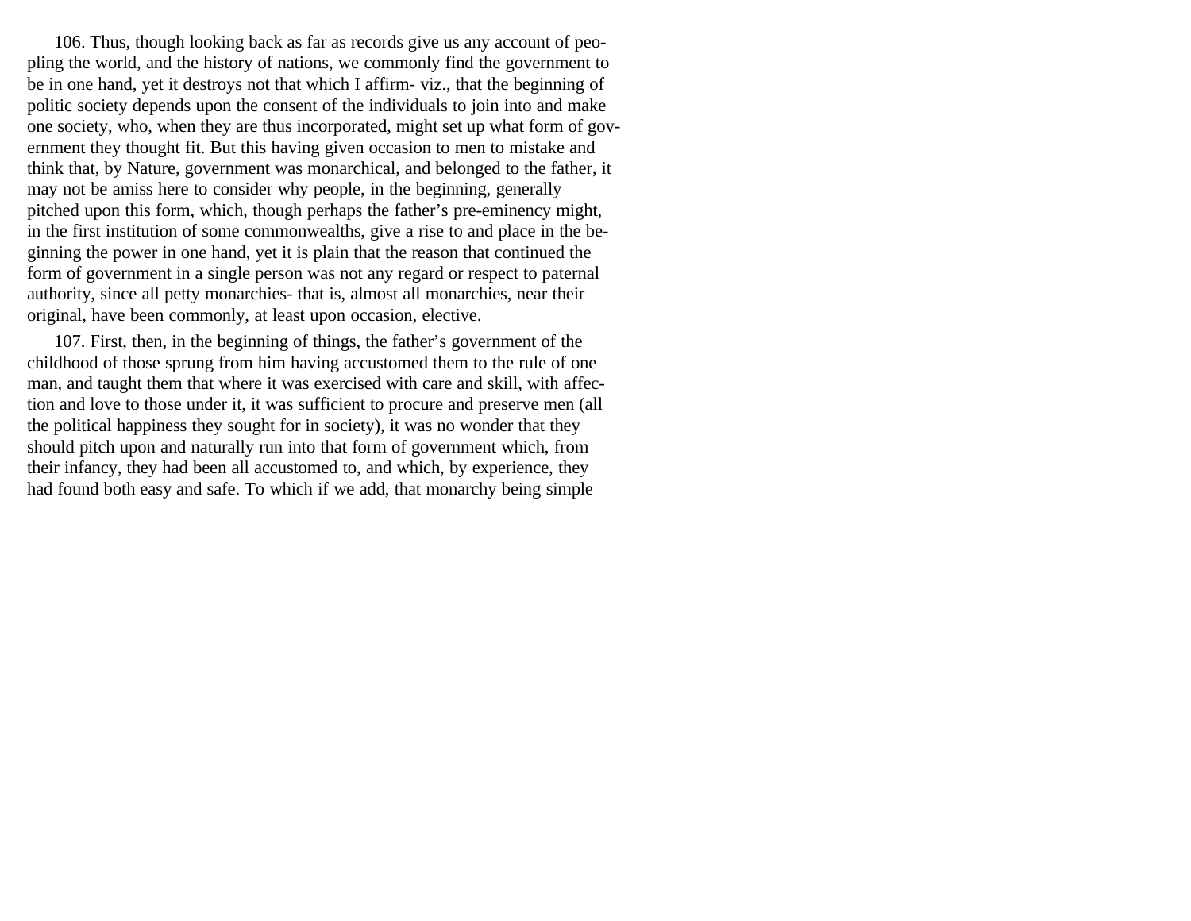106. Thus, though looking back as far as records give us any account of peopling the world, and the history of nations, we commonly find the government to be in one hand, yet it destroys not that which I affirm- viz., that the beginning of politic society depends upon the consent of the individuals to join into and make one society, who, when they are thus incorporated, might set up what form of government they thought fit. But this having given occasion to men to mistake and think that, by Nature, government was monarchical, and belonged to the father, it may not be amiss here to consider why people, in the beginning, generally pitched upon this form, which, though perhaps the father's pre-eminency might, in the first institution of some commonwealths, give a rise to and place in the beginning the power in one hand, yet it is plain that the reason that continued the form of government in a single person was not any regard or respect to paternal authority, since all petty monarchies- that is, almost all monarchies, near their original, have been commonly, at least upon occasion, elective.

107. First, then, in the beginning of things, the father's government of the childhood of those sprung from him having accustomed them to the rule of one man, and taught them that where it was exercised with care and skill, with affection and love to those under it, it was sufficient to procure and preserve men (all the political happiness they sought for in society), it was no wonder that they should pitch upon and naturally run into that form of government which, from their infancy, they had been all accustomed to, and which, by experience, they had found both easy and safe. To which if we add, that monarchy being simple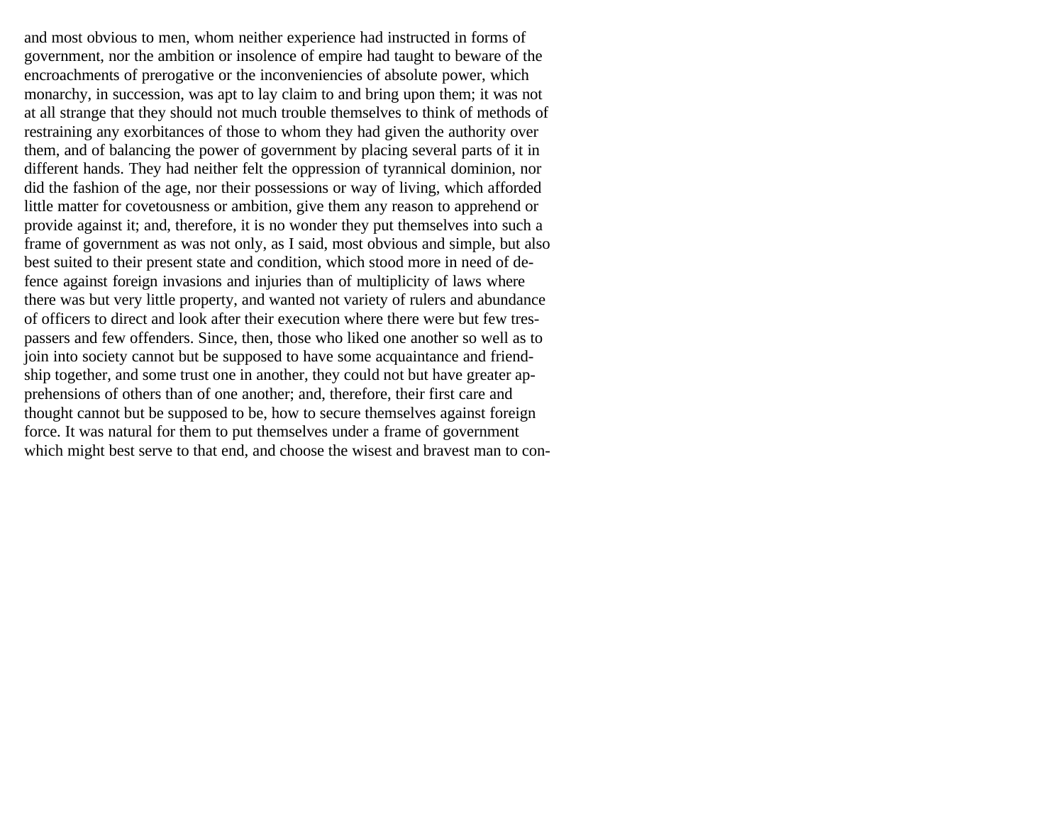and most obvious to men, whom neither experience had instructed in forms of government, nor the ambition or insolence of empire had taught to beware of the encroachments of prerogative or the inconveniencies of absolute power, which monarchy, in succession, was apt to lay claim to and bring upon them; it was not at all strange that they should not much trouble themselves to think of methods of restraining any exorbitances of those to whom they had given the authority over them, and of balancing the power of government by placing several parts of it in different hands. They had neither felt the oppression of tyrannical dominion, nor did the fashion of the age, nor their possessions or way of living, which afforded little matter for covetousness or ambition, give them any reason to apprehend or provide against it; and, therefore, it is no wonder they put themselves into such a frame of government as was not only, as I said, most obvious and simple, but also best suited to their present state and condition, which stood more in need of defence against foreign invasions and injuries than of multiplicity of laws where there was but very little property, and wanted not variety of rulers and abundance of officers to direct and look after their execution where there were but few trespassers and few offenders. Since, then, those who liked one another so well as to join into society cannot but be supposed to have some acquaintance and friendship together, and some trust one in another, they could not but have greater apprehensions of others than of one another; and, therefore, their first care and thought cannot but be supposed to be, how to secure themselves against foreign force. It was natural for them to put themselves under a frame of government which might best serve to that end, and choose the wisest and bravest man to con-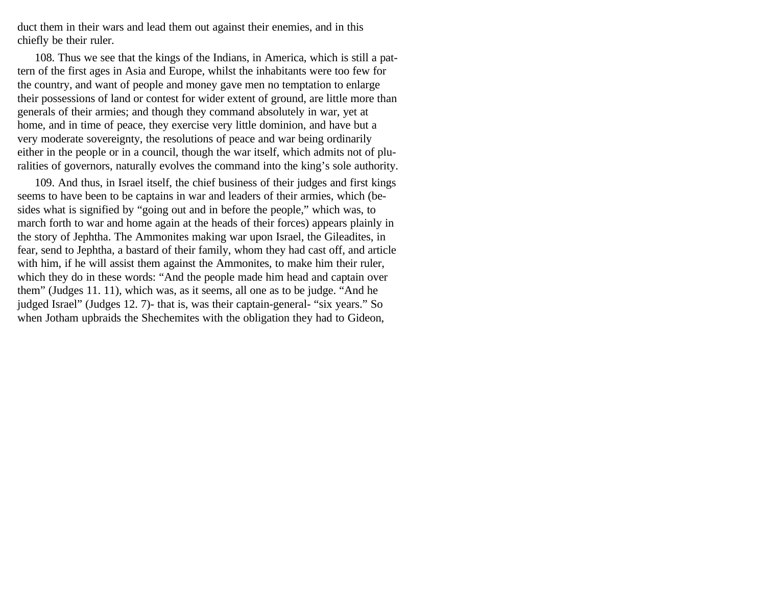duct them in their wars and lead them out against their enemies, and in this chiefly be their ruler.

108. Thus we see that the kings of the Indians, in America, which is still a pattern of the first ages in Asia and Europe, whilst the inhabitants were too few for the country, and want of people and money gave men no temptation to enlarge their possessions of land or contest for wider extent of ground, are little more than generals of their armies; and though they command absolutely in war, yet at home, and in time of peace, they exercise very little dominion, and have but a very moderate sovereignty, the resolutions of peace and war being ordinarily either in the people or in a council, though the war itself, which admits not of pluralities of governors, naturally evolves the command into the king's sole authority.

109. And thus, in Israel itself, the chief business of their judges and first kings seems to have been to be captains in war and leaders of their armies, which (besides what is signified by "going out and in before the people," which was, to march forth to war and home again at the heads of their forces) appears plainly in the story of Jephtha. The Ammonites making war upon Israel, the Gileadites, in fear, send to Jephtha, a bastard of their family, whom they had cast off, and article with him, if he will assist them against the Ammonites, to make him their ruler, which they do in these words: "And the people made him head and captain over them" (Judges 11. 11), which was, as it seems, all one as to be judge. "And he judged Israel" (Judges 12. 7)- that is, was their captain-general- "six years." So when Jotham upbraids the Shechemites with the obligation they had to Gideon,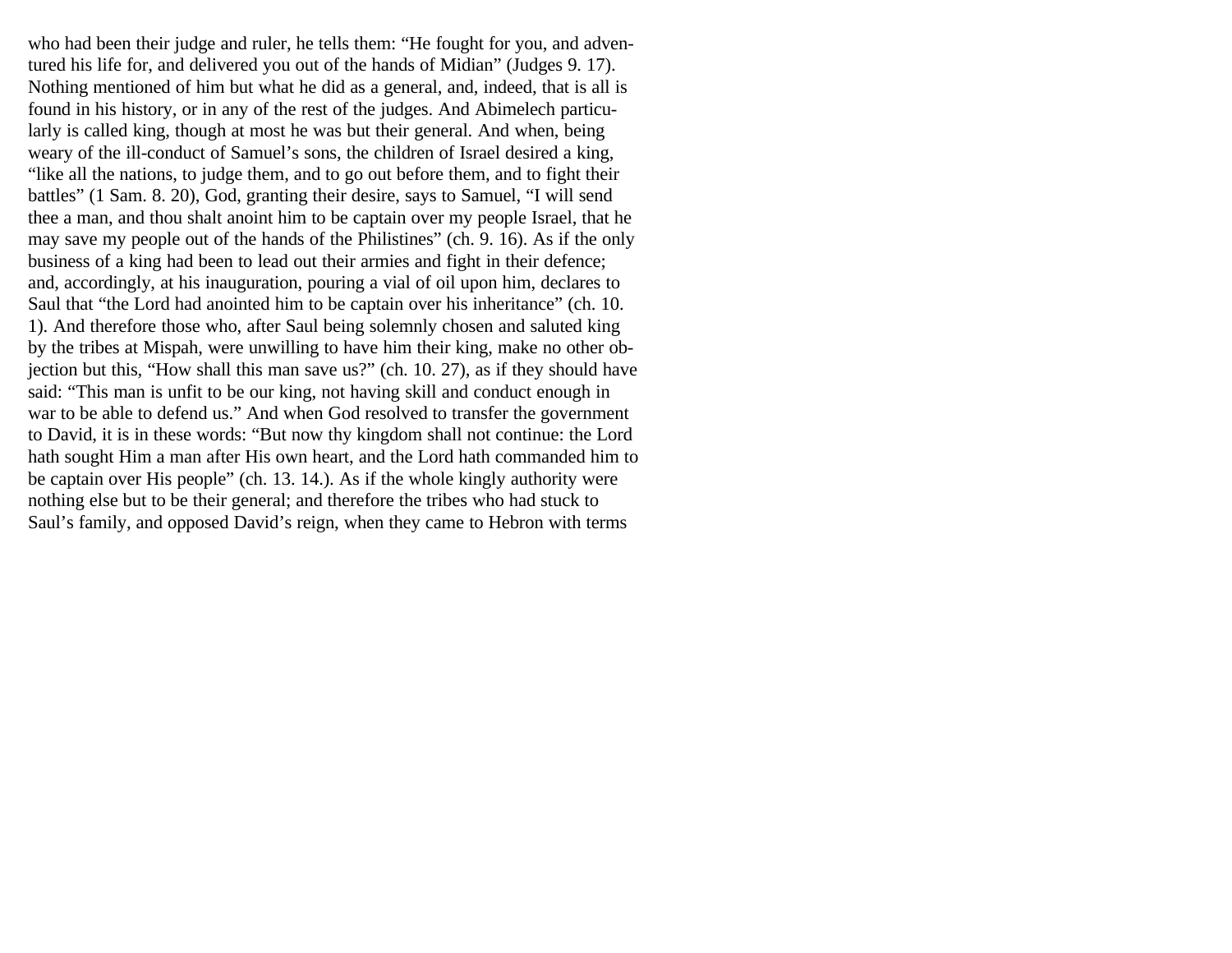who had been their judge and ruler, he tells them: “He fought for you, and adventured his life for, and delivered you out of the hands of Midian” (Judges 9. 17). Nothing mentioned of him but what he did as a general, and, indeed, that is all is found in his history, or in any of the rest of the judges. And Abimelech particularly is called king, though at most he was but their general. And when, being weary of the ill-conduct of Samuel’s sons, the children of Israel desired a king, “like all the nations, to judge them, and to go out before them, and to fight their battles” (1 Sam. 8. 20), God, granting their desire, says to Samuel, “I will send thee a man, and thou shalt anoint him to be captain over my people Israel, that he may save my people out of the hands of the Philistines” (ch. 9. 16). As if the only business of a king had been to lead out their armies and fight in their defence; and, accordingly, at his inauguration, pouring a vial of oil upon him, declares to Saul that “the Lord had anointed him to be captain over his inheritance” (ch. 10. 1). And therefore those who, after Saul being solemnly chosen and saluted king by the tribes at Mispah, were unwilling to have him their king, make no other objection but this, “How shall this man save us?” (ch. 10. 27), as if they should have said: “This man is unfit to be our king, not having skill and conduct enough in war to be able to defend us.” And when God resolved to transfer the government to David, it is in these words: “But now thy kingdom shall not continue: the Lord hath sought Him a man after His own heart, and the Lord hath commanded him to be captain over His people” (ch. 13. 14.). As if the whole kingly authority were nothing else but to be their general; and therefore the tribes who had stuck to Saul’s family, and opposed David’s reign, when they came to Hebron with terms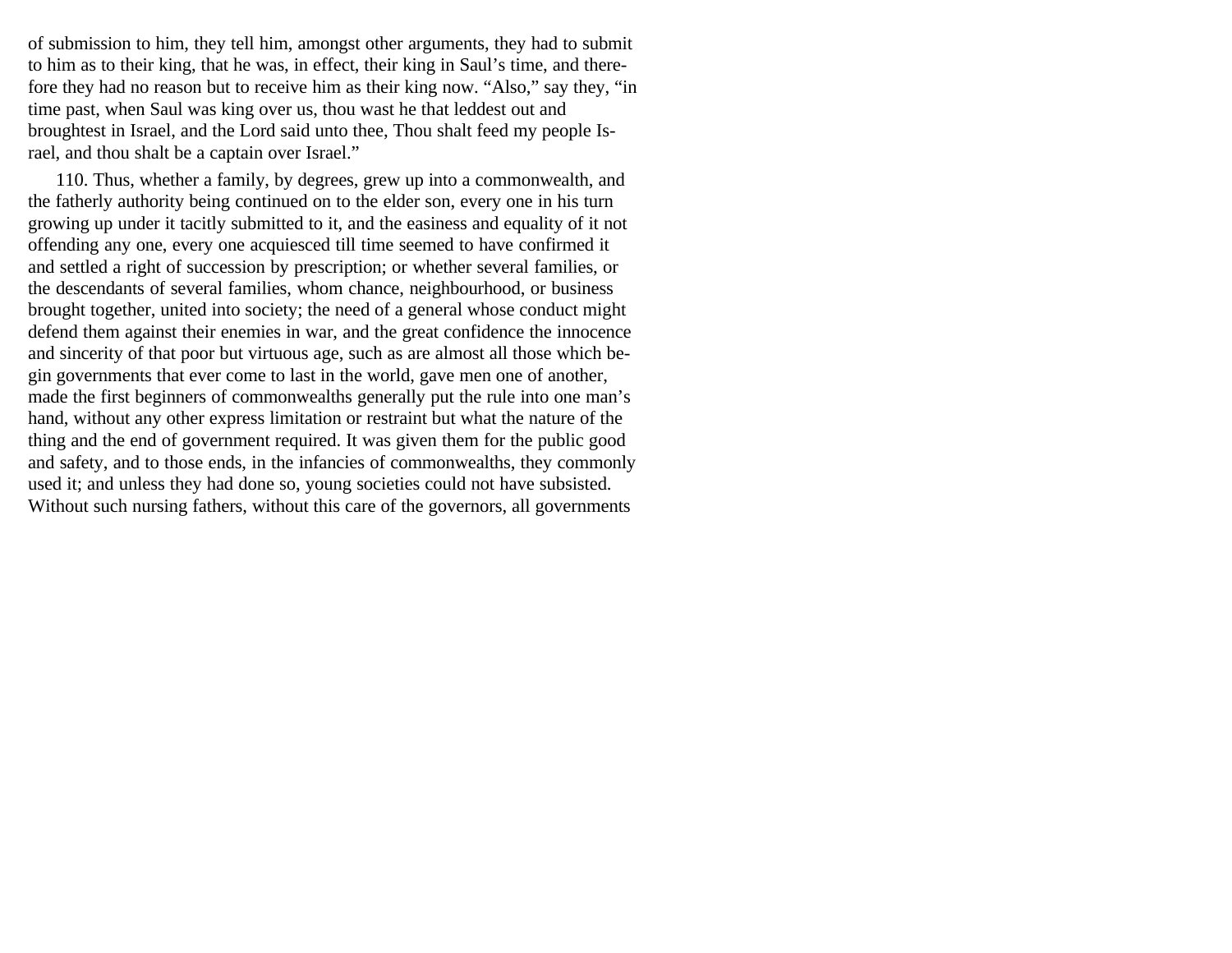of submission to him, they tell him, amongst other arguments, they had to submit to him as to their king, that he was, in effect, their king in Saul's time, and therefore they had no reason but to receive him as their king now. "Also," say they, "in time past, when Saul was king over us, thou wast he that leddest out and broughtest in Israel, and the Lord said unto thee, Thou shalt feed my people Israel, and thou shalt be a captain over Israel."

110. Thus, whether a family, by degrees, grew up into a commonwealth, and the fatherly authority being continued on to the elder son, every one in his turn growing up under it tacitly submitted to it, and the easiness and equality of it not offending any one, every one acquiesced till time seemed to have confirmed it and settled a right of succession by prescription; or whether several families, or the descendants of several families, whom chance, neighbourhood, or business brought together, united into society; the need of a general whose conduct might defend them against their enemies in war, and the great confidence the innocence and sincerity of that poor but virtuous age, such as are almost all those which begin governments that ever come to last in the world, gave men one of another, made the first beginners of commonwealths generally put the rule into one man's hand, without any other express limitation or restraint but what the nature of the thing and the end of government required. It was given them for the public good and safety, and to those ends, in the infancies of commonwealths, they commonly used it; and unless they had done so, young societies could not have subsisted. Without such nursing fathers, without this care of the governors, all governments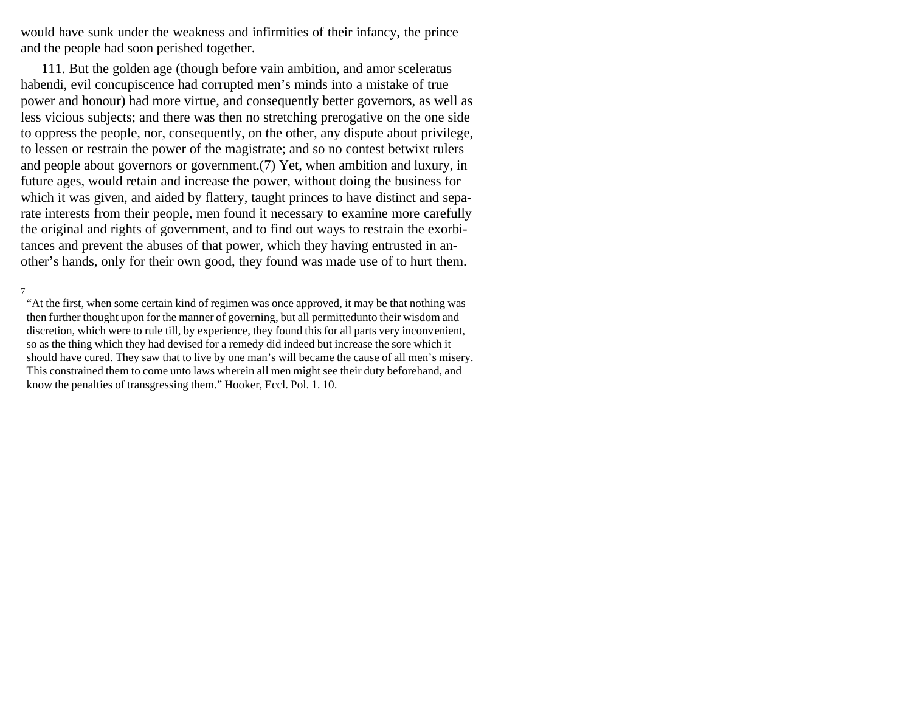would have sunk under the weakness and infirmities of their infancy, the prince and the people had soon perished together.

111. But the golden age (though before vain ambition, and amor sceleratus habendi, evil concupiscence had corrupted men's minds into a mistake of true power and honour) had more virtue, and consequently better governors, as well as less vicious subjects; and there was then no stretching prerogative on the one side to oppress the people, nor, consequently, on the other, any dispute about privilege, to lessen or restrain the power of the magistrate; and so no contest betwixt rulers and people about governors or government.(7) Yet, when ambition and luxury, in future ages, would retain and increase the power, without doing the business for which it was given, and aided by flattery, taught princes to have distinct and separate interests from their people, men found it necessary to examine more carefully the original and rights of government, and to find out ways to restrain the exorbitances and prevent the abuses of that power, which they having entrusted in another's hands, only for their own good, they found was made use of to hurt them.

7

"At the first, when some certain kind of regimen was once approved, it may be that nothing was then further thought upon for the manner of governing, but all permittedunto their wisdom and discretion, which were to rule till, by experience, they found this for all parts very inconvenient, so as the thing which they had devised for a remedy did indeed but increase the sore which it should have cured. They saw that to live by one man's will became the cause of all men's misery. This constrained them to come unto laws wherein all men might see their duty beforehand, and know the penalties of transgressing them." Hooker, Eccl. Pol. 1. 10.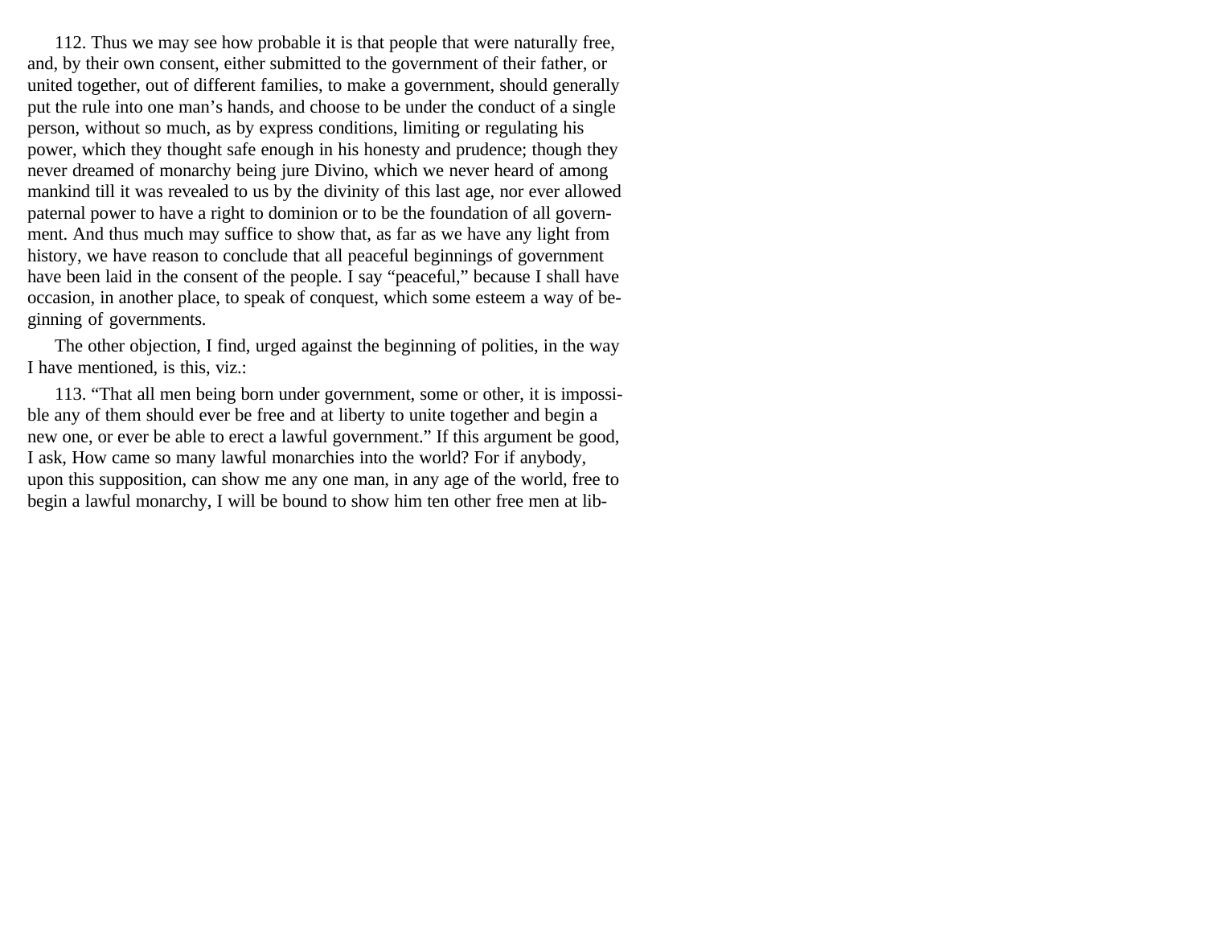112. Thus we may see how probable it is that people that were naturally free, and, by their own consent, either submitted to the government of their father, or united together, out of different families, to make a government, should generally put the rule into one man's hands, and choose to be under the conduct of a single person, without so much, as by express conditions, limiting or regulating his power, which they thought safe enough in his honesty and prudence; though they never dreamed of monarchy being jure Divino, which we never heard of among mankind till it was revealed to us by the divinity of this last age, nor ever allowed paternal power to have a right to dominion or to be the foundation of all government. And thus much may suffice to show that, as far as we have any light from history, we have reason to conclude that all peaceful beginnings of government have been laid in the consent of the people. I say "peaceful," because I shall have occasion, in another place, to speak of conquest, which some esteem a way of beginning of governments.

The other objection, I find, urged against the beginning of polities, in the way I have mentioned, is this, viz.:

113. "That all men being born under government, some or other, it is impossible any of them should ever be free and at liberty to unite together and begin a new one, or ever be able to erect a lawful government." If this argument be good, I ask, How came so many lawful monarchies into the world? For if anybody, upon this supposition, can show me any one man, in any age of the world, free to begin a lawful monarchy, I will be bound to show him ten other free men at lib-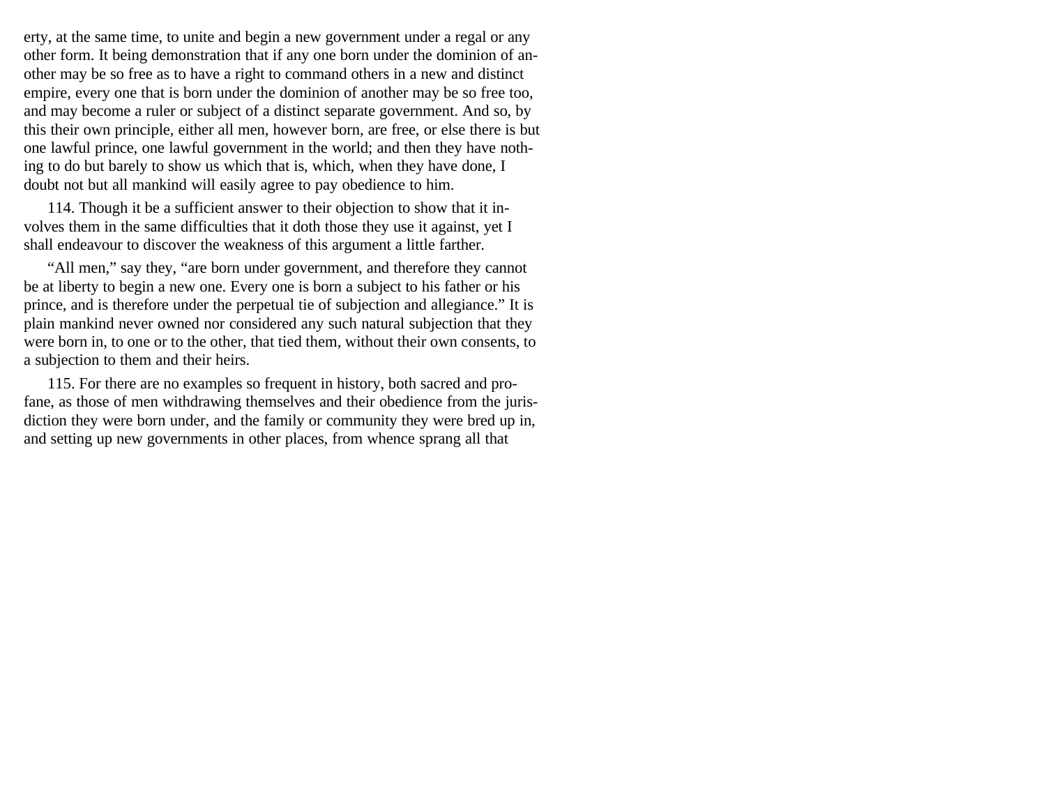erty, at the same time, to unite and begin a new government under a regal or any other form. It being demonstration that if any one born under the dominion of another may be so free as to have a right to command others in a new and distinct empire, every one that is born under the dominion of another may be so free too, and may become a ruler or subject of a distinct separate government. And so, by this their own principle, either all men, however born, are free, or else there is but one lawful prince, one lawful government in the world; and then they have nothing to do but barely to show us which that is, which, when they have done, I doubt not but all mankind will easily agree to pay obedience to him.

114. Though it be a sufficient answer to their objection to show that it involves them in the same difficulties that it doth those they use it against, yet I shall endeavour to discover the weakness of this argument a little farther.

"All men," say they, "are born under government, and therefore they cannot be at liberty to begin a new one. Every one is born a subject to his father or his prince, and is therefore under the perpetual tie of subjection and allegiance." It is plain mankind never owned nor considered any such natural subjection that they were born in, to one or to the other, that tied them, without their own consents, to a subjection to them and their heirs.

115. For there are no examples so frequent in history, both sacred and profane, as those of men withdrawing themselves and their obedience from the jurisdiction they were born under, and the family or community they were bred up in, and setting up new governments in other places, from whence sprang all that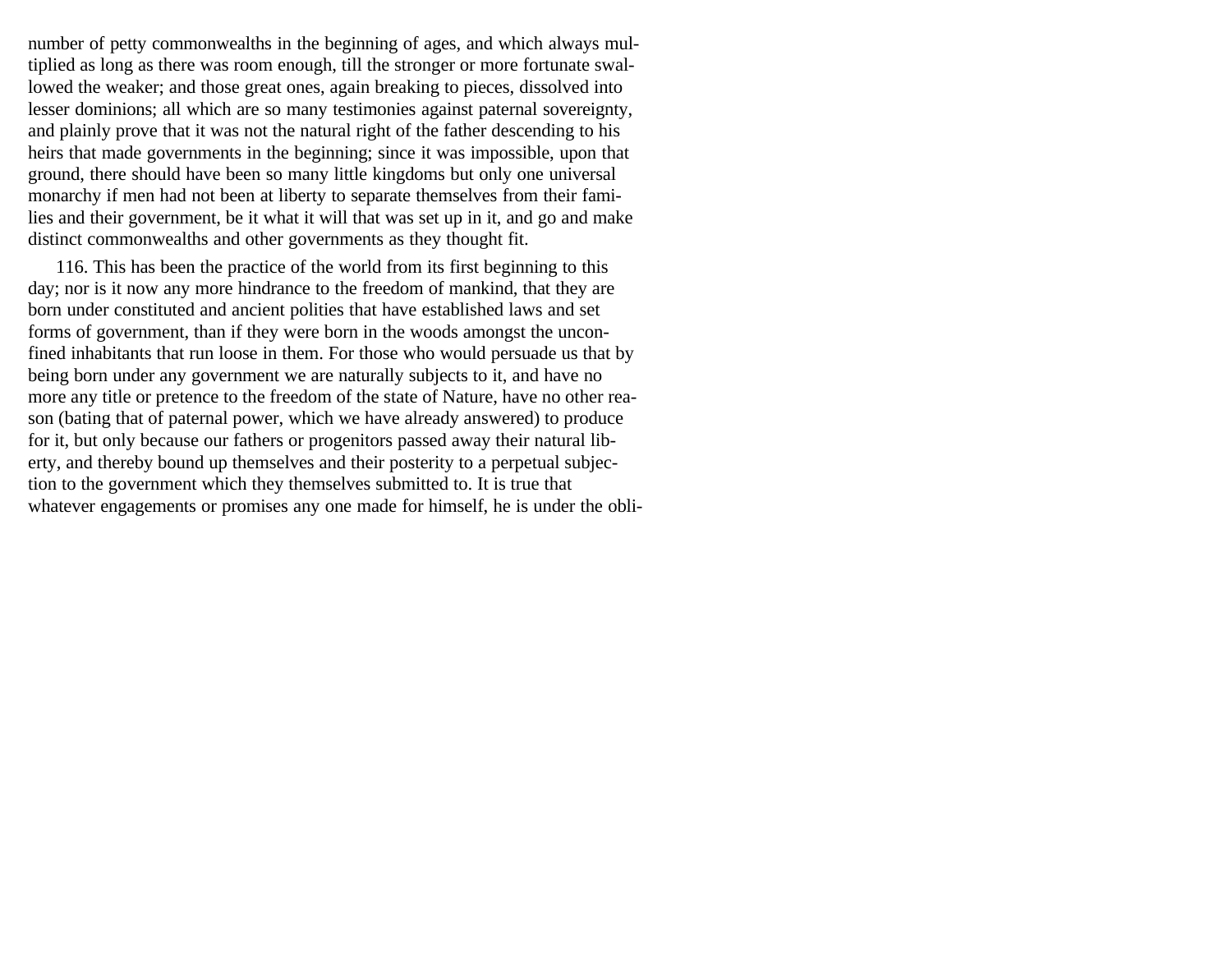number of petty commonwealths in the beginning of ages, and which always multiplied as long as there was room enough, till the stronger or more fortunate swallowed the weaker; and those great ones, again breaking to pieces, dissolved into lesser dominions; all which are so many testimonies against paternal sovereignty, and plainly prove that it was not the natural right of the father descending to his heirs that made governments in the beginning; since it was impossible, upon that ground, there should have been so many little kingdoms but only one universal monarchy if men had not been at liberty to separate themselves from their families and their government, be it what it will that was set up in it, and go and make distinct commonwealths and other governments as they thought fit.

116. This has been the practice of the world from its first beginning to this day; nor is it now any more hindrance to the freedom of mankind, that they are born under constituted and ancient polities that have established laws and set forms of government, than if they were born in the woods amongst the unconfined inhabitants that run loose in them. For those who would persuade us that by being born under any government we are naturally subjects to it, and have no more any title or pretence to the freedom of the state of Nature, have no other reason (bating that of paternal power, which we have already answered) to produce for it, but only because our fathers or progenitors passed away their natural liberty, and thereby bound up themselves and their posterity to a perpetual subjection to the government which they themselves submitted to. It is true that whatever engagements or promises any one made for himself, he is under the obli-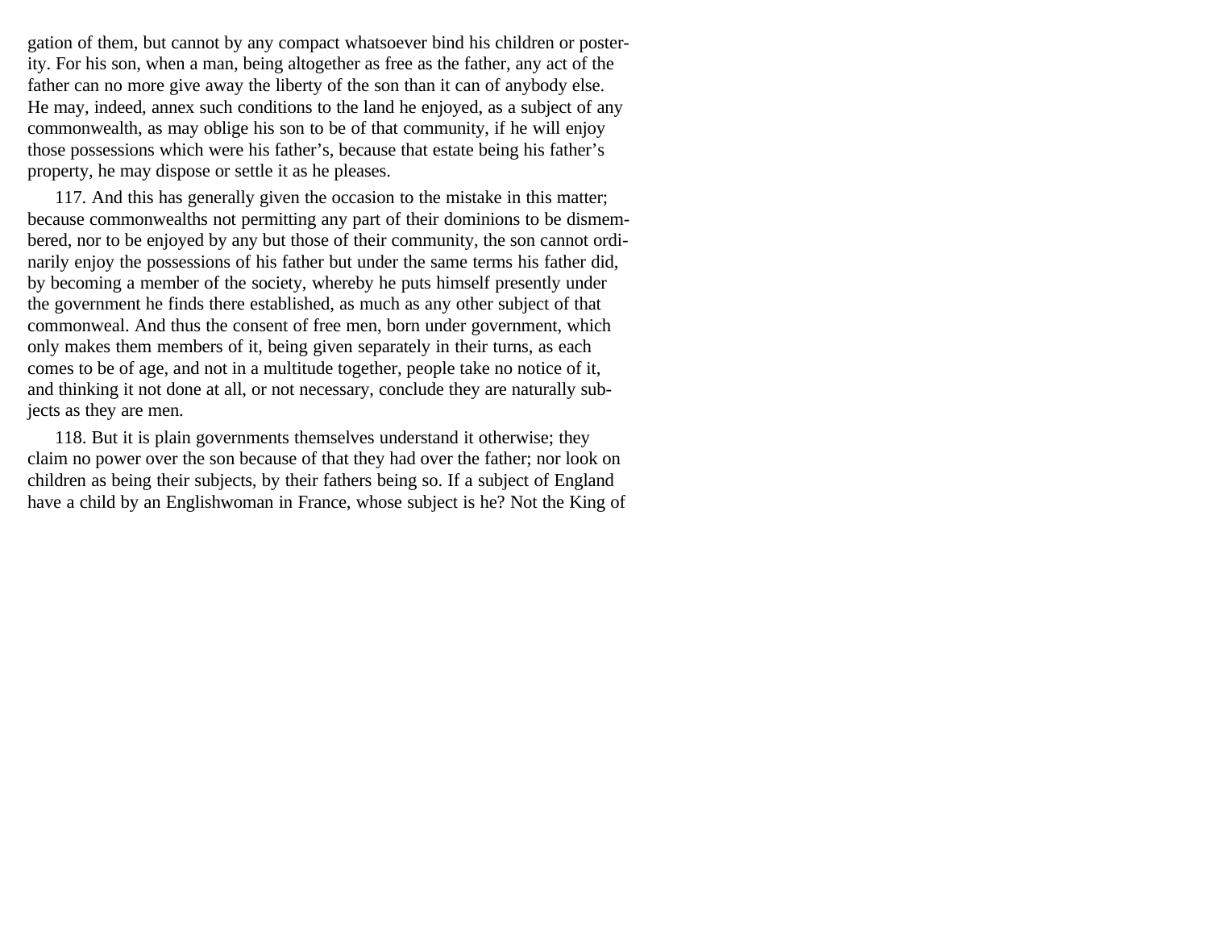gation of them, but cannot by any compact whatsoever bind his children or posterity. For his son, when a man, being altogether as free as the father, any act of the father can no more give away the liberty of the son than it can of anybody else. He may, indeed, annex such conditions to the land he enjoyed, as a subject of any commonwealth, as may oblige his son to be of that community, if he will enjoy those possessions which were his father's, because that estate being his father's property, he may dispose or settle it as he pleases.

117. And this has generally given the occasion to the mistake in this matter; because commonwealths not permitting any part of their dominions to be dismembered, nor to be enjoyed by any but those of their community, the son cannot ordinarily enjoy the possessions of his father but under the same terms his father did, by becoming a member of the society, whereby he puts himself presently under the government he finds there established, as much as any other subject of that commonweal. And thus the consent of free men, born under government, which only makes them members of it, being given separately in their turns, as each comes to be of age, and not in a multitude together, people take no notice of it, and thinking it not done at all, or not necessary, conclude they are naturally subjects as they are men.

118. But it is plain governments themselves understand it otherwise; they claim no power over the son because of that they had over the father; nor look on children as being their subjects, by their fathers being so. If a subject of England have a child by an Englishwoman in France, whose subject is he? Not the King of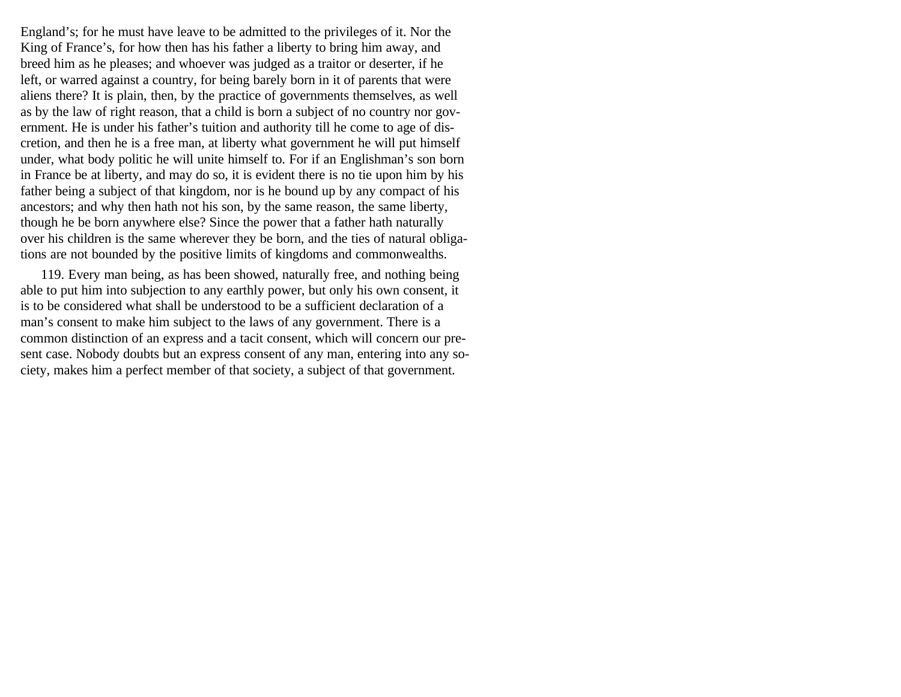England's; for he must have leave to be admitted to the privileges of it. Nor the King of France's, for how then has his father a liberty to bring him away, and breed him as he pleases; and whoever was judged as a traitor or deserter, if he left, or warred against a country, for being barely born in it of parents that were aliens there? It is plain, then, by the practice of governments themselves, as well as by the law of right reason, that a child is born a subject of no country nor government. He is under his father's tuition and authority till he come to age of discretion, and then he is a free man, at liberty what government he will put himself under, what body politic he will unite himself to. For if an Englishman's son born in France be at liberty, and may do so, it is evident there is no tie upon him by his father being a subject of that kingdom, nor is he bound up by any compact of his ancestors; and why then hath not his son, by the same reason, the same liberty, though he be born anywhere else? Since the power that a father hath naturally over his children is the same wherever they be born, and the ties of natural obligations are not bounded by the positive limits of kingdoms and commonwealths.

119. Every man being, as has been showed, naturally free, and nothing being able to put him into subjection to any earthly power, but only his own consent, it is to be considered what shall be understood to be a sufficient declaration of a man's consent to make him subject to the laws of any government. There is a common distinction of an express and a tacit consent, which will concern our present case. Nobody doubts but an express consent of any man, entering into any society, makes him a perfect member of that society, a subject of that government.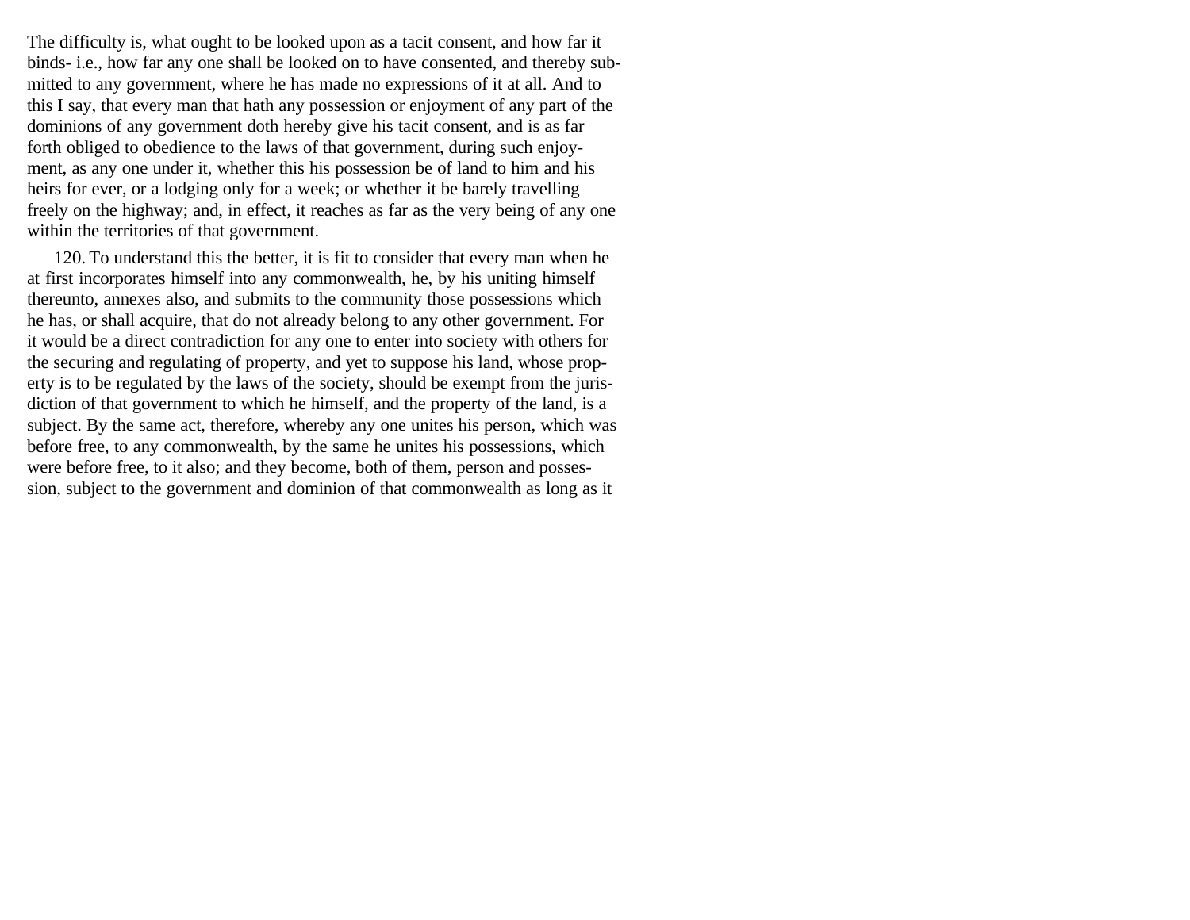The difficulty is, what ought to be looked upon as a tacit consent, and how far it binds- i.e., how far any one shall be looked on to have consented, and thereby submitted to any government, where he has made no expressions of it at all. And to this I say, that every man that hath any possession or enjoyment of any part of the dominions of any government doth hereby give his tacit consent, and is as far forth obliged to obedience to the laws of that government, during such enjoyment, as any one under it, whether this his possession be of land to him and his heirs for ever, or a lodging only for a week; or whether it be barely travelling freely on the highway; and, in effect, it reaches as far as the very being of any one within the territories of that government.

120. To understand this the better, it is fit to consider that every man when he at first incorporates himself into any commonwealth, he, by his uniting himself thereunto, annexes also, and submits to the community those possessions which he has, or shall acquire, that do not already belong to any other government. For it would be a direct contradiction for any one to enter into society with others for the securing and regulating of property, and yet to suppose his land, whose property is to be regulated by the laws of the society, should be exempt from the jurisdiction of that government to which he himself, and the property of the land, is a subject. By the same act, therefore, whereby any one unites his person, which was before free, to any commonwealth, by the same he unites his possessions, which were before free, to it also; and they become, both of them, person and possession, subject to the government and dominion of that commonwealth as long as it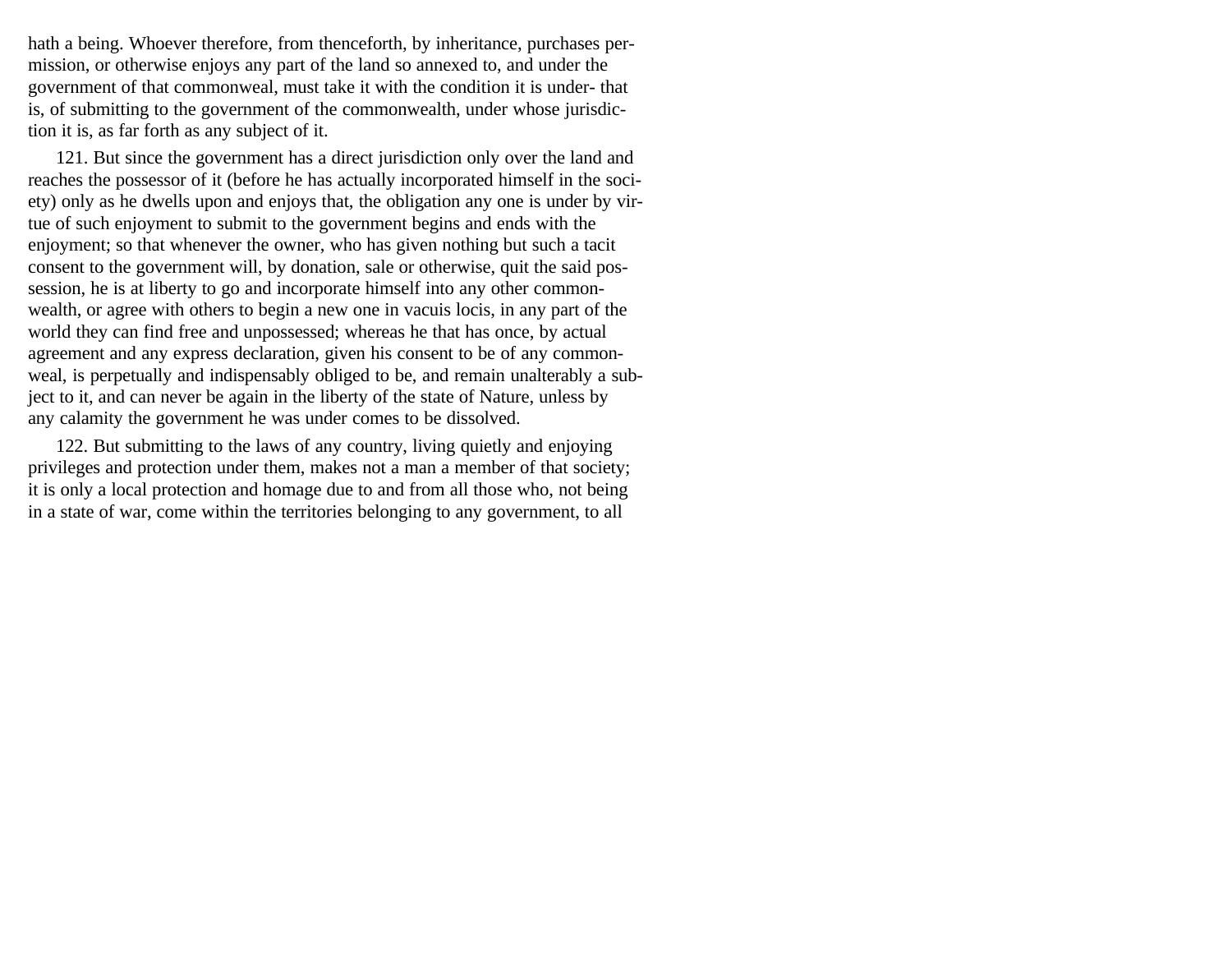hath a being. Whoever therefore, from thenceforth, by inheritance, purchases permission, or otherwise enjoys any part of the land so annexed to, and under the government of that commonweal, must take it with the condition it is under- that is, of submitting to the government of the commonwealth, under whose jurisdiction it is, as far forth as any subject of it.

121. But since the government has a direct jurisdiction only over the land and reaches the possessor of it (before he has actually incorporated himself in the society) only as he dwells upon and enjoys that, the obligation any one is under by virtue of such enjoyment to submit to the government begins and ends with the enjoyment; so that whenever the owner, who has given nothing but such a tacit consent to the government will, by donation, sale or otherwise, quit the said possession, he is at liberty to go and incorporate himself into any other commonwealth, or agree with others to begin a new one in vacuis locis, in any part of the world they can find free and unpossessed; whereas he that has once, by actual agreement and any express declaration, given his consent to be of any commonweal, is perpetually and indispensably obliged to be, and remain unalterably a subject to it, and can never be again in the liberty of the state of Nature, unless by any calamity the government he was under comes to be dissolved.

122. But submitting to the laws of any country, living quietly and enjoying privileges and protection under them, makes not a man a member of that society; it is only a local protection and homage due to and from all those who, not being in a state of war, come within the territories belonging to any government, to all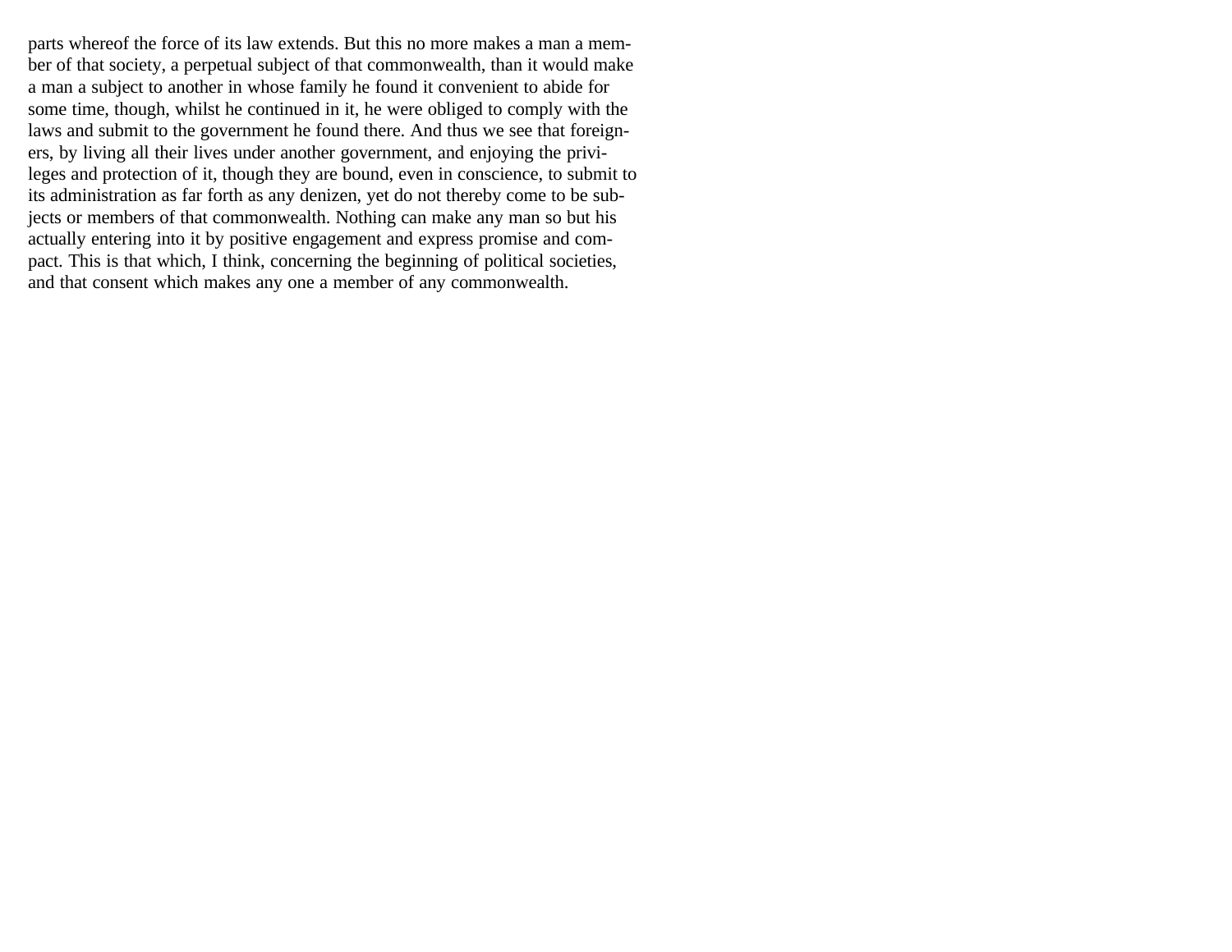parts whereof the force of its law extends. But this no more makes a man a member of that society, a perpetual subject of that commonwealth, than it would make a man a subject to another in whose family he found it convenient to abide for some time, though, whilst he continued in it, he were obliged to comply with the laws and submit to the government he found there. And thus we see that foreigners, by living all their lives under another government, and enjoying the privileges and protection of it, though they are bound, even in conscience, to submit to its administration as far forth as any denizen, yet do not thereby come to be subjects or members of that commonwealth. Nothing can make any man so but his actually entering into it by positive engagement and express promise and compact. This is that which, I think, concerning the beginning of political societies, and that consent which makes any one a member of any commonwealth.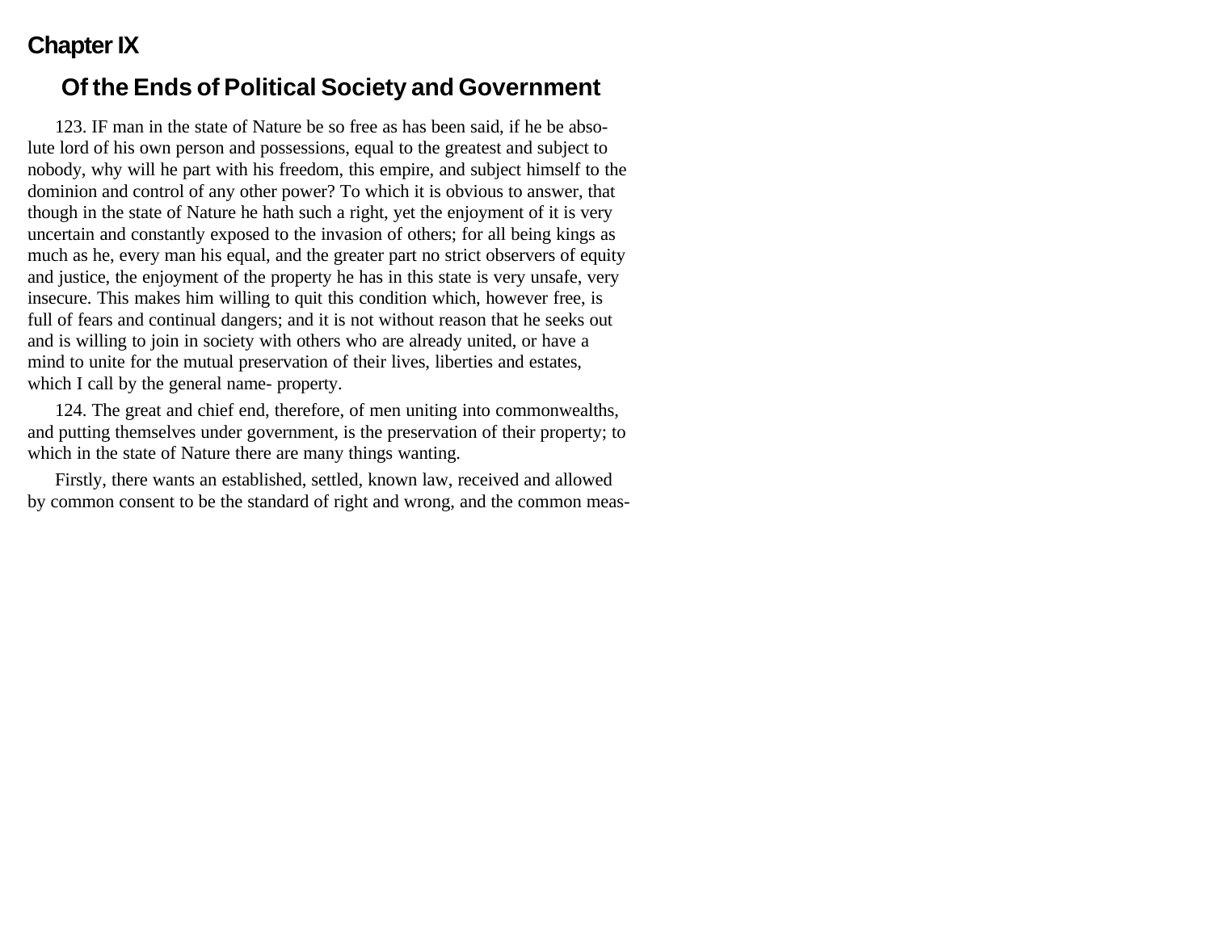## Chapter IX

### Of the Ends of Political Society and Government

123. IF man in the state of Nature be so free as has been said, if he be absolute lord of his own person and possessions, equal to the greatest and subject to nobody, why will he part with his freedom, this empire, and subject himself to the dominion and control of any other power? To which it is obvious to answer, that though in the state of Nature he hath such a right, yet the enjoyment of it is very uncertain and constantly exposed to the invasion of others; for all being kings as much as he, every man his equal, and the greater part no strict observers of equity and justice, the enjoyment of the property he has in this state is very unsafe, very insecure. This makes him willing to quit this condition which, however free, is full of fears and continual dangers; and it is not without reason that he seeks out and is willing to join in society with others who are already united, or have a mind to unite for the mutual preservation of their lives, liberties and estates, which I call by the general name- property.

124. The great and chief end, therefore, of men uniting into commonwealths, and putting themselves under government, is the preservation of their property; to which in the state of Nature there are many things wanting.

Firstly, there wants an established, settled, known law, received and allowed by common consent to be the standard of right and wrong, and the common meas-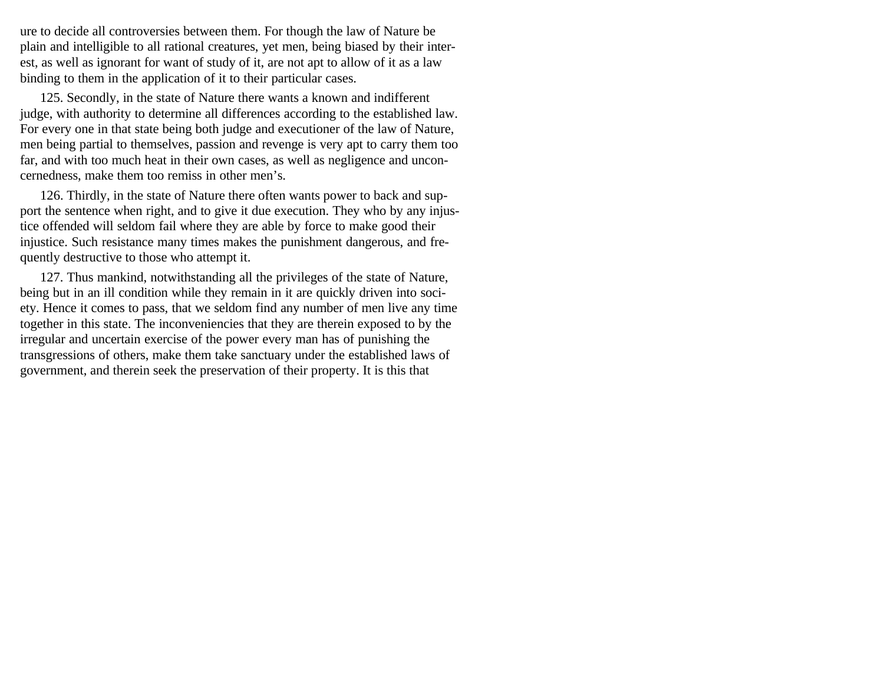ure to decide all controversies between them. For though the law of Nature be plain and intelligible to all rational creatures, yet men, being biased by their interest, as well as ignorant for want of study of it, are not apt to allow of it as a law binding to them in the application of it to their particular cases.

125. Secondly, in the state of Nature there wants a known and indifferent judge, with authority to determine all differences according to the established law. For every one in that state being both judge and executioner of the law of Nature, men being partial to themselves, passion and revenge is very apt to carry them too far, and with too much heat in their own cases, as well as negligence and unconcernedness, make them too remiss in other men's.

126. Thirdly, in the state of Nature there often wants power to back and support the sentence when right, and to give it due execution. They who by any injustice offended will seldom fail where they are able by force to make good their injustice. Such resistance many times makes the punishment dangerous, and frequently destructive to those who attempt it.

127. Thus mankind, notwithstanding all the privileges of the state of Nature, being but in an ill condition while they remain in it are quickly driven into society. Hence it comes to pass, that we seldom find any number of men live any time together in this state. The inconveniencies that they are therein exposed to by the irregular and uncertain exercise of the power every man has of punishing the transgressions of others, make them take sanctuary under the established laws of government, and therein seek the preservation of their property. It is this that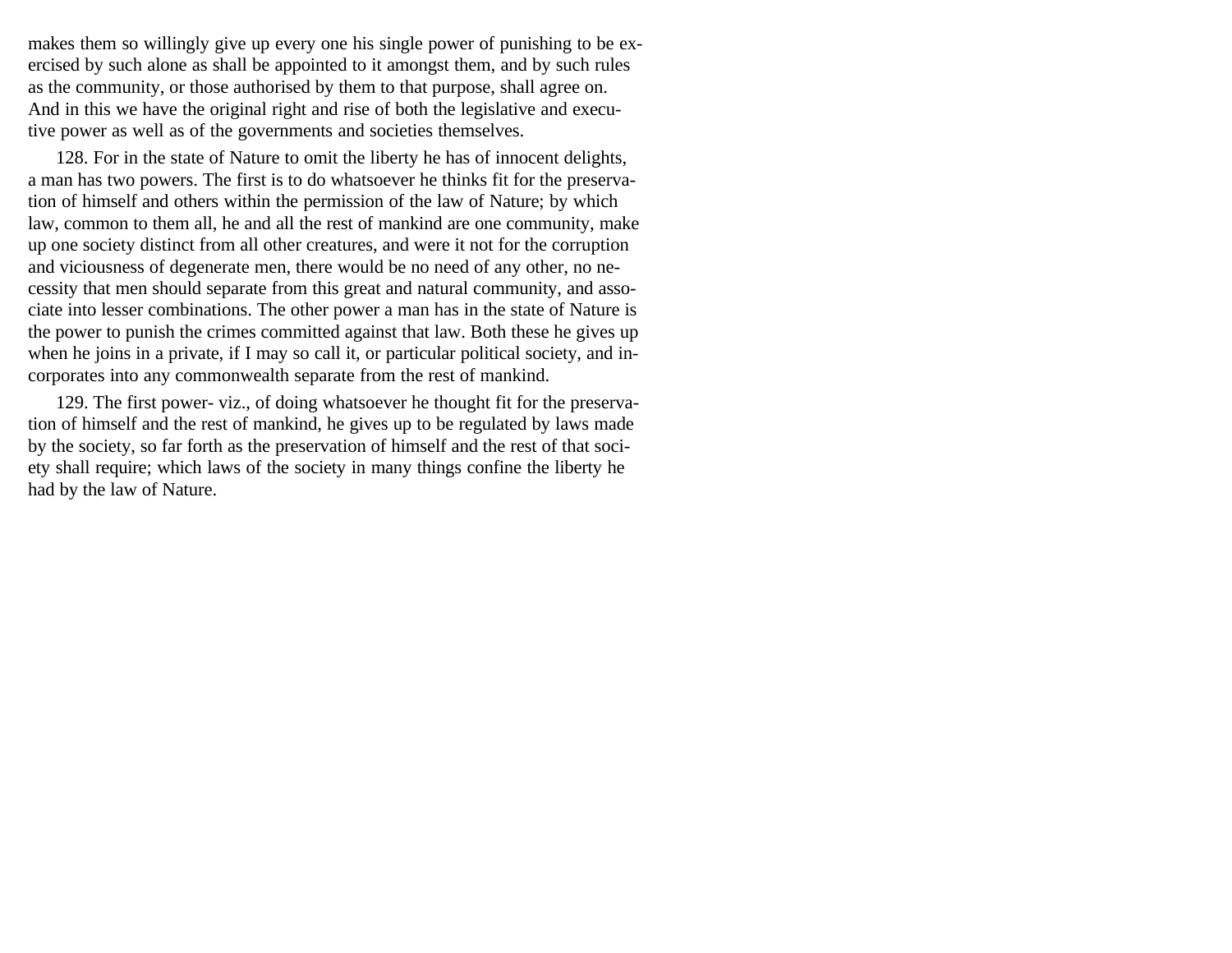makes them so willingly give up every one his single power of punishing to be exercised by such alone as shall be appointed to it amongst them, and by such rules as the community, or those authorised by them to that purpose, shall agree on. And in this we have the original right and rise of both the legislative and executive power as well as of the governments and societies themselves.

128. For in the state of Nature to omit the liberty he has of innocent delights, a man has two powers. The first is to do whatsoever he thinks fit for the preservation of himself and others within the permission of the law of Nature; by which law, common to them all, he and all the rest of mankind are one community, make up one society distinct from all other creatures, and were it not for the corruption and viciousness of degenerate men, there would be no need of any other, no necessity that men should separate from this great and natural community, and associate into lesser combinations. The other power a man has in the state of Nature is the power to punish the crimes committed against that law. Both these he gives up when he joins in a private, if I may so call it, or particular political society, and incorporates into any commonwealth separate from the rest of mankind.

129. The first power- viz., of doing whatsoever he thought fit for the preservation of himself and the rest of mankind, he gives up to be regulated by laws made by the society, so far forth as the preservation of himself and the rest of that society shall require; which laws of the society in many things confine the liberty he had by the law of Nature.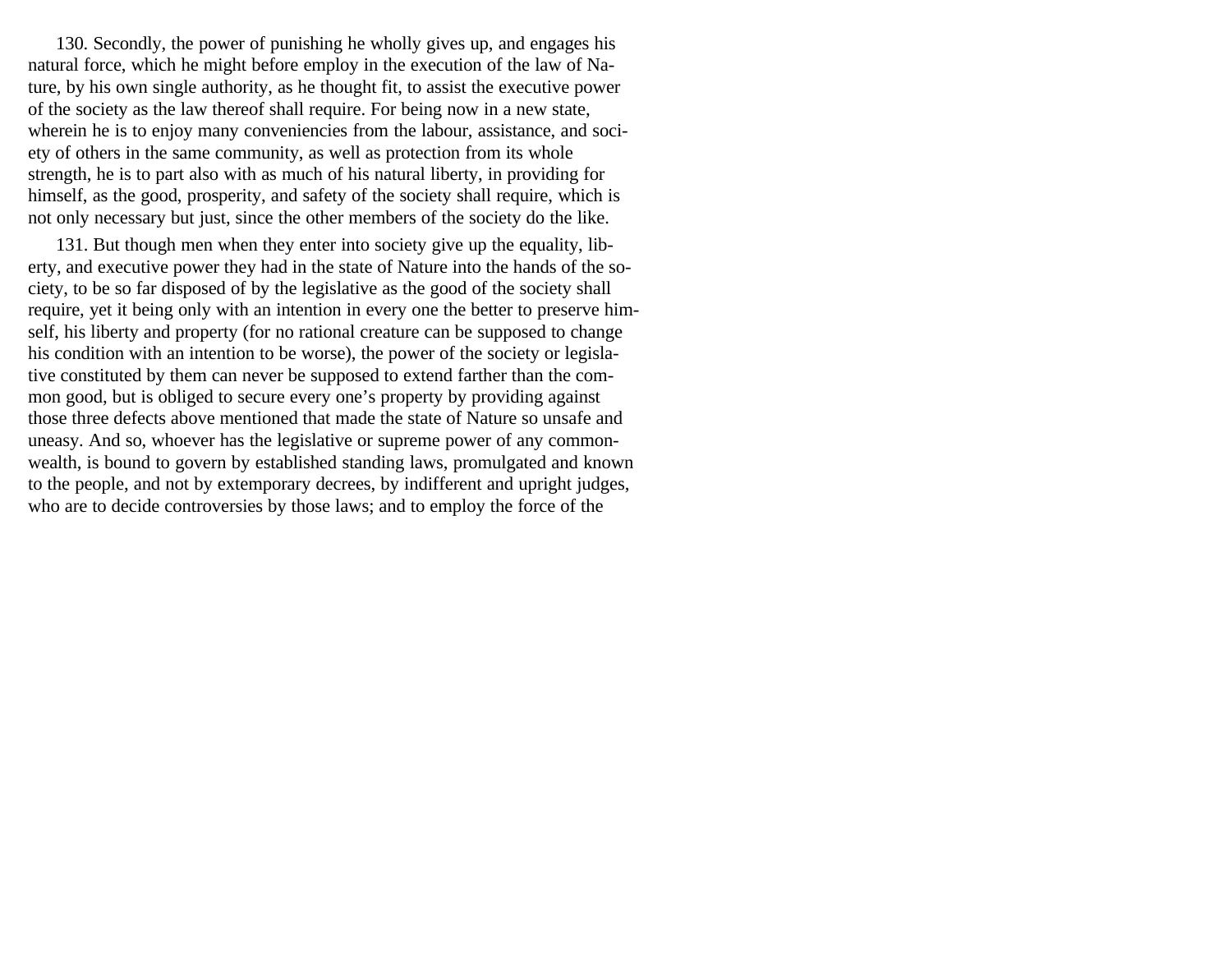130. Secondly, the power of punishing he wholly gives up, and engages his natural force, which he might before employ in the execution of the law of Nature, by his own single authority, as he thought fit, to assist the executive power of the society as the law thereof shall require. For being now in a new state, wherein he is to enjoy many conveniencies from the labour, assistance, and society of others in the same community, as well as protection from its whole strength, he is to part also with as much of his natural liberty, in providing for himself, as the good, prosperity, and safety of the society shall require, which is not only necessary but just, since the other members of the society do the like.

131. But though men when they enter into society give up the equality, liberty, and executive power they had in the state of Nature into the hands of the society, to be so far disposed of by the legislative as the good of the society shall require, yet it being only with an intention in every one the better to preserve himself, his liberty and property (for no rational creature can be supposed to change his condition with an intention to be worse), the power of the society or legislative constituted by them can never be supposed to extend farther than the common good, but is obliged to secure every one's property by providing against those three defects above mentioned that made the state of Nature so unsafe and uneasy. And so, whoever has the legislative or supreme power of any commonwealth, is bound to govern by established standing laws, promulgated and known to the people, and not by extemporary decrees, by indifferent and upright judges, who are to decide controversies by those laws; and to employ the force of the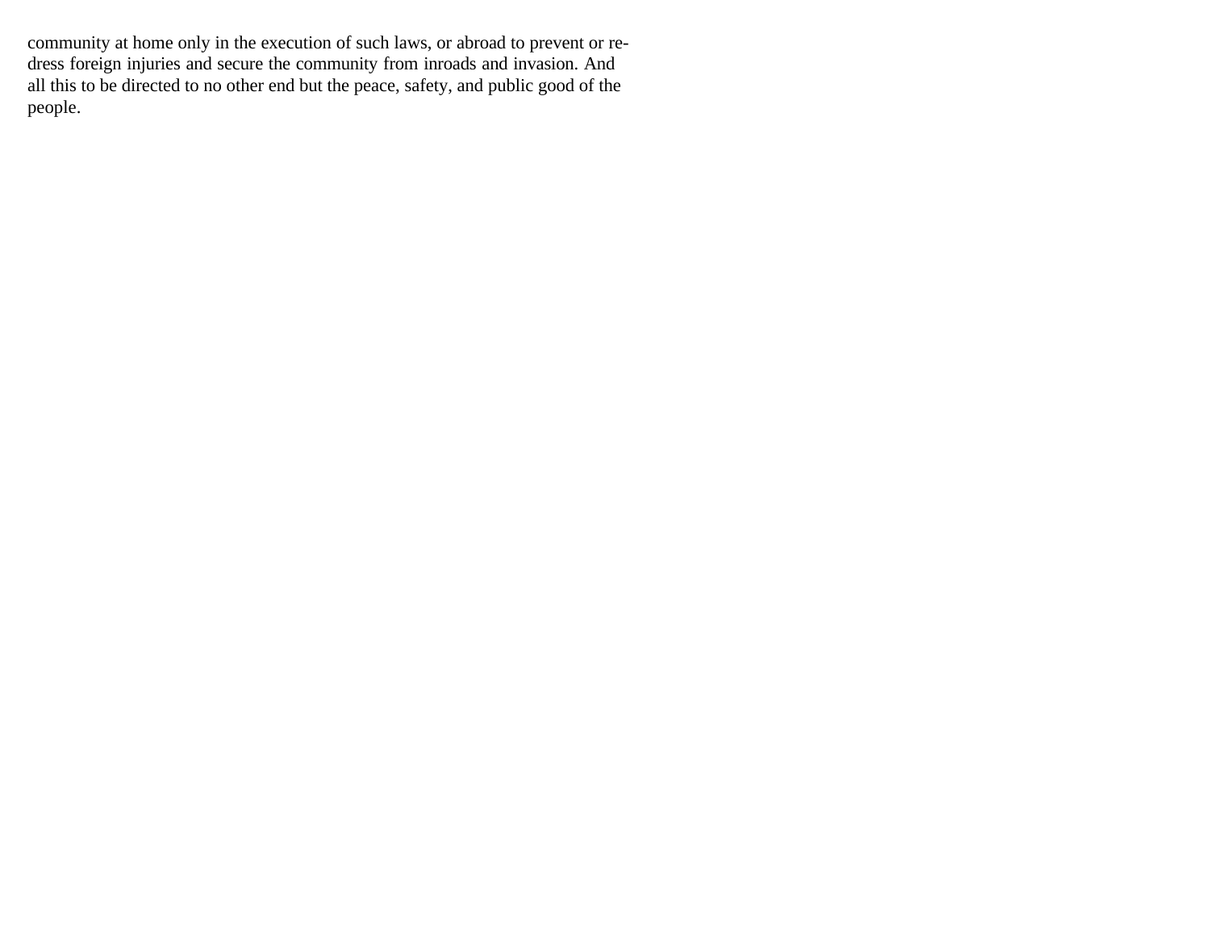community at home only in the execution of such laws, or abroad to prevent or redress foreign injuries and secure the community from inroads and invasion. And all this to be directed to no other end but the peace, safety, and public good of the people.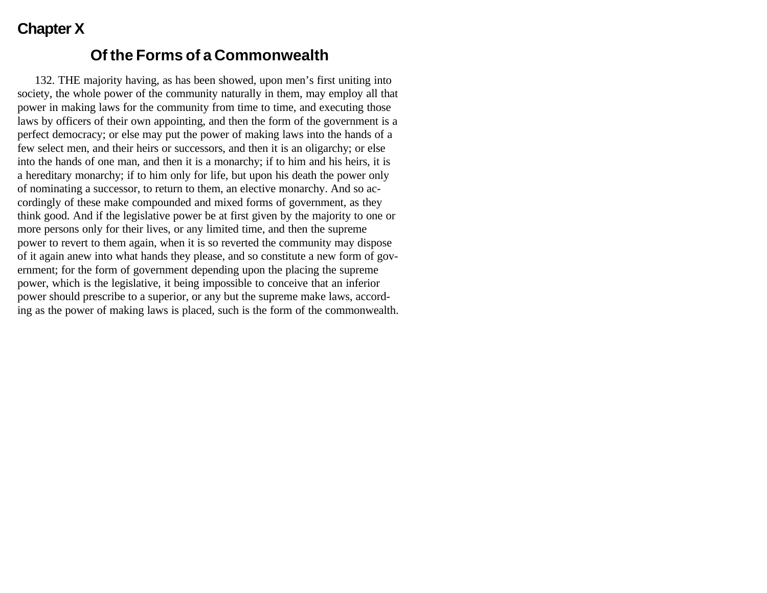# Chapter X

## Of the Forms of a Commonwealth

132. THE majority having, as has been showed, upon men's first uniting into society, the whole power of the community naturally in them, may employ all that power in making laws for the community from time to time, and executing those laws by officers of their own appointing, and then the form of the government is a perfect democracy; or else may put the power of making laws into the hands of a few select men, and their heirs or successors, and then it is an oligarchy; or else into the hands of one man, and then it is a monarchy; if to him and his heirs, it is a hereditary monarchy; if to him only for life, but upon his death the power only of nominating a successor, to return to them, an elective monarchy. And so accordingly of these make compounded and mixed forms of government, as they think good. And if the legislative power be at first given by the majority to one or more persons only for their lives, or any limited time, and then the supreme power to revert to them again, when it is so reverted the community may dispose of it again anew into what hands they please, and so constitute a new form of government; for the form of government depending upon the placing the supreme power, which is the legislative, it being impossible to conceive that an inferior power should prescribe to a superior, or any but the supreme make laws, according as the power of making laws is placed, such is the form of the commonwealth.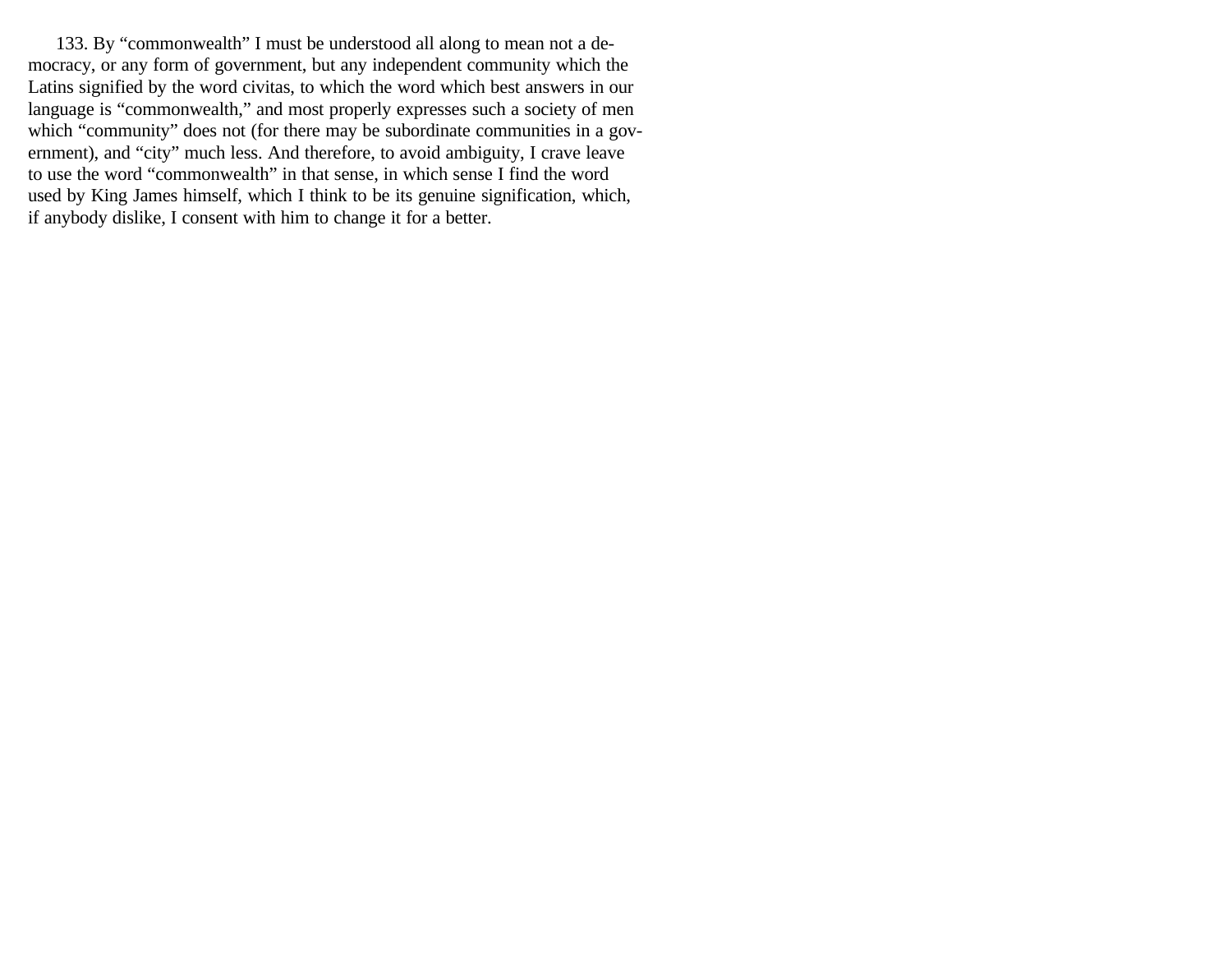133. By “commonwealth” I must be understood all along to mean not a democracy, or any form of government, but any independent community which the Latins signified by the word civitas, to which the word which best answers in our language is “commonwealth,” and most properly expresses such a society of men which “community” does not (for there may be subordinate communities in a government), and “city” much less. And therefore, to avoid ambiguity, I crave leave to use the word “commonwealth” in that sense, in which sense I find the word used by King James himself, which I think to be its genuine signification, which, if anybody dislike, I consent with him to change it for a better.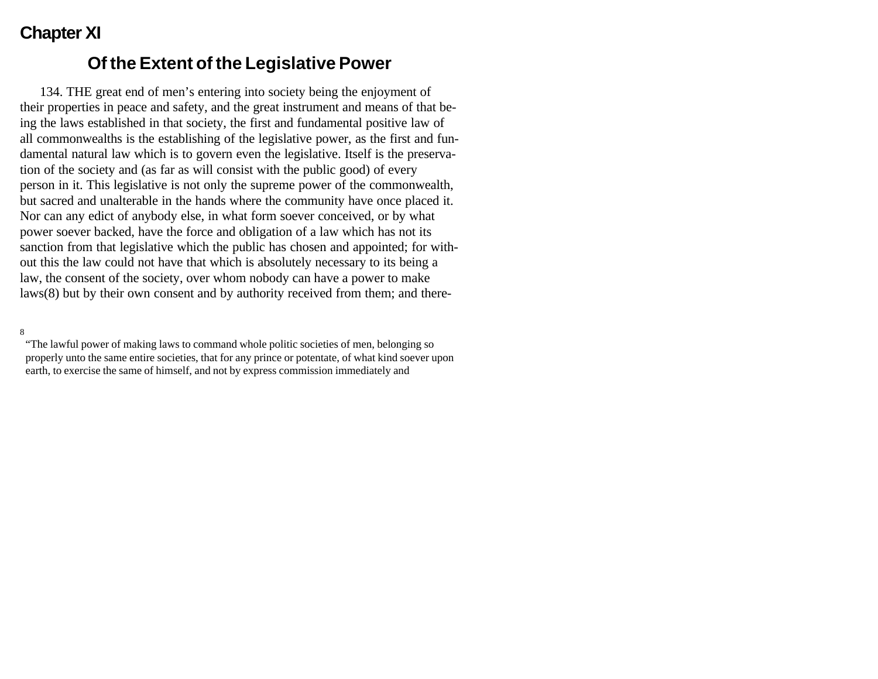## Chapter XI

### Of the Extent of the Legislative Power

134. THE great end of men's entering into society being the enjoyment of their properties in peace and safety, and the great instrument and means of that being the laws established in that society, the first and fundamental positive law of all commonwealths is the establishing of the legislative power, as the first and fundamental natural law which is to govern even the legislative. Itself is the preservation of the society and (as far as will consist with the public good) of every person in it. This legislative is not only the supreme power of the commonwealth, but sacred and unalterable in the hands where the community have once placed it. Nor can any edict of anybody else, in what form soever conceived, or by what power soever backed, have the force and obligation of a law which has not its sanction from that legislative which the public has chosen and appointed; for without this the law could not have that which is absolutely necessary to its being a law, the consent of the society, over whom nobody can have a power to make laws(8) but by their own consent and by authority received from them; and there-

8 "The lawful power of making laws to command whole politic societies of men, belonging so properly unto the same entire societies, that for any prince or potentate, of what kind soever upon earth, to exercise the same of himself, and not by express commission immediately and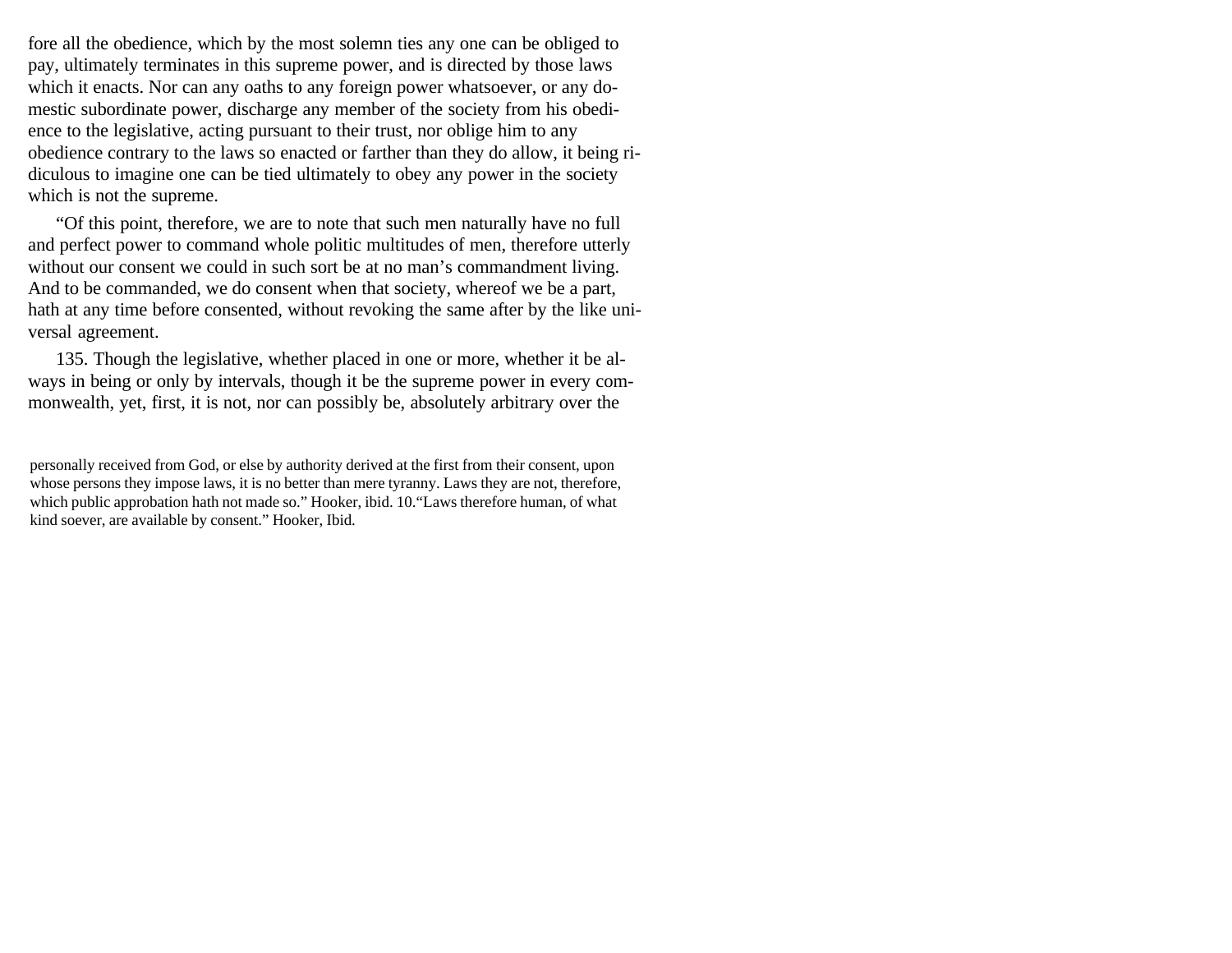fore all the obedience, which by the most solemn ties any one can be obliged to pay, ultimately terminates in this supreme power, and is directed by those laws which it enacts. Nor can any oaths to any foreign power whatsoever, or any domestic subordinate power, discharge any member of the society from his obedience to the legislative, acting pursuant to their trust, nor oblige him to any obedience contrary to the laws so enacted or farther than they do allow, it being ridiculous to imagine one can be tied ultimately to obey any power in the society which is not the supreme.

"Of this point, therefore, we are to note that such men naturally have no full and perfect power to command whole politic multitudes of men, therefore utterly without our consent we could in such sort be at no man's commandment living. And to be commanded, we do consent when that society, whereof we be a part, hath at any time before consented, without revoking the same after by the like universal agreement.

135. Though the legislative, whether placed in one or more, whether it be always in being or only by intervals, though it be the supreme power in every commonwealth, yet, first, it is not, nor can possibly be, absolutely arbitrary over the

personally received from God, or else by authority derived at the first from their consent, upon whose persons they impose laws, it is no better than mere tyranny. Laws they are not, therefore, which public approbation hath not made so." Hooker, ibid. 10."Laws therefore human, of what kind soever, are available by consent." Hooker, Ibid.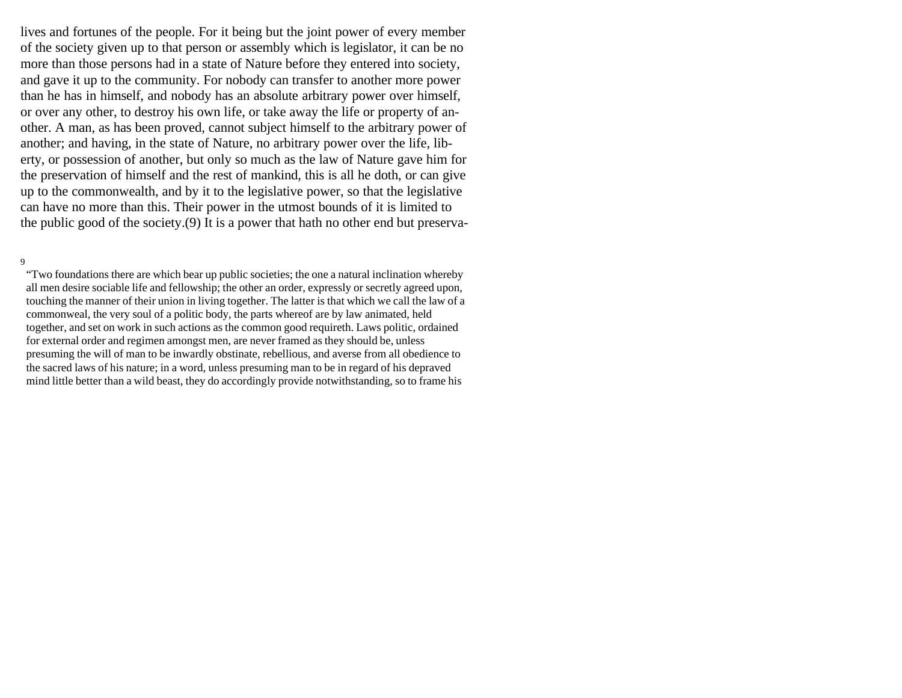lives and fortunes of the people. For it being but the joint power of every member of the society given up to that person or assembly which is legislator, it can be no more than those persons had in a state of Nature before they entered into society, and gave it up to the community. For nobody can transfer to another more power than he has in himself, and nobody has an absolute arbitrary power over himself, or over any other, to destroy his own life, or take away the life or property of another. A man, as has been proved, cannot subject himself to the arbitrary power of another; and having, in the state of Nature, no arbitrary power over the life, liberty, or possession of another, but only so much as the law of Nature gave him for the preservation of himself and the rest of mankind, this is all he doth, or can give up to the commonwealth, and by it to the legislative power, so that the legislative can have no more than this. Their power in the utmost bounds of it is limited to the public good of the society.(9) It is a power that hath no other end but preserva-

9

"Two foundations there are which bear up public societies; the one a natural inclination whereby all men desire sociable life and fellowship; the other an order, expressly or secretly agreed upon, touching the manner of their union in living together. The latter is that which we call the law of a commonweal, the very soul of a politic body, the parts whereof are by law animated, held together, and set on work in such actions as the common good requireth. Laws politic, ordained for external order and regimen amongst men, are never framed as they should be, unless presuming the will of man to be inwardly obstinate, rebellious, and averse from all obedience to the sacred laws of his nature; in a word, unless presuming man to be in regard of his depraved mind little better than a wild beast, they do accordingly provide notwithstanding, so to frame his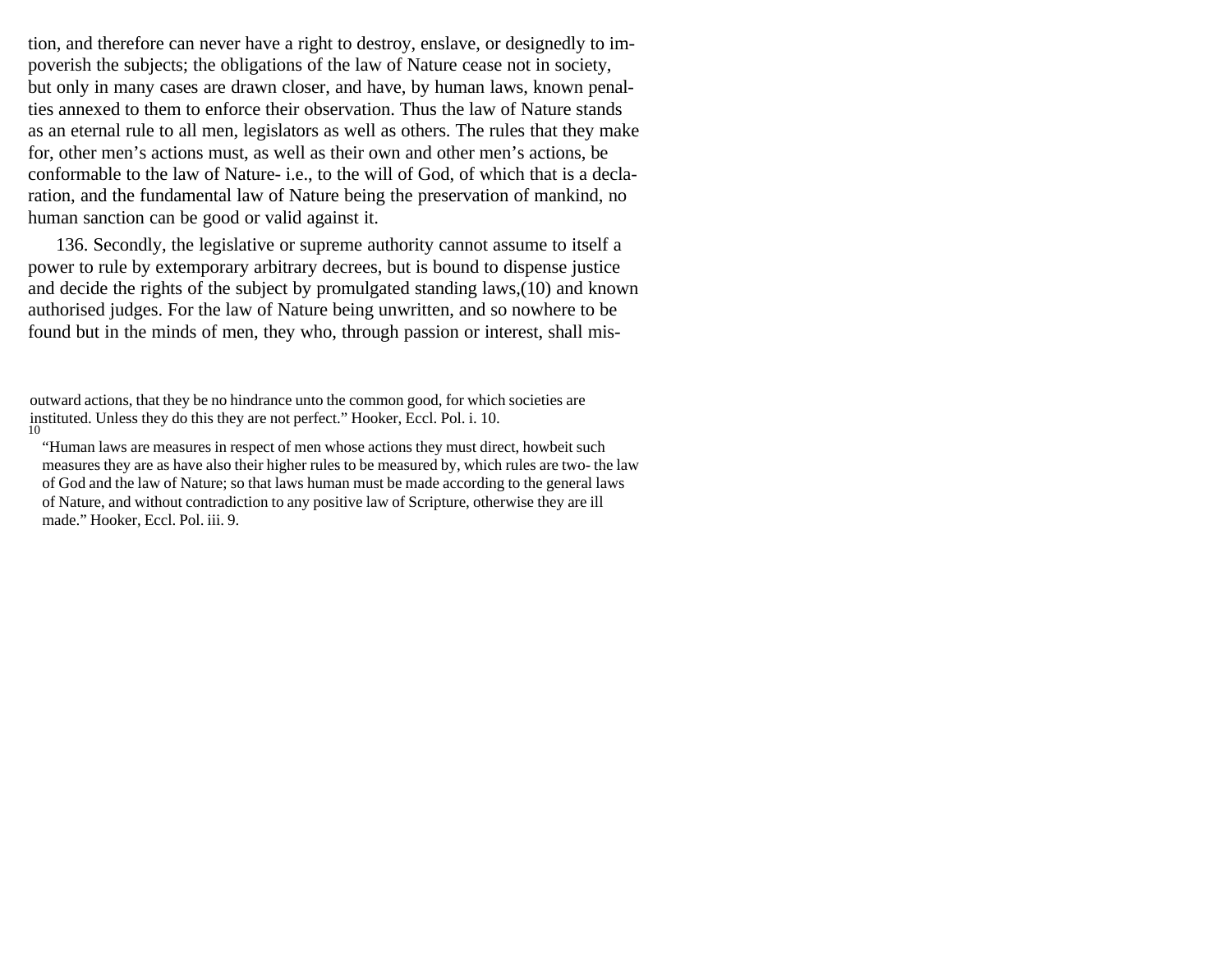tion, and therefore can never have a right to destroy, enslave, or designedly to impoverish the subjects; the obligations of the law of Nature cease not in society, but only in many cases are drawn closer, and have, by human laws, known penalties annexed to them to enforce their observation. Thus the law of Nature stands as an eternal rule to all men, legislators as well as others. The rules that they make for, other men's actions must, as well as their own and other men's actions, be conformable to the law of Nature- i.e., to the will of God, of which that is a declaration, and the fundamental law of Nature being the preservation of mankind, no human sanction can be good or valid against it.

136. Secondly, the legislative or supreme authority cannot assume to itself a power to rule by extemporary arbitrary decrees, but is bound to dispense justice and decide the rights of the subject by promulgated standing laws,(10) and known authorised judges. For the law of Nature being unwritten, and so nowhere to be found but in the minds of men, they who, through passion or interest, shall mis-

---

outward actions, that they be no hindrance unto the common good, for which societies are instituted. Unless they do this they are not perfect." Hooker, Eccl. Pol. i. 10.

[10] "Human laws are measures in respect of men whose actions they must direct, howbeit such measures they are as have also their higher rules to be measured by, which rules are two- the law of God and the law of Nature; so that laws human must be made according to the general laws of Nature, and without contradiction to any positive law of Scripture, otherwise they are ill made." Hooker, Eccl. Pol. iii. 9.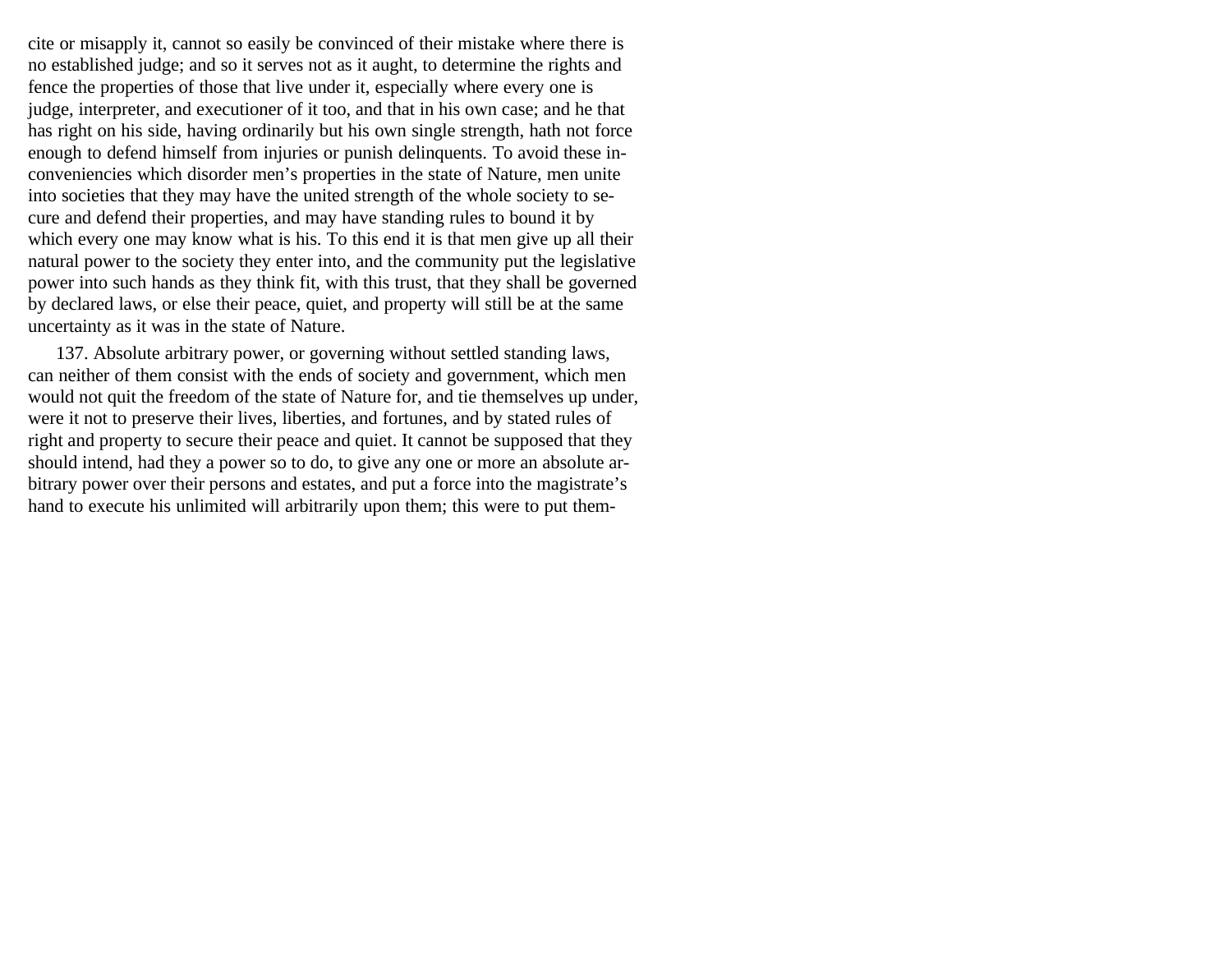cite or misapply it, cannot so easily be convinced of their mistake where there is no established judge; and so it serves not as it aught, to determine the rights and fence the properties of those that live under it, especially where every one is judge, interpreter, and executioner of it too, and that in his own case; and he that has right on his side, having ordinarily but his own single strength, hath not force enough to defend himself from injuries or punish delinquents. To avoid these inconveniencies which disorder men's properties in the state of Nature, men unite into societies that they may have the united strength of the whole society to secure and defend their properties, and may have standing rules to bound it by which every one may know what is his. To this end it is that men give up all their natural power to the society they enter into, and the community put the legislative power into such hands as they think fit, with this trust, that they shall be governed by declared laws, or else their peace, quiet, and property will still be at the same uncertainty as it was in the state of Nature.

137. Absolute arbitrary power, or governing without settled standing laws, can neither of them consist with the ends of society and government, which men would not quit the freedom of the state of Nature for, and tie themselves up under, were it not to preserve their lives, liberties, and fortunes, and by stated rules of right and property to secure their peace and quiet. It cannot be supposed that they should intend, had they a power so to do, to give any one or more an absolute arbitrary power over their persons and estates, and put a force into the magistrate's hand to execute his unlimited will arbitrarily upon them; this were to put them-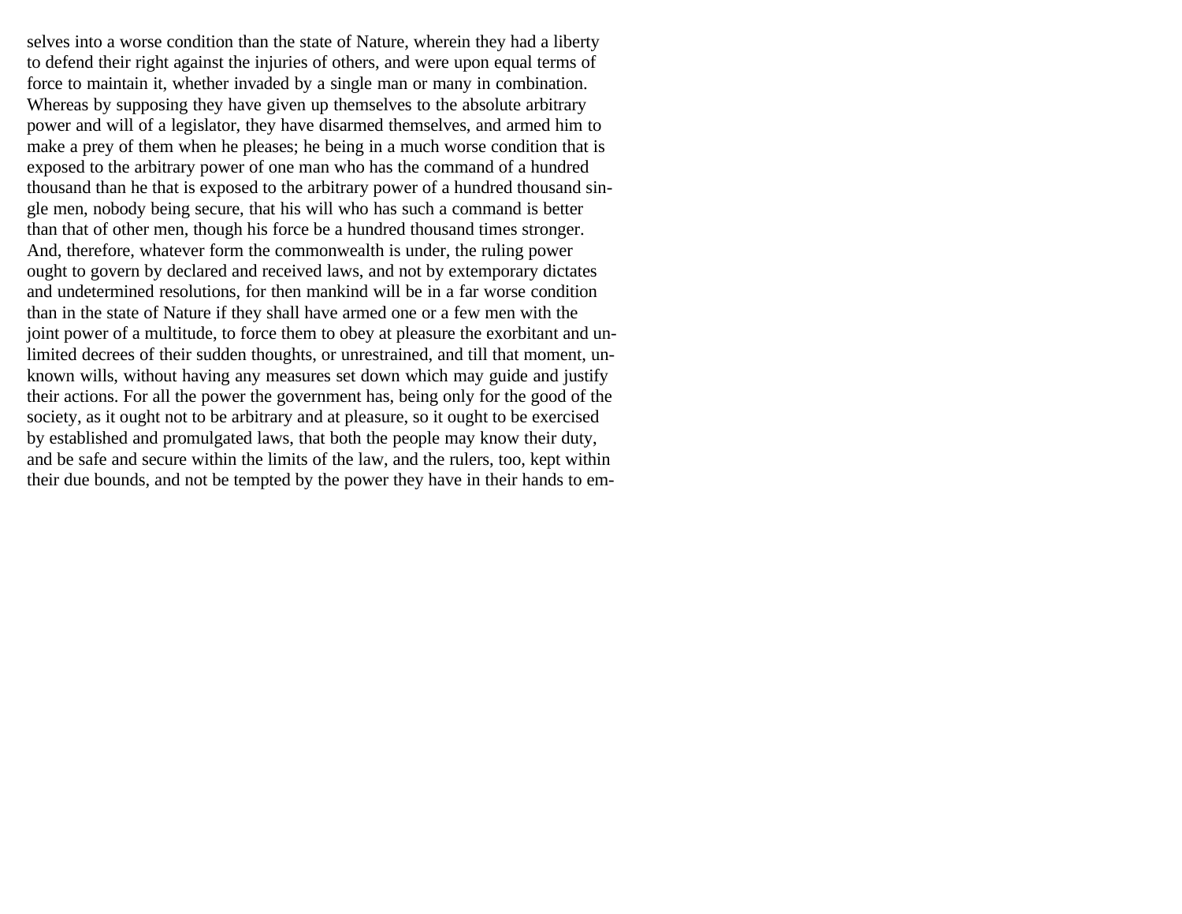selves into a worse condition than the state of Nature, wherein they had a liberty to defend their right against the injuries of others, and were upon equal terms of force to maintain it, whether invaded by a single man or many in combination. Whereas by supposing they have given up themselves to the absolute arbitrary power and will of a legislator, they have disarmed themselves, and armed him to make a prey of them when he pleases; he being in a much worse condition that is exposed to the arbitrary power of one man who has the command of a hundred thousand than he that is exposed to the arbitrary power of a hundred thousand single men, nobody being secure, that his will who has such a command is better than that of other men, though his force be a hundred thousand times stronger. And, therefore, whatever form the commonwealth is under, the ruling power ought to govern by declared and received laws, and not by extemporary dictates and undetermined resolutions, for then mankind will be in a far worse condition than in the state of Nature if they shall have armed one or a few men with the joint power of a multitude, to force them to obey at pleasure the exorbitant and unlimited decrees of their sudden thoughts, or unrestrained, and till that moment, unknown wills, without having any measures set down which may guide and justify their actions. For all the power the government has, being only for the good of the society, as it ought not to be arbitrary and at pleasure, so it ought to be exercised by established and promulgated laws, that both the people may know their duty, and be safe and secure within the limits of the law, and the rulers, too, kept within their due bounds, and not be tempted by the power they have in their hands to em-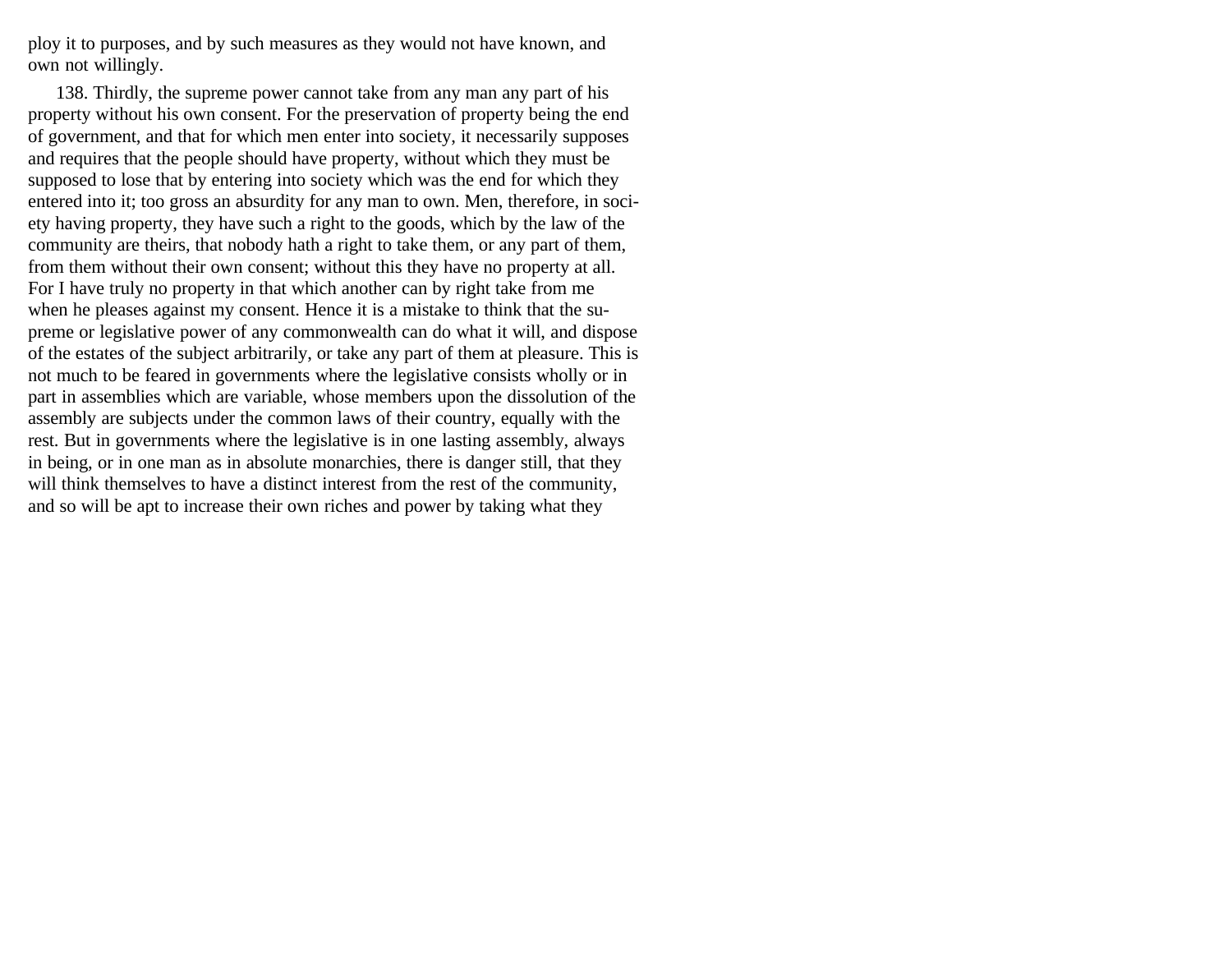ploy it to purposes, and by such measures as they would not have known, and own not willingly.

138. Thirdly, the supreme power cannot take from any man any part of his property without his own consent. For the preservation of property being the end of government, and that for which men enter into society, it necessarily supposes and requires that the people should have property, without which they must be supposed to lose that by entering into society which was the end for which they entered into it; too gross an absurdity for any man to own. Men, therefore, in society having property, they have such a right to the goods, which by the law of the community are theirs, that nobody hath a right to take them, or any part of them, from them without their own consent; without this they have no property at all. For I have truly no property in that which another can by right take from me when he pleases against my consent. Hence it is a mistake to think that the supreme or legislative power of any commonwealth can do what it will, and dispose of the estates of the subject arbitrarily, or take any part of them at pleasure. This is not much to be feared in governments where the legislative consists wholly or in part in assemblies which are variable, whose members upon the dissolution of the assembly are subjects under the common laws of their country, equally with the rest. But in governments where the legislative is in one lasting assembly, always in being, or in one man as in absolute monarchies, there is danger still, that they will think themselves to have a distinct interest from the rest of the community, and so will be apt to increase their own riches and power by taking what they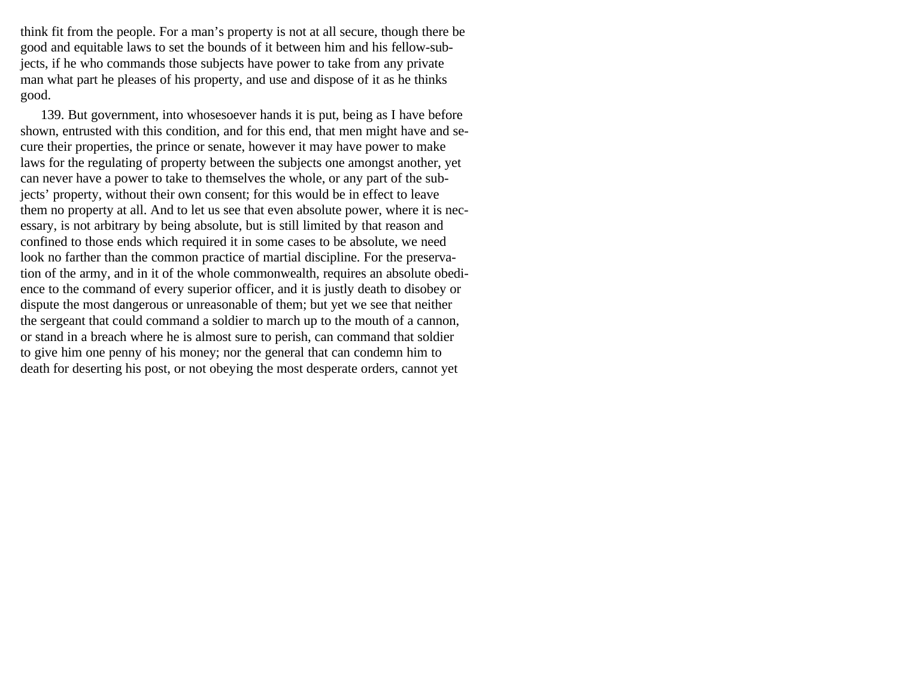think fit from the people. For a man's property is not at all secure, though there be good and equitable laws to set the bounds of it between him and his fellow-subjects, if he who commands those subjects have power to take from any private man what part he pleases of his property, and use and dispose of it as he thinks good.

139. But government, into whosesoever hands it is put, being as I have before shown, entrusted with this condition, and for this end, that men might have and secure their properties, the prince or senate, however it may have power to make laws for the regulating of property between the subjects one amongst another, yet can never have a power to take to themselves the whole, or any part of the subjects' property, without their own consent; for this would be in effect to leave them no property at all. And to let us see that even absolute power, where it is necessary, is not arbitrary by being absolute, but is still limited by that reason and confined to those ends which required it in some cases to be absolute, we need look no farther than the common practice of martial discipline. For the preservation of the army, and in it of the whole commonwealth, requires an absolute obedience to the command of every superior officer, and it is justly death to disobey or dispute the most dangerous or unreasonable of them; but yet we see that neither the sergeant that could command a soldier to march up to the mouth of a cannon, or stand in a breach where he is almost sure to perish, can command that soldier to give him one penny of his money; nor the general that can condemn him to death for deserting his post, or not obeying the most desperate orders, cannot yet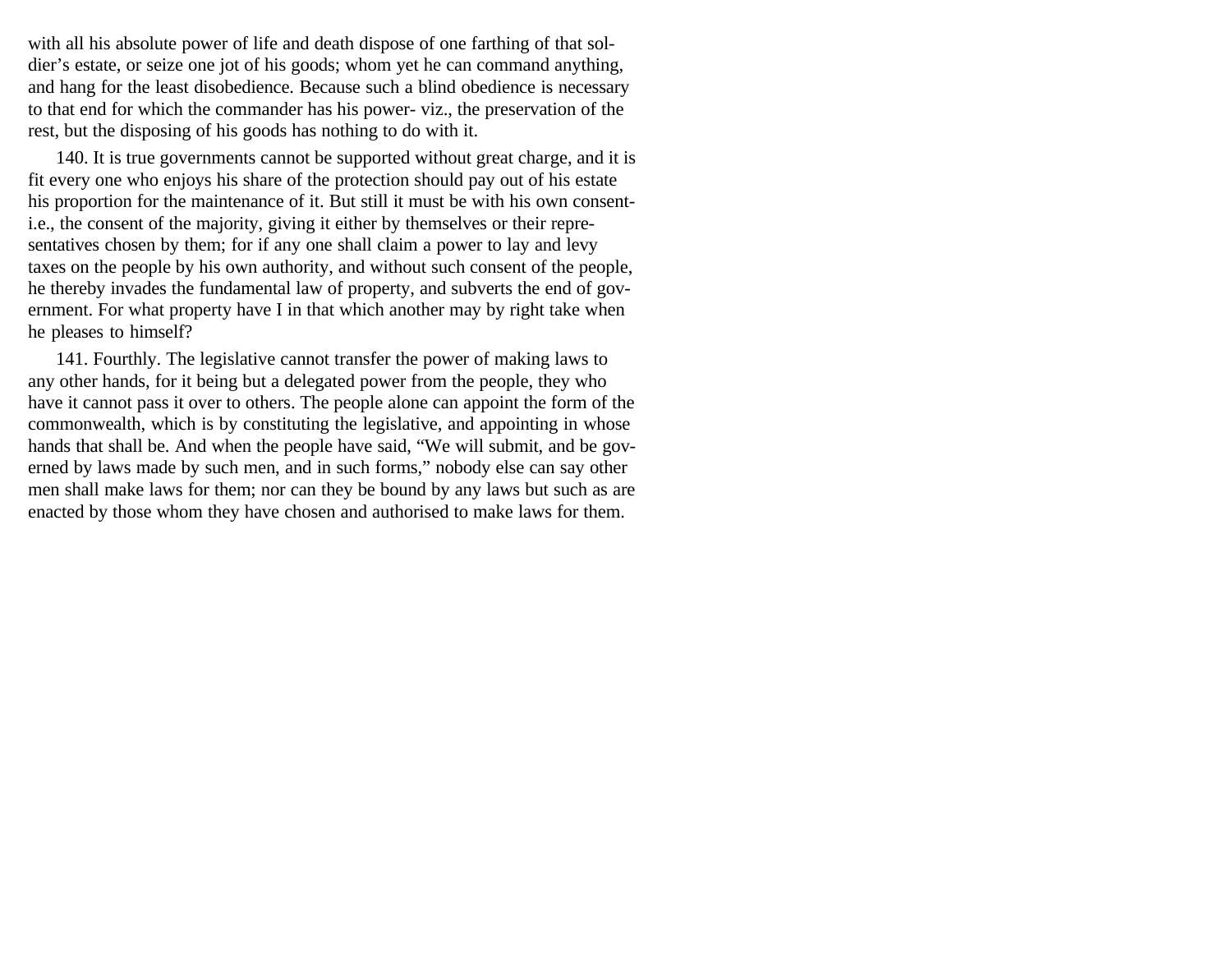with all his absolute power of life and death dispose of one farthing of that soldier's estate, or seize one jot of his goods; whom yet he can command anything, and hang for the least disobedience. Because such a blind obedience is necessary to that end for which the commander has his power- viz., the preservation of the rest, but the disposing of his goods has nothing to do with it.

140. It is true governments cannot be supported without great charge, and it is fit every one who enjoys his share of the protection should pay out of his estate his proportion for the maintenance of it. But still it must be with his own consent- i.e., the consent of the majority, giving it either by themselves or their representatives chosen by them; for if any one shall claim a power to lay and levy taxes on the people by his own authority, and without such consent of the people, he thereby invades the fundamental law of property, and subverts the end of government. For what property have I in that which another may by right take when he pleases to himself?

141. Fourthly. The legislative cannot transfer the power of making laws to any other hands, for it being but a delegated power from the people, they who have it cannot pass it over to others. The people alone can appoint the form of the commonwealth, which is by constituting the legislative, and appointing in whose hands that shall be. And when the people have said, "We will submit, and be governed by laws made by such men, and in such forms," nobody else can say other men shall make laws for them; nor can they be bound by any laws but such as are enacted by those whom they have chosen and authorised to make laws for them.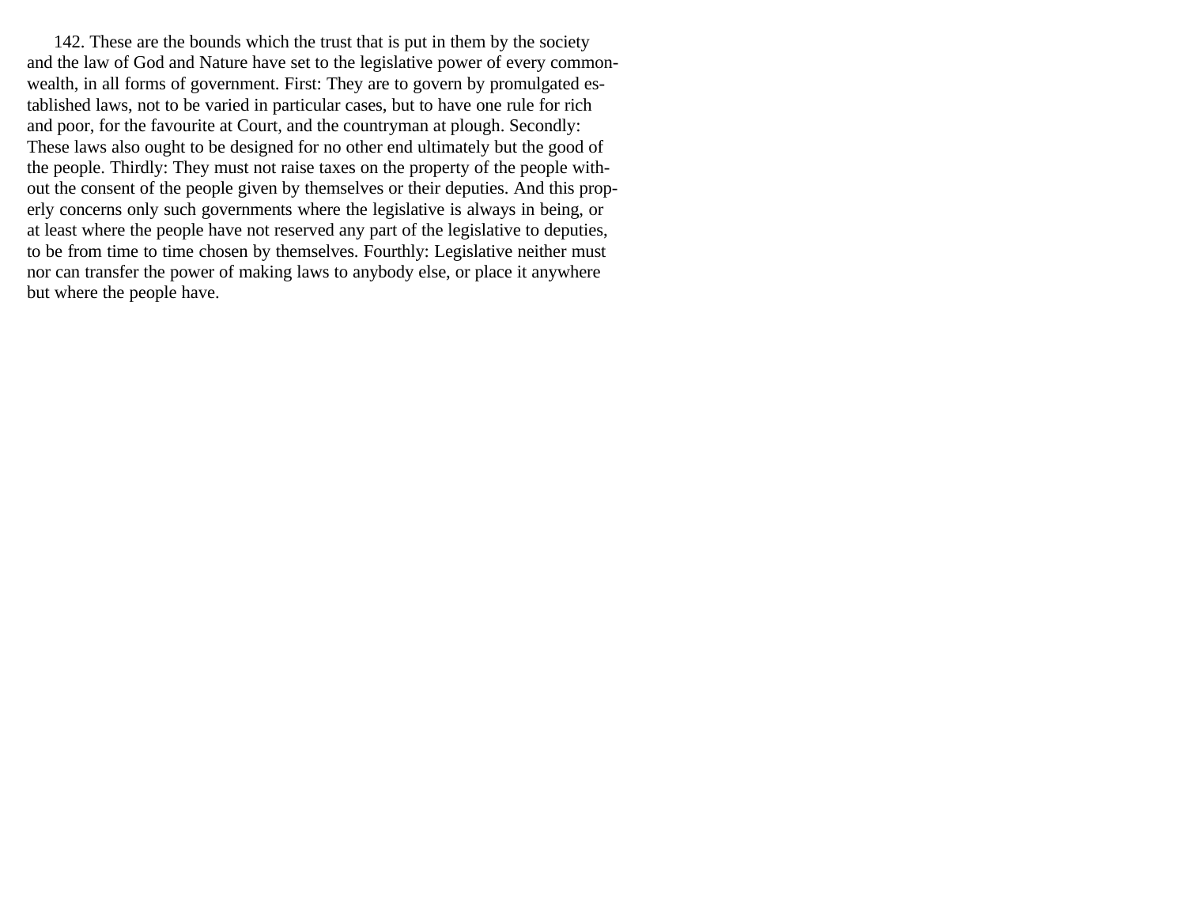142. These are the bounds which the trust that is put in them by the society and the law of God and Nature have set to the legislative power of every commonwealth, in all forms of government. First: They are to govern by promulgated established laws, not to be varied in particular cases, but to have one rule for rich and poor, for the favourite at Court, and the countryman at plough. Secondly: These laws also ought to be designed for no other end ultimately but the good of the people. Thirdly: They must not raise taxes on the property of the people without the consent of the people given by themselves or their deputies. And this properly concerns only such governments where the legislative is always in being, or at least where the people have not reserved any part of the legislative to deputies, to be from time to time chosen by themselves. Fourthly: Legislative neither must nor can transfer the power of making laws to anybody else, or place it anywhere but where the people have.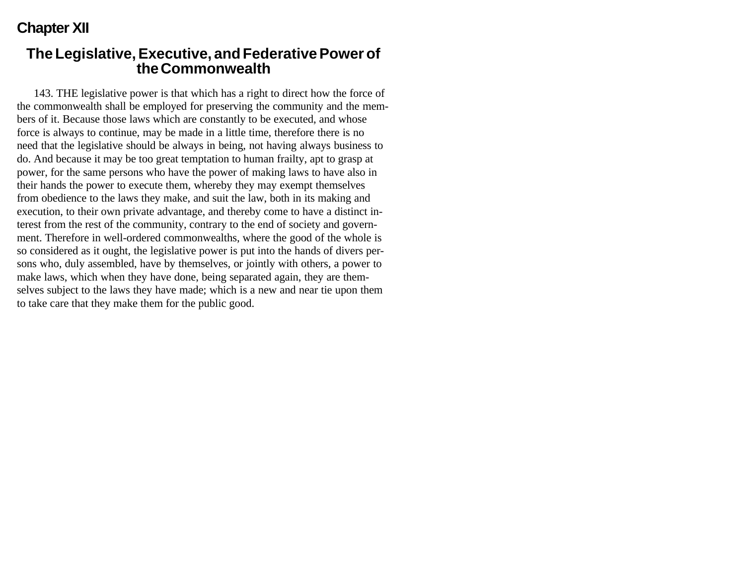## Chapter XII

### The Legislative, Executive, and Federative Power of the Commonwealth

143. THE legislative power is that which has a right to direct how the force of the commonwealth shall be employed for preserving the community and the members of it. Because those laws which are constantly to be executed, and whose force is always to continue, may be made in a little time, therefore there is no need that the legislative should be always in being, not having always business to do. And because it may be too great temptation to human frailty, apt to grasp at power, for the same persons who have the power of making laws to have also in their hands the power to execute them, whereby they may exempt themselves from obedience to the laws they make, and suit the law, both in its making and execution, to their own private advantage, and thereby come to have a distinct interest from the rest of the community, contrary to the end of society and government. Therefore in well-ordered commonwealths, where the good of the whole is so considered as it ought, the legislative power is put into the hands of divers persons who, duly assembled, have by themselves, or jointly with others, a power to make laws, which when they have done, being separated again, they are themselves subject to the laws they have made; which is a new and near tie upon them to take care that they make them for the public good.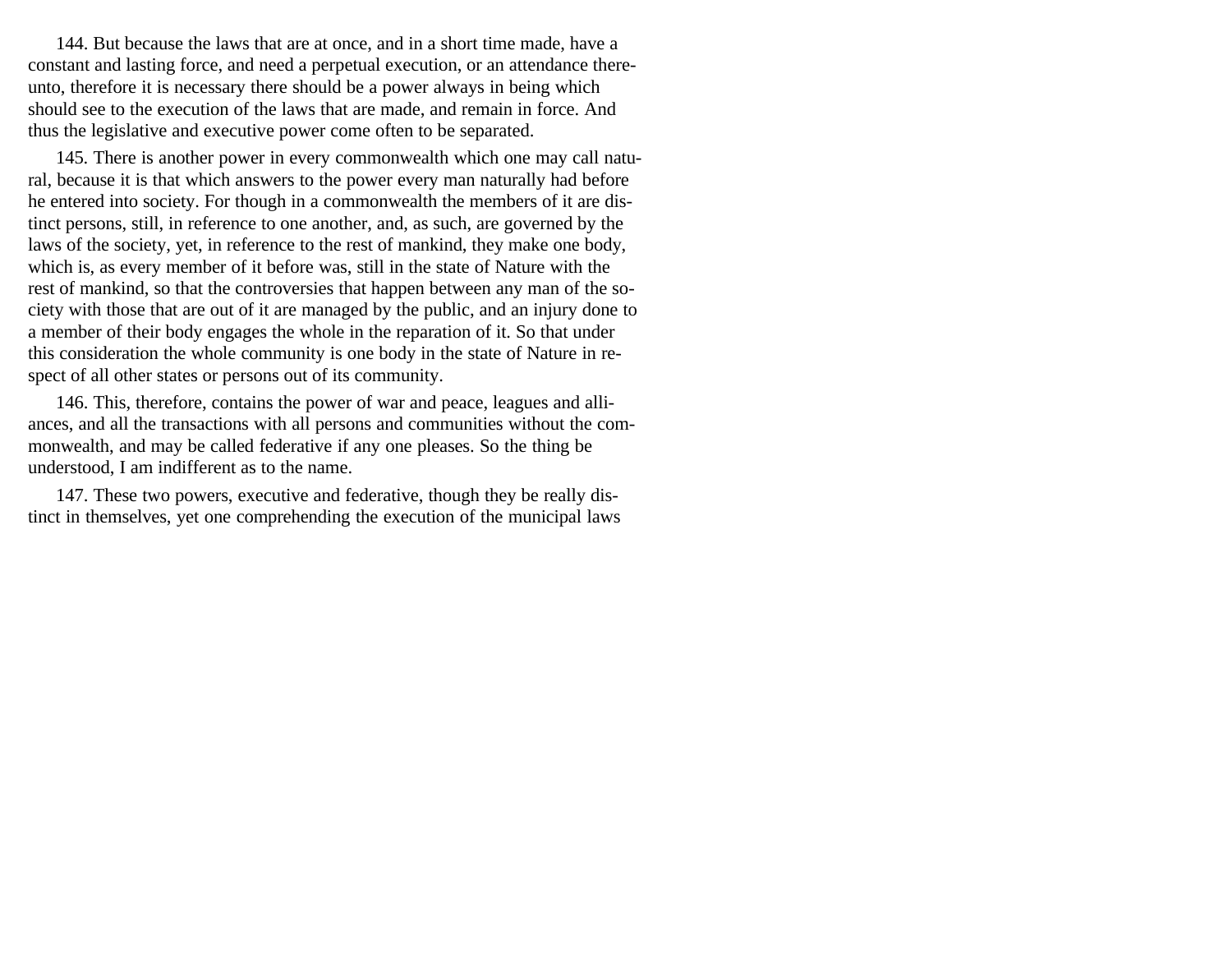144. But because the laws that are at once, and in a short time made, have a constant and lasting force, and need a perpetual execution, or an attendance thereunto, therefore it is necessary there should be a power always in being which should see to the execution of the laws that are made, and remain in force. And thus the legislative and executive power come often to be separated.

145. There is another power in every commonwealth which one may call natural, because it is that which answers to the power every man naturally had before he entered into society. For though in a commonwealth the members of it are distinct persons, still, in reference to one another, and, as such, are governed by the laws of the society, yet, in reference to the rest of mankind, they make one body, which is, as every member of it before was, still in the state of Nature with the rest of mankind, so that the controversies that happen between any man of the society with those that are out of it are managed by the public, and an injury done to a member of their body engages the whole in the reparation of it. So that under this consideration the whole community is one body in the state of Nature in respect of all other states or persons out of its community.

146. This, therefore, contains the power of war and peace, leagues and alliances, and all the transactions with all persons and communities without the commonwealth, and may be called federative if any one pleases. So the thing be understood, I am indifferent as to the name.

147. These two powers, executive and federative, though they be really distinct in themselves, yet one comprehending the execution of the municipal laws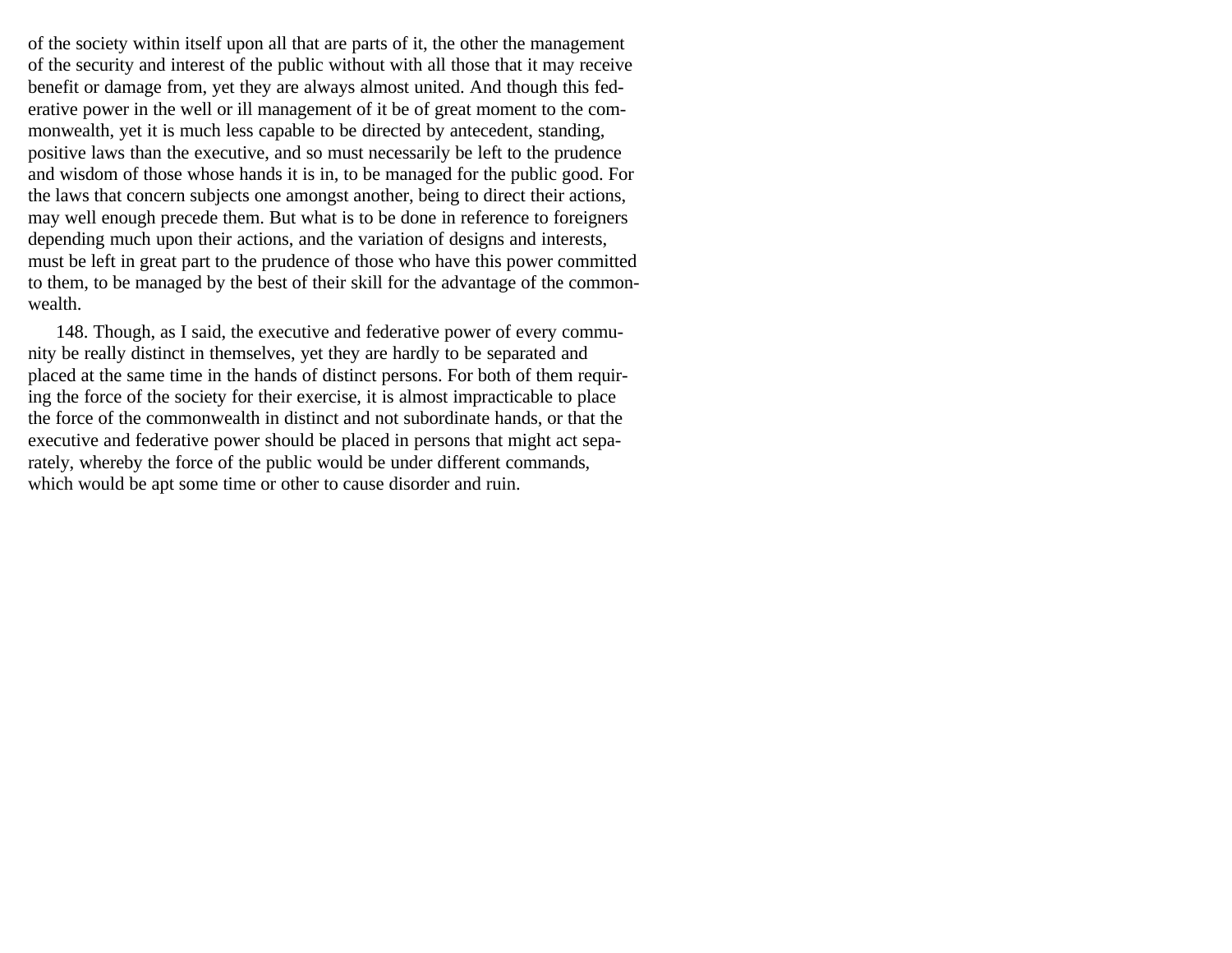of the society within itself upon all that are parts of it, the other the management of the security and interest of the public without with all those that it may receive benefit or damage from, yet they are always almost united. And though this federative power in the well or ill management of it be of great moment to the commonwealth, yet it is much less capable to be directed by antecedent, standing, positive laws than the executive, and so must necessarily be left to the prudence and wisdom of those whose hands it is in, to be managed for the public good. For the laws that concern subjects one amongst another, being to direct their actions, may well enough precede them. But what is to be done in reference to foreigners depending much upon their actions, and the variation of designs and interests, must be left in great part to the prudence of those who have this power committed to them, to be managed by the best of their skill for the advantage of the commonwealth.

148. Though, as I said, the executive and federative power of every community be really distinct in themselves, yet they are hardly to be separated and placed at the same time in the hands of distinct persons. For both of them requiring the force of the society for their exercise, it is almost impracticable to place the force of the commonwealth in distinct and not subordinate hands, or that the executive and federative power should be placed in persons that might act separately, whereby the force of the public would be under different commands, which would be apt some time or other to cause disorder and ruin.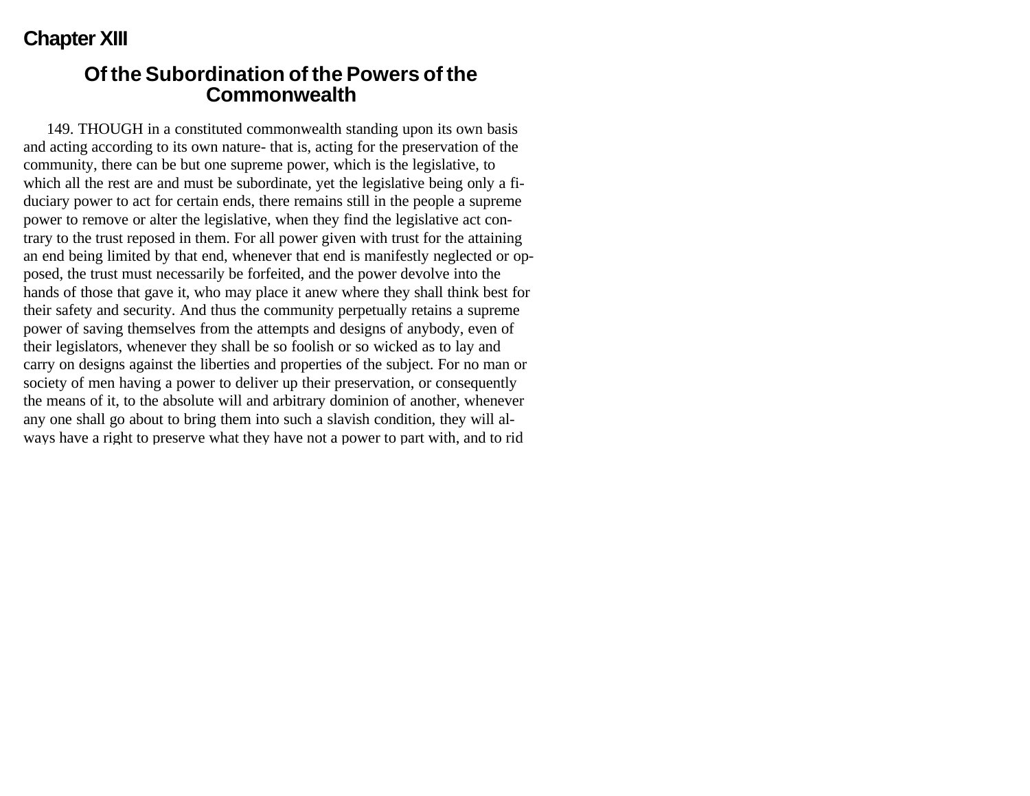## Chapter XIII

### Of the Subordination of the Powers of the Commonwealth

149. THOUGH in a constituted commonwealth standing upon its own basis and acting according to its own nature- that is, acting for the preservation of the community, there can be but one supreme power, which is the legislative, to which all the rest are and must be subordinate, yet the legislative being only a fiduciary power to act for certain ends, there remains still in the people a supreme power to remove or alter the legislative, when they find the legislative act contrary to the trust reposed in them. For all power given with trust for the attaining an end being limited by that end, whenever that end is manifestly neglected or opposed, the trust must necessarily be forfeited, and the power devolve into the hands of those that gave it, who may place it anew where they shall think best for their safety and security. And thus the community perpetually retains a supreme power of saving themselves from the attempts and designs of anybody, even of their legislators, whenever they shall be so foolish or so wicked as to lay and carry on designs against the liberties and properties of the subject. For no man or society of men having a power to deliver up their preservation, or consequently the means of it, to the absolute will and arbitrary dominion of another, whenever any one shall go about to bring them into such a slavish condition, they will always have a right to preserve what they have not a power to part with, and to rid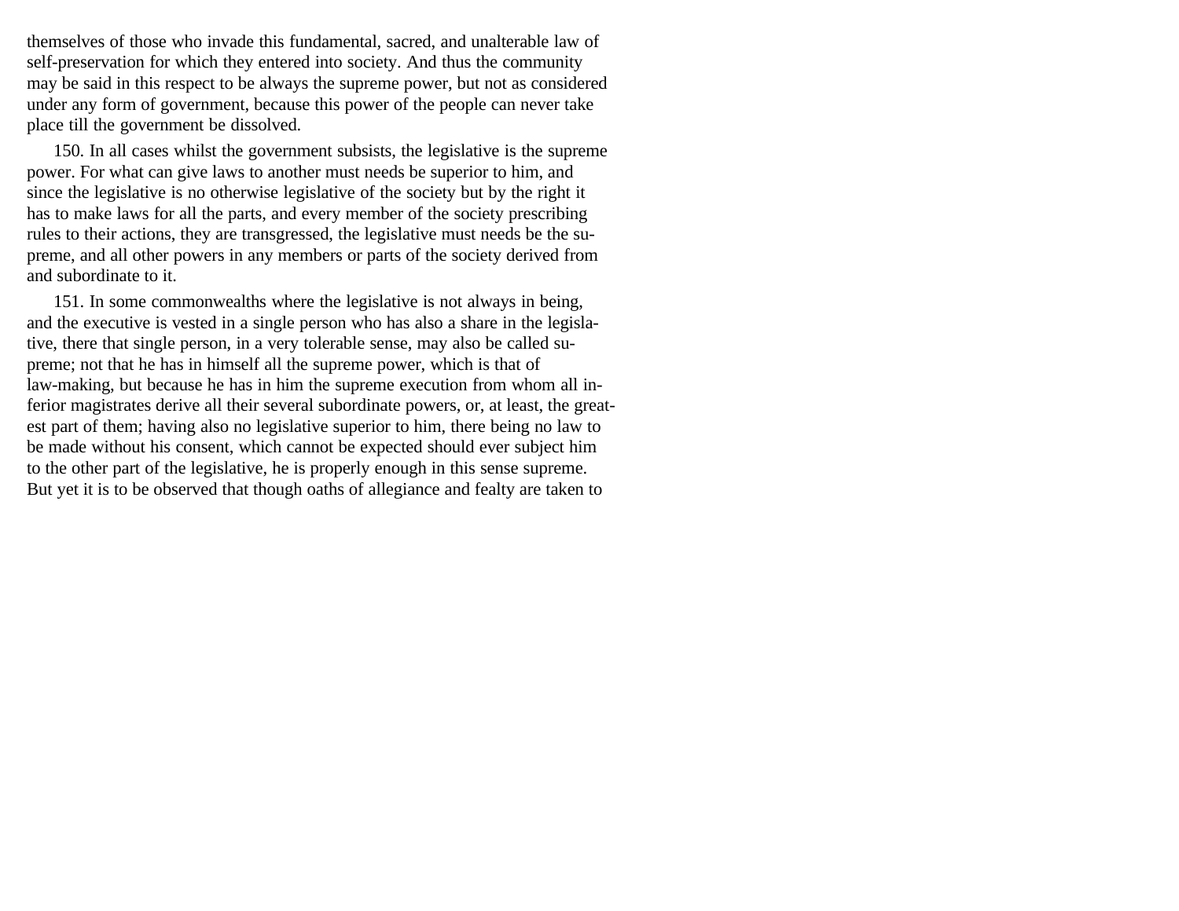themselves of those who invade this fundamental, sacred, and unalterable law of self-preservation for which they entered into society. And thus the community may be said in this respect to be always the supreme power, but not as considered under any form of government, because this power of the people can never take place till the government be dissolved.

150. In all cases whilst the government subsists, the legislative is the supreme power. For what can give laws to another must needs be superior to him, and since the legislative is no otherwise legislative of the society but by the right it has to make laws for all the parts, and every member of the society prescribing rules to their actions, they are transgressed, the legislative must needs be the supreme, and all other powers in any members or parts of the society derived from and subordinate to it.

151. In some commonwealths where the legislative is not always in being, and the executive is vested in a single person who has also a share in the legislative, there that single person, in a very tolerable sense, may also be called supreme; not that he has in himself all the supreme power, which is that of law-making, but because he has in him the supreme execution from whom all inferior magistrates derive all their several subordinate powers, or, at least, the greatest part of them; having also no legislative superior to him, there being no law to be made without his consent, which cannot be expected should ever subject him to the other part of the legislative, he is properly enough in this sense supreme. But yet it is to be observed that though oaths of allegiance and fealty are taken to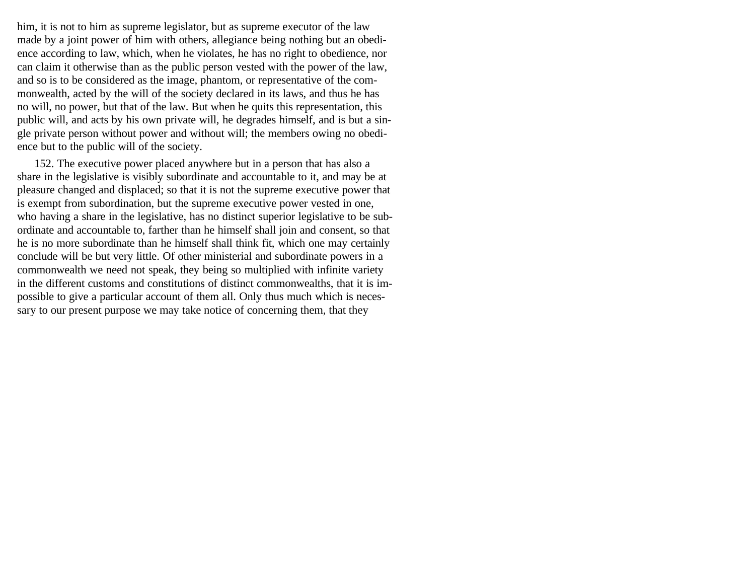him, it is not to him as supreme legislator, but as supreme executor of the law made by a joint power of him with others, allegiance being nothing but an obedience according to law, which, when he violates, he has no right to obedience, nor can claim it otherwise than as the public person vested with the power of the law, and so is to be considered as the image, phantom, or representative of the commonwealth, acted by the will of the society declared in its laws, and thus he has no will, no power, but that of the law. But when he quits this representation, this public will, and acts by his own private will, he degrades himself, and is but a single private person without power and without will; the members owing no obedience but to the public will of the society.

152. The executive power placed anywhere but in a person that has also a share in the legislative is visibly subordinate and accountable to it, and may be at pleasure changed and displaced; so that it is not the supreme executive power that is exempt from subordination, but the supreme executive power vested in one, who having a share in the legislative, has no distinct superior legislative to be subordinate and accountable to, farther than he himself shall join and consent, so that he is no more subordinate than he himself shall think fit, which one may certainly conclude will be but very little. Of other ministerial and subordinate powers in a commonwealth we need not speak, they being so multiplied with infinite variety in the different customs and constitutions of distinct commonwealths, that it is impossible to give a particular account of them all. Only thus much which is necessary to our present purpose we may take notice of concerning them, that they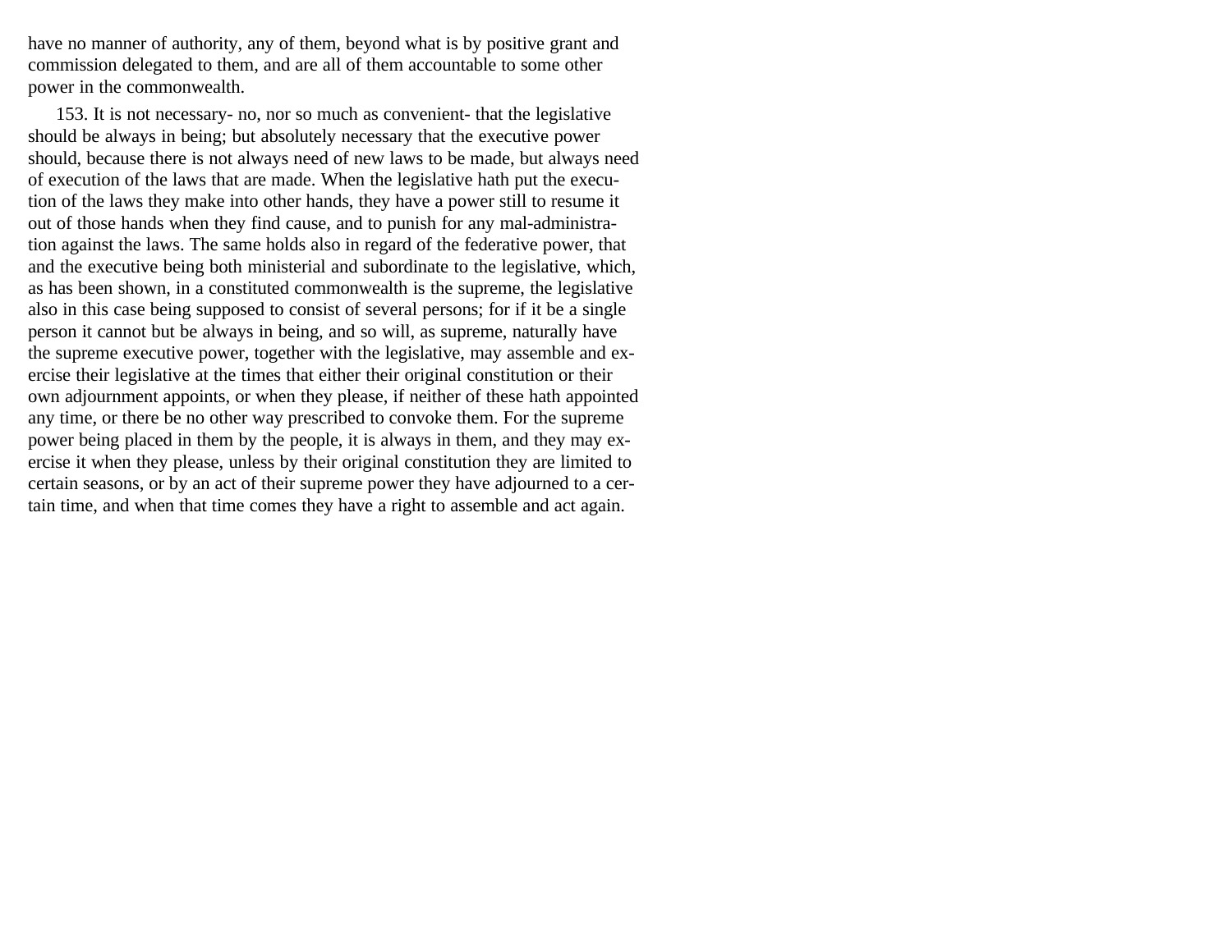have no manner of authority, any of them, beyond what is by positive grant and commission delegated to them, and are all of them accountable to some other power in the commonwealth.

153. It is not necessary- no, nor so much as convenient- that the legislative should be always in being; but absolutely necessary that the executive power should, because there is not always need of new laws to be made, but always need of execution of the laws that are made. When the legislative hath put the execution of the laws they make into other hands, they have a power still to resume it out of those hands when they find cause, and to punish for any mal-administration against the laws. The same holds also in regard of the federative power, that and the executive being both ministerial and subordinate to the legislative, which, as has been shown, in a constituted commonwealth is the supreme, the legislative also in this case being supposed to consist of several persons; for if it be a single person it cannot but be always in being, and so will, as supreme, naturally have the supreme executive power, together with the legislative, may assemble and exercise their legislative at the times that either their original constitution or their own adjournment appoints, or when they please, if neither of these hath appointed any time, or there be no other way prescribed to convoke them. For the supreme power being placed in them by the people, it is always in them, and they may exercise it when they please, unless by their original constitution they are limited to certain seasons, or by an act of their supreme power they have adjourned to a certain time, and when that time comes they have a right to assemble and act again.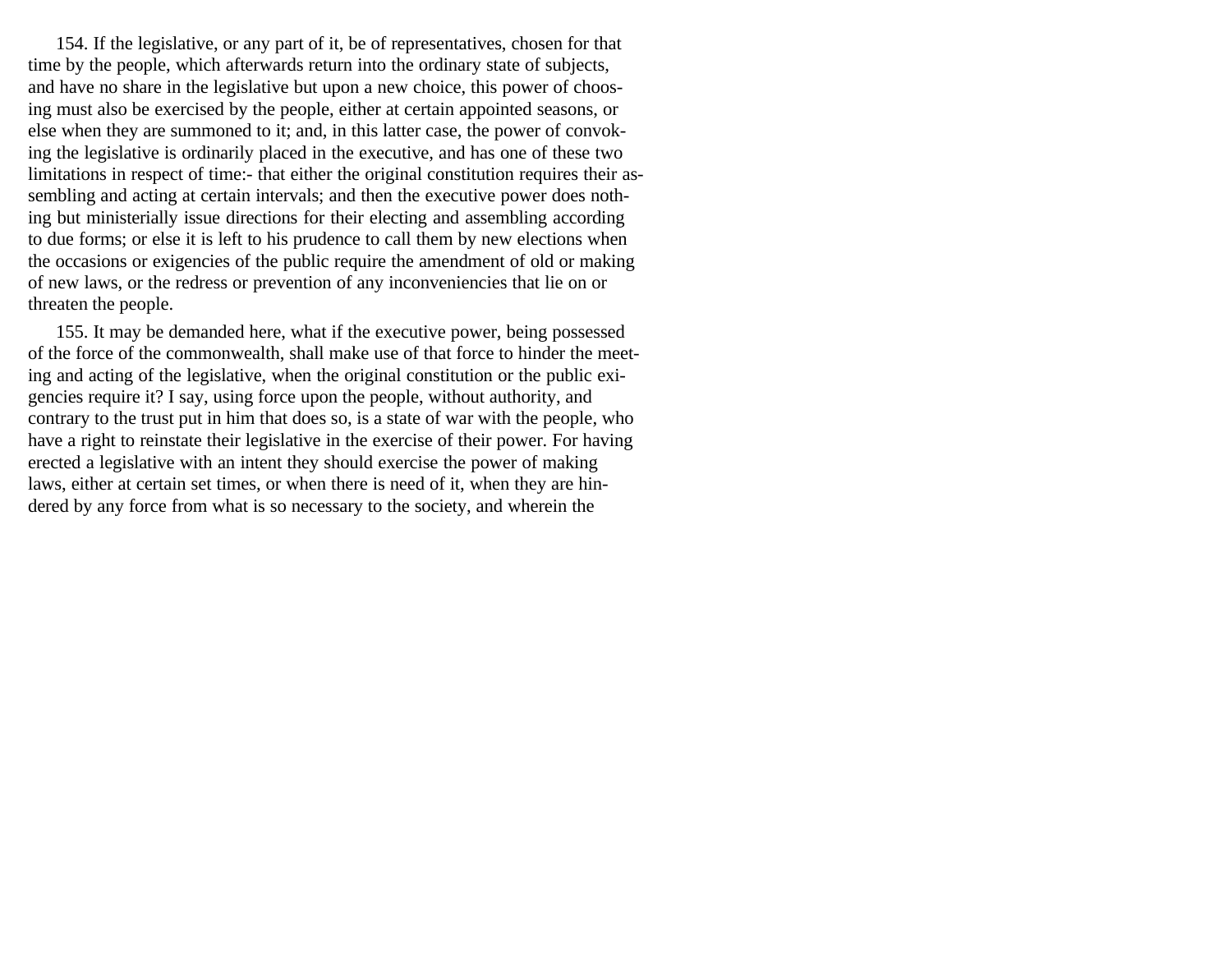154. If the legislative, or any part of it, be of representatives, chosen for that time by the people, which afterwards return into the ordinary state of subjects, and have no share in the legislative but upon a new choice, this power of choosing must also be exercised by the people, either at certain appointed seasons, or else when they are summoned to it; and, in this latter case, the power of convoking the legislative is ordinarily placed in the executive, and has one of these two limitations in respect of time:- that either the original constitution requires their assembling and acting at certain intervals; and then the executive power does nothing but ministerially issue directions for their electing and assembling according to due forms; or else it is left to his prudence to call them by new elections when the occasions or exigencies of the public require the amendment of old or making of new laws, or the redress or prevention of any inconveniencies that lie on or threaten the people.

155. It may be demanded here, what if the executive power, being possessed of the force of the commonwealth, shall make use of that force to hinder the meeting and acting of the legislative, when the original constitution or the public exigencies require it? I say, using force upon the people, without authority, and contrary to the trust put in him that does so, is a state of war with the people, who have a right to reinstate their legislative in the exercise of their power. For having erected a legislative with an intent they should exercise the power of making laws, either at certain set times, or when there is need of it, when they are hindered by any force from what is so necessary to the society, and wherein the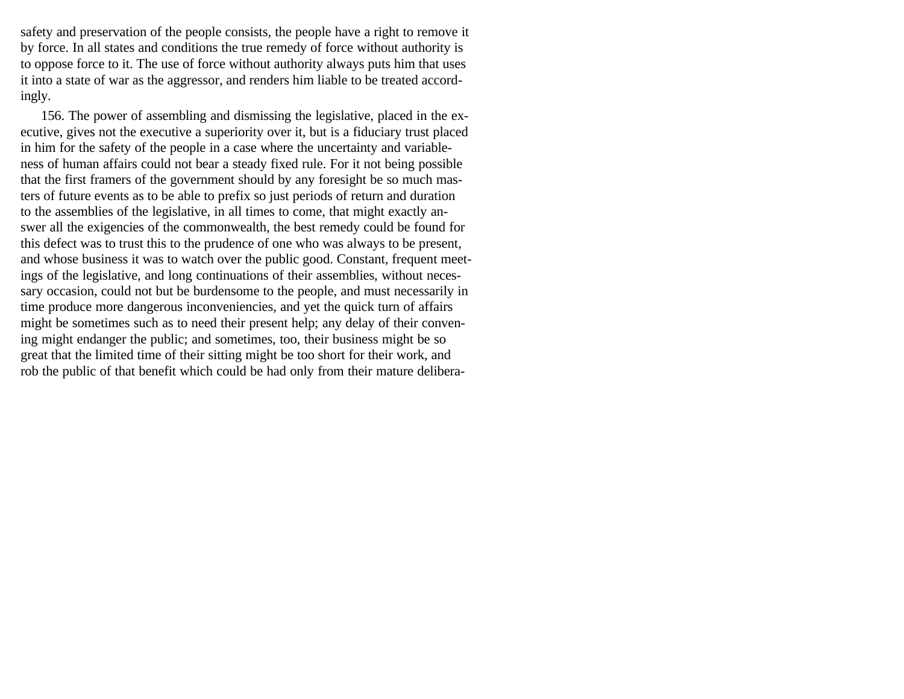safety and preservation of the people consists, the people have a right to remove it by force. In all states and conditions the true remedy of force without authority is to oppose force to it. The use of force without authority always puts him that uses it into a state of war as the aggressor, and renders him liable to be treated accordingly.

156. The power of assembling and dismissing the legislative, placed in the executive, gives not the executive a superiority over it, but is a fiduciary trust placed in him for the safety of the people in a case where the uncertainty and variableness of human affairs could not bear a steady fixed rule. For it not being possible that the first framers of the government should by any foresight be so much masters of future events as to be able to prefix so just periods of return and duration to the assemblies of the legislative, in all times to come, that might exactly answer all the exigencies of the commonwealth, the best remedy could be found for this defect was to trust this to the prudence of one who was always to be present, and whose business it was to watch over the public good. Constant, frequent meetings of the legislative, and long continuations of their assemblies, without necessary occasion, could not but be burdensome to the people, and must necessarily in time produce more dangerous inconveniencies, and yet the quick turn of affairs might be sometimes such as to need their present help; any delay of their convening might endanger the public; and sometimes, too, their business might be so great that the limited time of their sitting might be too short for their work, and rob the public of that benefit which could be had only from their mature delibera-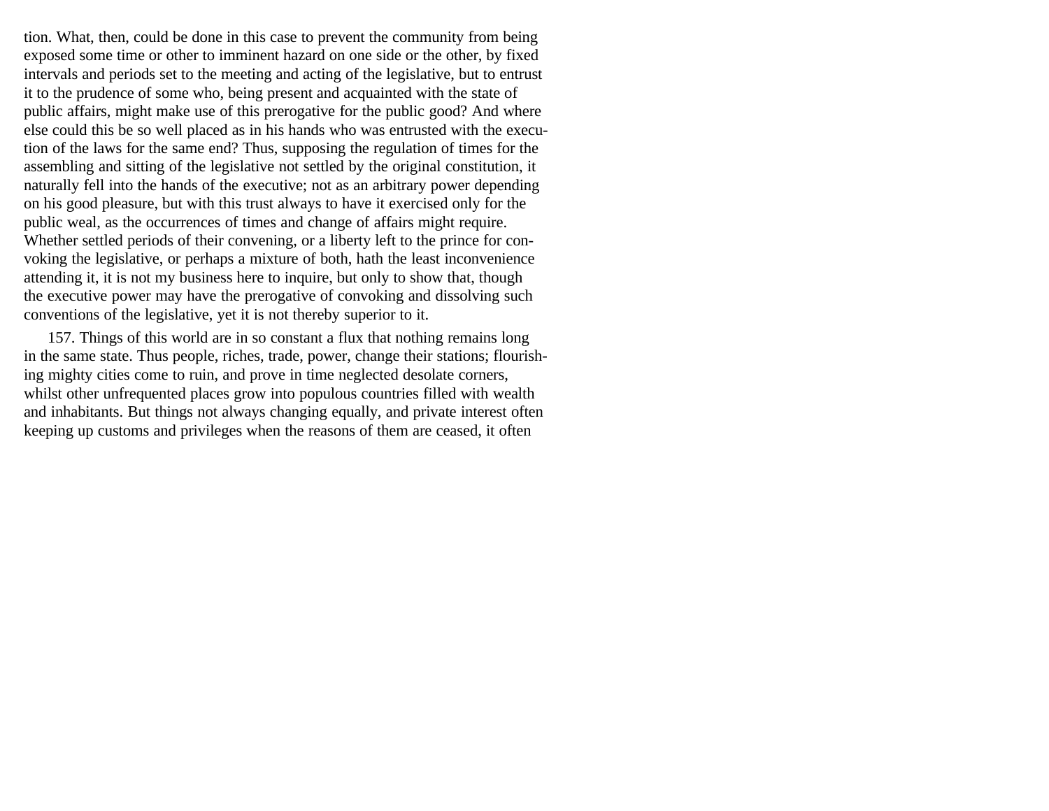tion. What, then, could be done in this case to prevent the community from being exposed some time or other to imminent hazard on one side or the other, by fixed intervals and periods set to the meeting and acting of the legislative, but to entrust it to the prudence of some who, being present and acquainted with the state of public affairs, might make use of this prerogative for the public good? And where else could this be so well placed as in his hands who was entrusted with the execution of the laws for the same end? Thus, supposing the regulation of times for the assembling and sitting of the legislative not settled by the original constitution, it naturally fell into the hands of the executive; not as an arbitrary power depending on his good pleasure, but with this trust always to have it exercised only for the public weal, as the occurrences of times and change of affairs might require. Whether settled periods of their convening, or a liberty left to the prince for convoking the legislative, or perhaps a mixture of both, hath the least inconvenience attending it, it is not my business here to inquire, but only to show that, though the executive power may have the prerogative of convoking and dissolving such conventions of the legislative, yet it is not thereby superior to it.

157. Things of this world are in so constant a flux that nothing remains long in the same state. Thus people, riches, trade, power, change their stations; flourishing mighty cities come to ruin, and prove in time neglected desolate corners, whilst other unfrequented places grow into populous countries filled with wealth and inhabitants. But things not always changing equally, and private interest often keeping up customs and privileges when the reasons of them are ceased, it often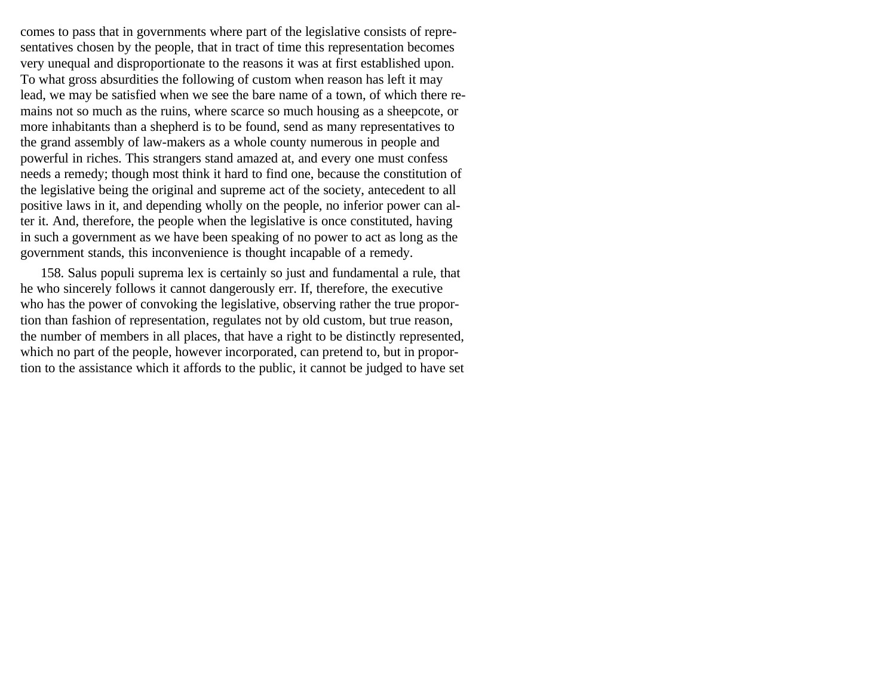comes to pass that in governments where part of the legislative consists of representatives chosen by the people, that in tract of time this representation becomes very unequal and disproportionate to the reasons it was at first established upon. To what gross absurdities the following of custom when reason has left it may lead, we may be satisfied when we see the bare name of a town, of which there remains not so much as the ruins, where scarce so much housing as a sheepcote, or more inhabitants than a shepherd is to be found, send as many representatives to the grand assembly of law-makers as a whole county numerous in people and powerful in riches. This strangers stand amazed at, and every one must confess needs a remedy; though most think it hard to find one, because the constitution of the legislative being the original and supreme act of the society, antecedent to all positive laws in it, and depending wholly on the people, no inferior power can alter it. And, therefore, the people when the legislative is once constituted, having in such a government as we have been speaking of no power to act as long as the government stands, this inconvenience is thought incapable of a remedy.

158. Salus populi suprema lex is certainly so just and fundamental a rule, that he who sincerely follows it cannot dangerously err. If, therefore, the executive who has the power of convoking the legislative, observing rather the true proportion than fashion of representation, regulates not by old custom, but true reason, the number of members in all places, that have a right to be distinctly represented, which no part of the people, however incorporated, can pretend to, but in proportion to the assistance which it affords to the public, it cannot be judged to have set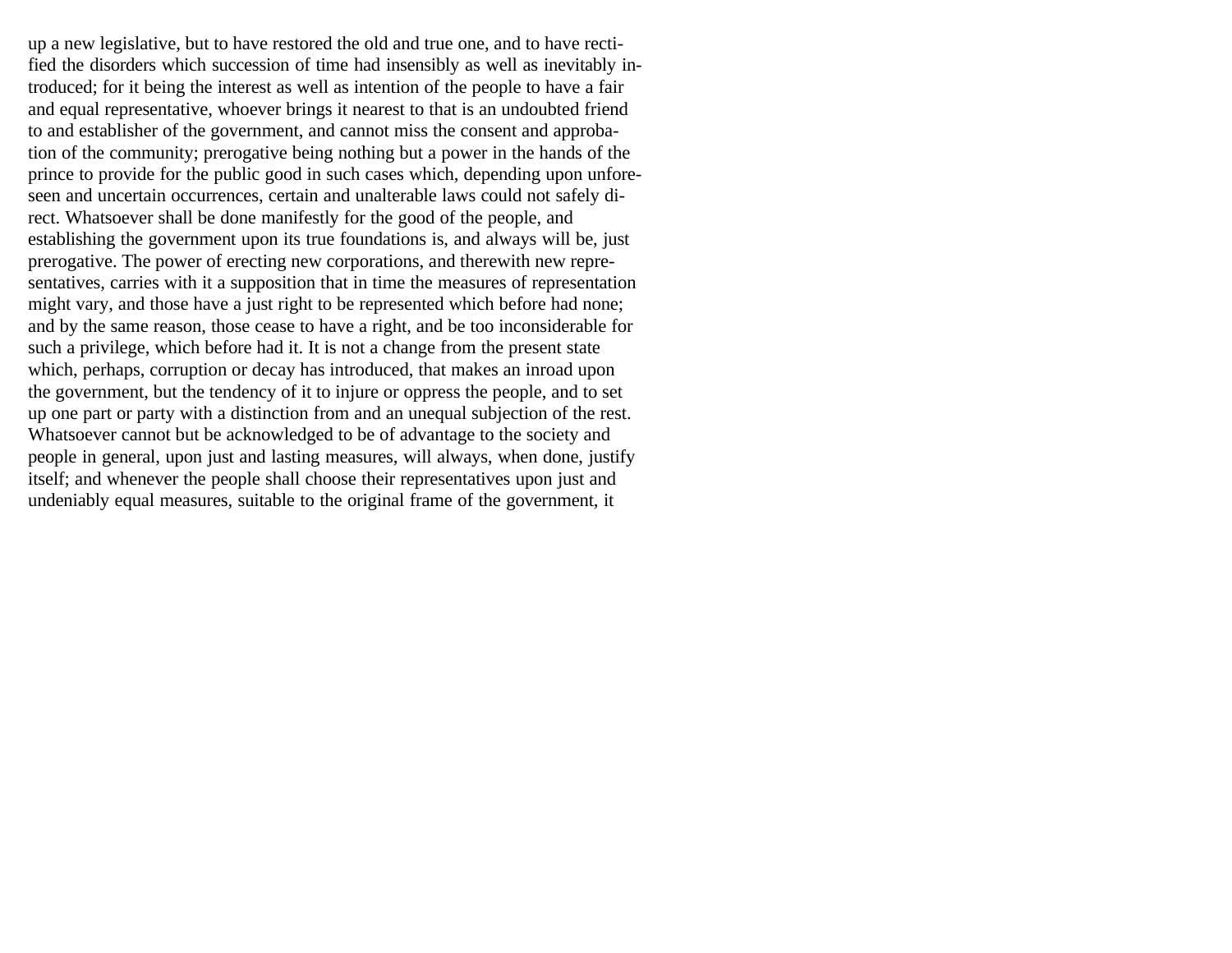up a new legislative, but to have restored the old and true one, and to have rectified the disorders which succession of time had insensibly as well as inevitably introduced; for it being the interest as well as intention of the people to have a fair and equal representative, whoever brings it nearest to that is an undoubted friend to and establisher of the government, and cannot miss the consent and approbation of the community; prerogative being nothing but a power in the hands of the prince to provide for the public good in such cases which, depending upon unforeseen and uncertain occurrences, certain and unalterable laws could not safely direct. Whatsoever shall be done manifestly for the good of the people, and establishing the government upon its true foundations is, and always will be, just prerogative. The power of erecting new corporations, and therewith new representatives, carries with it a supposition that in time the measures of representation might vary, and those have a just right to be represented which before had none; and by the same reason, those cease to have a right, and be too inconsiderable for such a privilege, which before had it. It is not a change from the present state which, perhaps, corruption or decay has introduced, that makes an inroad upon the government, but the tendency of it to injure or oppress the people, and to set up one part or party with a distinction from and an unequal subjection of the rest. Whatsoever cannot but be acknowledged to be of advantage to the society and people in general, upon just and lasting measures, will always, when done, justify itself; and whenever the people shall choose their representatives upon just and undeniably equal measures, suitable to the original frame of the government, it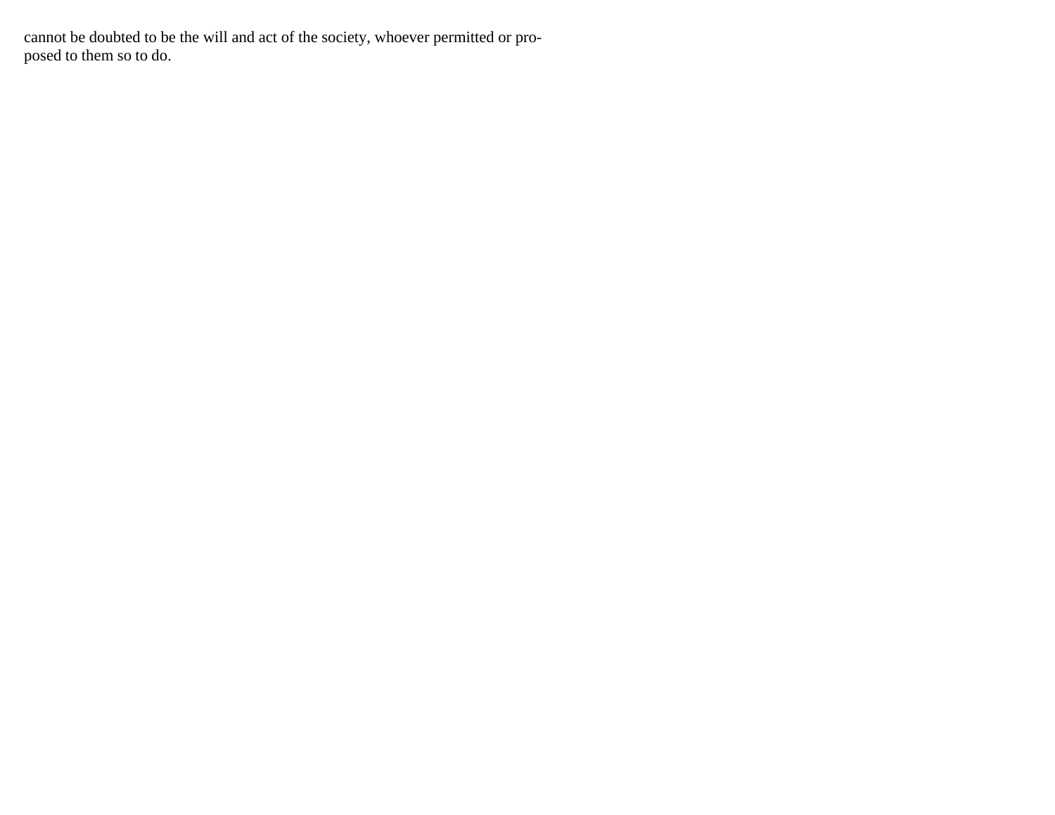cannot be doubted to be the will and act of the society, whoever permitted or proposed to them so to do.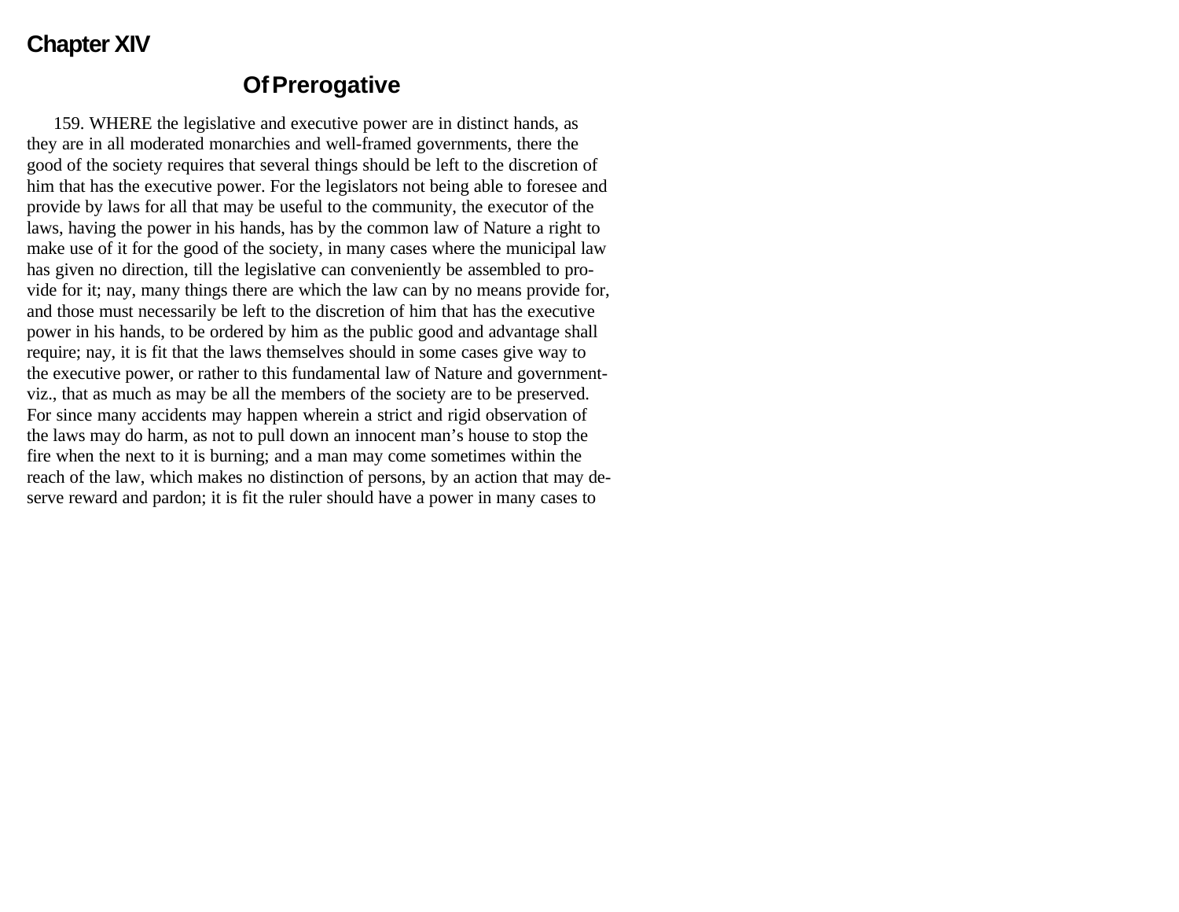## Chapter XIV

### Of Prerogative

159. WHERE the legislative and executive power are in distinct hands, as they are in all moderated monarchies and well-framed governments, there the good of the society requires that several things should be left to the discretion of him that has the executive power. For the legislators not being able to foresee and provide by laws for all that may be useful to the community, the executor of the laws, having the power in his hands, has by the common law of Nature a right to make use of it for the good of the society, in many cases where the municipal law has given no direction, till the legislative can conveniently be assembled to provide for it; nay, many things there are which the law can by no means provide for, and those must necessarily be left to the discretion of him that has the executive power in his hands, to be ordered by him as the public good and advantage shall require; nay, it is fit that the laws themselves should in some cases give way to the executive power, or rather to this fundamental law of Nature and government-viz., that as much as may be all the members of the society are to be preserved. For since many accidents may happen wherein a strict and rigid observation of the laws may do harm, as not to pull down an innocent man's house to stop the fire when the next to it is burning; and a man may come sometimes within the reach of the law, which makes no distinction of persons, by an action that may deserve reward and pardon; it is fit the ruler should have a power in many cases to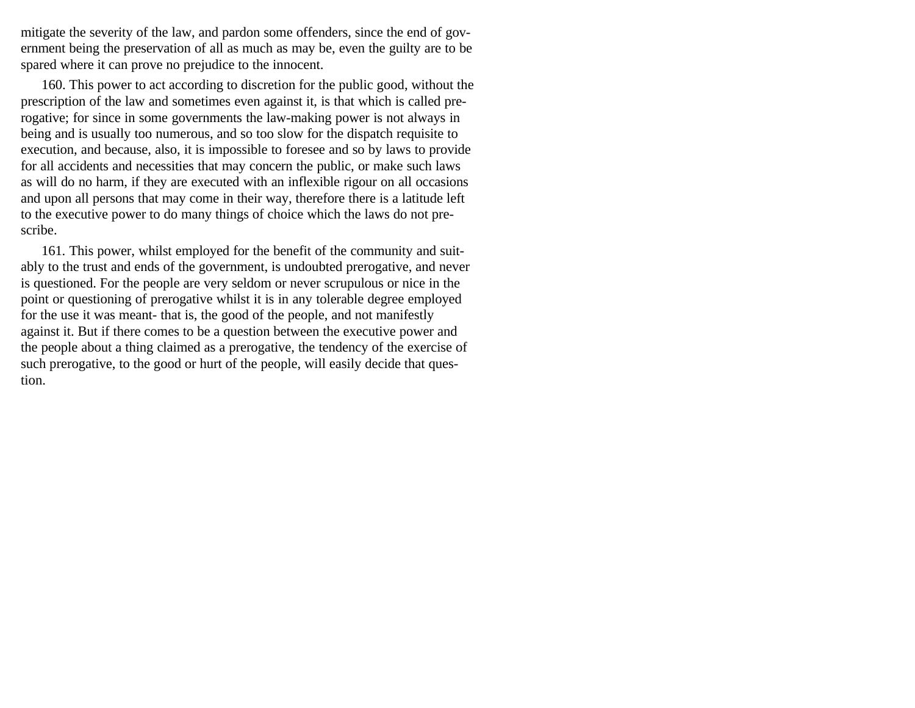mitigate the severity of the law, and pardon some offenders, since the end of government being the preservation of all as much as may be, even the guilty are to be spared where it can prove no prejudice to the innocent.

160. This power to act according to discretion for the public good, without the prescription of the law and sometimes even against it, is that which is called prerogative; for since in some governments the law-making power is not always in being and is usually too numerous, and so too slow for the dispatch requisite to execution, and because, also, it is impossible to foresee and so by laws to provide for all accidents and necessities that may concern the public, or make such laws as will do no harm, if they are executed with an inflexible rigour on all occasions and upon all persons that may come in their way, therefore there is a latitude left to the executive power to do many things of choice which the laws do not prescribe.

161. This power, whilst employed for the benefit of the community and suitably to the trust and ends of the government, is undoubted prerogative, and never is questioned. For the people are very seldom or never scrupulous or nice in the point or questioning of prerogative whilst it is in any tolerable degree employed for the use it was meant- that is, the good of the people, and not manifestly against it. But if there comes to be a question between the executive power and the people about a thing claimed as a prerogative, the tendency of the exercise of such prerogative, to the good or hurt of the people, will easily decide that question.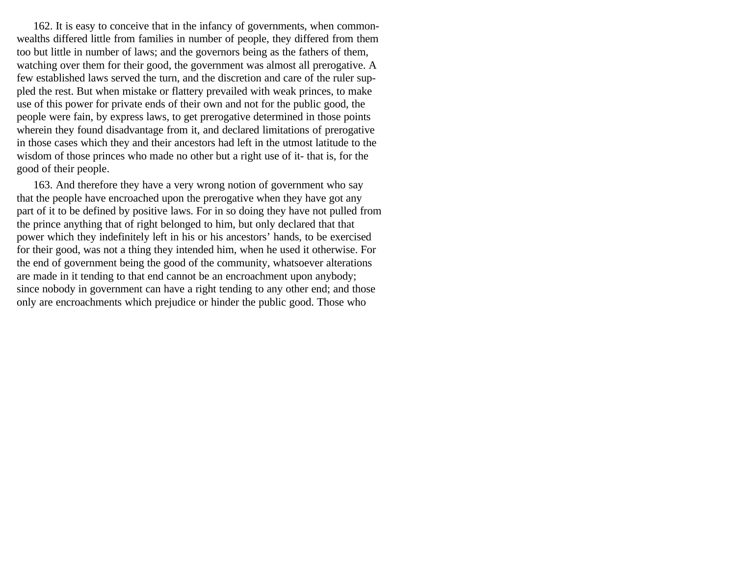162. It is easy to conceive that in the infancy of governments, when commonwealths differed little from families in number of people, they differed from them too but little in number of laws; and the governors being as the fathers of them, watching over them for their good, the government was almost all prerogative. A few established laws served the turn, and the discretion and care of the ruler suppled the rest. But when mistake or flattery prevailed with weak princes, to make use of this power for private ends of their own and not for the public good, the people were fain, by express laws, to get prerogative determined in those points wherein they found disadvantage from it, and declared limitations of prerogative in those cases which they and their ancestors had left in the utmost latitude to the wisdom of those princes who made no other but a right use of it- that is, for the good of their people.

163. And therefore they have a very wrong notion of government who say that the people have encroached upon the prerogative when they have got any part of it to be defined by positive laws. For in so doing they have not pulled from the prince anything that of right belonged to him, but only declared that that power which they indefinitely left in his or his ancestors' hands, to be exercised for their good, was not a thing they intended him, when he used it otherwise. For the end of government being the good of the community, whatsoever alterations are made in it tending to that end cannot be an encroachment upon anybody; since nobody in government can have a right tending to any other end; and those only are encroachments which prejudice or hinder the public good. Those who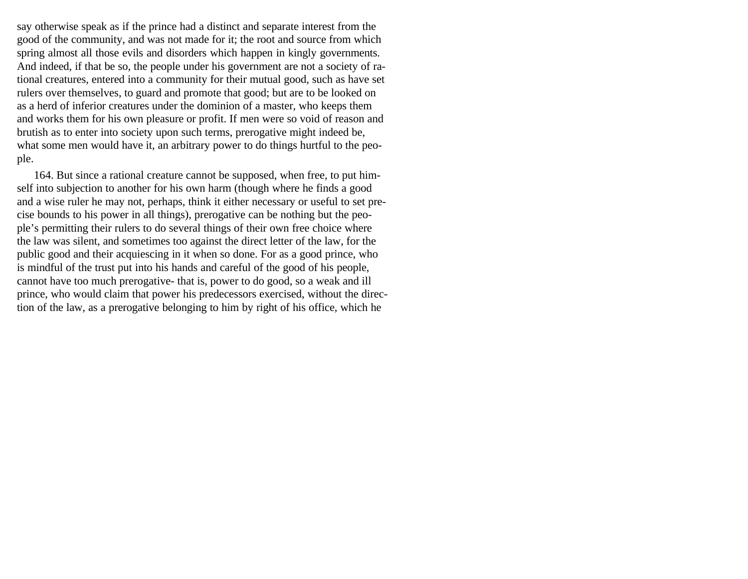say otherwise speak as if the prince had a distinct and separate interest from the good of the community, and was not made for it; the root and source from which spring almost all those evils and disorders which happen in kingly governments. And indeed, if that be so, the people under his government are not a society of rational creatures, entered into a community for their mutual good, such as have set rulers over themselves, to guard and promote that good; but are to be looked on as a herd of inferior creatures under the dominion of a master, who keeps them and works them for his own pleasure or profit. If men were so void of reason and brutish as to enter into society upon such terms, prerogative might indeed be, what some men would have it, an arbitrary power to do things hurtful to the people.

164. But since a rational creature cannot be supposed, when free, to put himself into subjection to another for his own harm (though where he finds a good and a wise ruler he may not, perhaps, think it either necessary or useful to set precise bounds to his power in all things), prerogative can be nothing but the people's permitting their rulers to do several things of their own free choice where the law was silent, and sometimes too against the direct letter of the law, for the public good and their acquiescing in it when so done. For as a good prince, who is mindful of the trust put into his hands and careful of the good of his people, cannot have too much prerogative- that is, power to do good, so a weak and ill prince, who would claim that power his predecessors exercised, without the direction of the law, as a prerogative belonging to him by right of his office, which he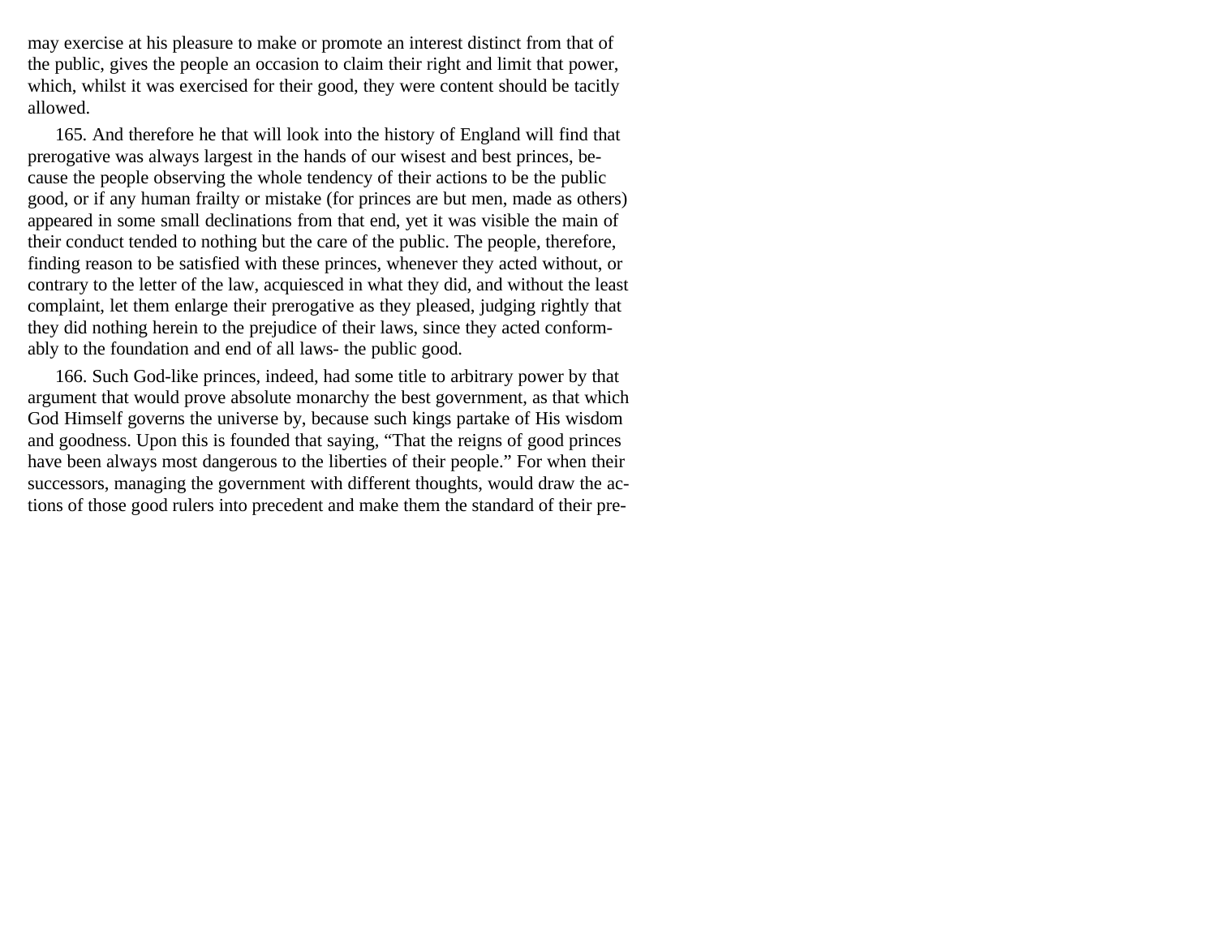may exercise at his pleasure to make or promote an interest distinct from that of the public, gives the people an occasion to claim their right and limit that power, which, whilst it was exercised for their good, they were content should be tacitly allowed.

165. And therefore he that will look into the history of England will find that prerogative was always largest in the hands of our wisest and best princes, because the people observing the whole tendency of their actions to be the public good, or if any human frailty or mistake (for princes are but men, made as others) appeared in some small declinations from that end, yet it was visible the main of their conduct tended to nothing but the care of the public. The people, therefore, finding reason to be satisfied with these princes, whenever they acted without, or contrary to the letter of the law, acquiesced in what they did, and without the least complaint, let them enlarge their prerogative as they pleased, judging rightly that they did nothing herein to the prejudice of their laws, since they acted conformably to the foundation and end of all laws- the public good.

166. Such God-like princes, indeed, had some title to arbitrary power by that argument that would prove absolute monarchy the best government, as that which God Himself governs the universe by, because such kings partake of His wisdom and goodness. Upon this is founded that saying, "That the reigns of good princes have been always most dangerous to the liberties of their people." For when their successors, managing the government with different thoughts, would draw the actions of those good rulers into precedent and make them the standard of their pre-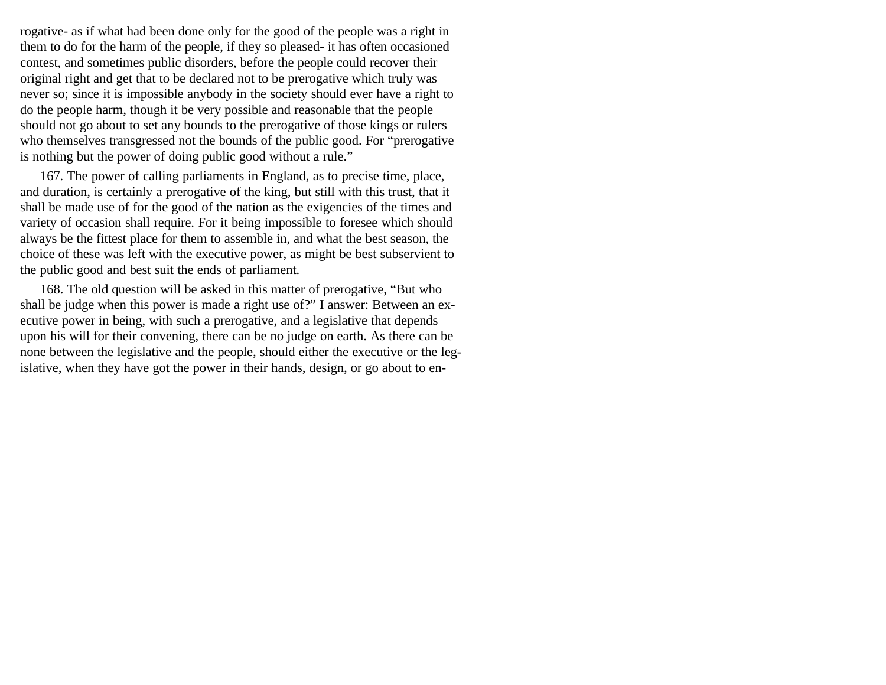rogative- as if what had been done only for the good of the people was a right in them to do for the harm of the people, if they so pleased- it has often occasioned contest, and sometimes public disorders, before the people could recover their original right and get that to be declared not to be prerogative which truly was never so; since it is impossible anybody in the society should ever have a right to do the people harm, though it be very possible and reasonable that the people should not go about to set any bounds to the prerogative of those kings or rulers who themselves transgressed not the bounds of the public good. For "prerogative is nothing but the power of doing public good without a rule."

167. The power of calling parliaments in England, as to precise time, place, and duration, is certainly a prerogative of the king, but still with this trust, that it shall be made use of for the good of the nation as the exigencies of the times and variety of occasion shall require. For it being impossible to foresee which should always be the fittest place for them to assemble in, and what the best season, the choice of these was left with the executive power, as might be best subservient to the public good and best suit the ends of parliament.

168. The old question will be asked in this matter of prerogative, "But who shall be judge when this power is made a right use of?" I answer: Between an executive power in being, with such a prerogative, and a legislative that depends upon his will for their convening, there can be no judge on earth. As there can be none between the legislative and the people, should either the executive or the legislative, when they have got the power in their hands, design, or go about to en-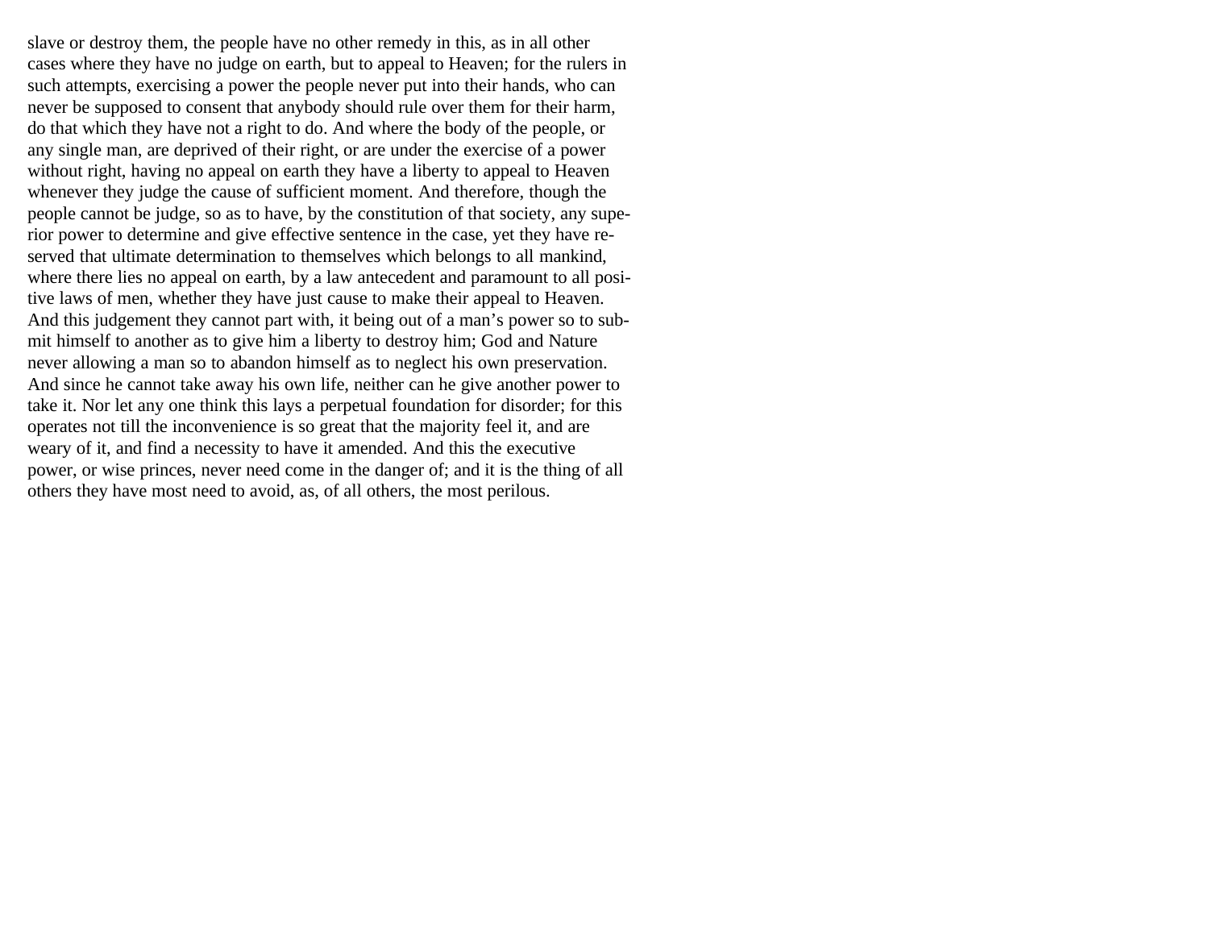slave or destroy them, the people have no other remedy in this, as in all other cases where they have no judge on earth, but to appeal to Heaven; for the rulers in such attempts, exercising a power the people never put into their hands, who can never be supposed to consent that anybody should rule over them for their harm, do that which they have not a right to do. And where the body of the people, or any single man, are deprived of their right, or are under the exercise of a power without right, having no appeal on earth they have a liberty to appeal to Heaven whenever they judge the cause of sufficient moment. And therefore, though the people cannot be judge, so as to have, by the constitution of that society, any superior power to determine and give effective sentence in the case, yet they have reserved that ultimate determination to themselves which belongs to all mankind, where there lies no appeal on earth, by a law antecedent and paramount to all positive laws of men, whether they have just cause to make their appeal to Heaven. And this judgement they cannot part with, it being out of a man's power so to submit himself to another as to give him a liberty to destroy him; God and Nature never allowing a man so to abandon himself as to neglect his own preservation. And since he cannot take away his own life, neither can he give another power to take it. Nor let any one think this lays a perpetual foundation for disorder; for this operates not till the inconvenience is so great that the majority feel it, and are weary of it, and find a necessity to have it amended. And this the executive power, or wise princes, never need come in the danger of; and it is the thing of all others they have most need to avoid, as, of all others, the most perilous.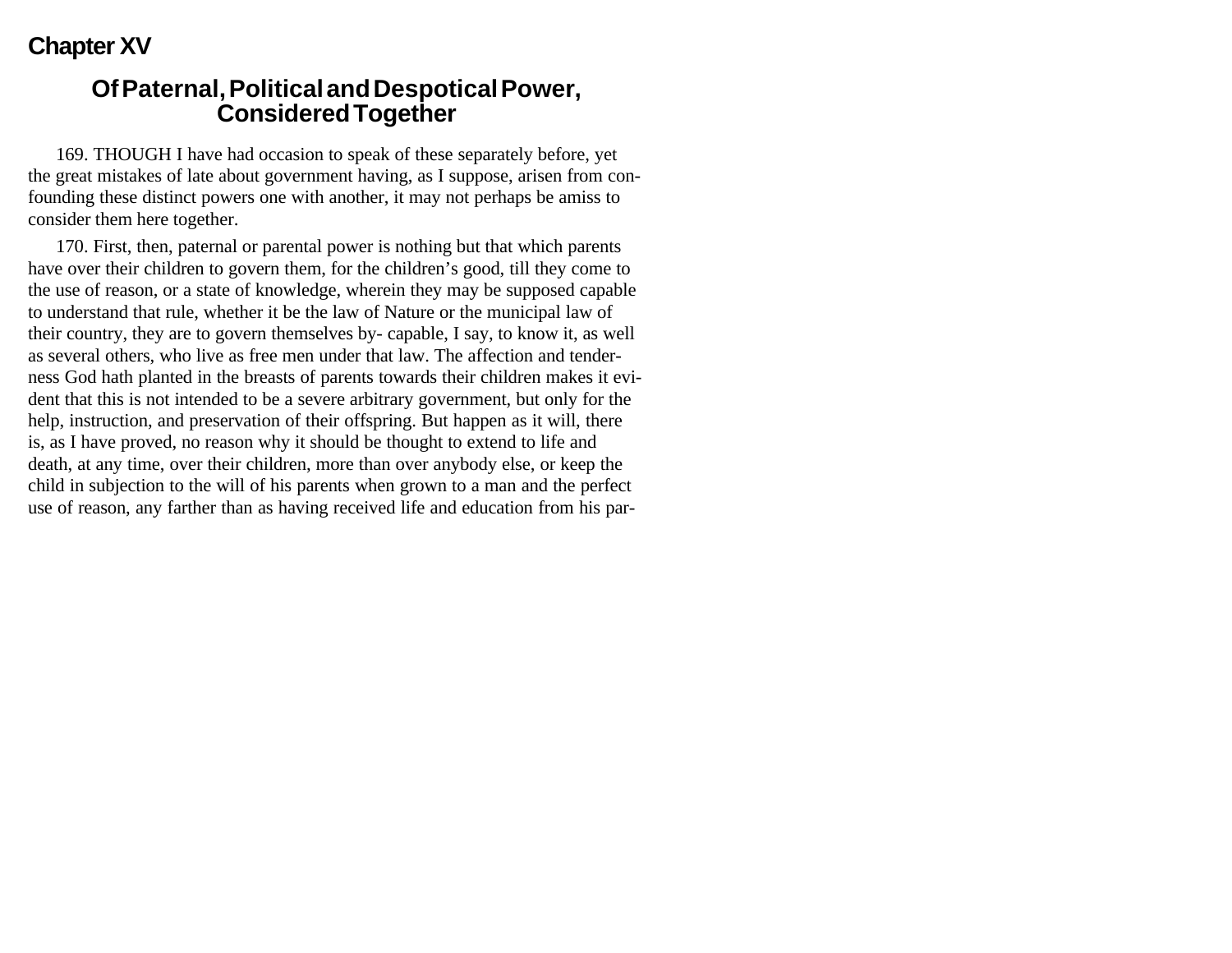# Chapter XV

## Of Paternal, Political and Despotical Power, Considered Together

169. THOUGH I have had occasion to speak of these separately before, yet the great mistakes of late about government having, as I suppose, arisen from confounding these distinct powers one with another, it may not perhaps be amiss to consider them here together.

170. First, then, paternal or parental power is nothing but that which parents have over their children to govern them, for the children's good, till they come to the use of reason, or a state of knowledge, wherein they may be supposed capable to understand that rule, whether it be the law of Nature or the municipal law of their country, they are to govern themselves by- capable, I say, to know it, as well as several others, who live as free men under that law. The affection and tenderness God hath planted in the breasts of parents towards their children makes it evident that this is not intended to be a severe arbitrary government, but only for the help, instruction, and preservation of their offspring. But happen as it will, there is, as I have proved, no reason why it should be thought to extend to life and death, at any time, over their children, more than over anybody else, or keep the child in subjection to the will of his parents when grown to a man and the perfect use of reason, any farther than as having received life and education from his par-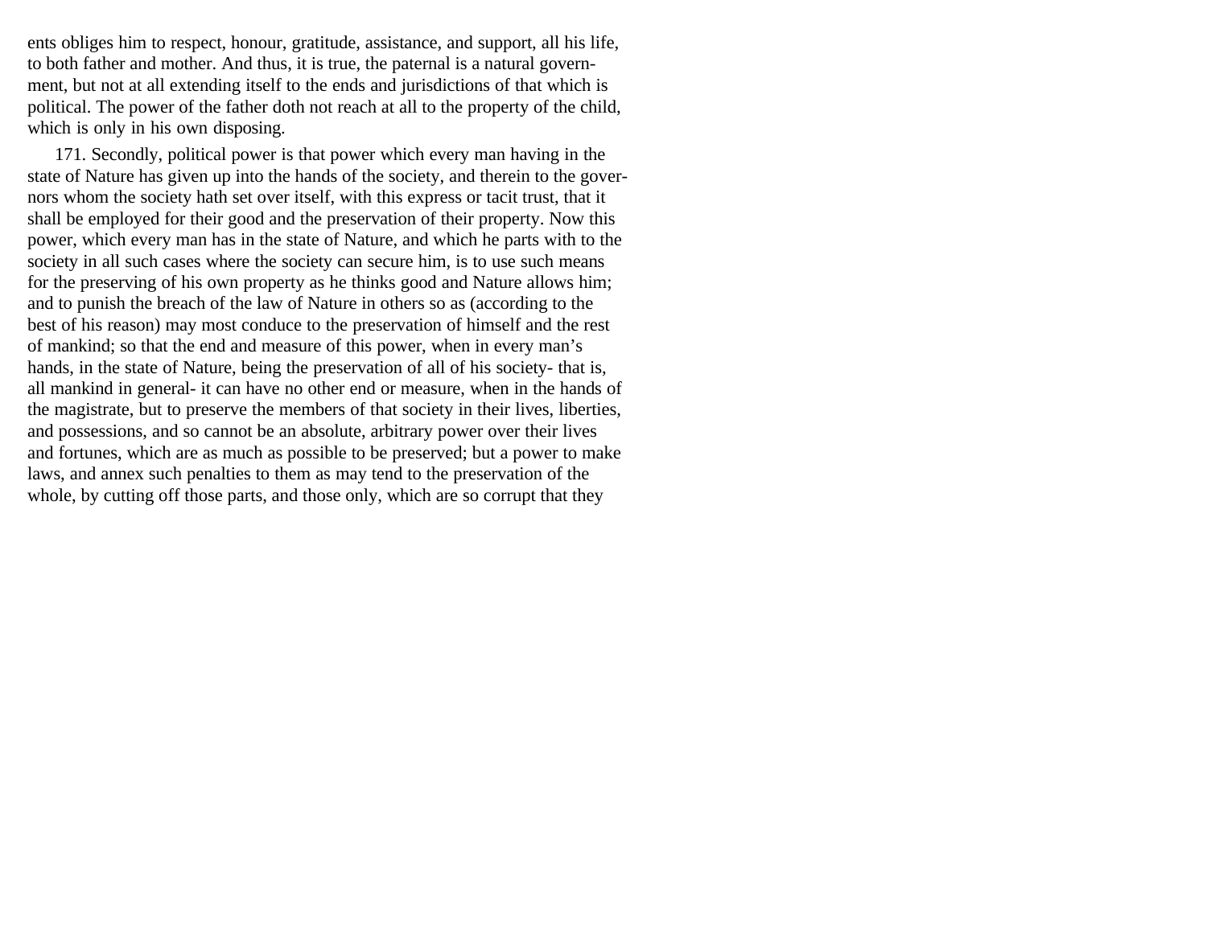ents obliges him to respect, honour, gratitude, assistance, and support, all his life, to both father and mother. And thus, it is true, the paternal is a natural government, but not at all extending itself to the ends and jurisdictions of that which is political. The power of the father doth not reach at all to the property of the child, which is only in his own disposing.

171. Secondly, political power is that power which every man having in the state of Nature has given up into the hands of the society, and therein to the governors whom the society hath set over itself, with this express or tacit trust, that it shall be employed for their good and the preservation of their property. Now this power, which every man has in the state of Nature, and which he parts with to the society in all such cases where the society can secure him, is to use such means for the preserving of his own property as he thinks good and Nature allows him; and to punish the breach of the law of Nature in others so as (according to the best of his reason) may most conduce to the preservation of himself and the rest of mankind; so that the end and measure of this power, when in every man's hands, in the state of Nature, being the preservation of all of his society- that is, all mankind in general- it can have no other end or measure, when in the hands of the magistrate, but to preserve the members of that society in their lives, liberties, and possessions, and so cannot be an absolute, arbitrary power over their lives and fortunes, which are as much as possible to be preserved; but a power to make laws, and annex such penalties to them as may tend to the preservation of the whole, by cutting off those parts, and those only, which are so corrupt that they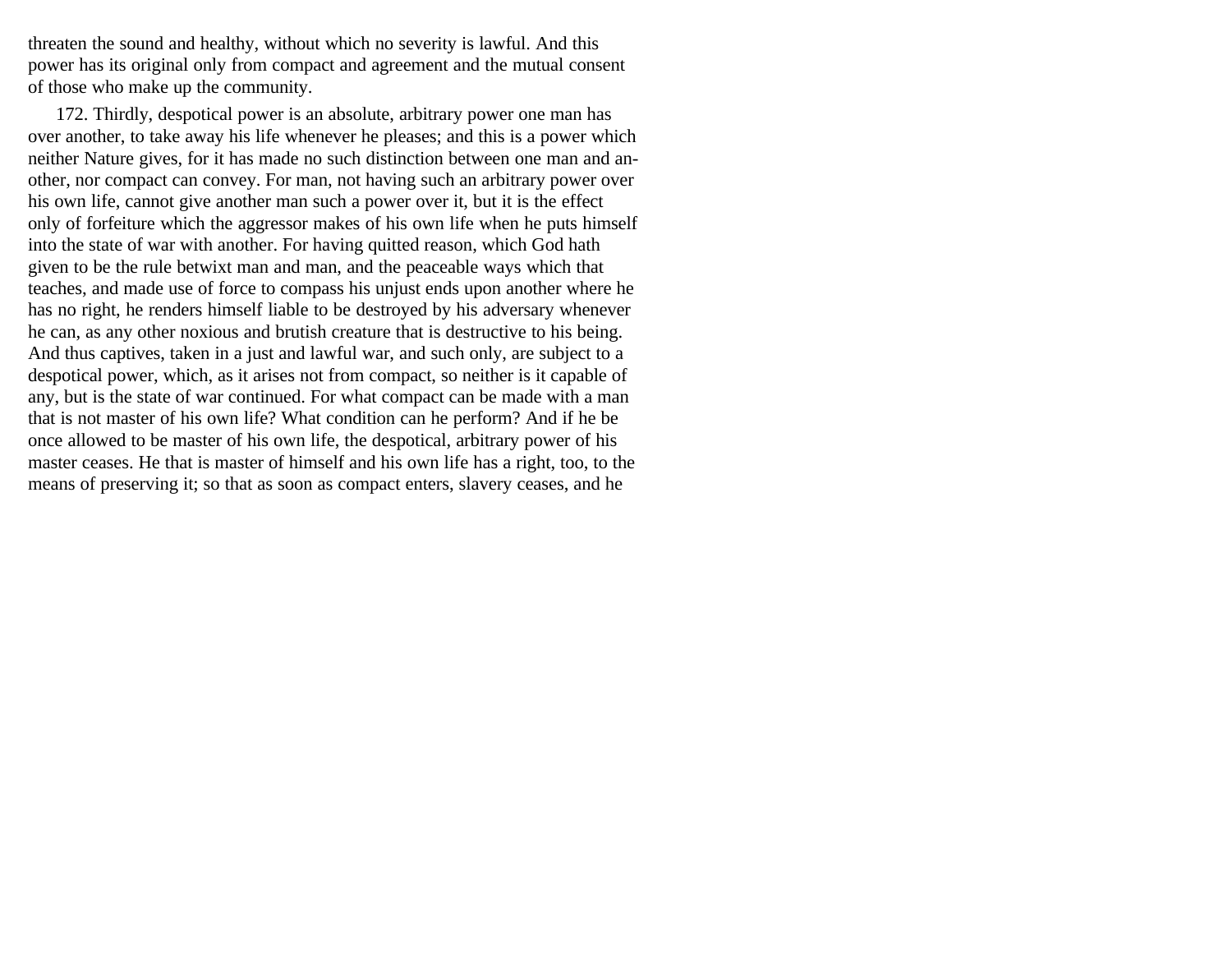threaten the sound and healthy, without which no severity is lawful. And this power has its original only from compact and agreement and the mutual consent of those who make up the community.

172. Thirdly, despotical power is an absolute, arbitrary power one man has over another, to take away his life whenever he pleases; and this is a power which neither Nature gives, for it has made no such distinction between one man and another, nor compact can convey. For man, not having such an arbitrary power over his own life, cannot give another man such a power over it, but it is the effect only of forfeiture which the aggressor makes of his own life when he puts himself into the state of war with another. For having quitted reason, which God hath given to be the rule betwixt man and man, and the peaceable ways which that teaches, and made use of force to compass his unjust ends upon another where he has no right, he renders himself liable to be destroyed by his adversary whenever he can, as any other noxious and brutish creature that is destructive to his being. And thus captives, taken in a just and lawful war, and such only, are subject to a despotical power, which, as it arises not from compact, so neither is it capable of any, but is the state of war continued. For what compact can be made with a man that is not master of his own life? What condition can he perform? And if he be once allowed to be master of his own life, the despotical, arbitrary power of his master ceases. He that is master of himself and his own life has a right, too, to the means of preserving it; so that as soon as compact enters, slavery ceases, and he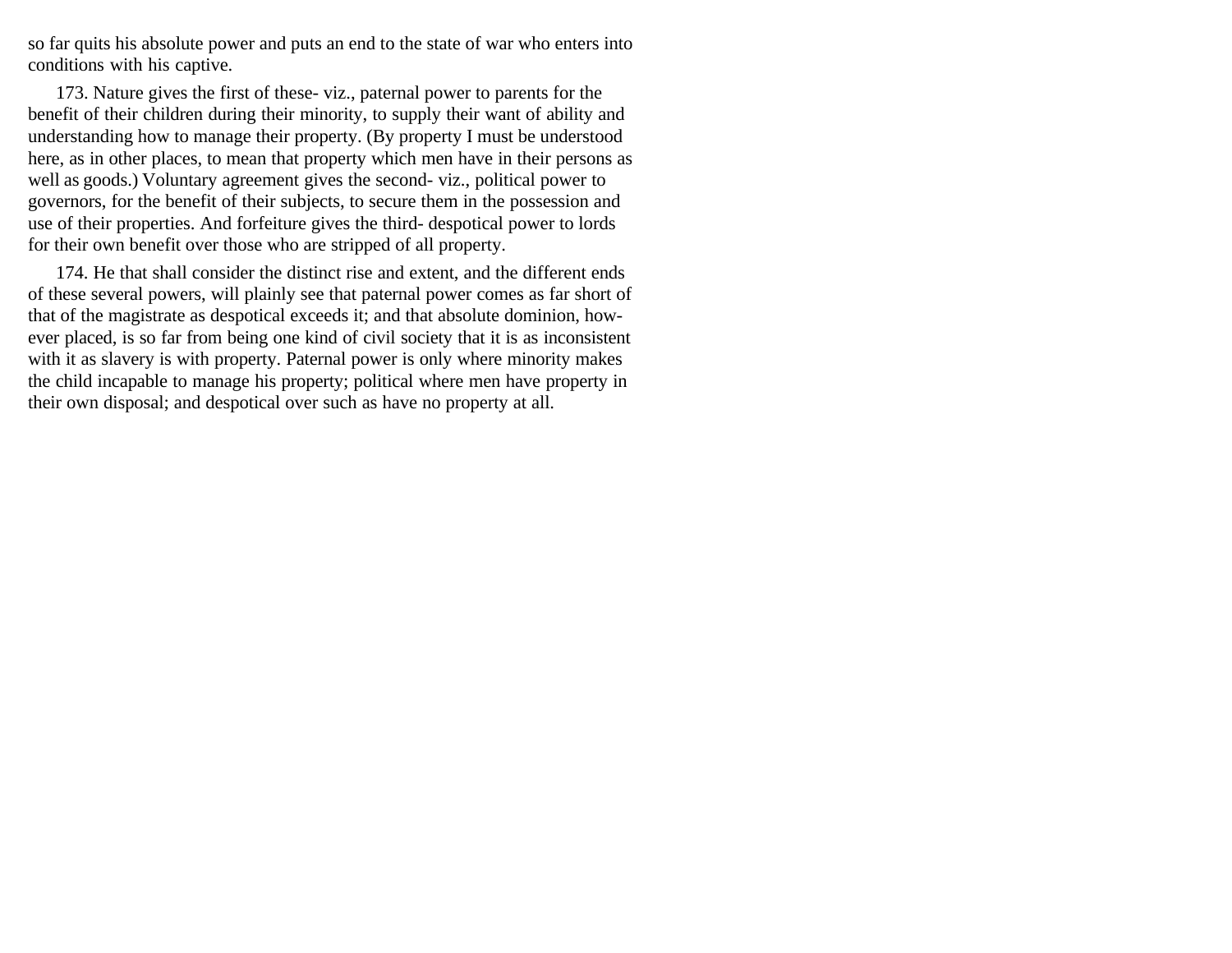so far quits his absolute power and puts an end to the state of war who enters into conditions with his captive.

173. Nature gives the first of these- viz., paternal power to parents for the benefit of their children during their minority, to supply their want of ability and understanding how to manage their property. (By property I must be understood here, as in other places, to mean that property which men have in their persons as well as goods.) Voluntary agreement gives the second- viz., political power to governors, for the benefit of their subjects, to secure them in the possession and use of their properties. And forfeiture gives the third- despotical power to lords for their own benefit over those who are stripped of all property.

174. He that shall consider the distinct rise and extent, and the different ends of these several powers, will plainly see that paternal power comes as far short of that of the magistrate as despotical exceeds it; and that absolute dominion, however placed, is so far from being one kind of civil society that it is as inconsistent with it as slavery is with property. Paternal power is only where minority makes the child incapable to manage his property; political where men have property in their own disposal; and despotical over such as have no property at all.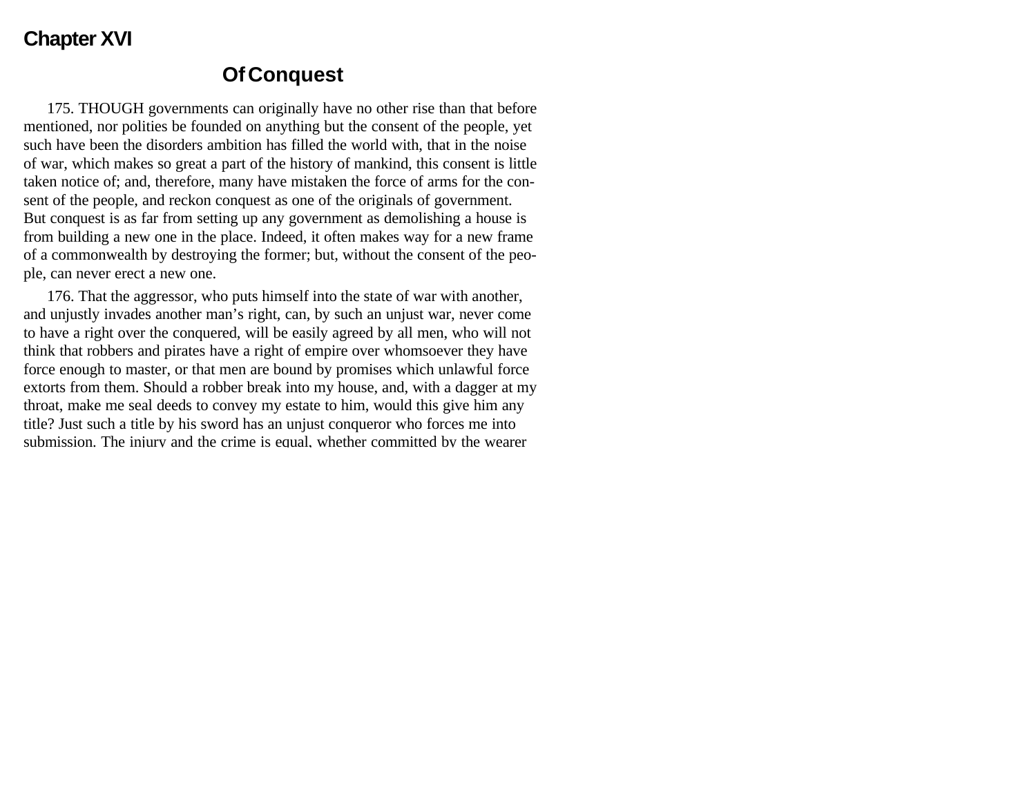## Chapter XVI

### Of Conquest

175. THOUGH governments can originally have no other rise than that before mentioned, nor polities be founded on anything but the consent of the people, yet such have been the disorders ambition has filled the world with, that in the noise of war, which makes so great a part of the history of mankind, this consent is little taken notice of; and, therefore, many have mistaken the force of arms for the consent of the people, and reckon conquest as one of the originals of government. But conquest is as far from setting up any government as demolishing a house is from building a new one in the place. Indeed, it often makes way for a new frame of a commonwealth by destroying the former; but, without the consent of the people, can never erect a new one.

176. That the aggressor, who puts himself into the state of war with another, and unjustly invades another man's right, can, by such an unjust war, never come to have a right over the conquered, will be easily agreed by all men, who will not think that robbers and pirates have a right of empire over whomsoever they have force enough to master, or that men are bound by promises which unlawful force extorts from them. Should a robber break into my house, and, with a dagger at my throat, make me seal deeds to convey my estate to him, would this give him any title? Just such a title by his sword has an unjust conqueror who forces me into submission. The injury and the crime is equal, whether committed by the wearer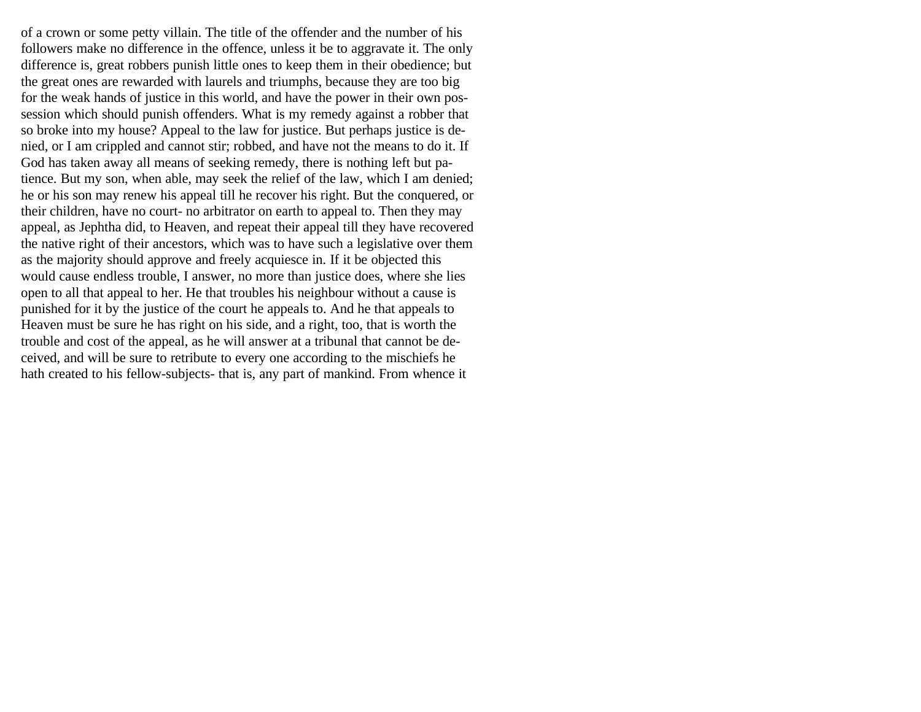of a crown or some petty villain. The title of the offender and the number of his followers make no difference in the offence, unless it be to aggravate it. The only difference is, great robbers punish little ones to keep them in their obedience; but the great ones are rewarded with laurels and triumphs, because they are too big for the weak hands of justice in this world, and have the power in their own possession which should punish offenders. What is my remedy against a robber that so broke into my house? Appeal to the law for justice. But perhaps justice is denied, or I am crippled and cannot stir; robbed, and have not the means to do it. If God has taken away all means of seeking remedy, there is nothing left but patience. But my son, when able, may seek the relief of the law, which I am denied; he or his son may renew his appeal till he recover his right. But the conquered, or their children, have no court- no arbitrator on earth to appeal to. Then they may appeal, as Jephtha did, to Heaven, and repeat their appeal till they have recovered the native right of their ancestors, which was to have such a legislative over them as the majority should approve and freely acquiesce in. If it be objected this would cause endless trouble, I answer, no more than justice does, where she lies open to all that appeal to her. He that troubles his neighbour without a cause is punished for it by the justice of the court he appeals to. And he that appeals to Heaven must be sure he has right on his side, and a right, too, that is worth the trouble and cost of the appeal, as he will answer at a tribunal that cannot be deceived, and will be sure to retribute to every one according to the mischiefs he hath created to his fellow-subjects- that is, any part of mankind. From whence it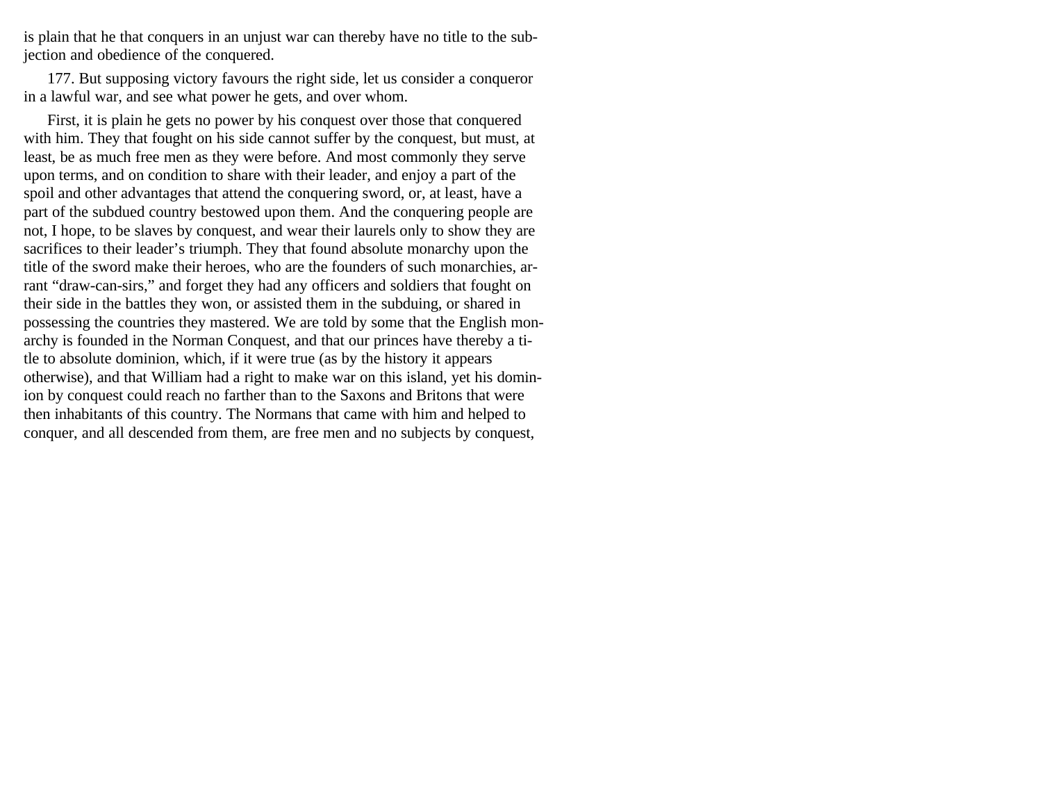is plain that he that conquers in an unjust war can thereby have no title to the subjection and obedience of the conquered.

177. But supposing victory favours the right side, let us consider a conqueror in a lawful war, and see what power he gets, and over whom.

First, it is plain he gets no power by his conquest over those that conquered with him. They that fought on his side cannot suffer by the conquest, but must, at least, be as much free men as they were before. And most commonly they serve upon terms, and on condition to share with their leader, and enjoy a part of the spoil and other advantages that attend the conquering sword, or, at least, have a part of the subdued country bestowed upon them. And the conquering people are not, I hope, to be slaves by conquest, and wear their laurels only to show they are sacrifices to their leader's triumph. They that found absolute monarchy upon the title of the sword make their heroes, who are the founders of such monarchies, arrant "draw-can-sirs," and forget they had any officers and soldiers that fought on their side in the battles they won, or assisted them in the subduing, or shared in possessing the countries they mastered. We are told by some that the English monarchy is founded in the Norman Conquest, and that our princes have thereby a title to absolute dominion, which, if it were true (as by the history it appears otherwise), and that William had a right to make war on this island, yet his dominion by conquest could reach no farther than to the Saxons and Britons that were then inhabitants of this country. The Normans that came with him and helped to conquer, and all descended from them, are free men and no subjects by conquest,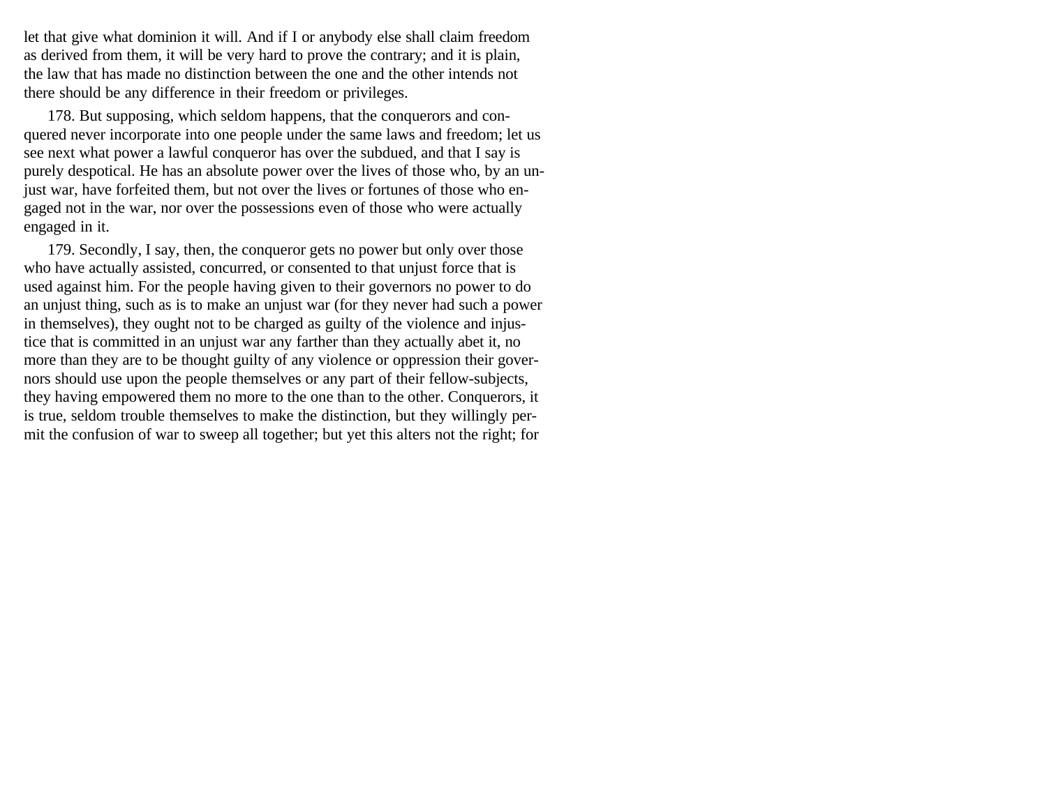let that give what dominion it will. And if I or anybody else shall claim freedom as derived from them, it will be very hard to prove the contrary; and it is plain, the law that has made no distinction between the one and the other intends not there should be any difference in their freedom or privileges.

178. But supposing, which seldom happens, that the conquerors and conquered never incorporate into one people under the same laws and freedom; let us see next what power a lawful conqueror has over the subdued, and that I say is purely despotical. He has an absolute power over the lives of those who, by an unjust war, have forfeited them, but not over the lives or fortunes of those who engaged not in the war, nor over the possessions even of those who were actually engaged in it.

179. Secondly, I say, then, the conqueror gets no power but only over those who have actually assisted, concurred, or consented to that unjust force that is used against him. For the people having given to their governors no power to do an unjust thing, such as is to make an unjust war (for they never had such a power in themselves), they ought not to be charged as guilty of the violence and injustice that is committed in an unjust war any farther than they actually abet it, no more than they are to be thought guilty of any violence or oppression their governors should use upon the people themselves or any part of their fellow-subjects, they having empowered them no more to the one than to the other. Conquerors, it is true, seldom trouble themselves to make the distinction, but they willingly permit the confusion of war to sweep all together; but yet this alters not the right; for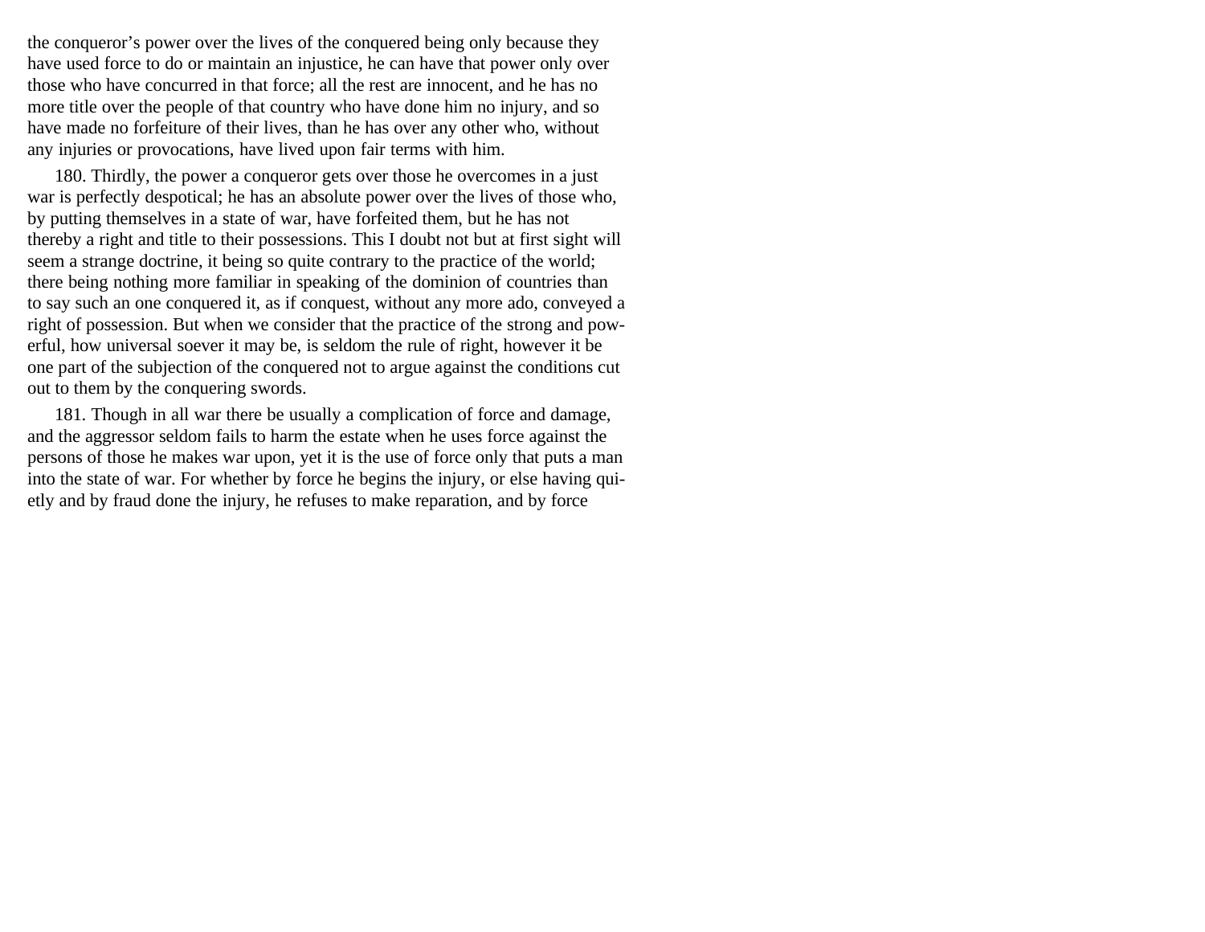the conqueror's power over the lives of the conquered being only because they have used force to do or maintain an injustice, he can have that power only over those who have concurred in that force; all the rest are innocent, and he has no more title over the people of that country who have done him no injury, and so have made no forfeiture of their lives, than he has over any other who, without any injuries or provocations, have lived upon fair terms with him.

180. Thirdly, the power a conqueror gets over those he overcomes in a just war is perfectly despotical; he has an absolute power over the lives of those who, by putting themselves in a state of war, have forfeited them, but he has not thereby a right and title to their possessions. This I doubt not but at first sight will seem a strange doctrine, it being so quite contrary to the practice of the world; there being nothing more familiar in speaking of the dominion of countries than to say such an one conquered it, as if conquest, without any more ado, conveyed a right of possession. But when we consider that the practice of the strong and powerful, how universal soever it may be, is seldom the rule of right, however it be one part of the subjection of the conquered not to argue against the conditions cut out to them by the conquering swords.

181. Though in all war there be usually a complication of force and damage, and the aggressor seldom fails to harm the estate when he uses force against the persons of those he makes war upon, yet it is the use of force only that puts a man into the state of war. For whether by force he begins the injury, or else having quietly and by fraud done the injury, he refuses to make reparation, and by force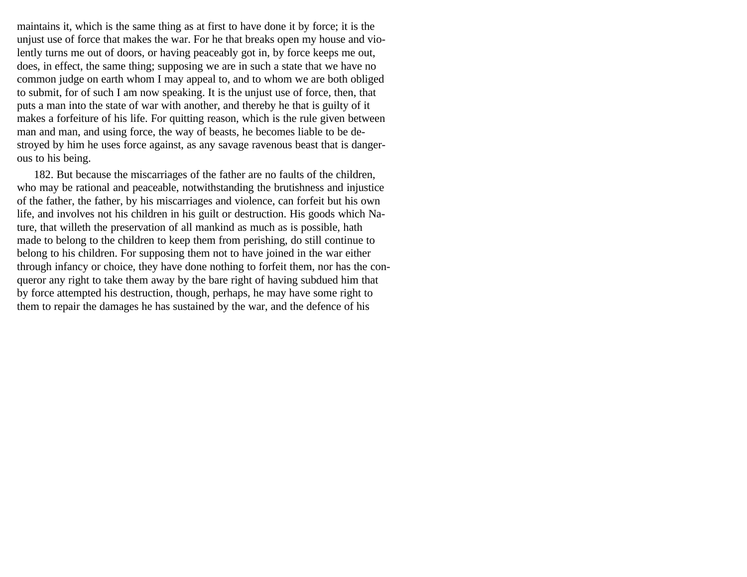maintains it, which is the same thing as at first to have done it by force; it is the unjust use of force that makes the war. For he that breaks open my house and violently turns me out of doors, or having peaceably got in, by force keeps me out, does, in effect, the same thing; supposing we are in such a state that we have no common judge on earth whom I may appeal to, and to whom we are both obliged to submit, for of such I am now speaking. It is the unjust use of force, then, that puts a man into the state of war with another, and thereby he that is guilty of it makes a forfeiture of his life. For quitting reason, which is the rule given between man and man, and using force, the way of beasts, he becomes liable to be destroyed by him he uses force against, as any savage ravenous beast that is dangerous to his being.

182. But because the miscarriages of the father are no faults of the children, who may be rational and peaceable, notwithstanding the brutishness and injustice of the father, the father, by his miscarriages and violence, can forfeit but his own life, and involves not his children in his guilt or destruction. His goods which Nature, that willeth the preservation of all mankind as much as is possible, hath made to belong to the children to keep them from perishing, do still continue to belong to his children. For supposing them not to have joined in the war either through infancy or choice, they have done nothing to forfeit them, nor has the conqueror any right to take them away by the bare right of having subdued him that by force attempted his destruction, though, perhaps, he may have some right to them to repair the damages he has sustained by the war, and the defence of his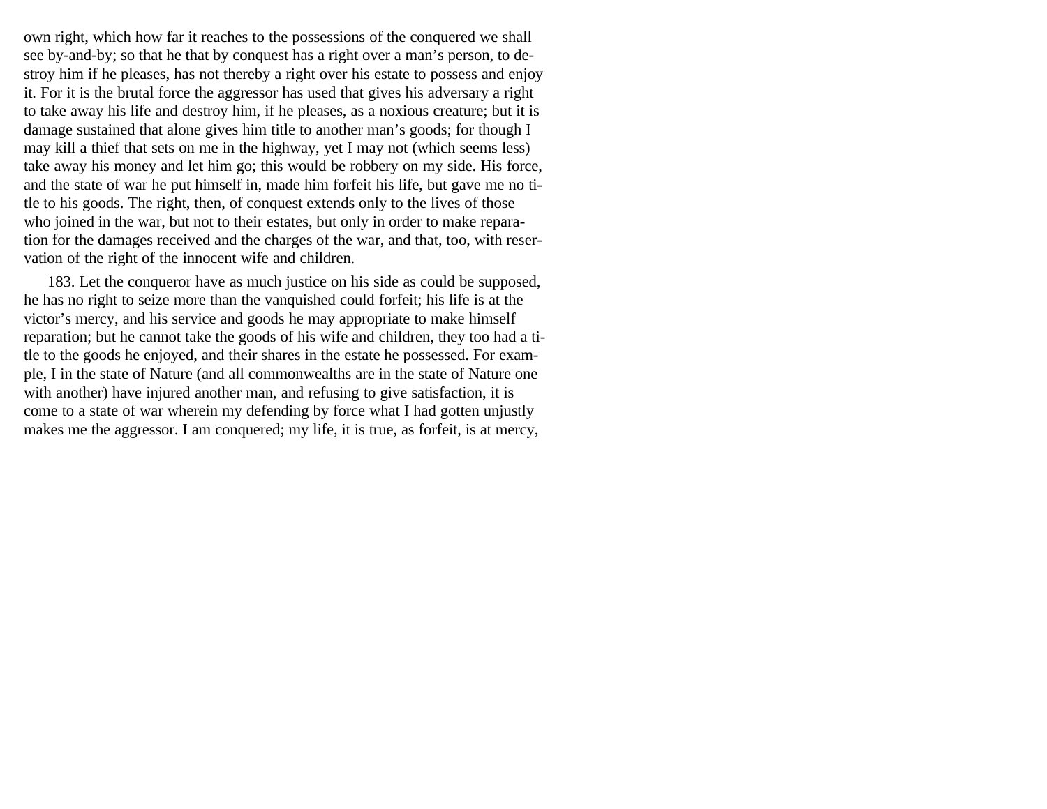own right, which how far it reaches to the possessions of the conquered we shall see by-and-by; so that he that by conquest has a right over a man's person, to destroy him if he pleases, has not thereby a right over his estate to possess and enjoy it. For it is the brutal force the aggressor has used that gives his adversary a right to take away his life and destroy him, if he pleases, as a noxious creature; but it is damage sustained that alone gives him title to another man's goods; for though I may kill a thief that sets on me in the highway, yet I may not (which seems less) take away his money and let him go; this would be robbery on my side. His force, and the state of war he put himself in, made him forfeit his life, but gave me no title to his goods. The right, then, of conquest extends only to the lives of those who joined in the war, but not to their estates, but only in order to make reparation for the damages received and the charges of the war, and that, too, with reservation of the right of the innocent wife and children.

183. Let the conqueror have as much justice on his side as could be supposed, he has no right to seize more than the vanquished could forfeit; his life is at the victor's mercy, and his service and goods he may appropriate to make himself reparation; but he cannot take the goods of his wife and children, they too had a title to the goods he enjoyed, and their shares in the estate he possessed. For example, I in the state of Nature (and all commonwealths are in the state of Nature one with another) have injured another man, and refusing to give satisfaction, it is come to a state of war wherein my defending by force what I had gotten unjustly makes me the aggressor. I am conquered; my life, it is true, as forfeit, is at mercy,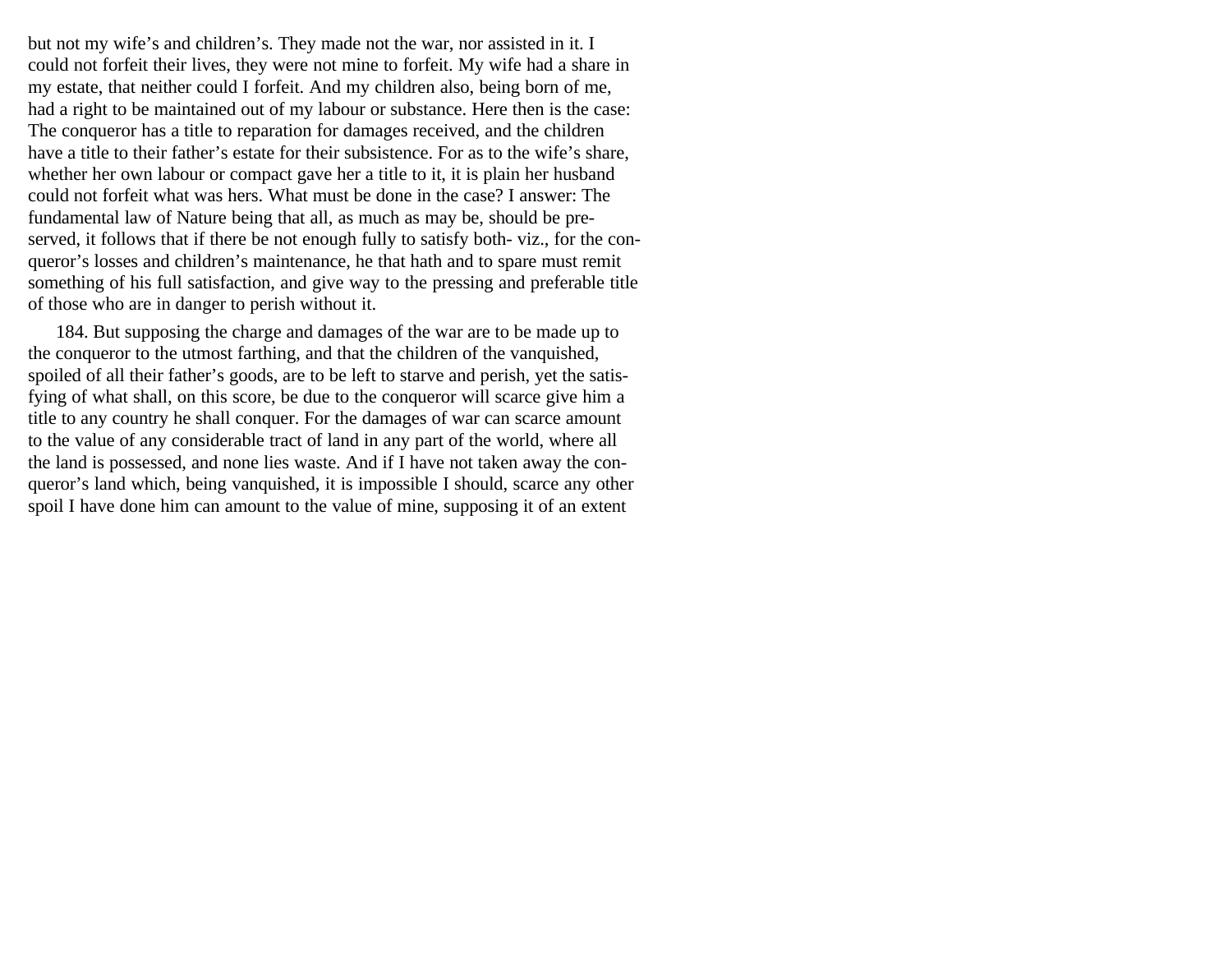but not my wife's and children's. They made not the war, nor assisted in it. I could not forfeit their lives, they were not mine to forfeit. My wife had a share in my estate, that neither could I forfeit. And my children also, being born of me, had a right to be maintained out of my labour or substance. Here then is the case: The conqueror has a title to reparation for damages received, and the children have a title to their father's estate for their subsistence. For as to the wife's share, whether her own labour or compact gave her a title to it, it is plain her husband could not forfeit what was hers. What must be done in the case? I answer: The fundamental law of Nature being that all, as much as may be, should be preserved, it follows that if there be not enough fully to satisfy both- viz., for the conqueror's losses and children's maintenance, he that hath and to spare must remit something of his full satisfaction, and give way to the pressing and preferable title of those who are in danger to perish without it.

184. But supposing the charge and damages of the war are to be made up to the conqueror to the utmost farthing, and that the children of the vanquished, spoiled of all their father's goods, are to be left to starve and perish, yet the satisfying of what shall, on this score, be due to the conqueror will scarce give him a title to any country he shall conquer. For the damages of war can scarce amount to the value of any considerable tract of land in any part of the world, where all the land is possessed, and none lies waste. And if I have not taken away the conqueror's land which, being vanquished, it is impossible I should, scarce any other spoil I have done him can amount to the value of mine, supposing it of an extent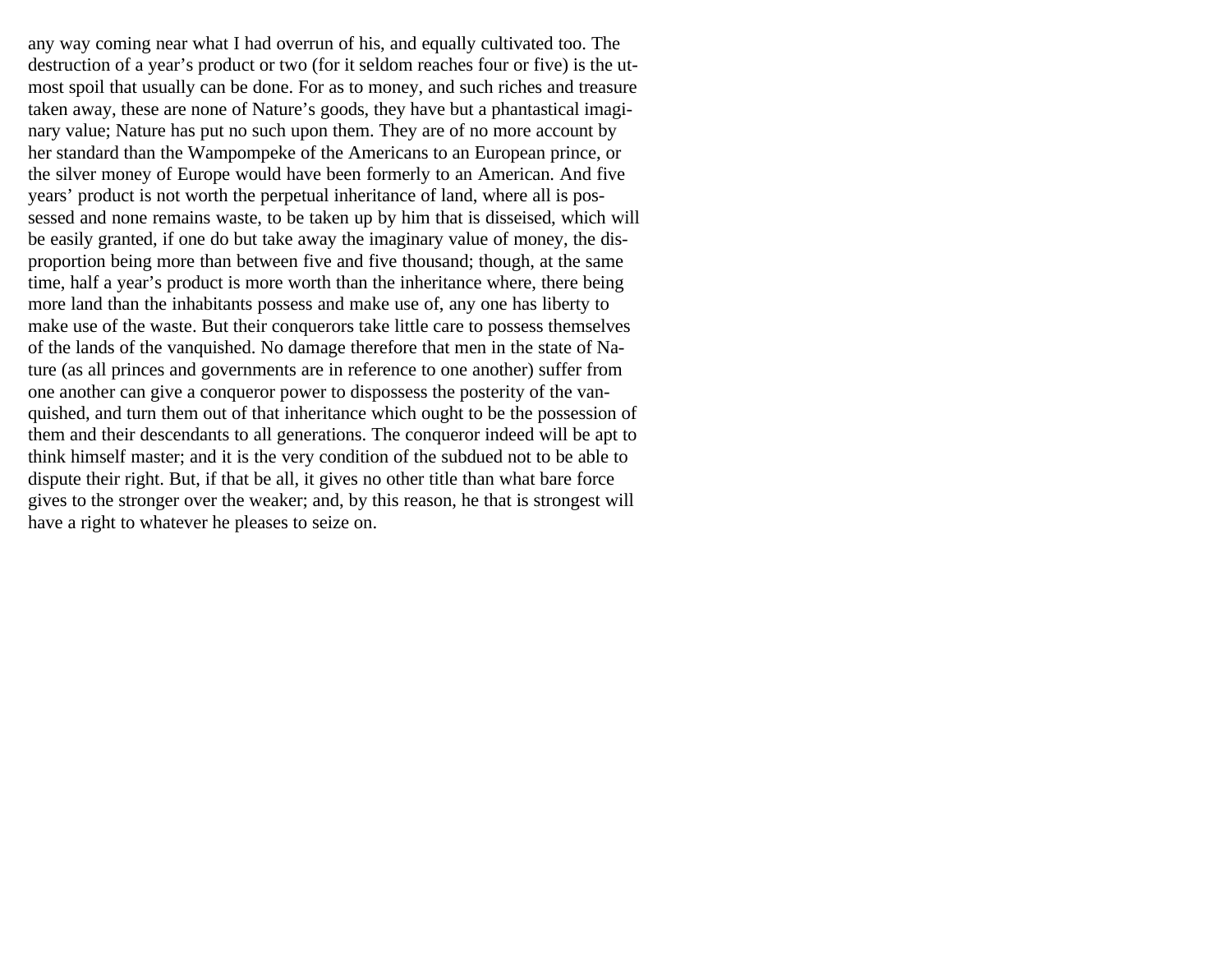any way coming near what I had overrun of his, and equally cultivated too. The destruction of a year's product or two (for it seldom reaches four or five) is the utmost spoil that usually can be done. For as to money, and such riches and treasure taken away, these are none of Nature's goods, they have but a phantastical imaginary value; Nature has put no such upon them. They are of no more account by her standard than the Wampompeke of the Americans to an European prince, or the silver money of Europe would have been formerly to an American. And five years' product is not worth the perpetual inheritance of land, where all is possessed and none remains waste, to be taken up by him that is disseised, which will be easily granted, if one do but take away the imaginary value of money, the disproportion being more than between five and five thousand; though, at the same time, half a year's product is more worth than the inheritance where, there being more land than the inhabitants possess and make use of, any one has liberty to make use of the waste. But their conquerors take little care to possess themselves of the lands of the vanquished. No damage therefore that men in the state of Nature (as all princes and governments are in reference to one another) suffer from one another can give a conqueror power to dispossess the posterity of the vanquished, and turn them out of that inheritance which ought to be the possession of them and their descendants to all generations. The conqueror indeed will be apt to think himself master; and it is the very condition of the subdued not to be able to dispute their right. But, if that be all, it gives no other title than what bare force gives to the stronger over the weaker; and, by this reason, he that is strongest will have a right to whatever he pleases to seize on.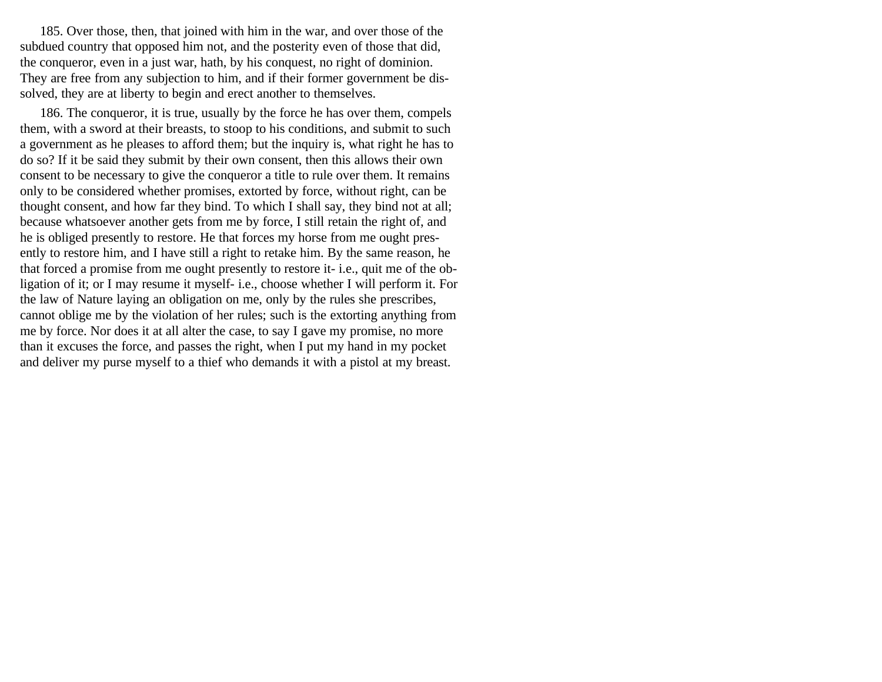185. Over those, then, that joined with him in the war, and over those of the subdued country that opposed him not, and the posterity even of those that did, the conqueror, even in a just war, hath, by his conquest, no right of dominion. They are free from any subjection to him, and if their former government be dissolved, they are at liberty to begin and erect another to themselves.

186. The conqueror, it is true, usually by the force he has over them, compels them, with a sword at their breasts, to stoop to his conditions, and submit to such a government as he pleases to afford them; but the inquiry is, what right he has to do so? If it be said they submit by their own consent, then this allows their own consent to be necessary to give the conqueror a title to rule over them. It remains only to be considered whether promises, extorted by force, without right, can be thought consent, and how far they bind. To which I shall say, they bind not at all; because whatsoever another gets from me by force, I still retain the right of, and he is obliged presently to restore. He that forces my horse from me ought presently to restore him, and I have still a right to retake him. By the same reason, he that forced a promise from me ought presently to restore it- i.e., quit me of the obligation of it; or I may resume it myself- i.e., choose whether I will perform it. For the law of Nature laying an obligation on me, only by the rules she prescribes, cannot oblige me by the violation of her rules; such is the extorting anything from me by force. Nor does it at all alter the case, to say I gave my promise, no more than it excuses the force, and passes the right, when I put my hand in my pocket and deliver my purse myself to a thief who demands it with a pistol at my breast.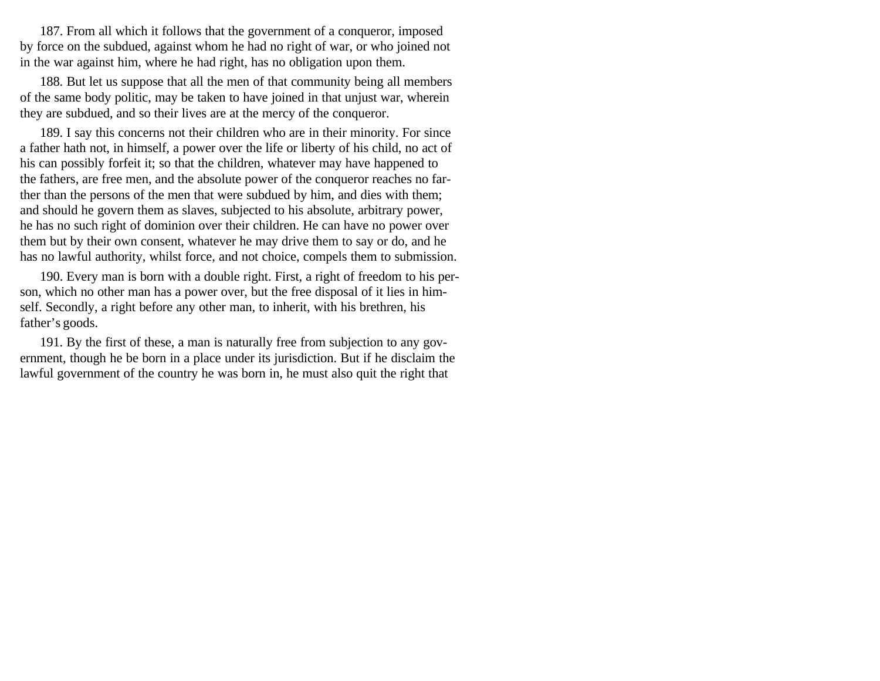187. From all which it follows that the government of a conqueror, imposed by force on the subdued, against whom he had no right of war, or who joined not in the war against him, where he had right, has no obligation upon them.

188. But let us suppose that all the men of that community being all members of the same body politic, may be taken to have joined in that unjust war, wherein they are subdued, and so their lives are at the mercy of the conqueror.

189. I say this concerns not their children who are in their minority. For since a father hath not, in himself, a power over the life or liberty of his child, no act of his can possibly forfeit it; so that the children, whatever may have happened to the fathers, are free men, and the absolute power of the conqueror reaches no farther than the persons of the men that were subdued by him, and dies with them; and should he govern them as slaves, subjected to his absolute, arbitrary power, he has no such right of dominion over their children. He can have no power over them but by their own consent, whatever he may drive them to say or do, and he has no lawful authority, whilst force, and not choice, compels them to submission.

190. Every man is born with a double right. First, a right of freedom to his person, which no other man has a power over, but the free disposal of it lies in himself. Secondly, a right before any other man, to inherit, with his brethren, his father's goods.

191. By the first of these, a man is naturally free from subjection to any government, though he be born in a place under its jurisdiction. But if he disclaim the lawful government of the country he was born in, he must also quit the right that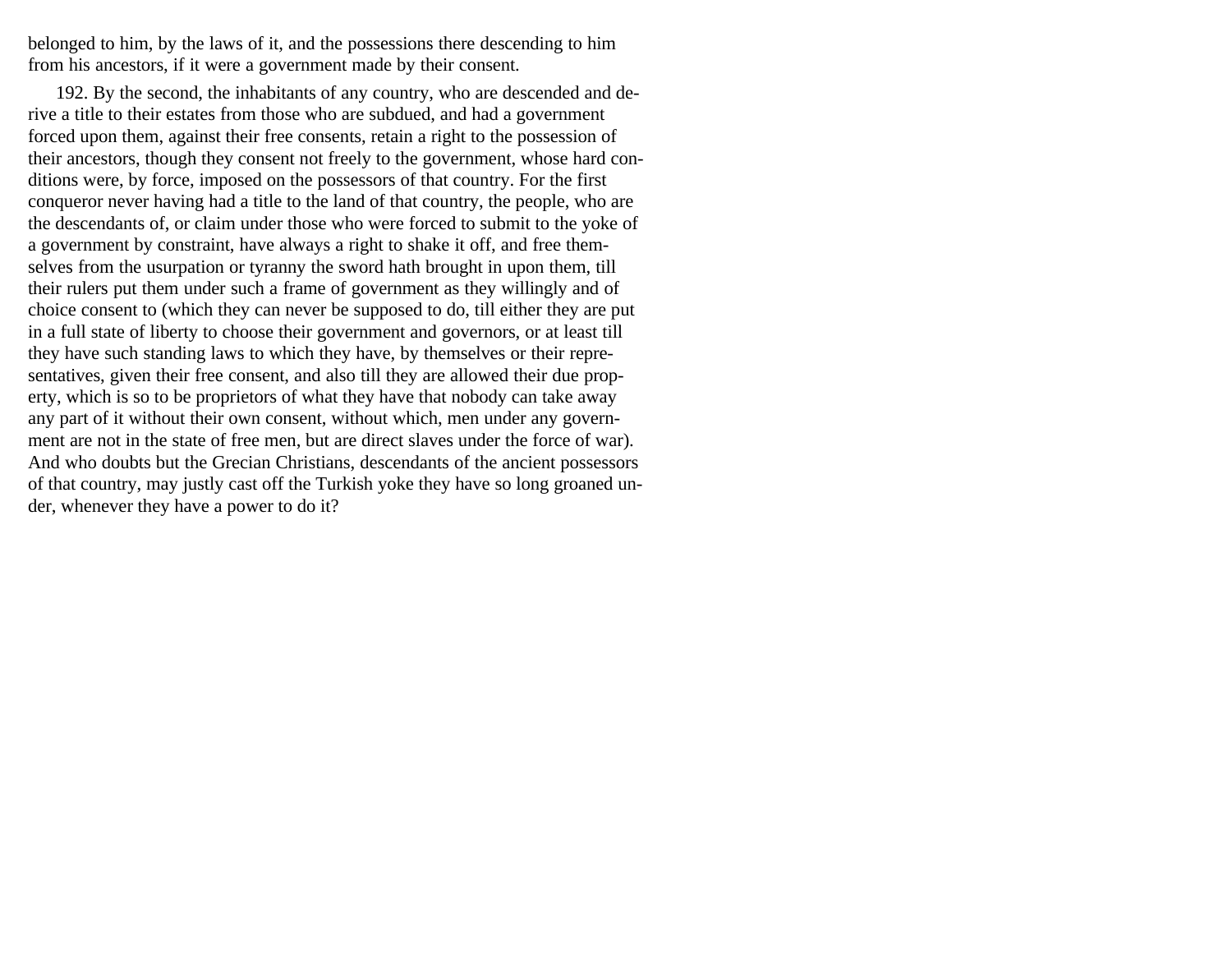belonged to him, by the laws of it, and the possessions there descending to him from his ancestors, if it were a government made by their consent.

192. By the second, the inhabitants of any country, who are descended and derive a title to their estates from those who are subdued, and had a government forced upon them, against their free consents, retain a right to the possession of their ancestors, though they consent not freely to the government, whose hard conditions were, by force, imposed on the possessors of that country. For the first conqueror never having had a title to the land of that country, the people, who are the descendants of, or claim under those who were forced to submit to the yoke of a government by constraint, have always a right to shake it off, and free themselves from the usurpation or tyranny the sword hath brought in upon them, till their rulers put them under such a frame of government as they willingly and of choice consent to (which they can never be supposed to do, till either they are put in a full state of liberty to choose their government and governors, or at least till they have such standing laws to which they have, by themselves or their representatives, given their free consent, and also till they are allowed their due property, which is so to be proprietors of what they have that nobody can take away any part of it without their own consent, without which, men under any government are not in the state of free men, but are direct slaves under the force of war). And who doubts but the Grecian Christians, descendants of the ancient possessors of that country, may justly cast off the Turkish yoke they have so long groaned under, whenever they have a power to do it?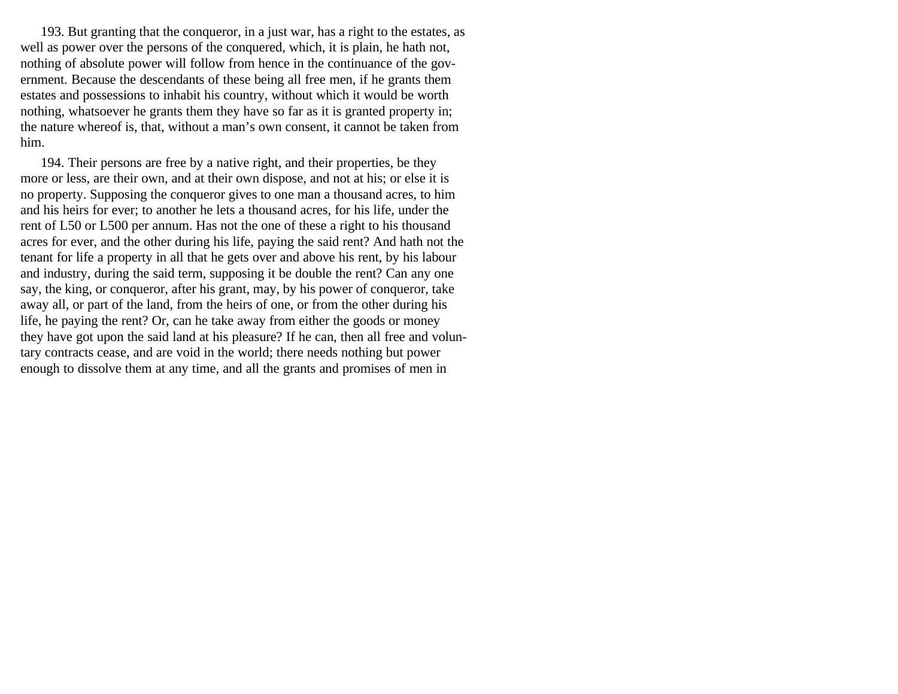193. But granting that the conqueror, in a just war, has a right to the estates, as well as power over the persons of the conquered, which, it is plain, he hath not, nothing of absolute power will follow from hence in the continuance of the government. Because the descendants of these being all free men, if he grants them estates and possessions to inhabit his country, without which it would be worth nothing, whatsoever he grants them they have so far as it is granted property in; the nature whereof is, that, without a man's own consent, it cannot be taken from him.

194. Their persons are free by a native right, and their properties, be they more or less, are their own, and at their own dispose, and not at his; or else it is no property. Supposing the conqueror gives to one man a thousand acres, to him and his heirs for ever; to another he lets a thousand acres, for his life, under the rent of L50 or L500 per annum. Has not the one of these a right to his thousand acres for ever, and the other during his life, paying the said rent? And hath not the tenant for life a property in all that he gets over and above his rent, by his labour and industry, during the said term, supposing it be double the rent? Can any one say, the king, or conqueror, after his grant, may, by his power of conqueror, take away all, or part of the land, from the heirs of one, or from the other during his life, he paying the rent? Or, can he take away from either the goods or money they have got upon the said land at his pleasure? If he can, then all free and voluntary contracts cease, and are void in the world; there needs nothing but power enough to dissolve them at any time, and all the grants and promises of men in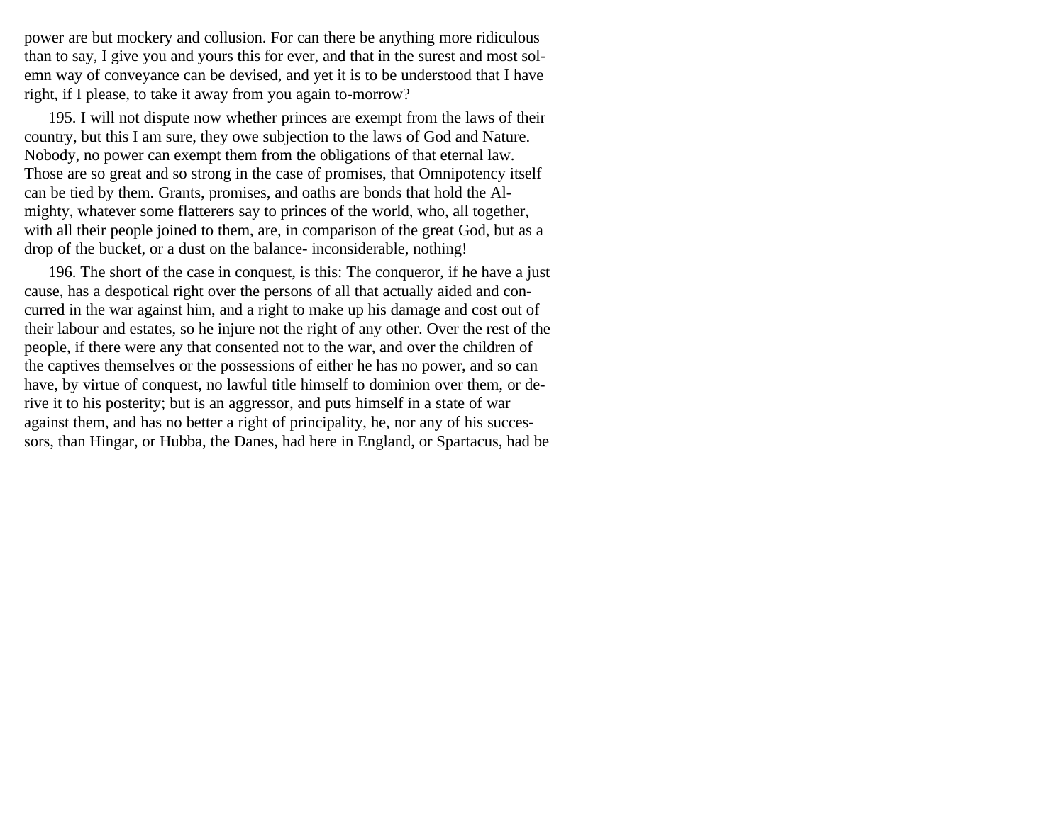power are but mockery and collusion. For can there be anything more ridiculous than to say, I give you and yours this for ever, and that in the surest and most solemn way of conveyance can be devised, and yet it is to be understood that I have right, if I please, to take it away from you again to-morrow?

195. I will not dispute now whether princes are exempt from the laws of their country, but this I am sure, they owe subjection to the laws of God and Nature. Nobody, no power can exempt them from the obligations of that eternal law. Those are so great and so strong in the case of promises, that Omnipotency itself can be tied by them. Grants, promises, and oaths are bonds that hold the Almighty, whatever some flatterers say to princes of the world, who, all together, with all their people joined to them, are, in comparison of the great God, but as a drop of the bucket, or a dust on the balance- inconsiderable, nothing!

196. The short of the case in conquest, is this: The conqueror, if he have a just cause, has a despotical right over the persons of all that actually aided and concurred in the war against him, and a right to make up his damage and cost out of their labour and estates, so he injure not the right of any other. Over the rest of the people, if there were any that consented not to the war, and over the children of the captives themselves or the possessions of either he has no power, and so can have, by virtue of conquest, no lawful title himself to dominion over them, or derive it to his posterity; but is an aggressor, and puts himself in a state of war against them, and has no better a right of principality, he, nor any of his successors, than Hingar, or Hubba, the Danes, had here in England, or Spartacus, had be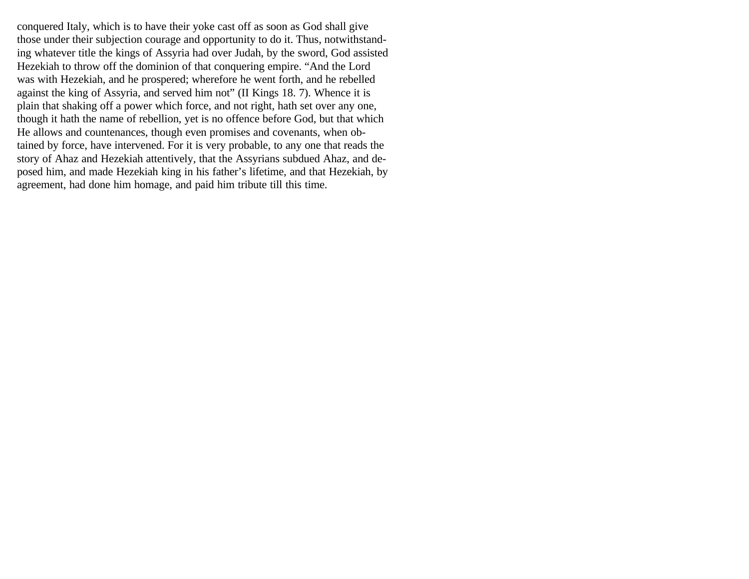conquered Italy, which is to have their yoke cast off as soon as God shall give those under their subjection courage and opportunity to do it. Thus, notwithstanding whatever title the kings of Assyria had over Judah, by the sword, God assisted Hezekiah to throw off the dominion of that conquering empire. “And the Lord was with Hezekiah, and he prospered; wherefore he went forth, and he rebelled against the king of Assyria, and served him not” (II Kings 18. 7). Whence it is plain that shaking off a power which force, and not right, hath set over any one, though it hath the name of rebellion, yet is no offence before God, but that which He allows and countenances, though even promises and covenants, when obtained by force, have intervened. For it is very probable, to any one that reads the story of Ahaz and Hezekiah attentively, that the Assyrians subdued Ahaz, and deposed him, and made Hezekiah king in his father’s lifetime, and that Hezekiah, by agreement, had done him homage, and paid him tribute till this time.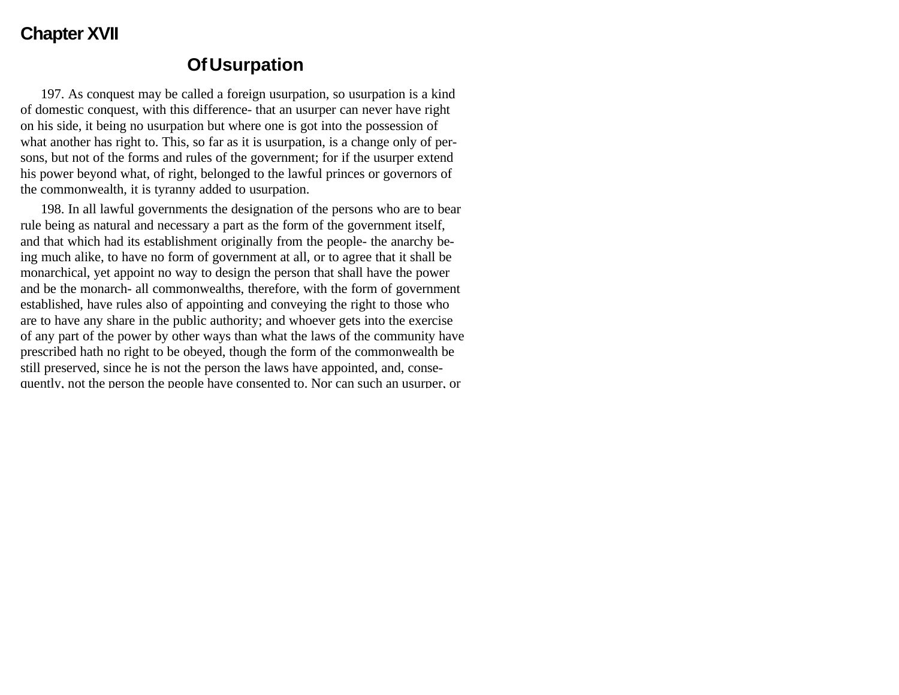## Chapter XVII

### Of Usurpation

197. As conquest may be called a foreign usurpation, so usurpation is a kind of domestic conquest, with this difference- that an usurper can never have right on his side, it being no usurpation but where one is got into the possession of what another has right to. This, so far as it is usurpation, is a change only of persons, but not of the forms and rules of the government; for if the usurper extend his power beyond what, of right, belonged to the lawful princes or governors of the commonwealth, it is tyranny added to usurpation.

198. In all lawful governments the designation of the persons who are to bear rule being as natural and necessary a part as the form of the government itself, and that which had its establishment originally from the people- the anarchy being much alike, to have no form of government at all, or to agree that it shall be monarchical, yet appoint no way to design the person that shall have the power and be the monarch- all commonwealths, therefore, with the form of government established, have rules also of appointing and conveying the right to those who are to have any share in the public authority; and whoever gets into the exercise of any part of the power by other ways than what the laws of the community have prescribed hath no right to be obeyed, though the form of the commonwealth be still preserved, since he is not the person the laws have appointed, and, consequently, not the person the people have consented to. Nor can such an usurper, or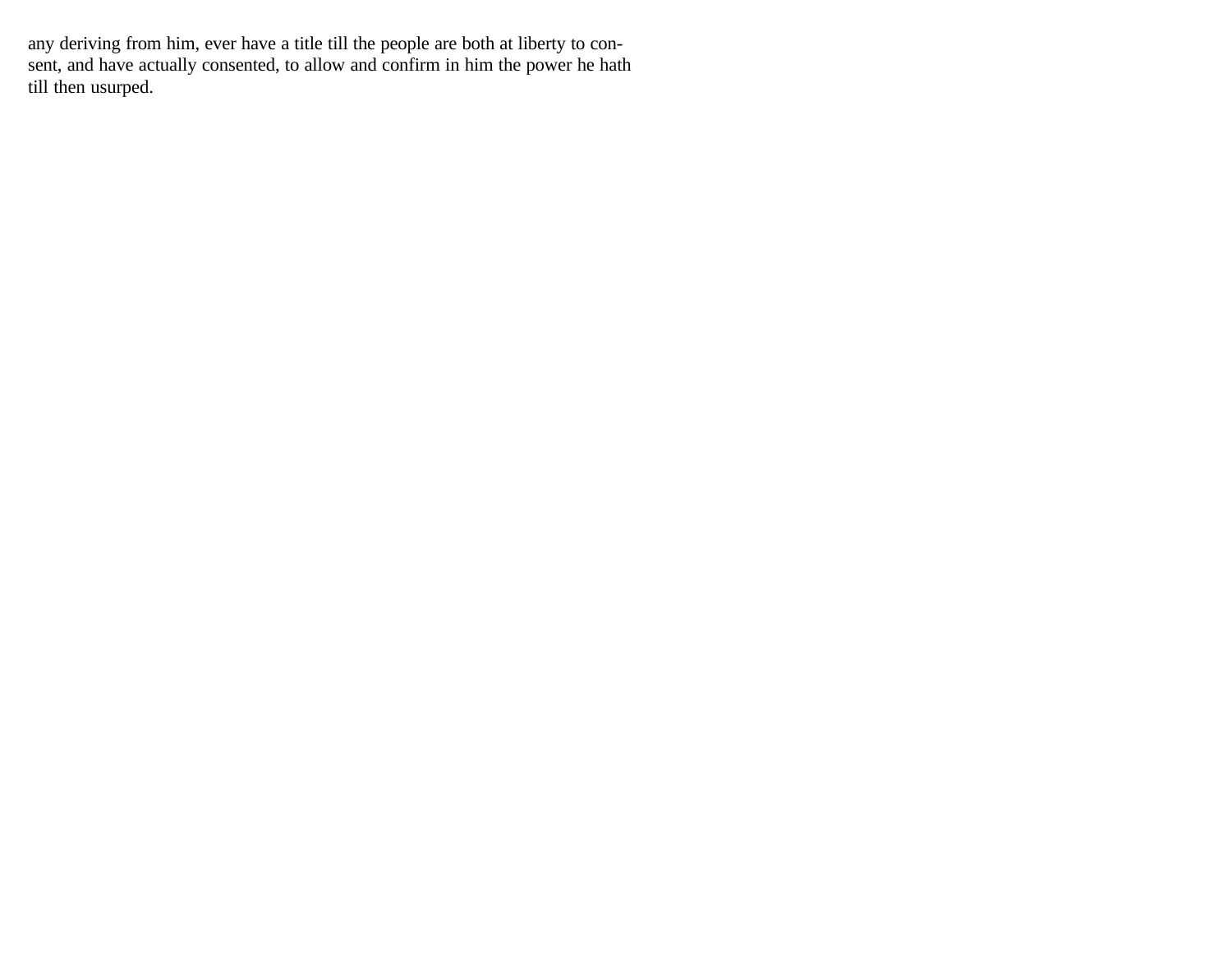any deriving from him, ever have a title till the people are both at liberty to consent, and have actually consented, to allow and confirm in him the power he hath till then usurped.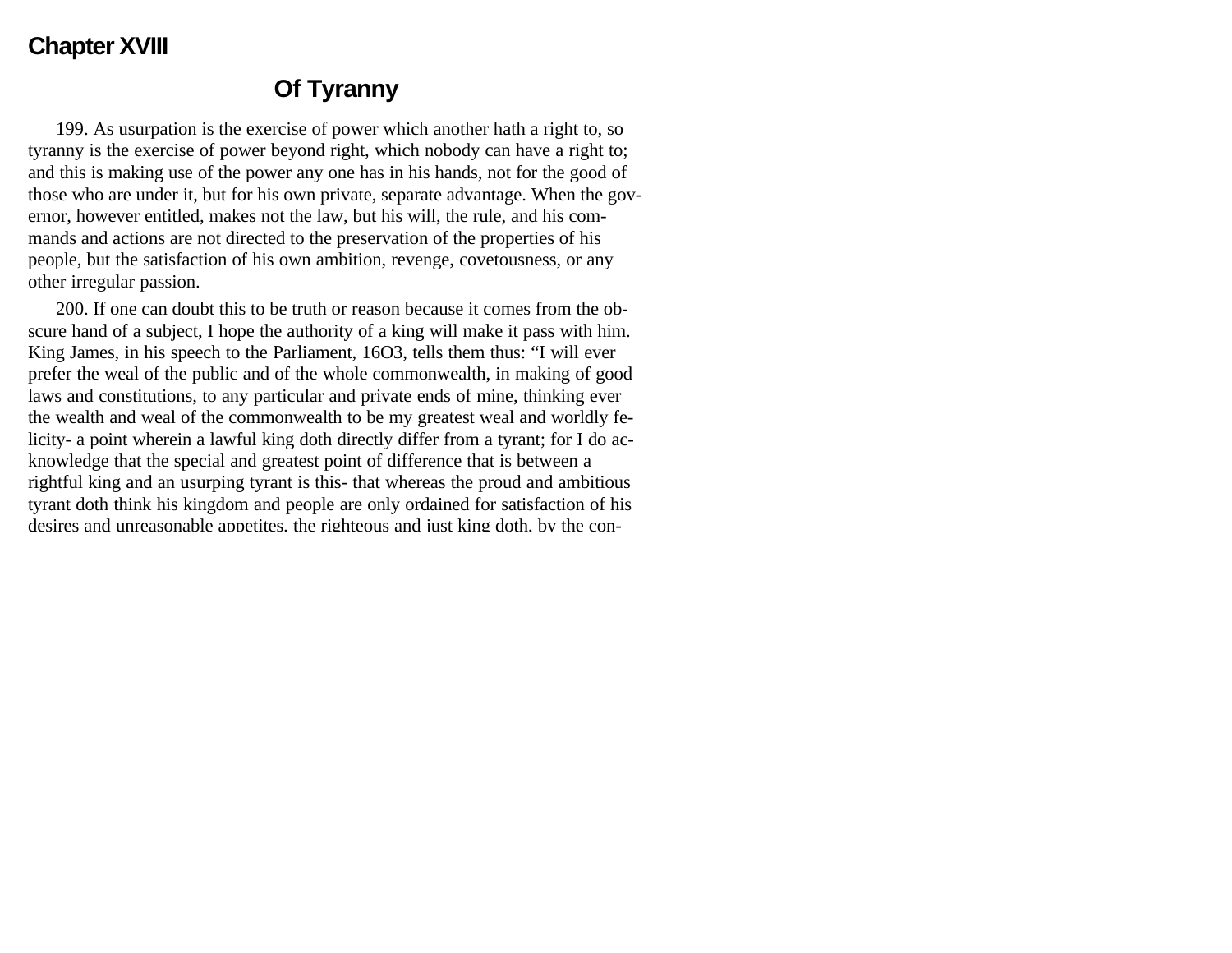# Chapter XVIII

## Of Tyranny

199. As usurpation is the exercise of power which another hath a right to, so tyranny is the exercise of power beyond right, which nobody can have a right to; and this is making use of the power any one has in his hands, not for the good of those who are under it, but for his own private, separate advantage. When the governor, however entitled, makes not the law, but his will, the rule, and his commands and actions are not directed to the preservation of the properties of his people, but the satisfaction of his own ambition, revenge, covetousness, or any other irregular passion.

200. If one can doubt this to be truth or reason because it comes from the obscure hand of a subject, I hope the authority of a king will make it pass with him. King James, in his speech to the Parliament, 16O3, tells them thus: "I will ever prefer the weal of the public and of the whole commonwealth, in making of good laws and constitutions, to any particular and private ends of mine, thinking ever the wealth and weal of the commonwealth to be my greatest weal and worldly felicity- a point wherein a lawful king doth directly differ from a tyrant; for I do acknowledge that the special and greatest point of difference that is between a rightful king and an usurping tyrant is this- that whereas the proud and ambitious tyrant doth think his kingdom and people are only ordained for satisfaction of his desires and unreasonable appetites, the righteous and just king doth, by the con-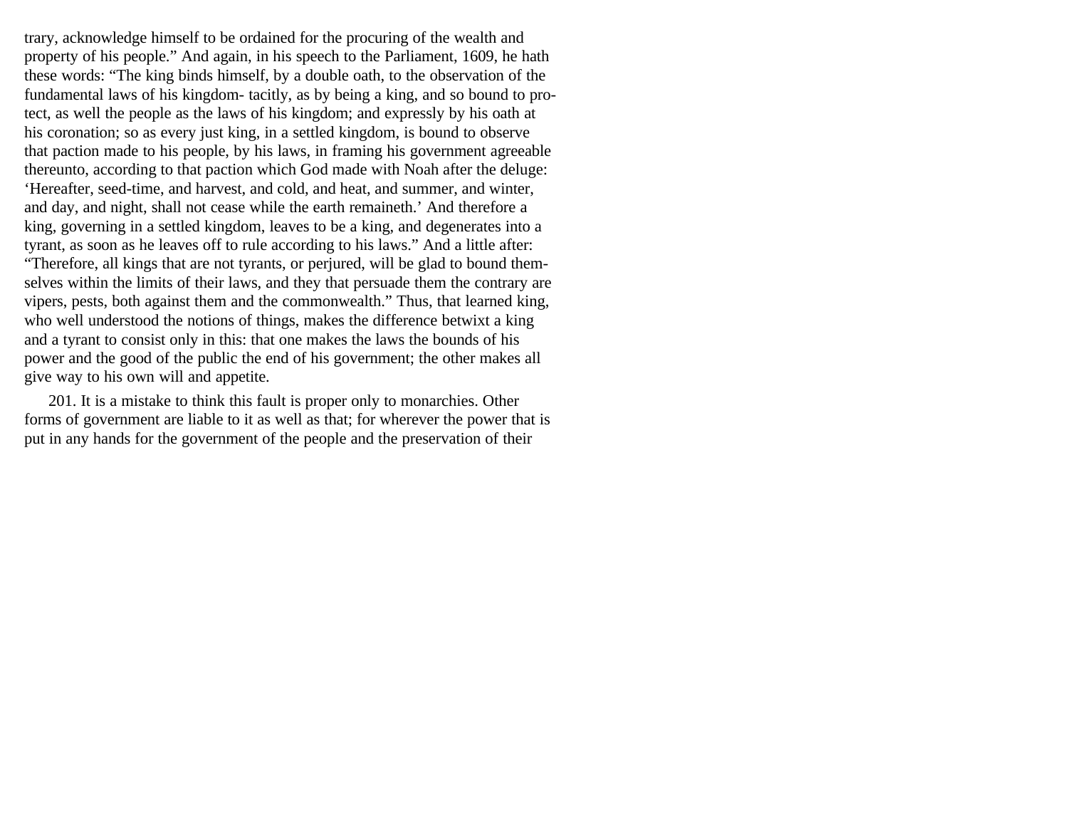trary, acknowledge himself to be ordained for the procuring of the wealth and property of his people." And again, in his speech to the Parliament, 1609, he hath these words: "The king binds himself, by a double oath, to the observation of the fundamental laws of his kingdom- tacitly, as by being a king, and so bound to protect, as well the people as the laws of his kingdom; and expressly by his oath at his coronation; so as every just king, in a settled kingdom, is bound to observe that paction made to his people, by his laws, in framing his government agreeable thereunto, according to that paction which God made with Noah after the deluge: 'Hereafter, seed-time, and harvest, and cold, and heat, and summer, and winter, and day, and night, shall not cease while the earth remaineth.' And therefore a king, governing in a settled kingdom, leaves to be a king, and degenerates into a tyrant, as soon as he leaves off to rule according to his laws." And a little after: "Therefore, all kings that are not tyrants, or perjured, will be glad to bound themselves within the limits of their laws, and they that persuade them the contrary are vipers, pests, both against them and the commonwealth." Thus, that learned king, who well understood the notions of things, makes the difference betwixt a king and a tyrant to consist only in this: that one makes the laws the bounds of his power and the good of the public the end of his government; the other makes all give way to his own will and appetite.

201. It is a mistake to think this fault is proper only to monarchies. Other forms of government are liable to it as well as that; for wherever the power that is put in any hands for the government of the people and the preservation of their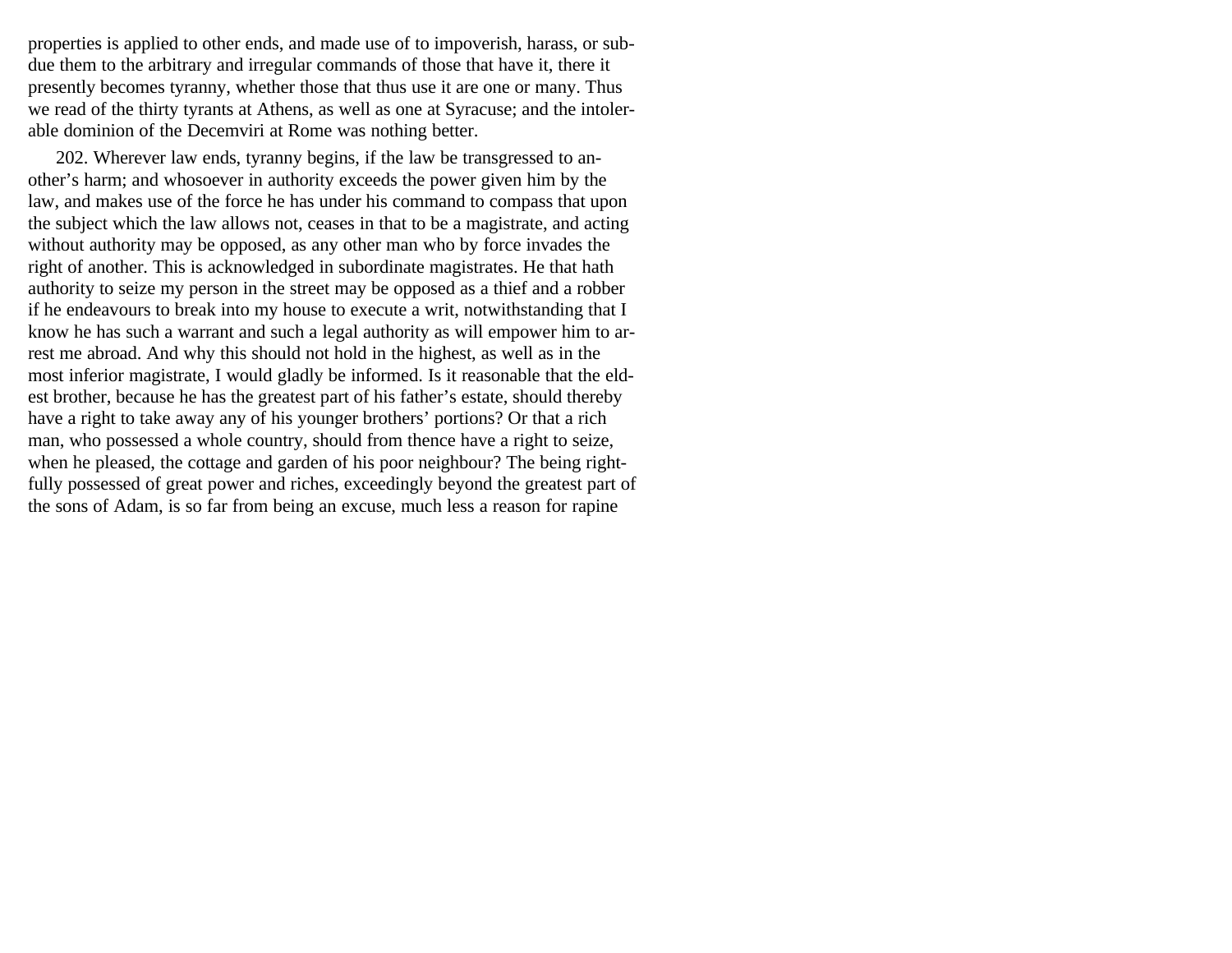properties is applied to other ends, and made use of to impoverish, harass, or subdue them to the arbitrary and irregular commands of those that have it, there it presently becomes tyranny, whether those that thus use it are one or many. Thus we read of the thirty tyrants at Athens, as well as one at Syracuse; and the intolerable dominion of the Decemviri at Rome was nothing better.

202. Wherever law ends, tyranny begins, if the law be transgressed to another's harm; and whosoever in authority exceeds the power given him by the law, and makes use of the force he has under his command to compass that upon the subject which the law allows not, ceases in that to be a magistrate, and acting without authority may be opposed, as any other man who by force invades the right of another. This is acknowledged in subordinate magistrates. He that hath authority to seize my person in the street may be opposed as a thief and a robber if he endeavours to break into my house to execute a writ, notwithstanding that I know he has such a warrant and such a legal authority as will empower him to arrest me abroad. And why this should not hold in the highest, as well as in the most inferior magistrate, I would gladly be informed. Is it reasonable that the eldest brother, because he has the greatest part of his father's estate, should thereby have a right to take away any of his younger brothers' portions? Or that a rich man, who possessed a whole country, should from thence have a right to seize, when he pleased, the cottage and garden of his poor neighbour? The being rightfully possessed of great power and riches, exceedingly beyond the greatest part of the sons of Adam, is so far from being an excuse, much less a reason for rapine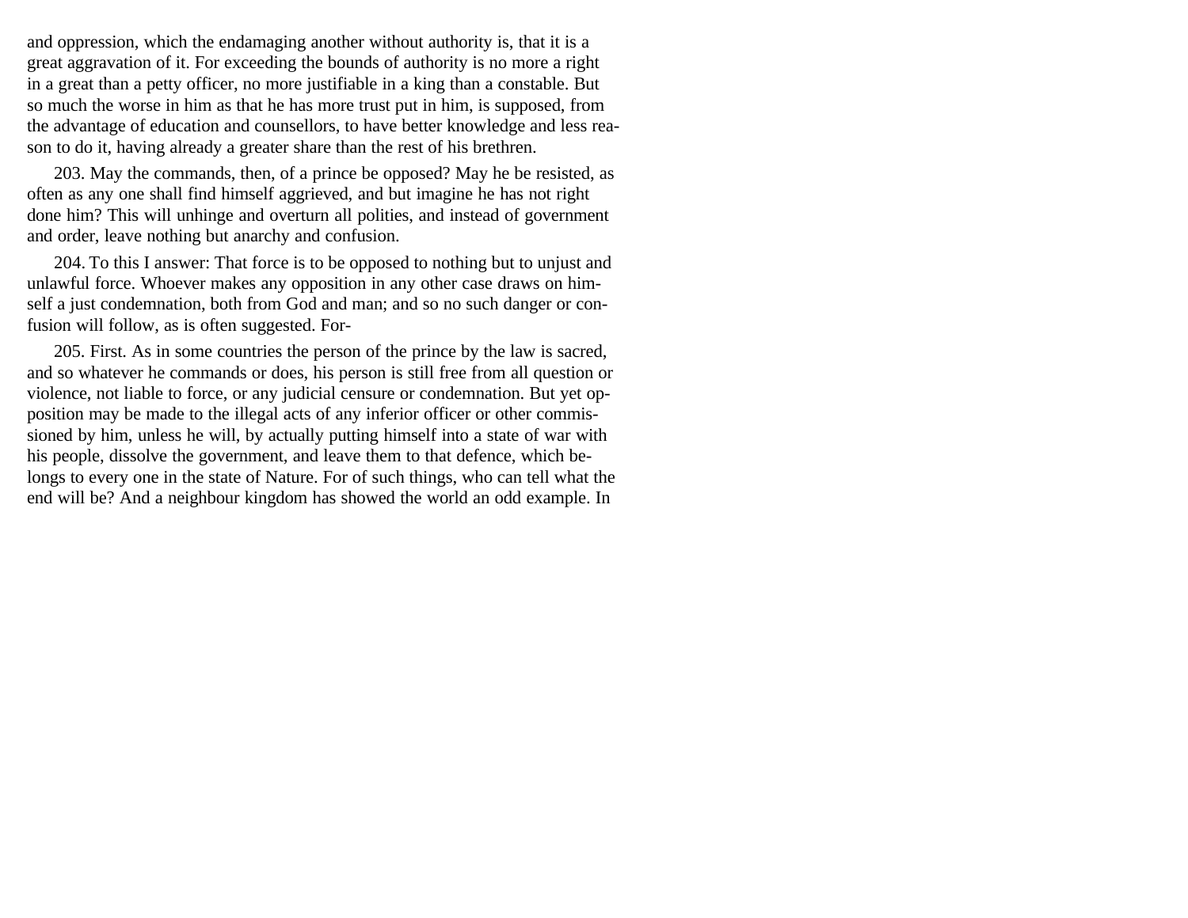and oppression, which the endamaging another without authority is, that it is a great aggravation of it. For exceeding the bounds of authority is no more a right in a great than a petty officer, no more justifiable in a king than a constable. But so much the worse in him as that he has more trust put in him, is supposed, from the advantage of education and counsellors, to have better knowledge and less reason to do it, having already a greater share than the rest of his brethren.

203. May the commands, then, of a prince be opposed? May he be resisted, as often as any one shall find himself aggrieved, and but imagine he has not right done him? This will unhinge and overturn all polities, and instead of government and order, leave nothing but anarchy and confusion.

204. To this I answer: That force is to be opposed to nothing but to unjust and unlawful force. Whoever makes any opposition in any other case draws on himself a just condemnation, both from God and man; and so no such danger or confusion will follow, as is often suggested. For-

205. First. As in some countries the person of the prince by the law is sacred, and so whatever he commands or does, his person is still free from all question or violence, not liable to force, or any judicial censure or condemnation. But yet opposition may be made to the illegal acts of any inferior officer or other commissioned by him, unless he will, by actually putting himself into a state of war with his people, dissolve the government, and leave them to that defence, which belongs to every one in the state of Nature. For of such things, who can tell what the end will be? And a neighbour kingdom has showed the world an odd example. In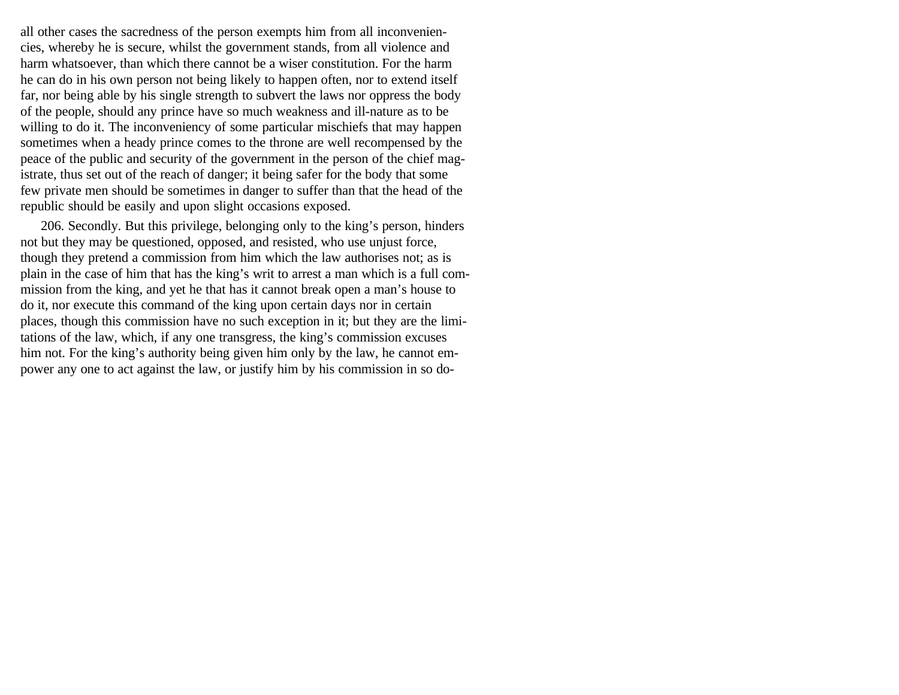all other cases the sacredness of the person exempts him from all inconveniencies, whereby he is secure, whilst the government stands, from all violence and harm whatsoever, than which there cannot be a wiser constitution. For the harm he can do in his own person not being likely to happen often, nor to extend itself far, nor being able by his single strength to subvert the laws nor oppress the body of the people, should any prince have so much weakness and ill-nature as to be willing to do it. The inconveniency of some particular mischiefs that may happen sometimes when a heady prince comes to the throne are well recompensed by the peace of the public and security of the government in the person of the chief magistrate, thus set out of the reach of danger; it being safer for the body that some few private men should be sometimes in danger to suffer than that the head of the republic should be easily and upon slight occasions exposed.

206. Secondly. But this privilege, belonging only to the king's person, hinders not but they may be questioned, opposed, and resisted, who use unjust force, though they pretend a commission from him which the law authorises not; as is plain in the case of him that has the king's writ to arrest a man which is a full commission from the king, and yet he that has it cannot break open a man's house to do it, nor execute this command of the king upon certain days nor in certain places, though this commission have no such exception in it; but they are the limitations of the law, which, if any one transgress, the king's commission excuses him not. For the king's authority being given him only by the law, he cannot empower any one to act against the law, or justify him by his commission in so do-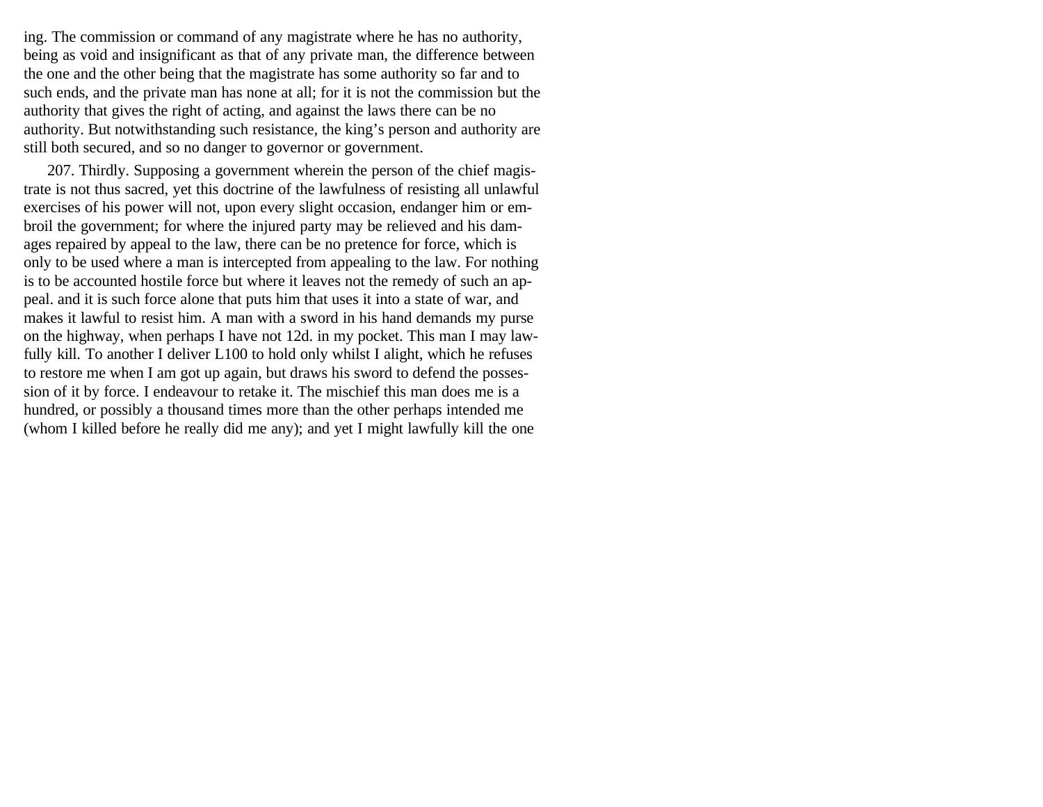ing. The commission or command of any magistrate where he has no authority, being as void and insignificant as that of any private man, the difference between the one and the other being that the magistrate has some authority so far and to such ends, and the private man has none at all; for it is not the commission but the authority that gives the right of acting, and against the laws there can be no authority. But notwithstanding such resistance, the king's person and authority are still both secured, and so no danger to governor or government.

207. Thirdly. Supposing a government wherein the person of the chief magistrate is not thus sacred, yet this doctrine of the lawfulness of resisting all unlawful exercises of his power will not, upon every slight occasion, endanger him or embroil the government; for where the injured party may be relieved and his damages repaired by appeal to the law, there can be no pretence for force, which is only to be used where a man is intercepted from appealing to the law. For nothing is to be accounted hostile force but where it leaves not the remedy of such an appeal. and it is such force alone that puts him that uses it into a state of war, and makes it lawful to resist him. A man with a sword in his hand demands my purse on the highway, when perhaps I have not 12d. in my pocket. This man I may lawfully kill. To another I deliver L100 to hold only whilst I alight, which he refuses to restore me when I am got up again, but draws his sword to defend the possession of it by force. I endeavour to retake it. The mischief this man does me is a hundred, or possibly a thousand times more than the other perhaps intended me (whom I killed before he really did me any); and yet I might lawfully kill the one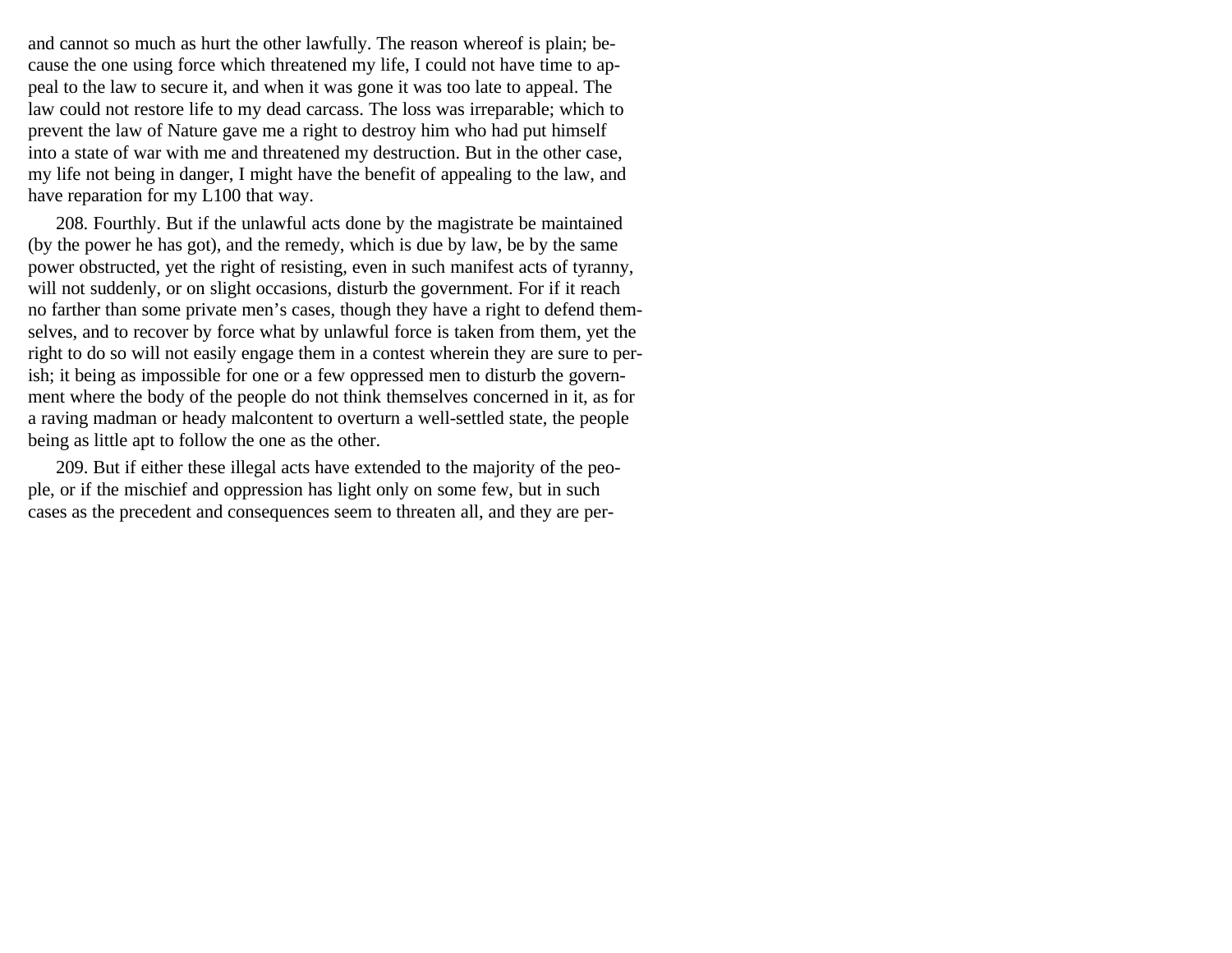and cannot so much as hurt the other lawfully. The reason whereof is plain; because the one using force which threatened my life, I could not have time to appeal to the law to secure it, and when it was gone it was too late to appeal. The law could not restore life to my dead carcass. The loss was irreparable; which to prevent the law of Nature gave me a right to destroy him who had put himself into a state of war with me and threatened my destruction. But in the other case, my life not being in danger, I might have the benefit of appealing to the law, and have reparation for my L100 that way.

208. Fourthly. But if the unlawful acts done by the magistrate be maintained (by the power he has got), and the remedy, which is due by law, be by the same power obstructed, yet the right of resisting, even in such manifest acts of tyranny, will not suddenly, or on slight occasions, disturb the government. For if it reach no farther than some private men's cases, though they have a right to defend themselves, and to recover by force what by unlawful force is taken from them, yet the right to do so will not easily engage them in a contest wherein they are sure to perish; it being as impossible for one or a few oppressed men to disturb the government where the body of the people do not think themselves concerned in it, as for a raving madman or heady malcontent to overturn a well-settled state, the people being as little apt to follow the one as the other.

209. But if either these illegal acts have extended to the majority of the people, or if the mischief and oppression has light only on some few, but in such cases as the precedent and consequences seem to threaten all, and they are per-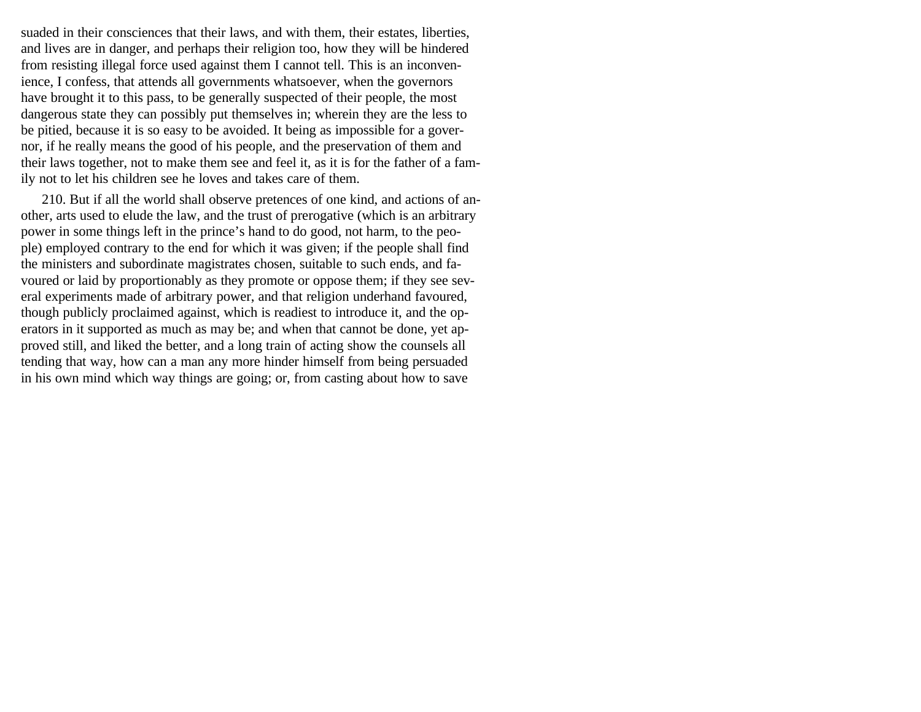suaded in their consciences that their laws, and with them, their estates, liberties, and lives are in danger, and perhaps their religion too, how they will be hindered from resisting illegal force used against them I cannot tell. This is an inconvenience, I confess, that attends all governments whatsoever, when the governors have brought it to this pass, to be generally suspected of their people, the most dangerous state they can possibly put themselves in; wherein they are the less to be pitied, because it is so easy to be avoided. It being as impossible for a governor, if he really means the good of his people, and the preservation of them and their laws together, not to make them see and feel it, as it is for the father of a family not to let his children see he loves and takes care of them.

210. But if all the world shall observe pretences of one kind, and actions of another, arts used to elude the law, and the trust of prerogative (which is an arbitrary power in some things left in the prince's hand to do good, not harm, to the people) employed contrary to the end for which it was given; if the people shall find the ministers and subordinate magistrates chosen, suitable to such ends, and favoured or laid by proportionably as they promote or oppose them; if they see several experiments made of arbitrary power, and that religion underhand favoured, though publicly proclaimed against, which is readiest to introduce it, and the operators in it supported as much as may be; and when that cannot be done, yet approved still, and liked the better, and a long train of acting show the counsels all tending that way, how can a man any more hinder himself from being persuaded in his own mind which way things are going; or, from casting about how to save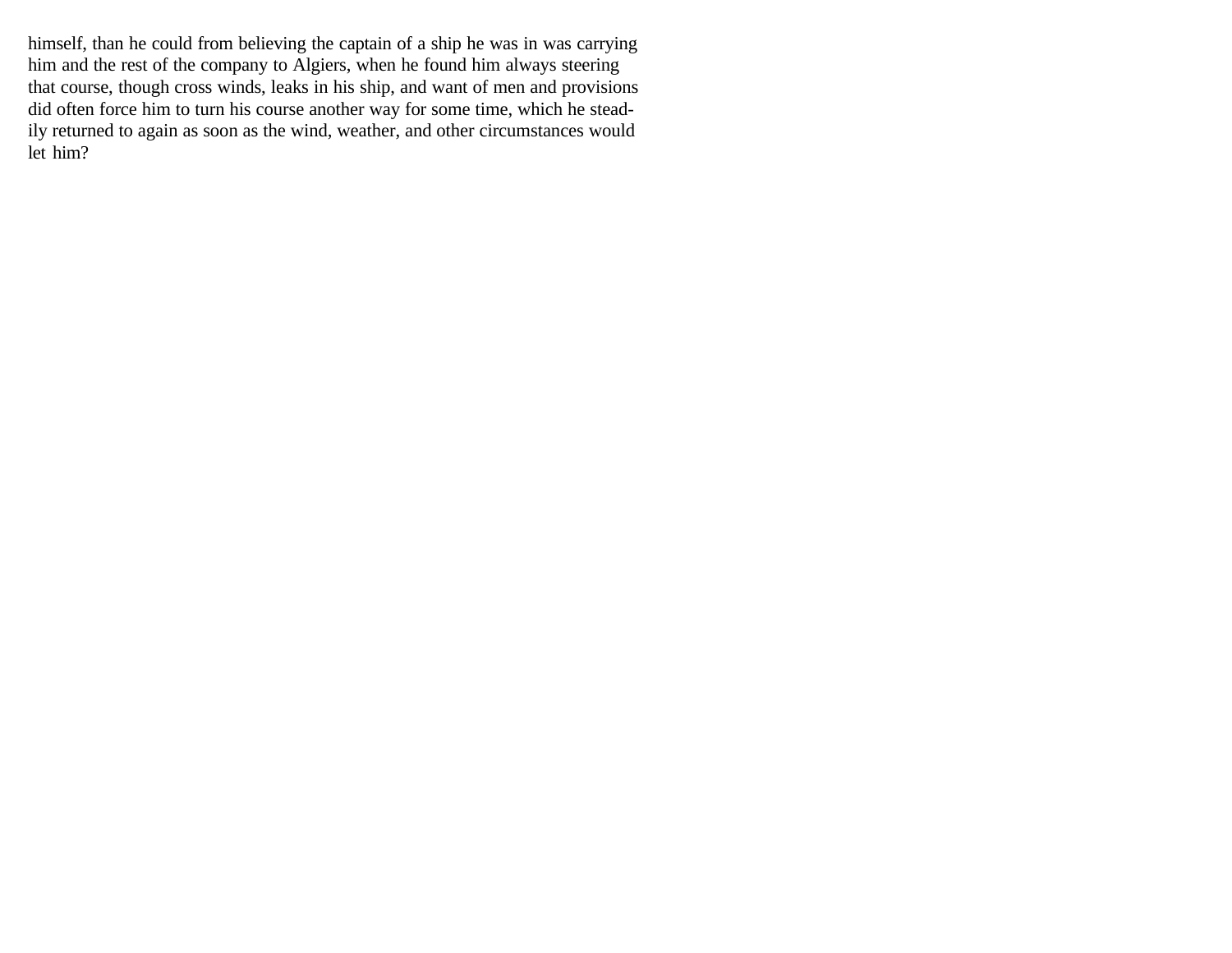himself, than he could from believing the captain of a ship he was in was carrying him and the rest of the company to Algiers, when he found him always steering that course, though cross winds, leaks in his ship, and want of men and provisions did often force him to turn his course another way for some time, which he steadily returned to again as soon as the wind, weather, and other circumstances would let him?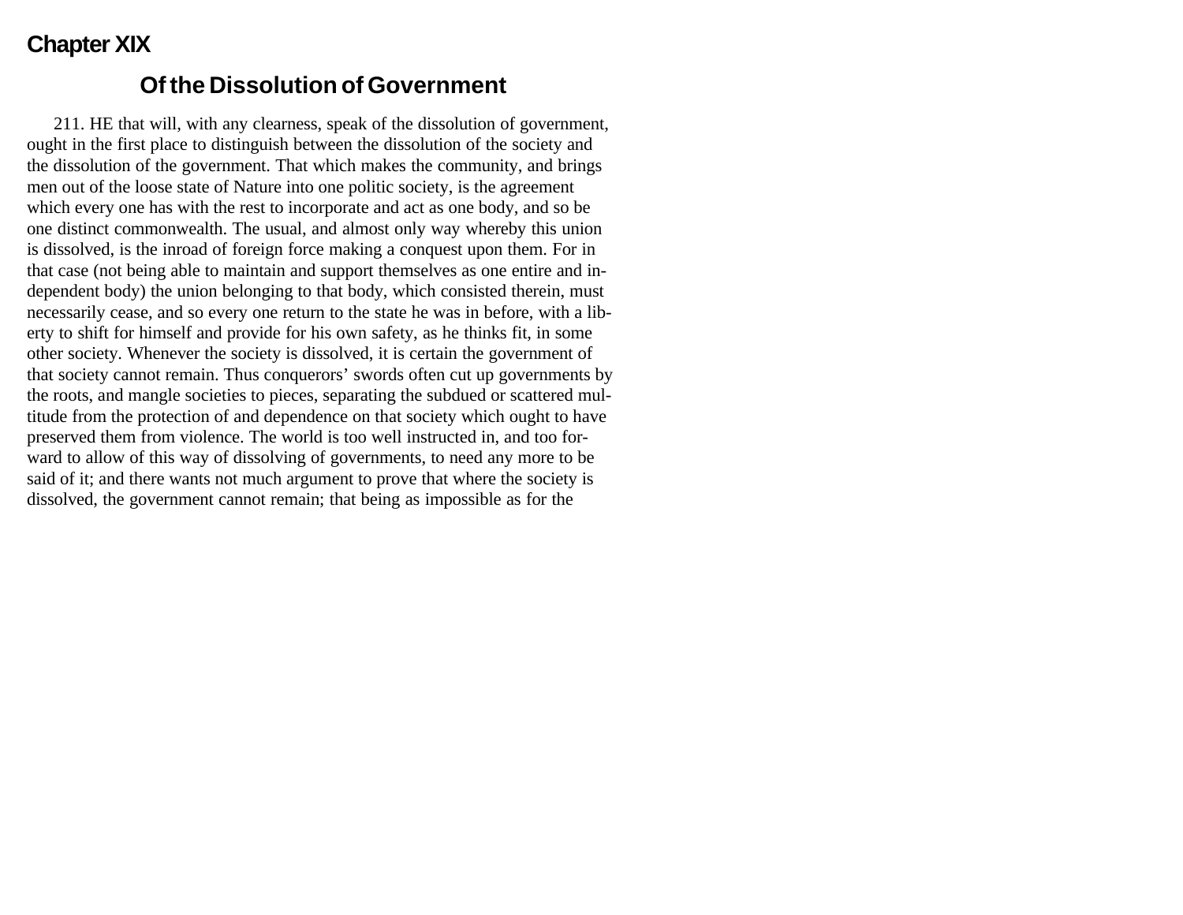# Chapter XIX

## Of the Dissolution of Government

211. HE that will, with any clearness, speak of the dissolution of government, ought in the first place to distinguish between the dissolution of the society and the dissolution of the government. That which makes the community, and brings men out of the loose state of Nature into one politic society, is the agreement which every one has with the rest to incorporate and act as one body, and so be one distinct commonwealth. The usual, and almost only way whereby this union is dissolved, is the inroad of foreign force making a conquest upon them. For in that case (not being able to maintain and support themselves as one entire and independent body) the union belonging to that body, which consisted therein, must necessarily cease, and so every one return to the state he was in before, with a liberty to shift for himself and provide for his own safety, as he thinks fit, in some other society. Whenever the society is dissolved, it is certain the government of that society cannot remain. Thus conquerors' swords often cut up governments by the roots, and mangle societies to pieces, separating the subdued or scattered multitude from the protection of and dependence on that society which ought to have preserved them from violence. The world is too well instructed in, and too forward to allow of this way of dissolving of governments, to need any more to be said of it; and there wants not much argument to prove that where the society is dissolved, the government cannot remain; that being as impossible as for the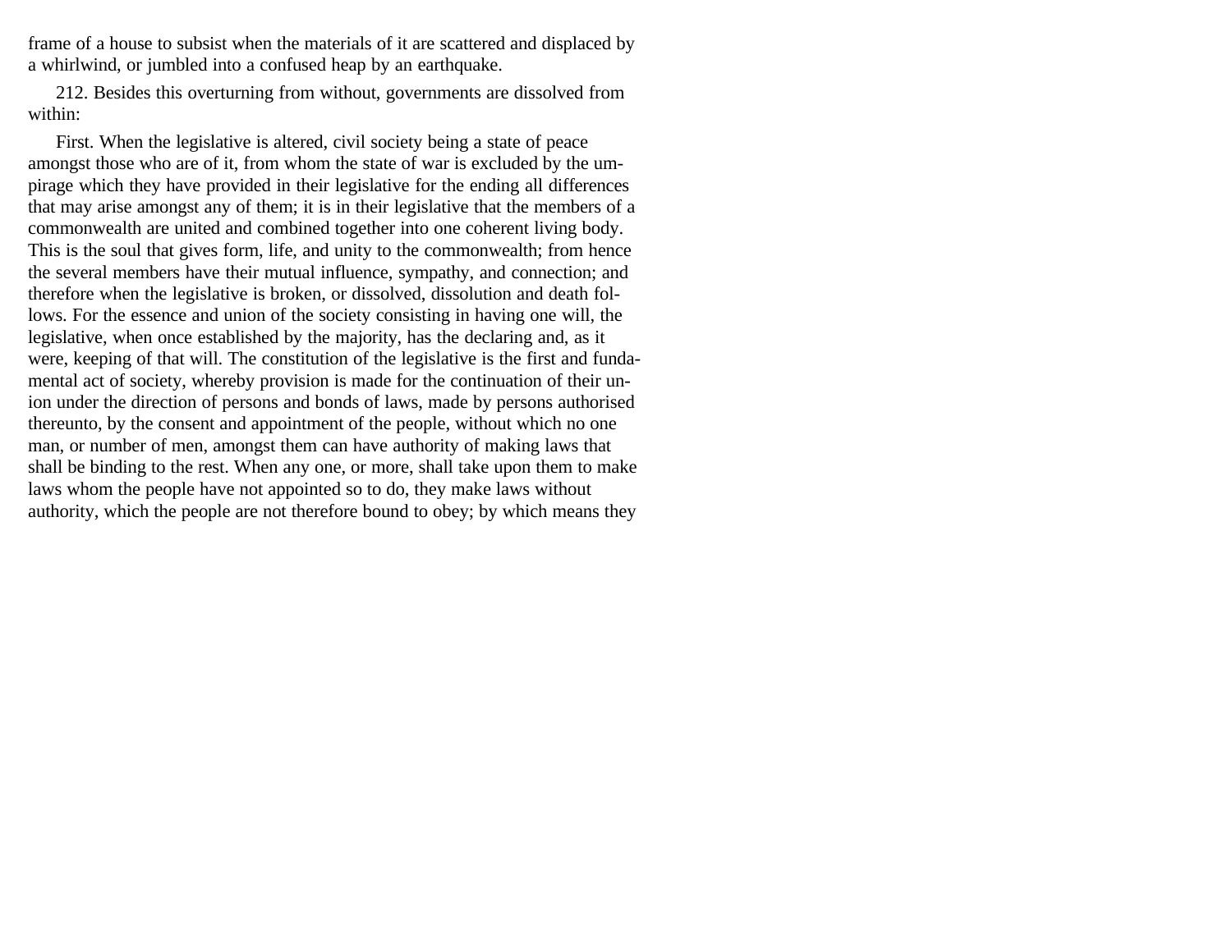frame of a house to subsist when the materials of it are scattered and displaced by a whirlwind, or jumbled into a confused heap by an earthquake.

212. Besides this overturning from without, governments are dissolved from within:

First. When the legislative is altered, civil society being a state of peace amongst those who are of it, from whom the state of war is excluded by the umpirage which they have provided in their legislative for the ending all differences that may arise amongst any of them; it is in their legislative that the members of a commonwealth are united and combined together into one coherent living body. This is the soul that gives form, life, and unity to the commonwealth; from hence the several members have their mutual influence, sympathy, and connection; and therefore when the legislative is broken, or dissolved, dissolution and death follows. For the essence and union of the society consisting in having one will, the legislative, when once established by the majority, has the declaring and, as it were, keeping of that will. The constitution of the legislative is the first and fundamental act of society, whereby provision is made for the continuation of their union under the direction of persons and bonds of laws, made by persons authorised thereunto, by the consent and appointment of the people, without which no one man, or number of men, amongst them can have authority of making laws that shall be binding to the rest. When any one, or more, shall take upon them to make laws whom the people have not appointed so to do, they make laws without authority, which the people are not therefore bound to obey; by which means they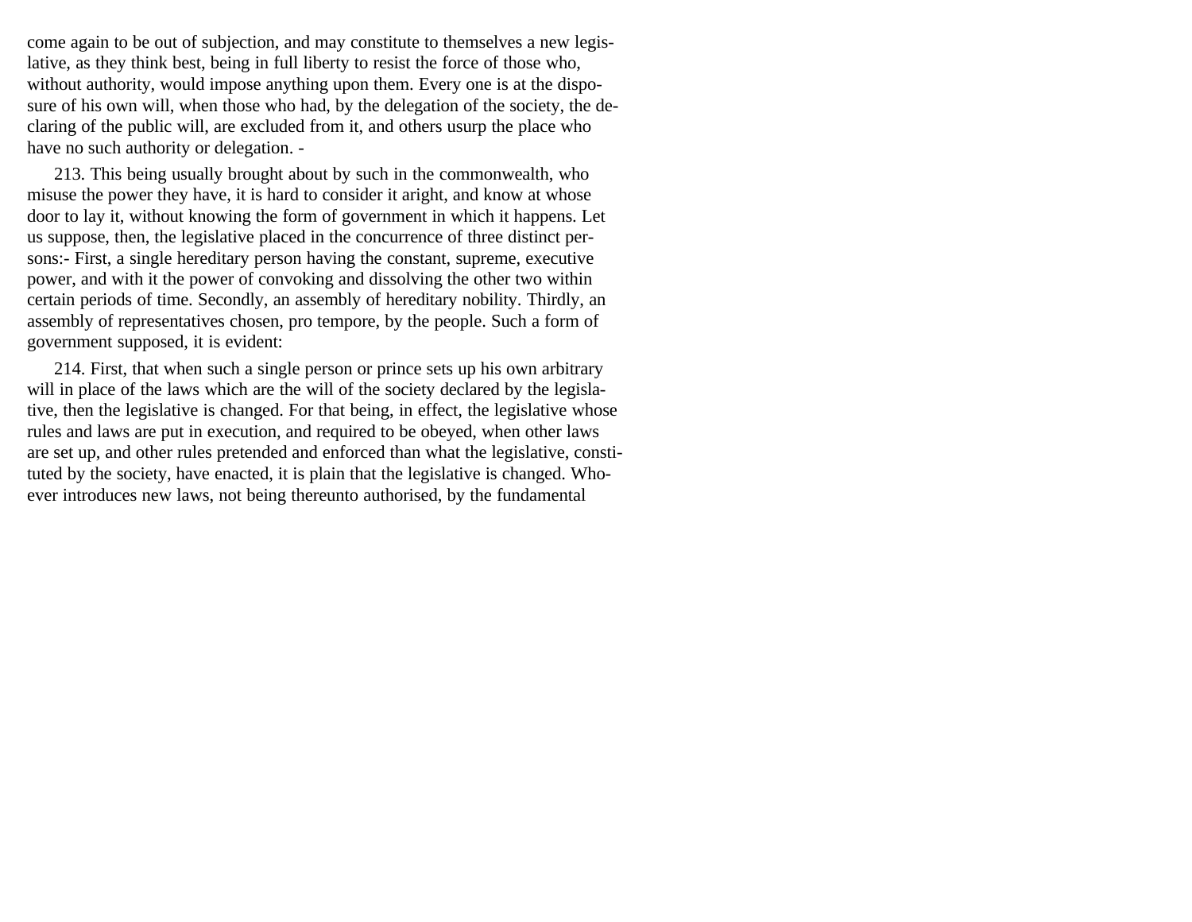come again to be out of subjection, and may constitute to themselves a new legislative, as they think best, being in full liberty to resist the force of those who, without authority, would impose anything upon them. Every one is at the disposure of his own will, when those who had, by the delegation of the society, the declaring of the public will, are excluded from it, and others usurp the place who have no such authority or delegation. -

213. This being usually brought about by such in the commonwealth, who misuse the power they have, it is hard to consider it aright, and know at whose door to lay it, without knowing the form of government in which it happens. Let us suppose, then, the legislative placed in the concurrence of three distinct persons:- First, a single hereditary person having the constant, supreme, executive power, and with it the power of convoking and dissolving the other two within certain periods of time. Secondly, an assembly of hereditary nobility. Thirdly, an assembly of representatives chosen, pro tempore, by the people. Such a form of government supposed, it is evident:

214. First, that when such a single person or prince sets up his own arbitrary will in place of the laws which are the will of the society declared by the legislative, then the legislative is changed. For that being, in effect, the legislative whose rules and laws are put in execution, and required to be obeyed, when other laws are set up, and other rules pretended and enforced than what the legislative, constituted by the society, have enacted, it is plain that the legislative is changed. Whoever introduces new laws, not being thereunto authorised, by the fundamental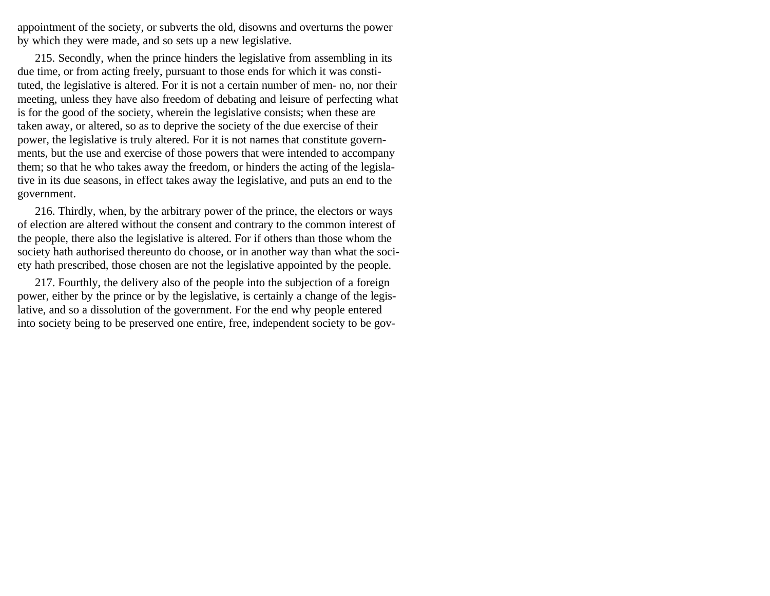appointment of the society, or subverts the old, disowns and overturns the power by which they were made, and so sets up a new legislative.

215. Secondly, when the prince hinders the legislative from assembling in its due time, or from acting freely, pursuant to those ends for which it was constituted, the legislative is altered. For it is not a certain number of men- no, nor their meeting, unless they have also freedom of debating and leisure of perfecting what is for the good of the society, wherein the legislative consists; when these are taken away, or altered, so as to deprive the society of the due exercise of their power, the legislative is truly altered. For it is not names that constitute governments, but the use and exercise of those powers that were intended to accompany them; so that he who takes away the freedom, or hinders the acting of the legislative in its due seasons, in effect takes away the legislative, and puts an end to the government.

216. Thirdly, when, by the arbitrary power of the prince, the electors or ways of election are altered without the consent and contrary to the common interest of the people, there also the legislative is altered. For if others than those whom the society hath authorised thereunto do choose, or in another way than what the society hath prescribed, those chosen are not the legislative appointed by the people.

217. Fourthly, the delivery also of the people into the subjection of a foreign power, either by the prince or by the legislative, is certainly a change of the legislative, and so a dissolution of the government. For the end why people entered into society being to be preserved one entire, free, independent society to be gov-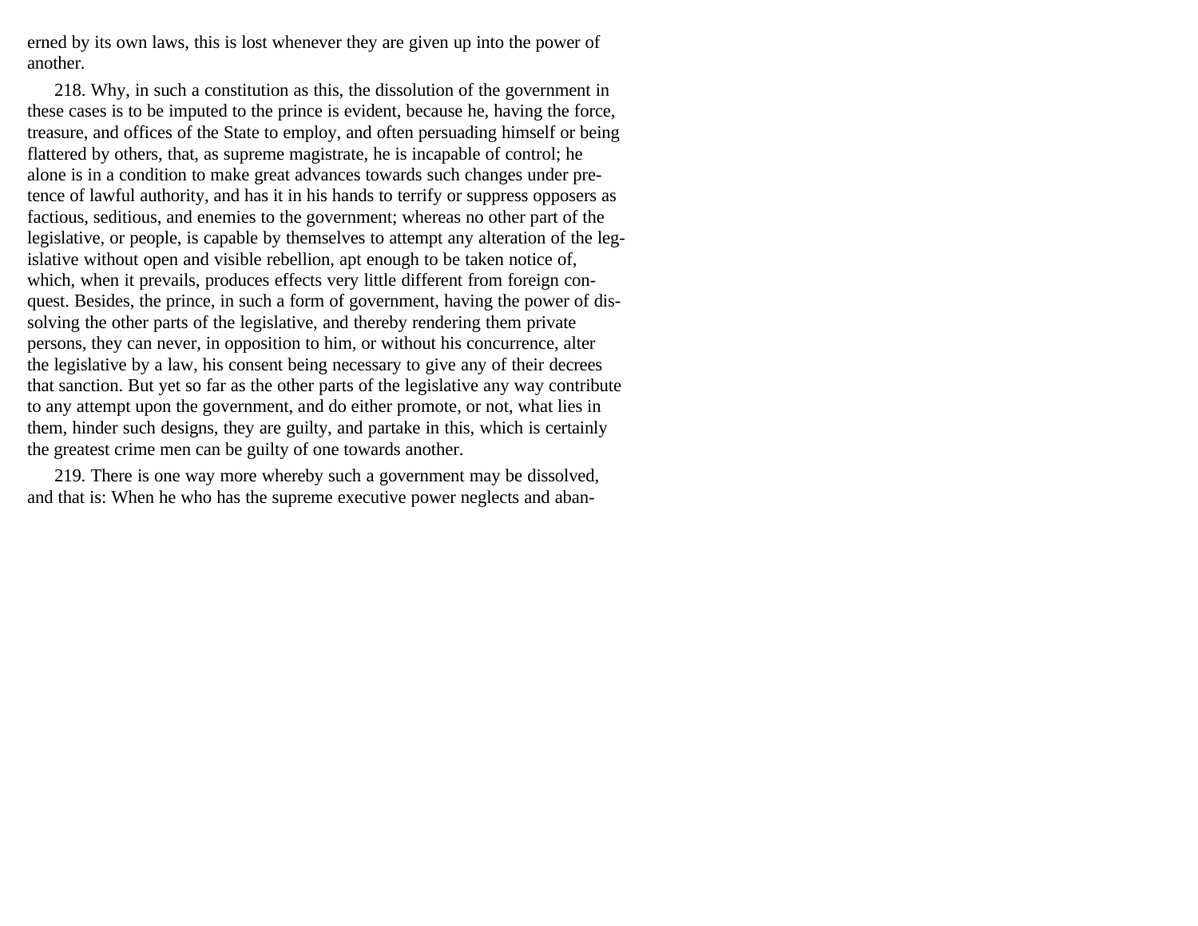erned by its own laws, this is lost whenever they are given up into the power of another.

218. Why, in such a constitution as this, the dissolution of the government in these cases is to be imputed to the prince is evident, because he, having the force, treasure, and offices of the State to employ, and often persuading himself or being flattered by others, that, as supreme magistrate, he is incapable of control; he alone is in a condition to make great advances towards such changes under pretence of lawful authority, and has it in his hands to terrify or suppress opposers as factious, seditious, and enemies to the government; whereas no other part of the legislative, or people, is capable by themselves to attempt any alteration of the legislative without open and visible rebellion, apt enough to be taken notice of, which, when it prevails, produces effects very little different from foreign conquest. Besides, the prince, in such a form of government, having the power of dissolving the other parts of the legislative, and thereby rendering them private persons, they can never, in opposition to him, or without his concurrence, alter the legislative by a law, his consent being necessary to give any of their decrees that sanction. But yet so far as the other parts of the legislative any way contribute to any attempt upon the government, and do either promote, or not, what lies in them, hinder such designs, they are guilty, and partake in this, which is certainly the greatest crime men can be guilty of one towards another.

219. There is one way more whereby such a government may be dissolved, and that is: When he who has the supreme executive power neglects and aban-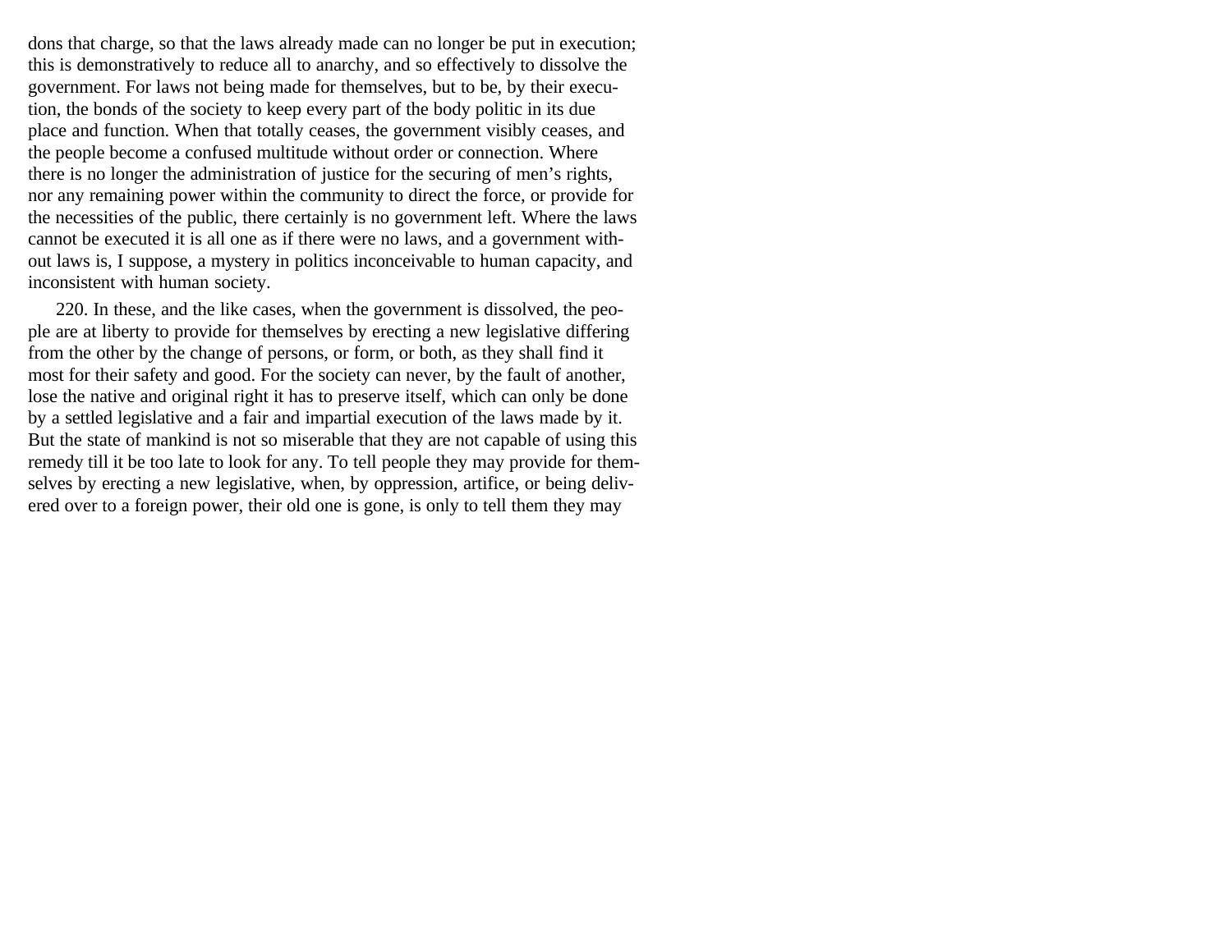dons that charge, so that the laws already made can no longer be put in execution; this is demonstratively to reduce all to anarchy, and so effectively to dissolve the government. For laws not being made for themselves, but to be, by their execution, the bonds of the society to keep every part of the body politic in its due place and function. When that totally ceases, the government visibly ceases, and the people become a confused multitude without order or connection. Where there is no longer the administration of justice for the securing of men's rights, nor any remaining power within the community to direct the force, or provide for the necessities of the public, there certainly is no government left. Where the laws cannot be executed it is all one as if there were no laws, and a government without laws is, I suppose, a mystery in politics inconceivable to human capacity, and inconsistent with human society.

220. In these, and the like cases, when the government is dissolved, the people are at liberty to provide for themselves by erecting a new legislative differing from the other by the change of persons, or form, or both, as they shall find it most for their safety and good. For the society can never, by the fault of another, lose the native and original right it has to preserve itself, which can only be done by a settled legislative and a fair and impartial execution of the laws made by it. But the state of mankind is not so miserable that they are not capable of using this remedy till it be too late to look for any. To tell people they may provide for themselves by erecting a new legislative, when, by oppression, artifice, or being delivered over to a foreign power, their old one is gone, is only to tell them they may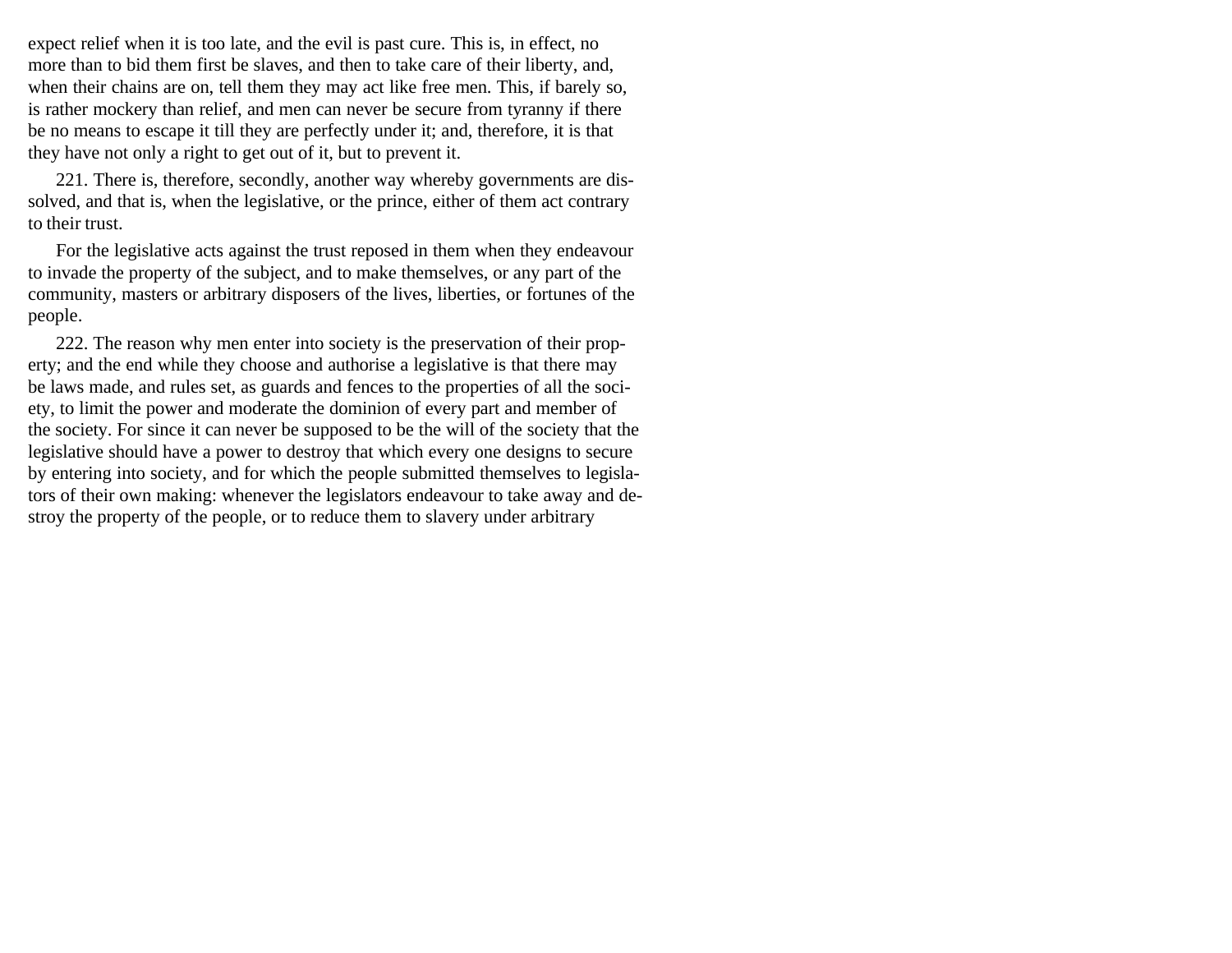expect relief when it is too late, and the evil is past cure. This is, in effect, no more than to bid them first be slaves, and then to take care of their liberty, and, when their chains are on, tell them they may act like free men. This, if barely so, is rather mockery than relief, and men can never be secure from tyranny if there be no means to escape it till they are perfectly under it; and, therefore, it is that they have not only a right to get out of it, but to prevent it.

221. There is, therefore, secondly, another way whereby governments are dissolved, and that is, when the legislative, or the prince, either of them act contrary to their trust.

For the legislative acts against the trust reposed in them when they endeavour to invade the property of the subject, and to make themselves, or any part of the community, masters or arbitrary disposers of the lives, liberties, or fortunes of the people.

222. The reason why men enter into society is the preservation of their property; and the end while they choose and authorise a legislative is that there may be laws made, and rules set, as guards and fences to the properties of all the society, to limit the power and moderate the dominion of every part and member of the society. For since it can never be supposed to be the will of the society that the legislative should have a power to destroy that which every one designs to secure by entering into society, and for which the people submitted themselves to legislators of their own making: whenever the legislators endeavour to take away and destroy the property of the people, or to reduce them to slavery under arbitrary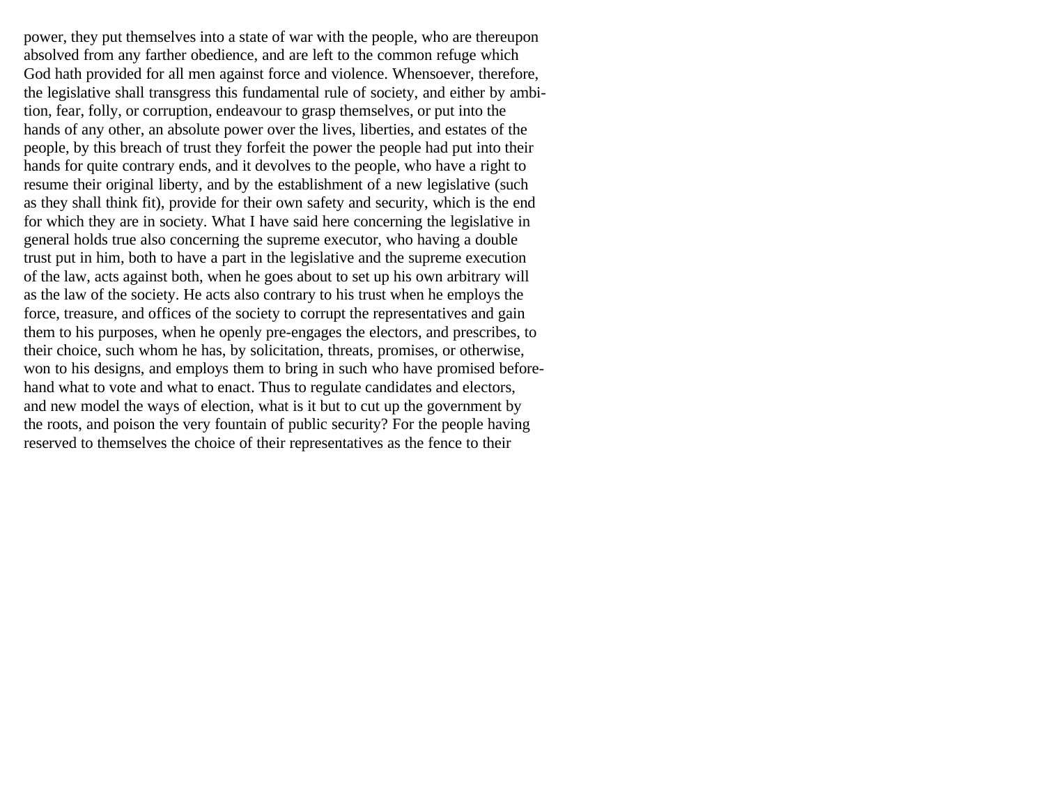power, they put themselves into a state of war with the people, who are thereupon absolved from any farther obedience, and are left to the common refuge which God hath provided for all men against force and violence. Whensoever, therefore, the legislative shall transgress this fundamental rule of society, and either by ambition, fear, folly, or corruption, endeavour to grasp themselves, or put into the hands of any other, an absolute power over the lives, liberties, and estates of the people, by this breach of trust they forfeit the power the people had put into their hands for quite contrary ends, and it devolves to the people, who have a right to resume their original liberty, and by the establishment of a new legislative (such as they shall think fit), provide for their own safety and security, which is the end for which they are in society. What I have said here concerning the legislative in general holds true also concerning the supreme executor, who having a double trust put in him, both to have a part in the legislative and the supreme execution of the law, acts against both, when he goes about to set up his own arbitrary will as the law of the society. He acts also contrary to his trust when he employs the force, treasure, and offices of the society to corrupt the representatives and gain them to his purposes, when he openly pre-engages the electors, and prescribes, to their choice, such whom he has, by solicitation, threats, promises, or otherwise, won to his designs, and employs them to bring in such who have promised beforehand what to vote and what to enact. Thus to regulate candidates and electors, and new model the ways of election, what is it but to cut up the government by the roots, and poison the very fountain of public security? For the people having reserved to themselves the choice of their representatives as the fence to their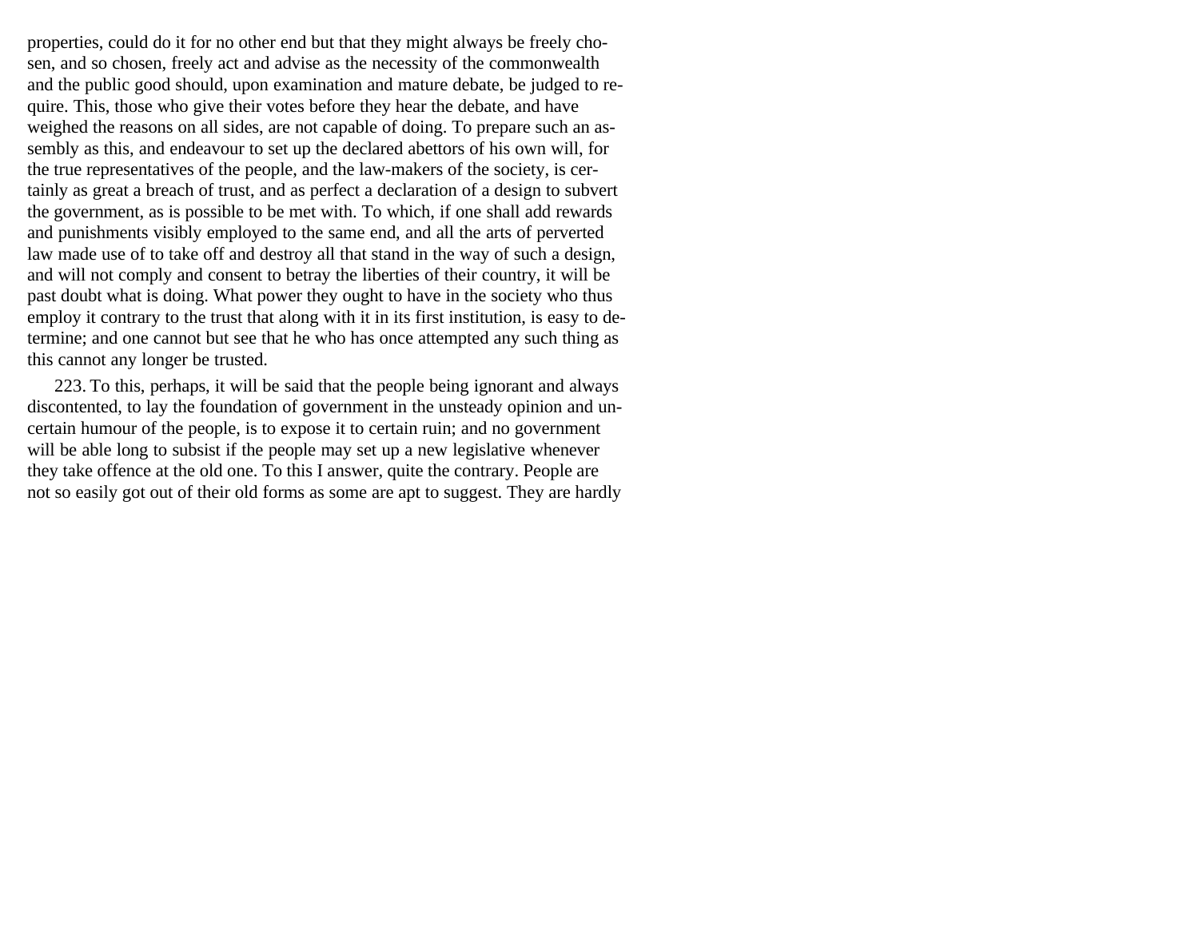properties, could do it for no other end but that they might always be freely chosen, and so chosen, freely act and advise as the necessity of the commonwealth and the public good should, upon examination and mature debate, be judged to require. This, those who give their votes before they hear the debate, and have weighed the reasons on all sides, are not capable of doing. To prepare such an assembly as this, and endeavour to set up the declared abettors of his own will, for the true representatives of the people, and the law-makers of the society, is certainly as great a breach of trust, and as perfect a declaration of a design to subvert the government, as is possible to be met with. To which, if one shall add rewards and punishments visibly employed to the same end, and all the arts of perverted law made use of to take off and destroy all that stand in the way of such a design, and will not comply and consent to betray the liberties of their country, it will be past doubt what is doing. What power they ought to have in the society who thus employ it contrary to the trust that along with it in its first institution, is easy to determine; and one cannot but see that he who has once attempted any such thing as this cannot any longer be trusted.

223. To this, perhaps, it will be said that the people being ignorant and always discontented, to lay the foundation of government in the unsteady opinion and uncertain humour of the people, is to expose it to certain ruin; and no government will be able long to subsist if the people may set up a new legislative whenever they take offence at the old one. To this I answer, quite the contrary. People are not so easily got out of their old forms as some are apt to suggest. They are hardly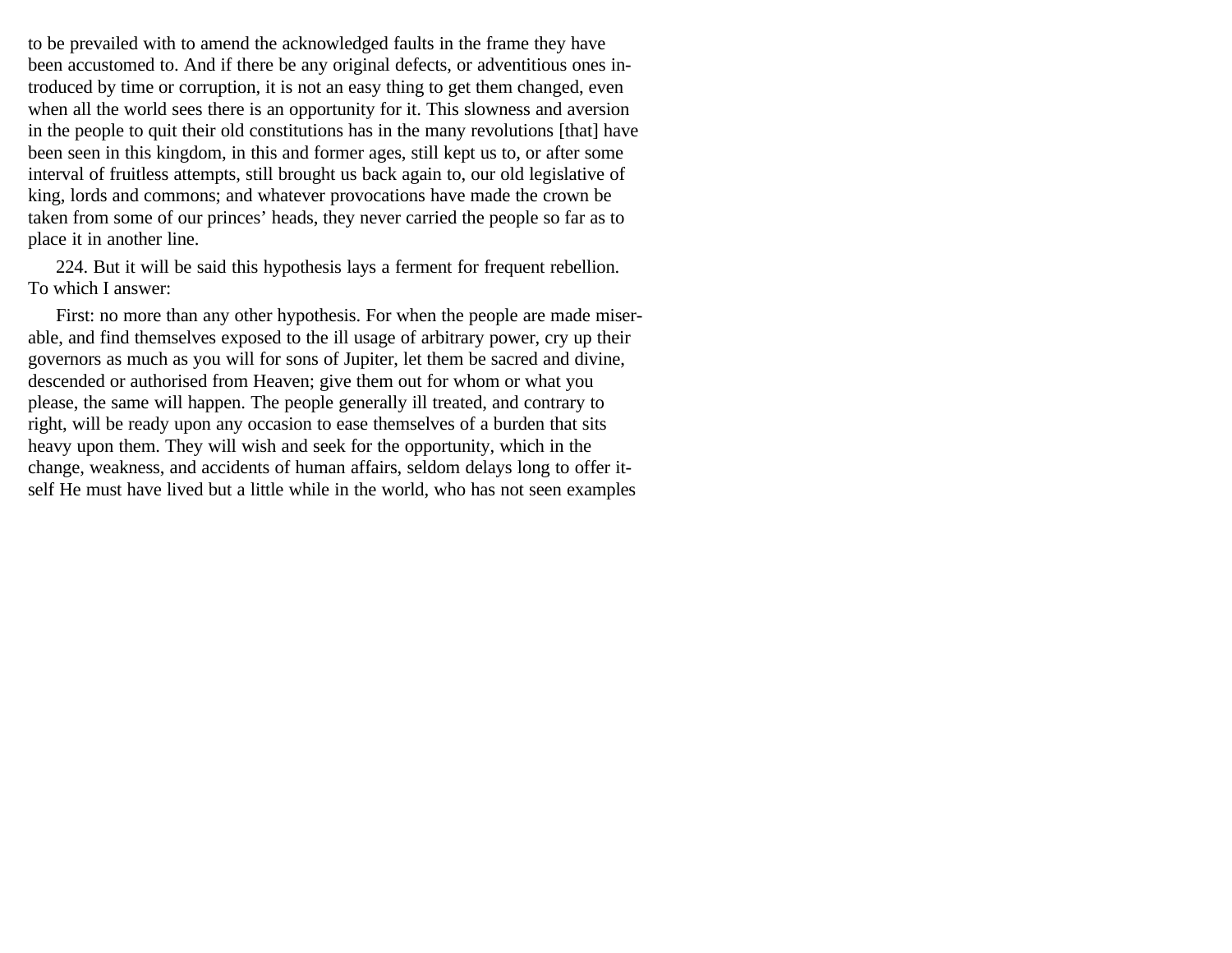to be prevailed with to amend the acknowledged faults in the frame they have been accustomed to. And if there be any original defects, or adventitious ones introduced by time or corruption, it is not an easy thing to get them changed, even when all the world sees there is an opportunity for it. This slowness and aversion in the people to quit their old constitutions has in the many revolutions [that] have been seen in this kingdom, in this and former ages, still kept us to, or after some interval of fruitless attempts, still brought us back again to, our old legislative of king, lords and commons; and whatever provocations have made the crown be taken from some of our princes' heads, they never carried the people so far as to place it in another line.

224. But it will be said this hypothesis lays a ferment for frequent rebellion. To which I answer:

First: no more than any other hypothesis. For when the people are made miserable, and find themselves exposed to the ill usage of arbitrary power, cry up their governors as much as you will for sons of Jupiter, let them be sacred and divine, descended or authorised from Heaven; give them out for whom or what you please, the same will happen. The people generally ill treated, and contrary to right, will be ready upon any occasion to ease themselves of a burden that sits heavy upon them. They will wish and seek for the opportunity, which in the change, weakness, and accidents of human affairs, seldom delays long to offer itself He must have lived but a little while in the world, who has not seen examples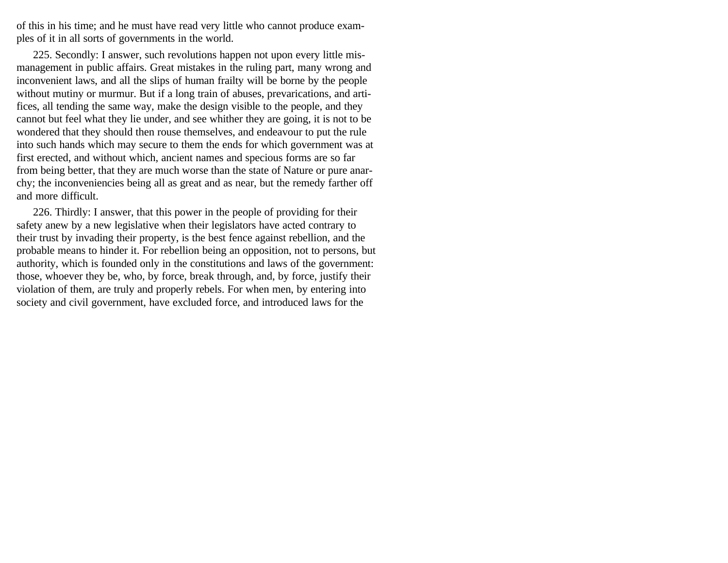of this in his time; and he must have read very little who cannot produce examples of it in all sorts of governments in the world.

225. Secondly: I answer, such revolutions happen not upon every little mismanagement in public affairs. Great mistakes in the ruling part, many wrong and inconvenient laws, and all the slips of human frailty will be borne by the people without mutiny or murmur. But if a long train of abuses, prevarications, and artifices, all tending the same way, make the design visible to the people, and they cannot but feel what they lie under, and see whither they are going, it is not to be wondered that they should then rouse themselves, and endeavour to put the rule into such hands which may secure to them the ends for which government was at first erected, and without which, ancient names and specious forms are so far from being better, that they are much worse than the state of Nature or pure anarchy; the inconveniencies being all as great and as near, but the remedy farther off and more difficult.

226. Thirdly: I answer, that this power in the people of providing for their safety anew by a new legislative when their legislators have acted contrary to their trust by invading their property, is the best fence against rebellion, and the probable means to hinder it. For rebellion being an opposition, not to persons, but authority, which is founded only in the constitutions and laws of the government: those, whoever they be, who, by force, break through, and, by force, justify their violation of them, are truly and properly rebels. For when men, by entering into society and civil government, have excluded force, and introduced laws for the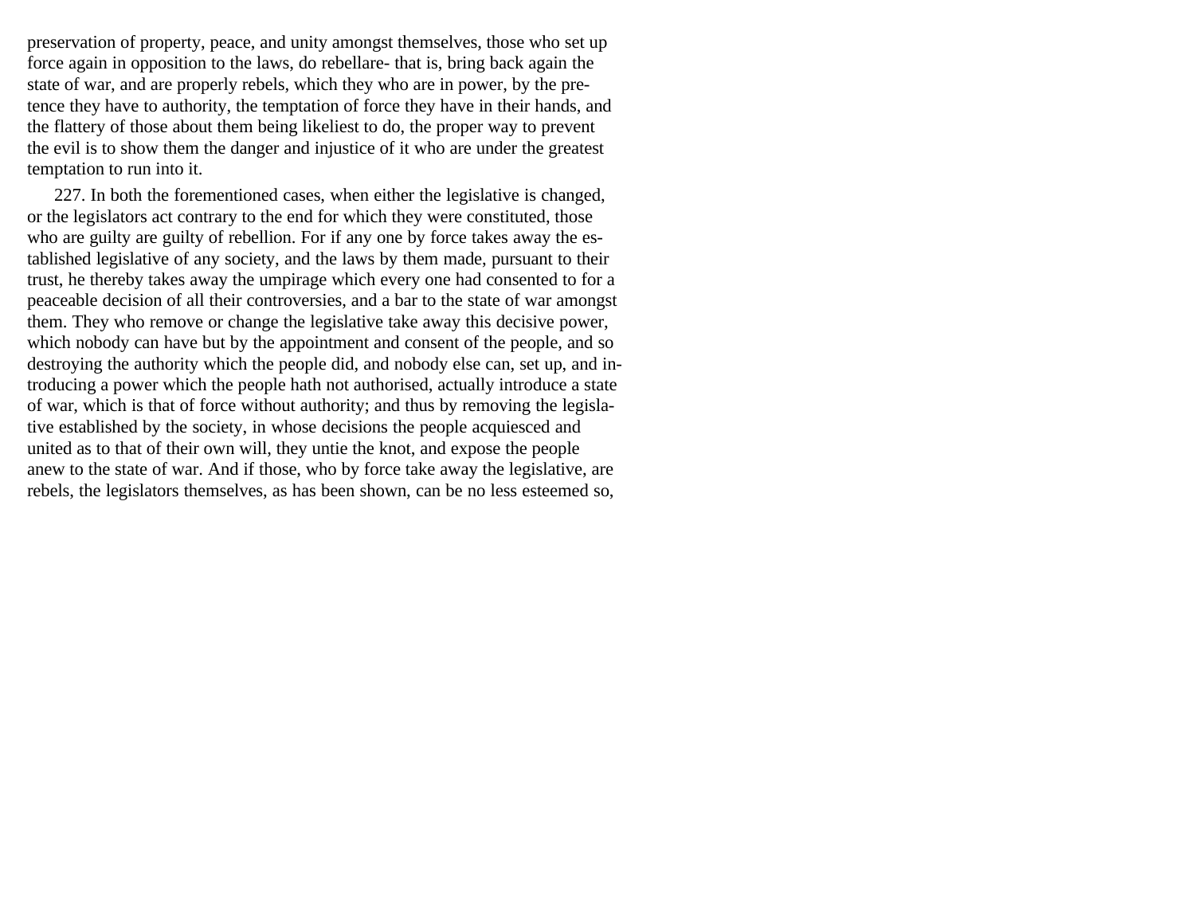preservation of property, peace, and unity amongst themselves, those who set up force again in opposition to the laws, do rebellare- that is, bring back again the state of war, and are properly rebels, which they who are in power, by the pretence they have to authority, the temptation of force they have in their hands, and the flattery of those about them being likeliest to do, the proper way to prevent the evil is to show them the danger and injustice of it who are under the greatest temptation to run into it.

227. In both the forementioned cases, when either the legislative is changed, or the legislators act contrary to the end for which they were constituted, those who are guilty are guilty of rebellion. For if any one by force takes away the established legislative of any society, and the laws by them made, pursuant to their trust, he thereby takes away the umpirage which every one had consented to for a peaceable decision of all their controversies, and a bar to the state of war amongst them. They who remove or change the legislative take away this decisive power, which nobody can have but by the appointment and consent of the people, and so destroying the authority which the people did, and nobody else can, set up, and introducing a power which the people hath not authorised, actually introduce a state of war, which is that of force without authority; and thus by removing the legislative established by the society, in whose decisions the people acquiesced and united as to that of their own will, they untie the knot, and expose the people anew to the state of war. And if those, who by force take away the legislative, are rebels, the legislators themselves, as has been shown, can be no less esteemed so,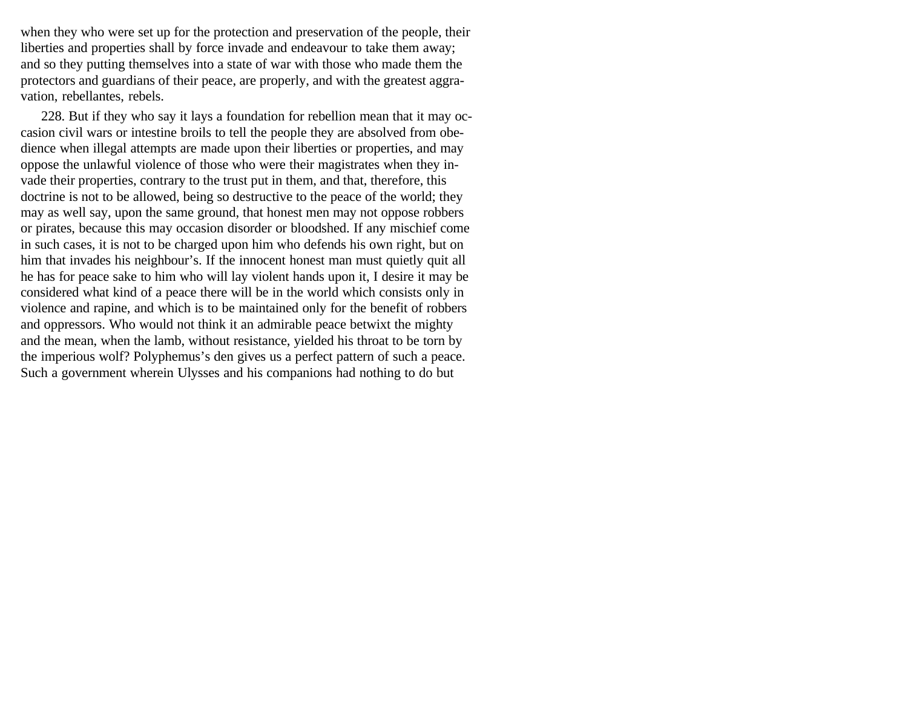when they who were set up for the protection and preservation of the people, their liberties and properties shall by force invade and endeavour to take them away; and so they putting themselves into a state of war with those who made them the protectors and guardians of their peace, are properly, and with the greatest aggravation, rebellantes, rebels.

228. But if they who say it lays a foundation for rebellion mean that it may occasion civil wars or intestine broils to tell the people they are absolved from obedience when illegal attempts are made upon their liberties or properties, and may oppose the unlawful violence of those who were their magistrates when they invade their properties, contrary to the trust put in them, and that, therefore, this doctrine is not to be allowed, being so destructive to the peace of the world; they may as well say, upon the same ground, that honest men may not oppose robbers or pirates, because this may occasion disorder or bloodshed. If any mischief come in such cases, it is not to be charged upon him who defends his own right, but on him that invades his neighbour's. If the innocent honest man must quietly quit all he has for peace sake to him who will lay violent hands upon it, I desire it may be considered what kind of a peace there will be in the world which consists only in violence and rapine, and which is to be maintained only for the benefit of robbers and oppressors. Who would not think it an admirable peace betwixt the mighty and the mean, when the lamb, without resistance, yielded his throat to be torn by the imperious wolf? Polyphemus's den gives us a perfect pattern of such a peace. Such a government wherein Ulysses and his companions had nothing to do but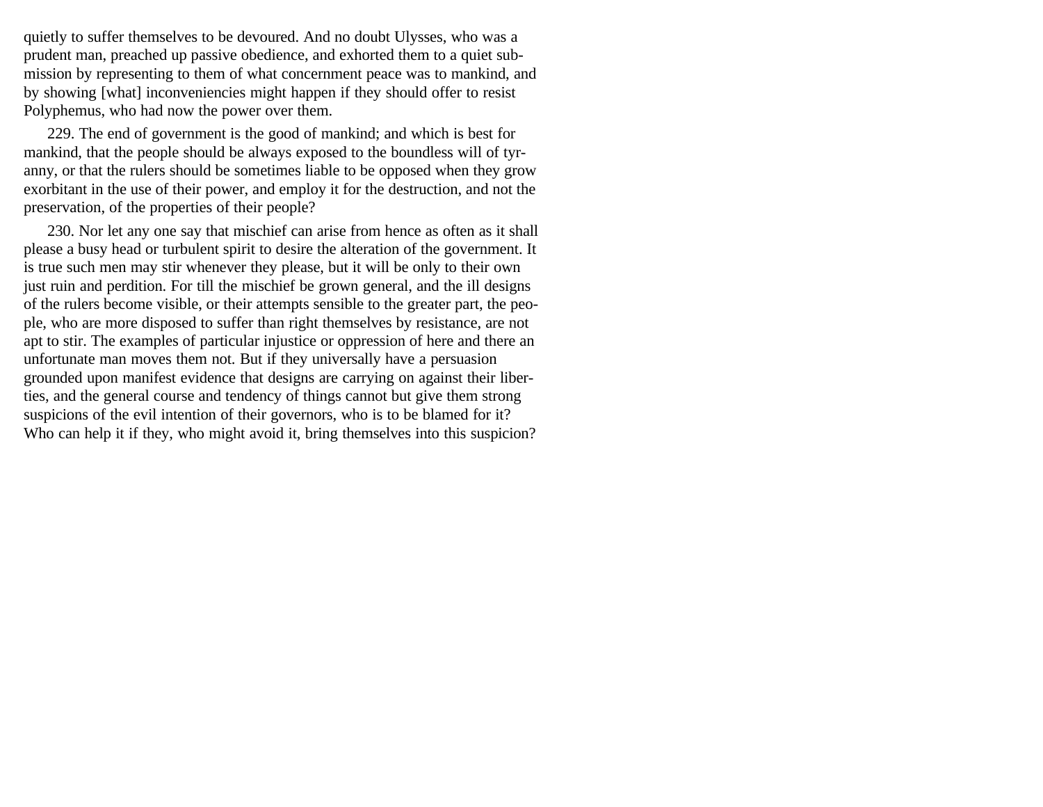quietly to suffer themselves to be devoured. And no doubt Ulysses, who was a prudent man, preached up passive obedience, and exhorted them to a quiet submission by representing to them of what concernment peace was to mankind, and by showing [what] inconveniencies might happen if they should offer to resist Polyphemus, who had now the power over them.

229. The end of government is the good of mankind; and which is best for mankind, that the people should be always exposed to the boundless will of tyranny, or that the rulers should be sometimes liable to be opposed when they grow exorbitant in the use of their power, and employ it for the destruction, and not the preservation, of the properties of their people?

230. Nor let any one say that mischief can arise from hence as often as it shall please a busy head or turbulent spirit to desire the alteration of the government. It is true such men may stir whenever they please, but it will be only to their own just ruin and perdition. For till the mischief be grown general, and the ill designs of the rulers become visible, or their attempts sensible to the greater part, the people, who are more disposed to suffer than right themselves by resistance, are not apt to stir. The examples of particular injustice or oppression of here and there an unfortunate man moves them not. But if they universally have a persuasion grounded upon manifest evidence that designs are carrying on against their liberties, and the general course and tendency of things cannot but give them strong suspicions of the evil intention of their governors, who is to be blamed for it? Who can help it if they, who might avoid it, bring themselves into this suspicion?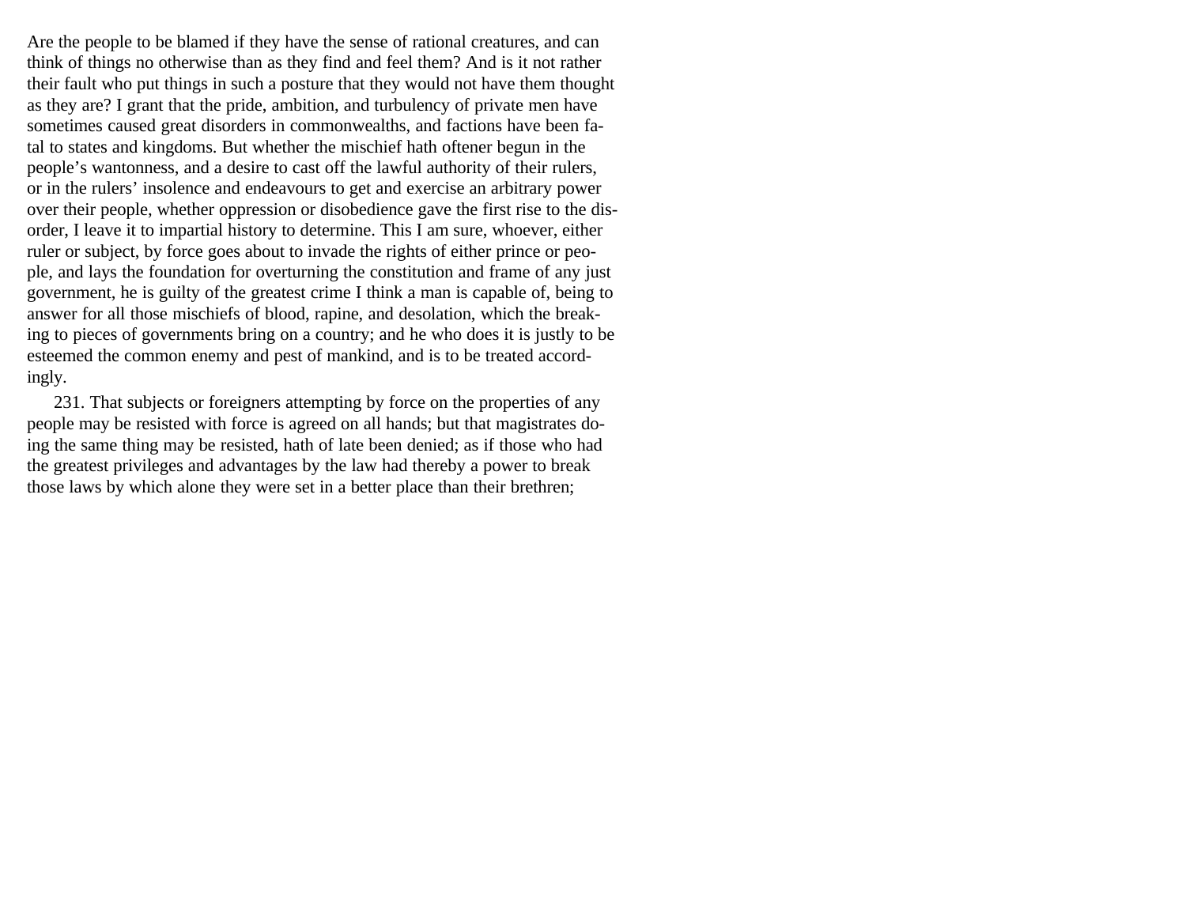Are the people to be blamed if they have the sense of rational creatures, and can think of things no otherwise than as they find and feel them? And is it not rather their fault who put things in such a posture that they would not have them thought as they are? I grant that the pride, ambition, and turbulency of private men have sometimes caused great disorders in commonwealths, and factions have been fatal to states and kingdoms. But whether the mischief hath oftener begun in the people's wantonness, and a desire to cast off the lawful authority of their rulers, or in the rulers' insolence and endeavours to get and exercise an arbitrary power over their people, whether oppression or disobedience gave the first rise to the disorder, I leave it to impartial history to determine. This I am sure, whoever, either ruler or subject, by force goes about to invade the rights of either prince or people, and lays the foundation for overturning the constitution and frame of any just government, he is guilty of the greatest crime I think a man is capable of, being to answer for all those mischiefs of blood, rapine, and desolation, which the breaking to pieces of governments bring on a country; and he who does it is justly to be esteemed the common enemy and pest of mankind, and is to be treated accordingly.

231. That subjects or foreigners attempting by force on the properties of any people may be resisted with force is agreed on all hands; but that magistrates doing the same thing may be resisted, hath of late been denied; as if those who had the greatest privileges and advantages by the law had thereby a power to break those laws by which alone they were set in a better place than their brethren;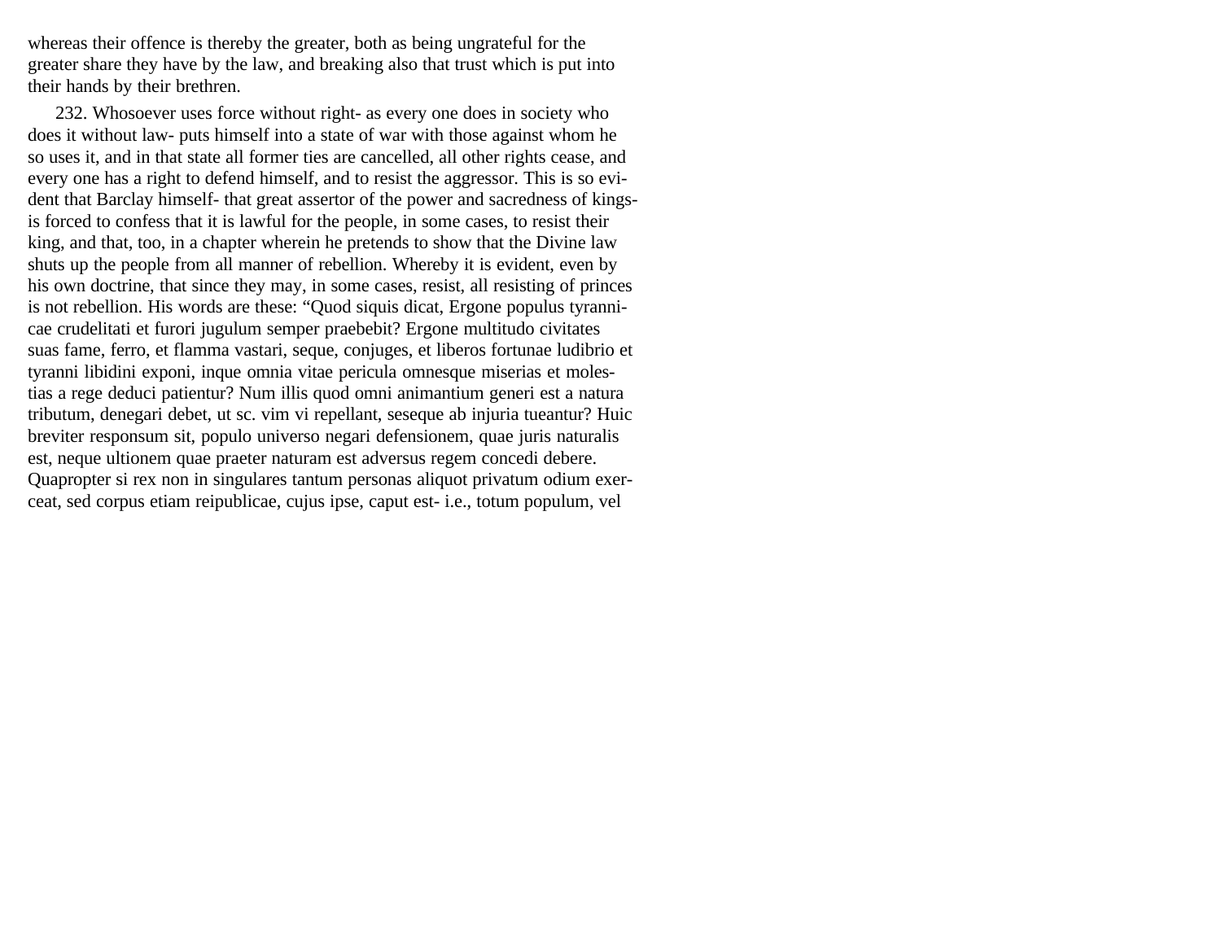whereas their offence is thereby the greater, both as being ungrateful for the greater share they have by the law, and breaking also that trust which is put into their hands by their brethren.

232. Whosoever uses force without right- as every one does in society who does it without law- puts himself into a state of war with those against whom he so uses it, and in that state all former ties are cancelled, all other rights cease, and every one has a right to defend himself, and to resist the aggressor. This is so evident that Barclay himself- that great assertor of the power and sacredness of kings- is forced to confess that it is lawful for the people, in some cases, to resist their king, and that, too, in a chapter wherein he pretends to show that the Divine law shuts up the people from all manner of rebellion. Whereby it is evident, even by his own doctrine, that since they may, in some cases, resist, all resisting of princes is not rebellion. His words are these: "Quod siquis dicat, Ergone populus tyrannicae crudelitati et furori jugulum semper praebebit? Ergone multitudo civitates suas fame, ferro, et flamma vastari, seque, conjuges, et liberos fortunae ludibrio et tyranni libidini exponi, inque omnia vitae pericula omnesque miserias et molestias a rege deduci patientur? Num illis quod omni animantium generi est a natura tributum, denegari debet, ut sc. vim vi repellant, seseque ab injuria tueantur? Huic breviter responsum sit, populo universo negari defensionem, quae juris naturalis est, neque ultionem quae praeter naturam est adversus regem concedi debere. Quapropter si rex non in singulares tantum personas aliquot privatum odium exerceat, sed corpus etiam reipublicae, cujus ipse, caput est- i.e., totum populum, vel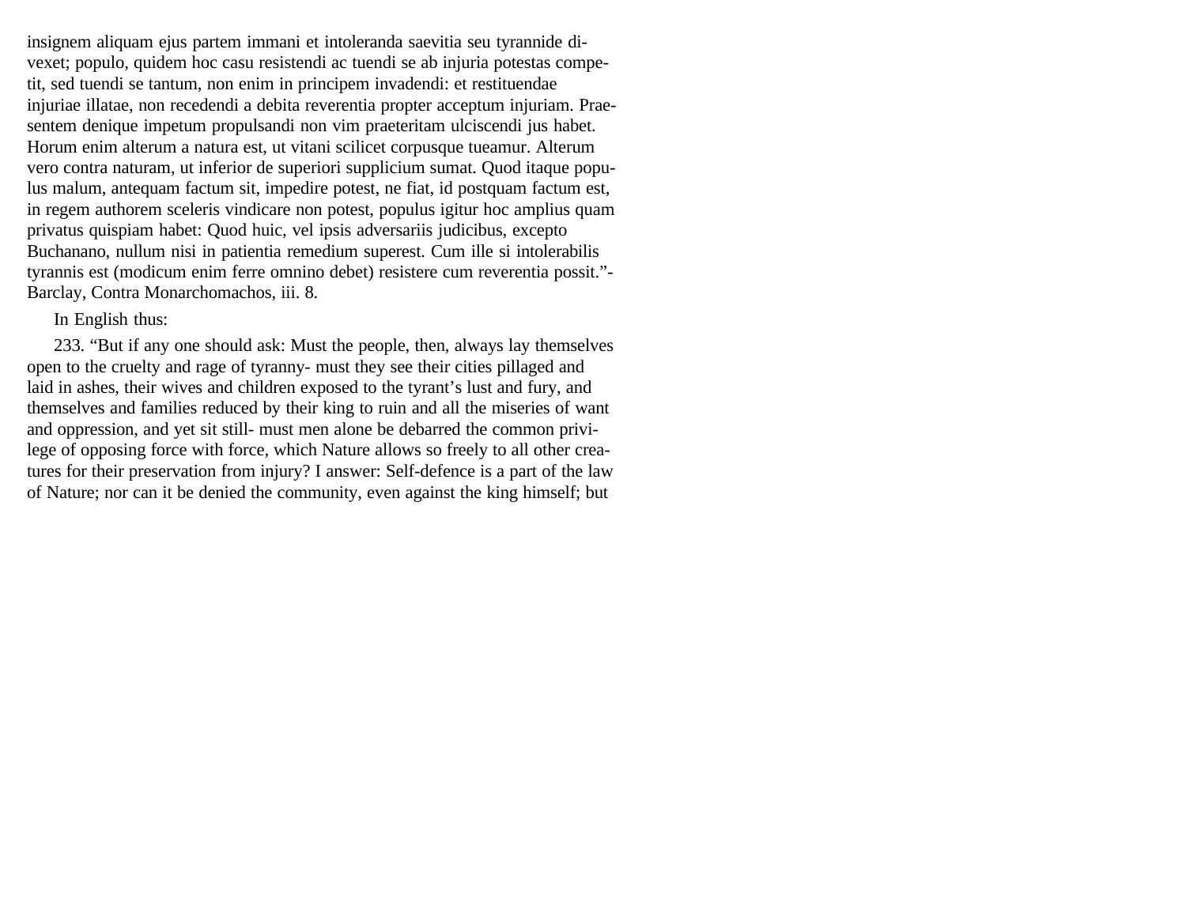insignem aliquam ejus partem immani et intoleranda saevitia seu tyrannide divexet; populo, quidem hoc casu resistendi ac tuendi se ab injuria potestas competit, sed tuendi se tantum, non enim in principem invadendi: et restituendae injuriae illatae, non recedendi a debita reverentia propter acceptum injuriam. Praesentem denique impetum propulsandi non vim praeteritam ulciscendi jus habet. Horum enim alterum a natura est, ut vitani scilicet corpusque tueamur. Alterum vero contra naturam, ut inferior de superiori supplicium sumat. Quod itaque populus malum, antequam factum sit, impedire potest, ne fiat, id postquam factum est, in regem authorem sceleris vindicare non potest, populus igitur hoc amplius quam privatus quispiam habet: Quod huic, vel ipsis adversariis judicibus, excepto Buchanano, nullum nisi in patientia remedium superest. Cum ille si intolerabilis tyrannis est (modicum enim ferre omnino debet) resistere cum reverentia possit."- Barclay, Contra Monarchomachos, iii. 8.

In English thus:

233. "But if any one should ask: Must the people, then, always lay themselves open to the cruelty and rage of tyranny- must they see their cities pillaged and laid in ashes, their wives and children exposed to the tyrant's lust and fury, and themselves and families reduced by their king to ruin and all the miseries of want and oppression, and yet sit still- must men alone be debarred the common privilege of opposing force with force, which Nature allows so freely to all other creatures for their preservation from injury? I answer: Self-defence is a part of the law of Nature; nor can it be denied the community, even against the king himself; but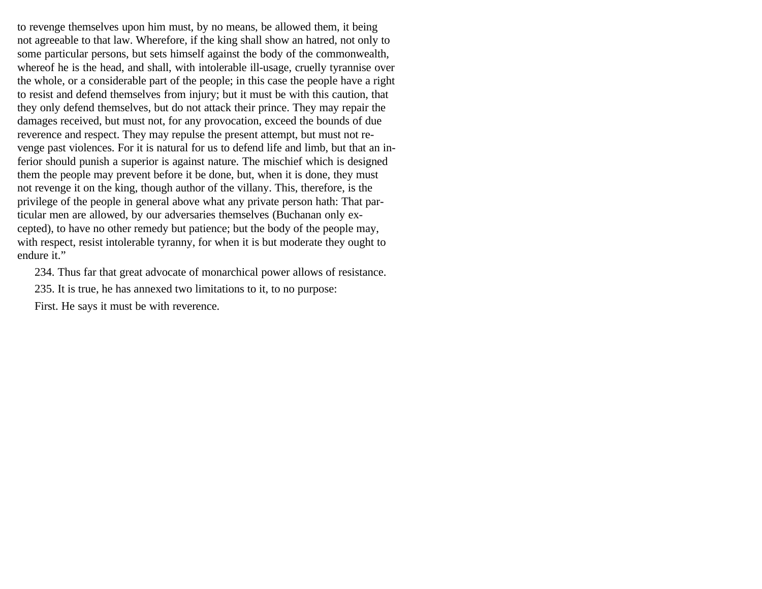to revenge themselves upon him must, by no means, be allowed them, it being not agreeable to that law. Wherefore, if the king shall show an hatred, not only to some particular persons, but sets himself against the body of the commonwealth, whereof he is the head, and shall, with intolerable ill-usage, cruelly tyrannise over the whole, or a considerable part of the people; in this case the people have a right to resist and defend themselves from injury; but it must be with this caution, that they only defend themselves, but do not attack their prince. They may repair the damages received, but must not, for any provocation, exceed the bounds of due reverence and respect. They may repulse the present attempt, but must not revenge past violences. For it is natural for us to defend life and limb, but that an inferior should punish a superior is against nature. The mischief which is designed them the people may prevent before it be done, but, when it is done, they must not revenge it on the king, though author of the villany. This, therefore, is the privilege of the people in general above what any private person hath: That particular men are allowed, by our adversaries themselves (Buchanan only excepted), to have no other remedy but patience; but the body of the people may, with respect, resist intolerable tyranny, for when it is but moderate they ought to endure it."

234. Thus far that great advocate of monarchical power allows of resistance.

235. It is true, he has annexed two limitations to it, to no purpose:

First. He says it must be with reverence.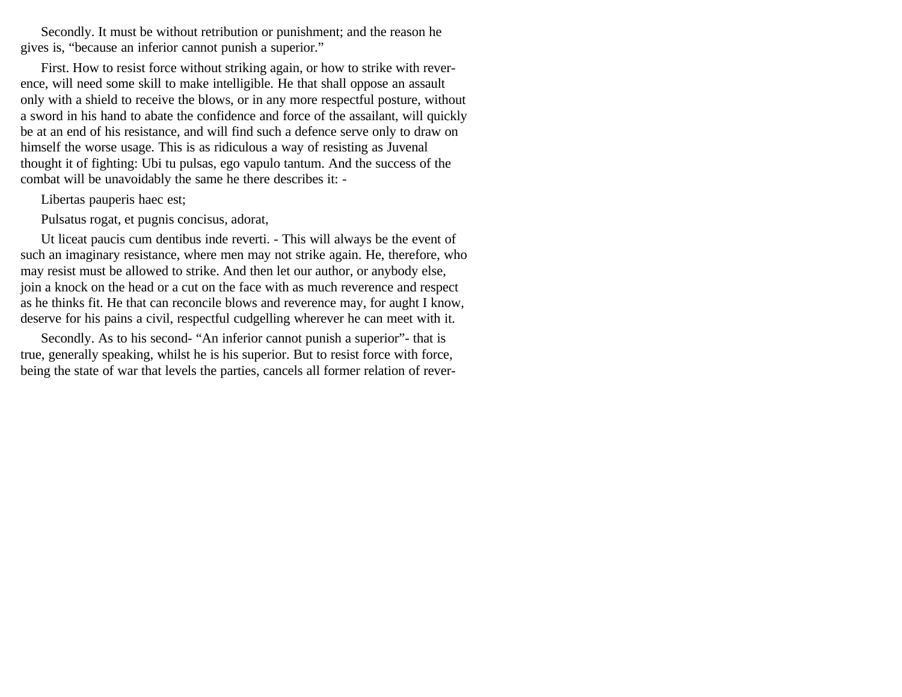Secondly. It must be without retribution or punishment; and the reason he gives is, "because an inferior cannot punish a superior."

First. How to resist force without striking again, or how to strike with reverence, will need some skill to make intelligible. He that shall oppose an assault only with a shield to receive the blows, or in any more respectful posture, without a sword in his hand to abate the confidence and force of the assailant, will quickly be at an end of his resistance, and will find such a defence serve only to draw on himself the worse usage. This is as ridiculous a way of resisting as Juvenal thought it of fighting: Ubi tu pulsas, ego vapulo tantum. And the success of the combat will be unavoidably the same he there describes it: -

Libertas pauperis haec est;

Pulsatus rogat, et pugnis concisus, adorat,

Ut liceat paucis cum dentibus inde reverti. - This will always be the event of such an imaginary resistance, where men may not strike again. He, therefore, who may resist must be allowed to strike. And then let our author, or anybody else, join a knock on the head or a cut on the face with as much reverence and respect as he thinks fit. He that can reconcile blows and reverence may, for aught I know, deserve for his pains a civil, respectful cudgelling wherever he can meet with it.

Secondly. As to his second- "An inferior cannot punish a superior"- that is true, generally speaking, whilst he is his superior. But to resist force with force, being the state of war that levels the parties, cancels all former relation of rever-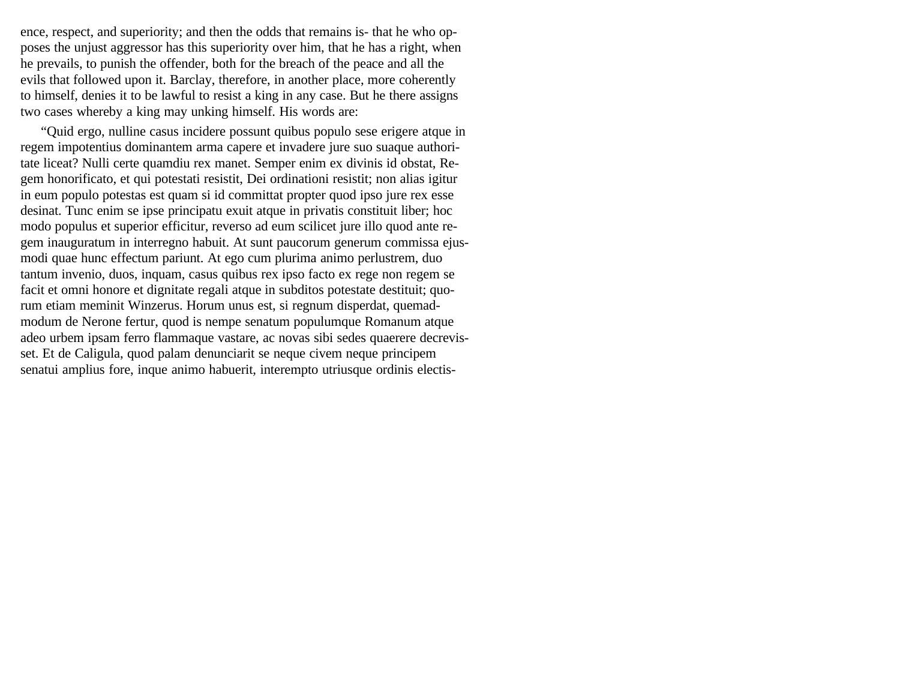ence, respect, and superiority; and then the odds that remains is- that he who opposes the unjust aggressor has this superiority over him, that he has a right, when he prevails, to punish the offender, both for the breach of the peace and all the evils that followed upon it. Barclay, therefore, in another place, more coherently to himself, denies it to be lawful to resist a king in any case. But he there assigns two cases whereby a king may unking himself. His words are:

"Quid ergo, nulline casus incidere possunt quibus populo sese erigere atque in regem impotentius dominantem arma capere et invadere jure suo suaque authoritate liceat? Nulli certe quamdiu rex manet. Semper enim ex divinis id obstat, Regem honorificato, et qui potestati resistit, Dei ordinationi resistit; non alias igitur in eum populo potestas est quam si id committat propter quod ipso jure rex esse desinat. Tunc enim se ipse principatu exuit atque in privatis constituit liber; hoc modo populus et superior efficitur, reverso ad eum scilicet jure illo quod ante regem inauguratum in interregno habuit. At sunt paucorum generum commissa ejusmodi quae hunc effectum pariunt. At ego cum plurima animo perlustrem, duo tantum invenio, duos, inquam, casus quibus rex ipso facto ex rege non regem se facit et omni honore et dignitate regali atque in subditos potestate destituit; quorum etiam meminit Winzerus. Horum unus est, si regnum disperdat, quemadmodum de Nerone fertur, quod is nempe senatum populumque Romanum atque adeo urbem ipsam ferro flammaque vastare, ac novas sibi sedes quaerere decrevisset. Et de Caligula, quod palam denunciarit se neque civem neque principem senatui amplius fore, inque animo habuerit, interempto utriusque ordinis electis-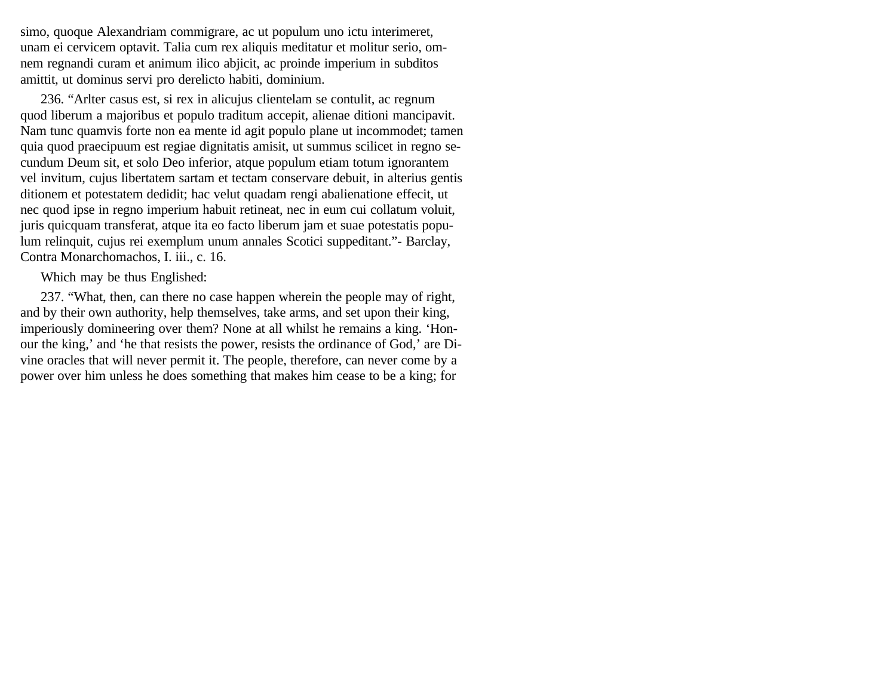simo, quoque Alexandriam commigrare, ac ut populum uno ictu interimeret, unam ei cervicem optavit. Talia cum rex aliquis meditatur et molitur serio, omnem regnandi curam et animum ilico abjicit, ac proinde imperium in subditos amittit, ut dominus servi pro derelicto habiti, dominium.

236. "Arlter casus est, si rex in alicujus clientelam se contulit, ac regnum quod liberum a majoribus et populo traditum accepit, alienae ditioni mancipavit. Nam tunc quamvis forte non ea mente id agit populo plane ut incommodet; tamen quia quod praecipuum est regiae dignitatis amisit, ut summus scilicet in regno secundum Deum sit, et solo Deo inferior, atque populum etiam totum ignorantem vel invitum, cujus libertatem sartam et tectam conservare debuit, in alterius gentis ditionem et potestatem dedidit; hac velut quadam rengi abalienatione effecit, ut nec quod ipse in regno imperium habuit retineat, nec in eum cui collatum voluit, juris quicquam transferat, atque ita eo facto liberum jam et suae potestatis populum relinquit, cujus rei exemplum unum annales Scotici suppeditant."- Barclay, Contra Monarchomachos, I. iii., c. 16.

Which may be thus Englished:

237. "What, then, can there no case happen wherein the people may of right, and by their own authority, help themselves, take arms, and set upon their king, imperiously domineering over them? None at all whilst he remains a king. 'Honour the king,' and 'he that resists the power, resists the ordinance of God,' are Divine oracles that will never permit it. The people, therefore, can never come by a power over him unless he does something that makes him cease to be a king; for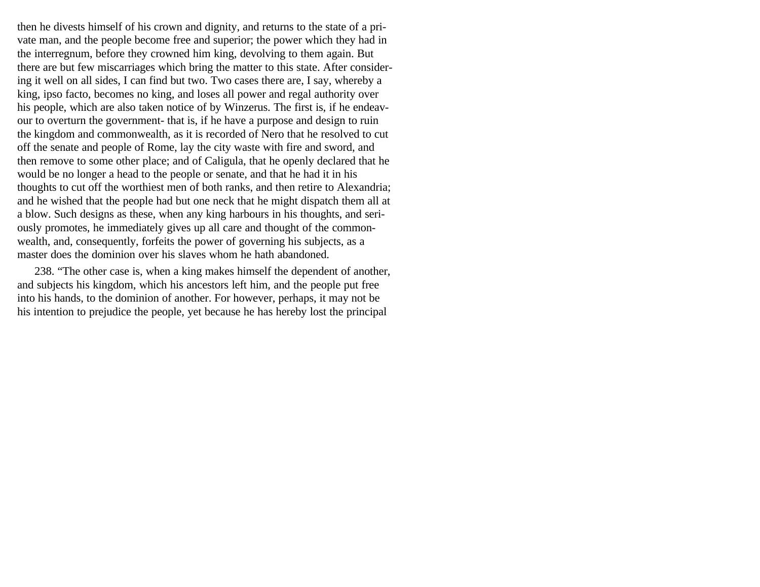then he divests himself of his crown and dignity, and returns to the state of a private man, and the people become free and superior; the power which they had in the interregnum, before they crowned him king, devolving to them again. But there are but few miscarriages which bring the matter to this state. After considering it well on all sides, I can find but two. Two cases there are, I say, whereby a king, ipso facto, becomes no king, and loses all power and regal authority over his people, which are also taken notice of by Winzerus. The first is, if he endeavour to overturn the government- that is, if he have a purpose and design to ruin the kingdom and commonwealth, as it is recorded of Nero that he resolved to cut off the senate and people of Rome, lay the city waste with fire and sword, and then remove to some other place; and of Caligula, that he openly declared that he would be no longer a head to the people or senate, and that he had it in his thoughts to cut off the worthiest men of both ranks, and then retire to Alexandria; and he wished that the people had but one neck that he might dispatch them all at a blow. Such designs as these, when any king harbours in his thoughts, and seriously promotes, he immediately gives up all care and thought of the commonwealth, and, consequently, forfeits the power of governing his subjects, as a master does the dominion over his slaves whom he hath abandoned.

238. "The other case is, when a king makes himself the dependent of another, and subjects his kingdom, which his ancestors left him, and the people put free into his hands, to the dominion of another. For however, perhaps, it may not be his intention to prejudice the people, yet because he has hereby lost the principal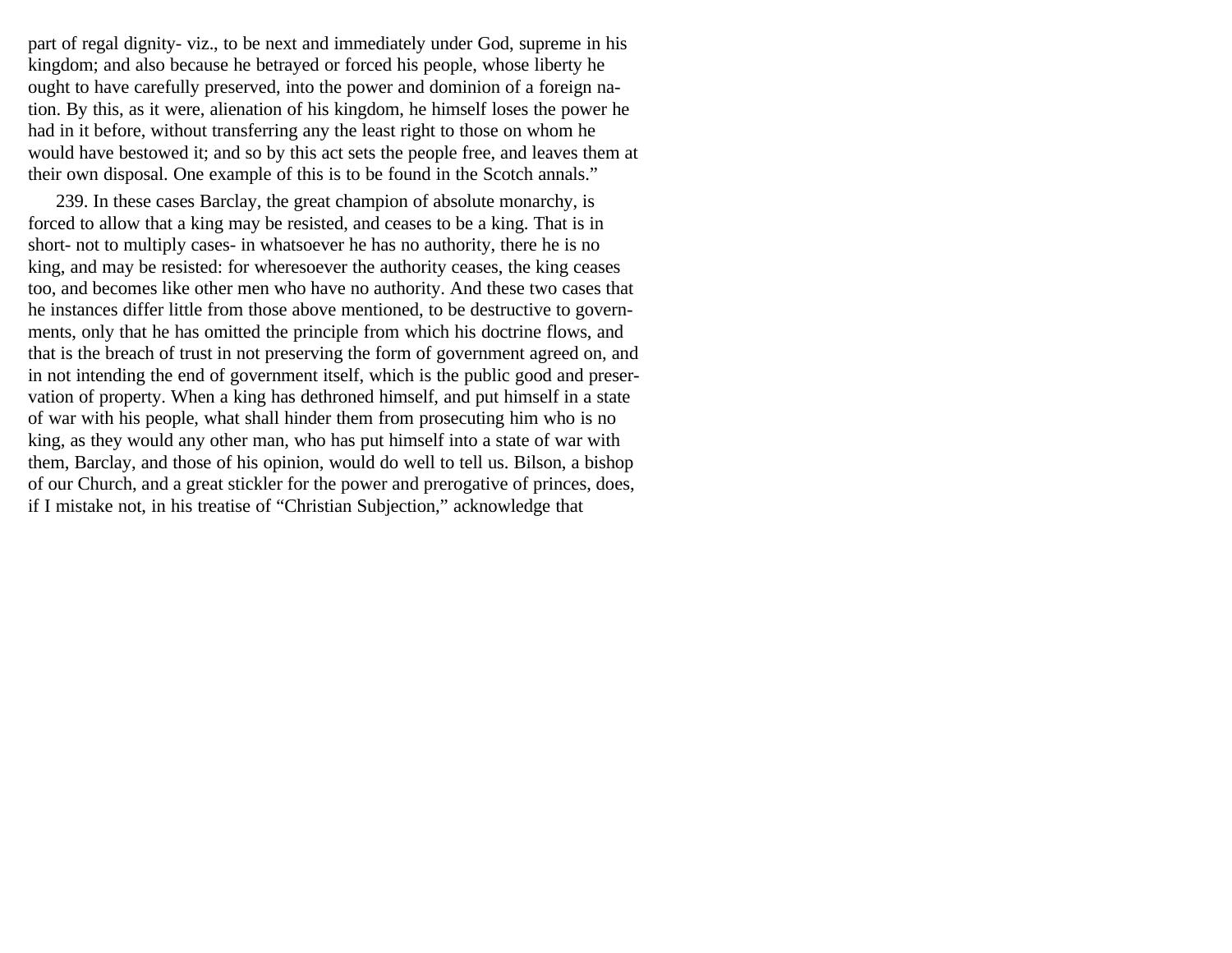part of regal dignity- viz., to be next and immediately under God, supreme in his kingdom; and also because he betrayed or forced his people, whose liberty he ought to have carefully preserved, into the power and dominion of a foreign nation. By this, as it were, alienation of his kingdom, he himself loses the power he had in it before, without transferring any the least right to those on whom he would have bestowed it; and so by this act sets the people free, and leaves them at their own disposal. One example of this is to be found in the Scotch annals."

239. In these cases Barclay, the great champion of absolute monarchy, is forced to allow that a king may be resisted, and ceases to be a king. That is in short- not to multiply cases- in whatsoever he has no authority, there he is no king, and may be resisted: for wheresoever the authority ceases, the king ceases too, and becomes like other men who have no authority. And these two cases that he instances differ little from those above mentioned, to be destructive to governments, only that he has omitted the principle from which his doctrine flows, and that is the breach of trust in not preserving the form of government agreed on, and in not intending the end of government itself, which is the public good and preservation of property. When a king has dethroned himself, and put himself in a state of war with his people, what shall hinder them from prosecuting him who is no king, as they would any other man, who has put himself into a state of war with them, Barclay, and those of his opinion, would do well to tell us. Bilson, a bishop of our Church, and a great stickler for the power and prerogative of princes, does, if I mistake not, in his treatise of "Christian Subjection," acknowledge that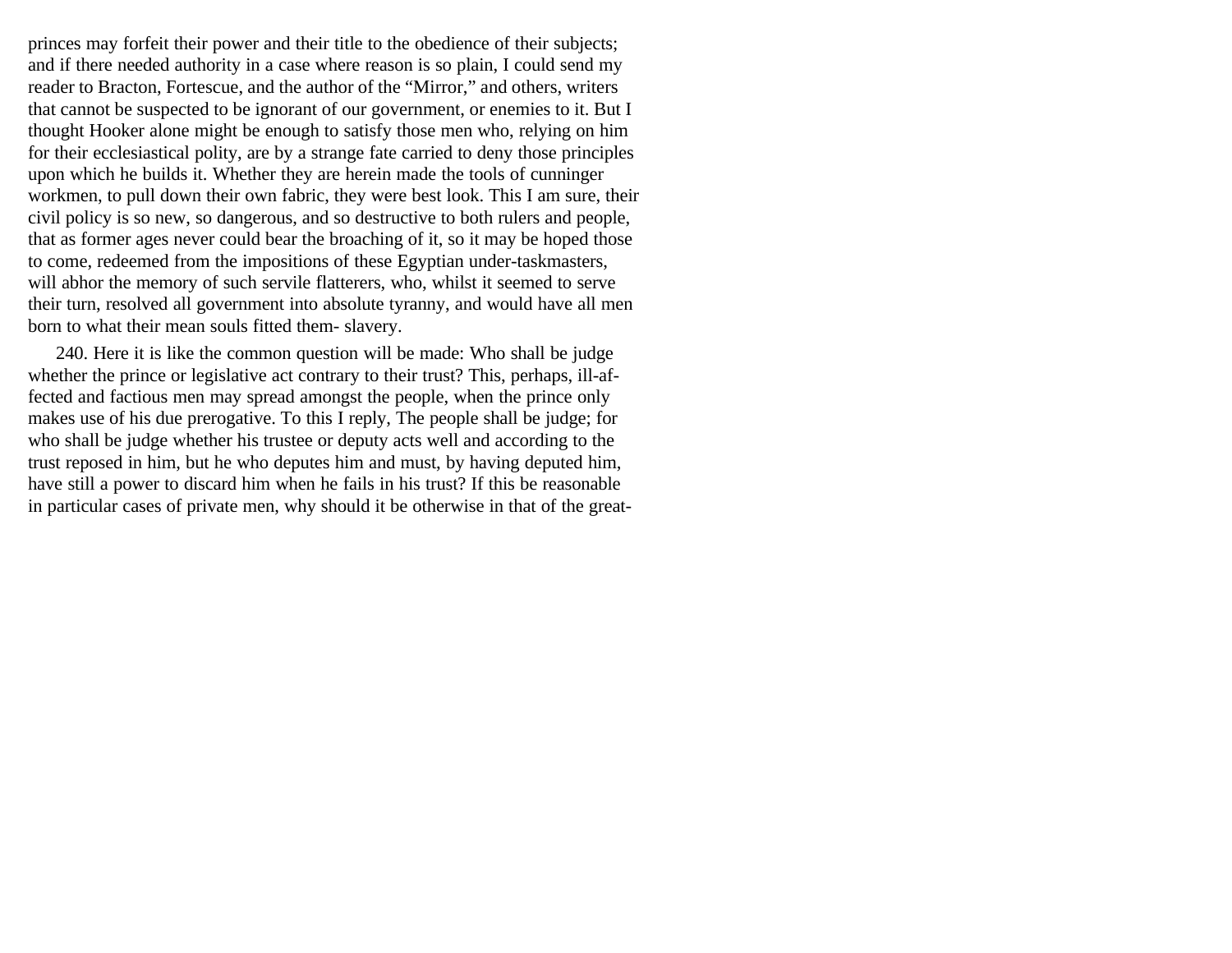princes may forfeit their power and their title to the obedience of their subjects; and if there needed authority in a case where reason is so plain, I could send my reader to Bracton, Fortescue, and the author of the "Mirror," and others, writers that cannot be suspected to be ignorant of our government, or enemies to it. But I thought Hooker alone might be enough to satisfy those men who, relying on him for their ecclesiastical polity, are by a strange fate carried to deny those principles upon which he builds it. Whether they are herein made the tools of cunninger workmen, to pull down their own fabric, they were best look. This I am sure, their civil policy is so new, so dangerous, and so destructive to both rulers and people, that as former ages never could bear the broaching of it, so it may be hoped those to come, redeemed from the impositions of these Egyptian under-taskmasters, will abhor the memory of such servile flatterers, who, whilst it seemed to serve their turn, resolved all government into absolute tyranny, and would have all men born to what their mean souls fitted them- slavery.

240. Here it is like the common question will be made: Who shall be judge whether the prince or legislative act contrary to their trust? This, perhaps, ill-affected and factious men may spread amongst the people, when the prince only makes use of his due prerogative. To this I reply, The people shall be judge; for who shall be judge whether his trustee or deputy acts well and according to the trust reposed in him, but he who deputes him and must, by having deputed him, have still a power to discard him when he fails in his trust? If this be reasonable in particular cases of private men, why should it be otherwise in that of the great-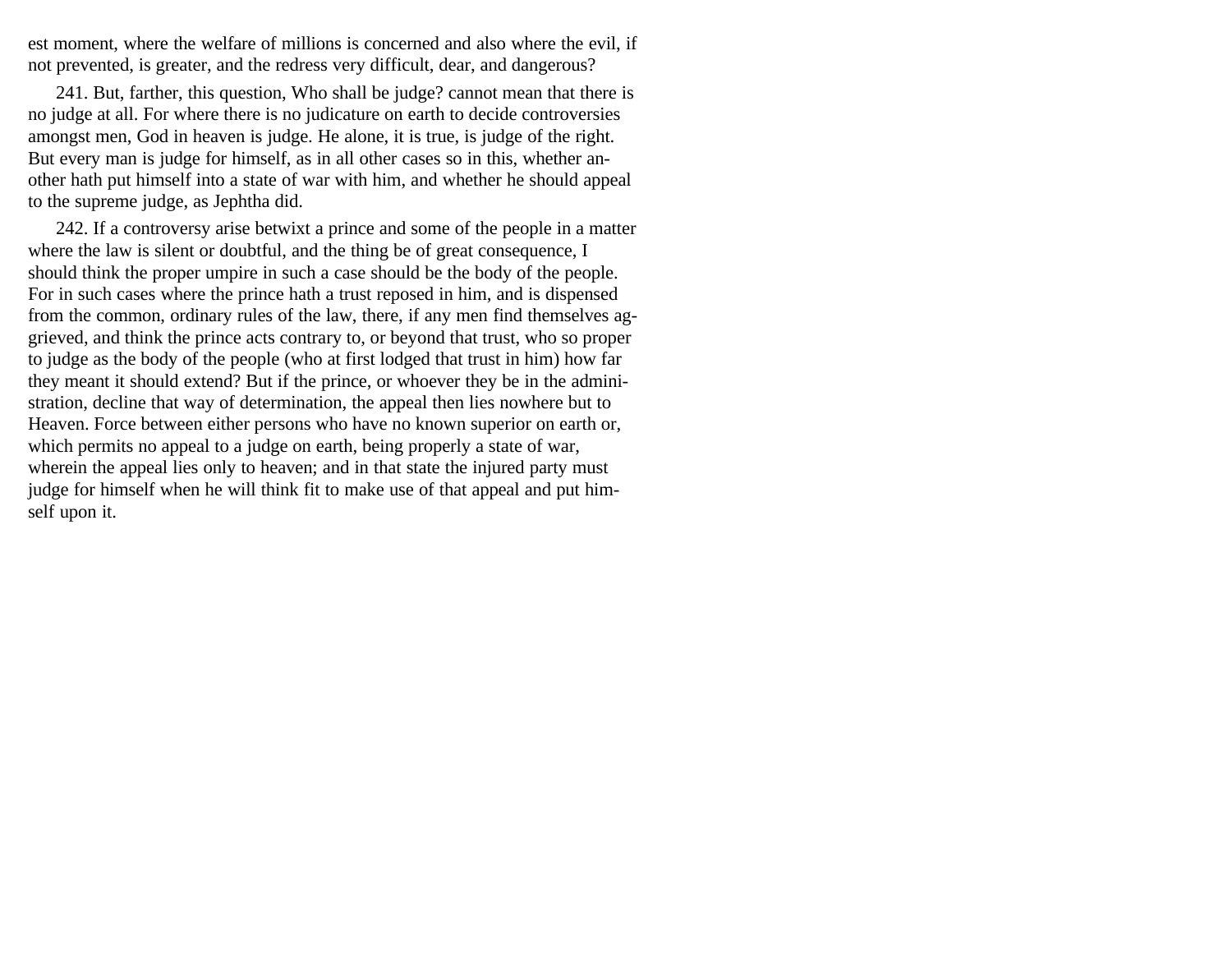est moment, where the welfare of millions is concerned and also where the evil, if not prevented, is greater, and the redress very difficult, dear, and dangerous?

241. But, farther, this question, Who shall be judge? cannot mean that there is no judge at all. For where there is no judicature on earth to decide controversies amongst men, God in heaven is judge. He alone, it is true, is judge of the right. But every man is judge for himself, as in all other cases so in this, whether another hath put himself into a state of war with him, and whether he should appeal to the supreme judge, as Jephtha did.

242. If a controversy arise betwixt a prince and some of the people in a matter where the law is silent or doubtful, and the thing be of great consequence, I should think the proper umpire in such a case should be the body of the people. For in such cases where the prince hath a trust reposed in him, and is dispensed from the common, ordinary rules of the law, there, if any men find themselves aggrieved, and think the prince acts contrary to, or beyond that trust, who so proper to judge as the body of the people (who at first lodged that trust in him) how far they meant it should extend? But if the prince, or whoever they be in the administration, decline that way of determination, the appeal then lies nowhere but to Heaven. Force between either persons who have no known superior on earth or, which permits no appeal to a judge on earth, being properly a state of war, wherein the appeal lies only to heaven; and in that state the injured party must judge for himself when he will think fit to make use of that appeal and put himself upon it.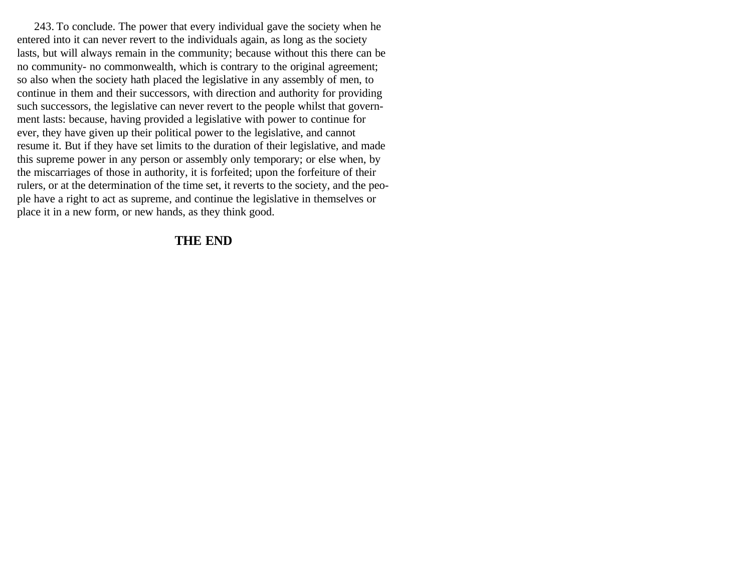243. To conclude. The power that every individual gave the society when he entered into it can never revert to the individuals again, as long as the society lasts, but will always remain in the community; because without this there can be no community- no commonwealth, which is contrary to the original agreement; so also when the society hath placed the legislative in any assembly of men, to continue in them and their successors, with direction and authority for providing such successors, the legislative can never revert to the people whilst that government lasts: because, having provided a legislative with power to continue for ever, they have given up their political power to the legislative, and cannot resume it. But if they have set limits to the duration of their legislative, and made this supreme power in any person or assembly only temporary; or else when, by the miscarriages of those in authority, it is forfeited; upon the forfeiture of their rulers, or at the determination of the time set, it reverts to the society, and the people have a right to act as supreme, and continue the legislative in themselves or place it in a new form, or new hands, as they think good.

**THE END**